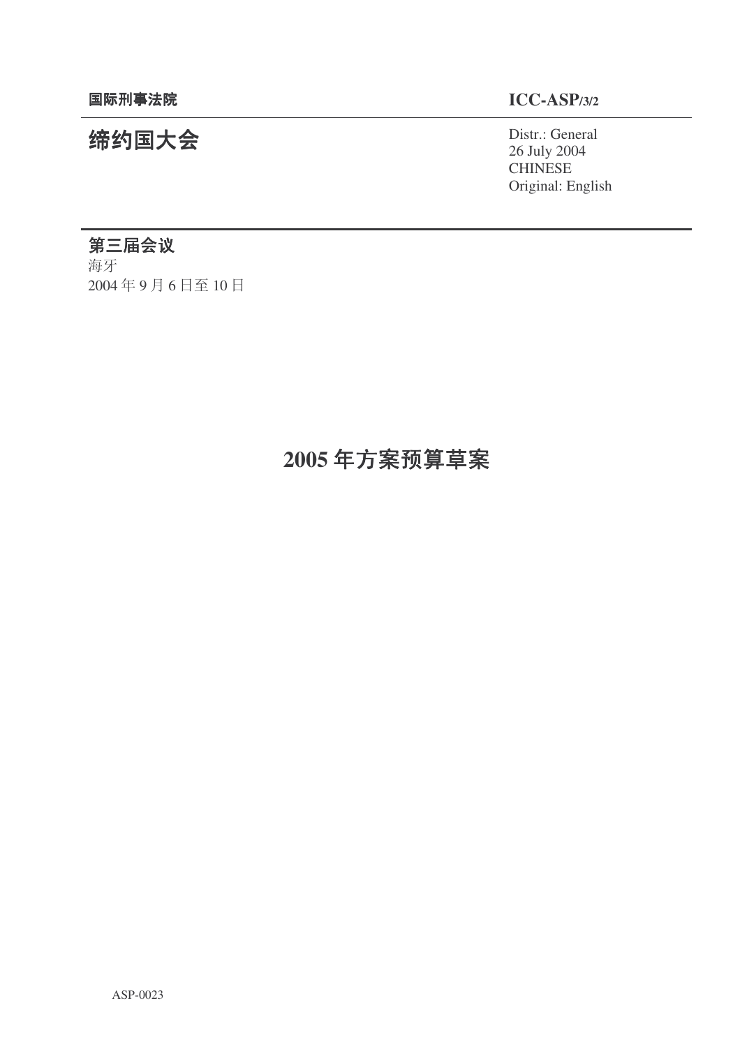**国际刑事法院**

**ICC-ASP/3/2**

# 缔约国大会

Distr.: General
26 July 2004
CHINESE
Original: English

**第三届会议**
海牙
2004 年 9 月 6 日至 10 日

# 2005 年方案预算草案

ASP-0023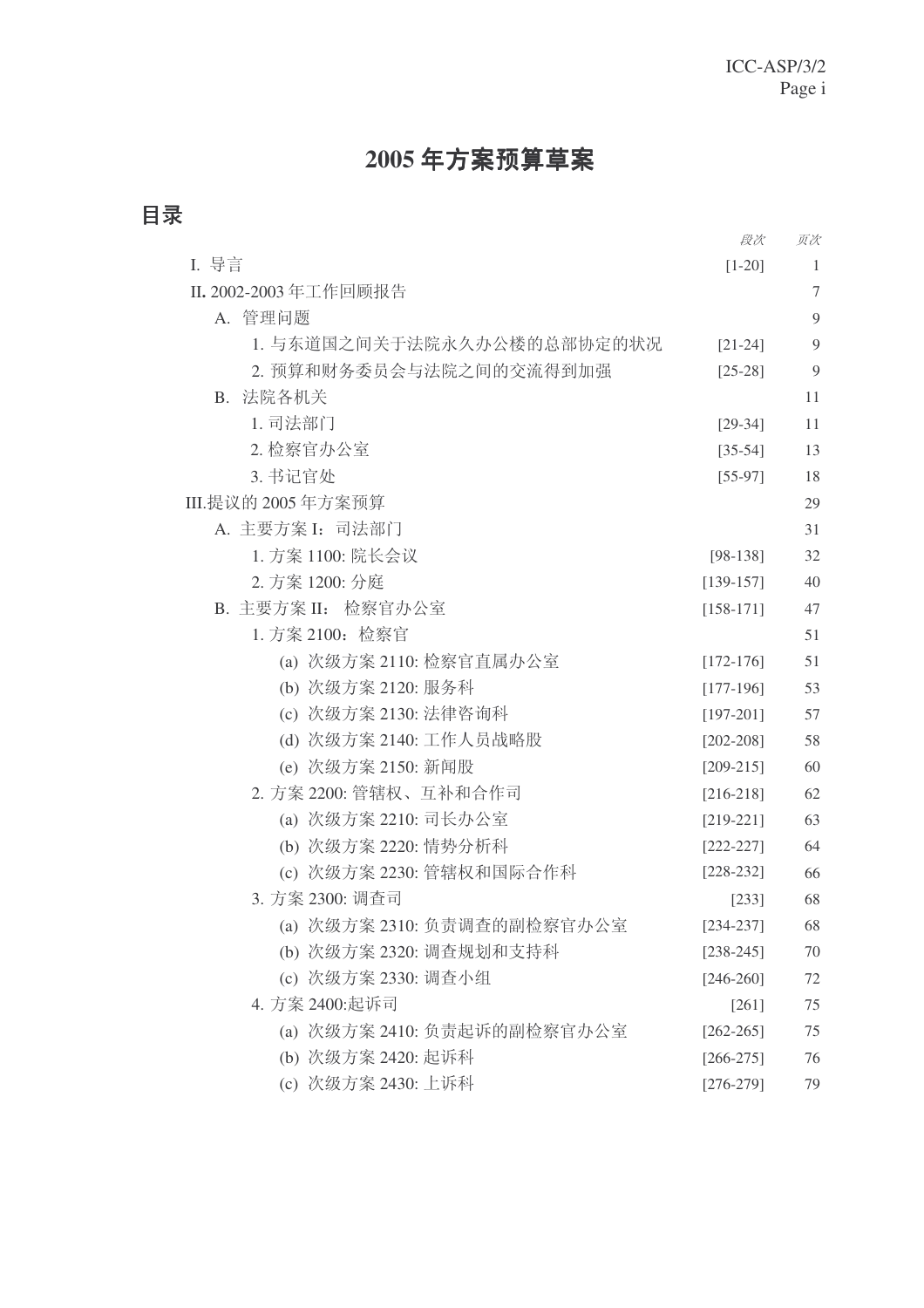# 2005 年方案预算草案

## 目录

| | 段次 | 页次 |
|---|---|---|
| I. 导言 | [1-20] | 1 |
| II. 2002-2003 年工作回顾报告 | | 7 |
| A. 管理问题 | | 9 |
| 1. 与东道国之间关于法院永久办公楼的总部协定的状况 | [21-24] | 9 |
| 2. 预算和财务委员会与法院之间的交流得到加强 | [25-28] | 9 |
| B. 法院各机关 | | 11 |
| 1. 司法部门 | [29-34] | 11 |
| 2. 检察官办公室 | [35-54] | 13 |
| 3. 书记官处 | [55-97] | 18 |
| III.提议的 2005 年方案预算 | | 29 |
| A. 主要方案 I：司法部门 | | 31 |
| 1. 方案 1100: 院长会议 | [98-138] | 32 |
| 2. 方案 1200: 分庭 | [139-157] | 40 |
| B. 主要方案 II： 检察官办公室 | [158-171] | 47 |
| 1. 方案 2100：检察官 | | 51 |
| (a) 次级方案 2110: 检察官直属办公室 | [172-176] | 51 |
| (b) 次级方案 2120: 服务科 | [177-196] | 53 |
| (c) 次级方案 2130: 法律咨询科 | [197-201] | 57 |
| (d) 次级方案 2140: 工作人员战略股 | [202-208] | 58 |
| (e) 次级方案 2150: 新闻股 | [209-215] | 60 |
| 2. 方案 2200: 管辖权、互补和合作司 | [216-218] | 62 |
| (a) 次级方案 2210: 司长办公室 | [219-221] | 63 |
| (b) 次级方案 2220: 情势分析科 | [222-227] | 64 |
| (c) 次级方案 2230: 管辖权和国际合作科 | [228-232] | 66 |
| 3. 方案 2300: 调查司 | [233] | 68 |
| (a) 次级方案 2310: 负责调查的副检察官办公室 | [234-237] | 68 |
| (b) 次级方案 2320: 调查规划和支持科 | [238-245] | 70 |
| (c) 次级方案 2330: 调查小组 | [246-260] | 72 |
| 4. 方案 2400:起诉司 | [261] | 75 |
| (a) 次级方案 2410: 负责起诉的副检察官办公室 | [262-265] | 75 |
| (b) 次级方案 2420: 起诉科 | [266-275] | 76 |
| (c) 次级方案 2430: 上诉科 | [276-279] | 79 |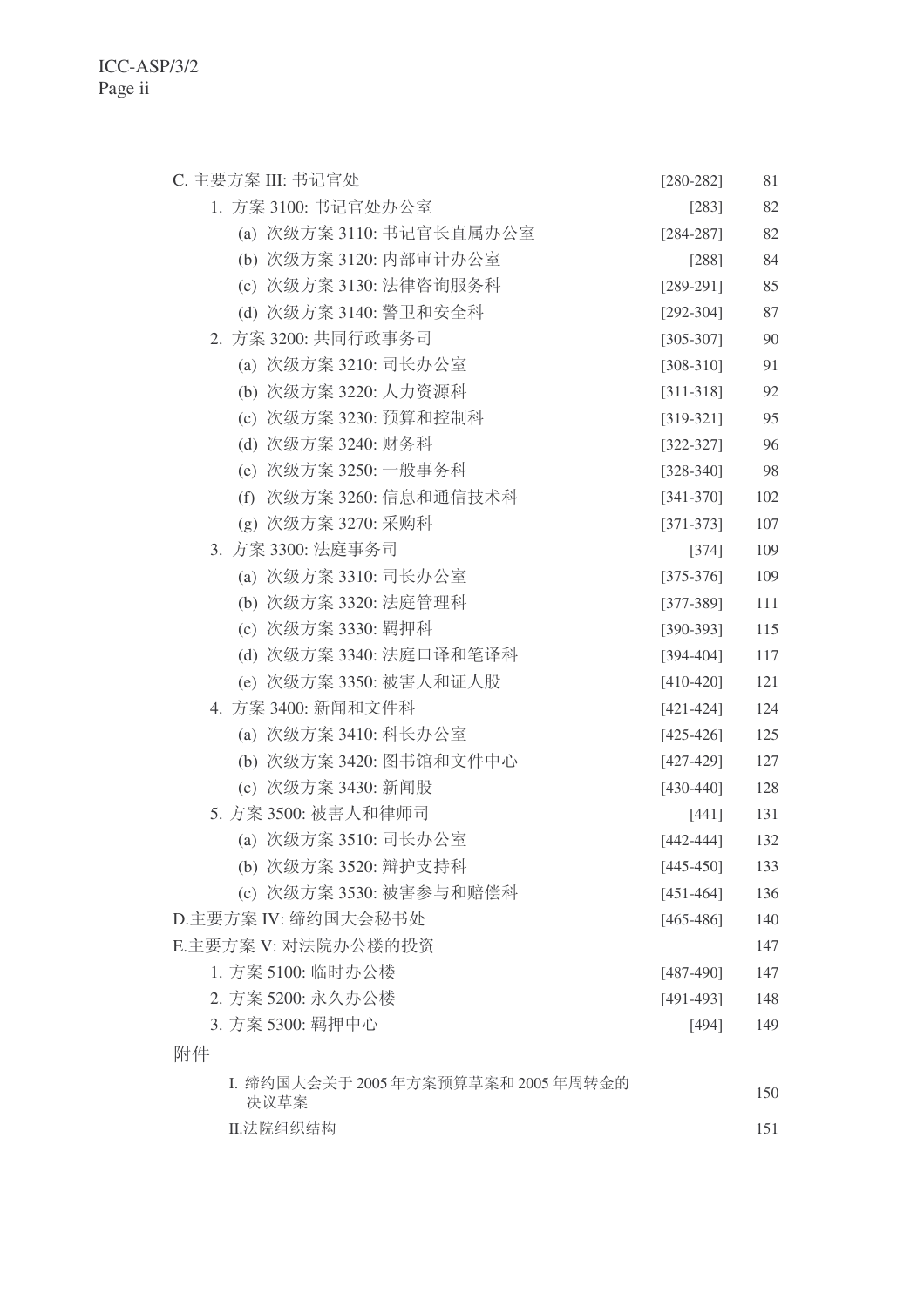| | | |
|---|---|---|
| C. 主要方案 III: 书记官处 | [280-282] | 81 |
| 1. 方案 3100: 书记官处办公室 | [283] | 82 |
| (a) 次级方案 3110: 书记官长直属办公室 | [284-287] | 82 |
| (b) 次级方案 3120: 内部审计办公室 | [288] | 84 |
| (c) 次级方案 3130: 法律咨询服务科 | [289-291] | 85 |
| (d) 次级方案 3140: 警卫和安全科 | [292-304] | 87 |
| 2. 方案 3200: 共同行政事务司 | [305-307] | 90 |
| (a) 次级方案 3210: 司长办公室 | [308-310] | 91 |
| (b) 次级方案 3220: 人力资源科 | [311-318] | 92 |
| (c) 次级方案 3230: 预算和控制科 | [319-321] | 95 |
| (d) 次级方案 3240: 财务科 | [322-327] | 96 |
| (e) 次级方案 3250: 一般事务科 | [328-340] | 98 |
| (f) 次级方案 3260: 信息和通信技术科 | [341-370] | 102 |
| (g) 次级方案 3270: 采购科 | [371-373] | 107 |
| 3. 方案 3300: 法庭事务司 | [374] | 109 |
| (a) 次级方案 3310: 司长办公室 | [375-376] | 109 |
| (b) 次级方案 3320: 法庭管理科 | [377-389] | 111 |
| (c) 次级方案 3330: 羁押科 | [390-393] | 115 |
| (d) 次级方案 3340: 法庭口译和笔译科 | [394-404] | 117 |
| (e) 次级方案 3350: 被害人和证人股 | [410-420] | 121 |
| 4. 方案 3400: 新闻和文件科 | [421-424] | 124 |
| (a) 次级方案 3410: 科长办公室 | [425-426] | 125 |
| (b) 次级方案 3420: 图书馆和文件中心 | [427-429] | 127 |
| (c) 次级方案 3430: 新闻股 | [430-440] | 128 |
| 5. 方案 3500: 被害人和律师司 | [441] | 131 |
| (a) 次级方案 3510: 司长办公室 | [442-444] | 132 |
| (b) 次级方案 3520: 辩护支持科 | [445-450] | 133 |
| (c) 次级方案 3530: 被害参与和赔偿科 | [451-464] | 136 |
| D.主要方案 IV: 缔约国大会秘书处 | [465-486] | 140 |
| E.主要方案 V: 对法院办公楼的投资 | | 147 |
| 1. 方案 5100: 临时办公楼 | [487-490] | 147 |
| 2. 方案 5200: 永久办公楼 | [491-493] | 148 |
| 3. 方案 5300: 羁押中心 | [494] | 149 |
| 附件 | | |
| I. 缔约国大会关于 2005 年方案预算草案和 2005 年周转金的决议草案 | | 150 |
| II.法院组织结构 | | 151 |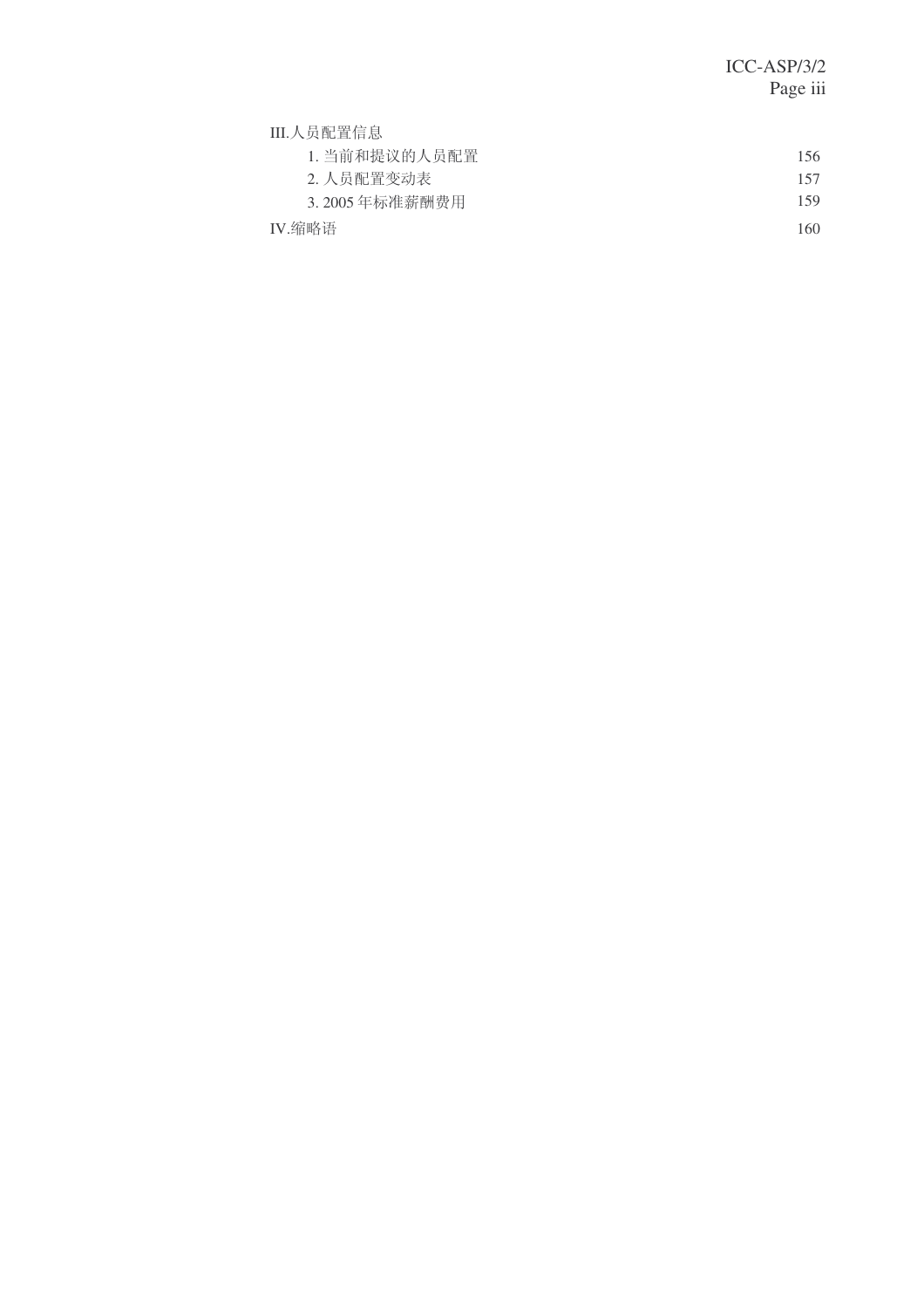III.人员配置信息

1. 当前和提议的人员配置 156
2. 人员配置变动表 157
3. 2005 年标准薪酬费用 159

IV.缩略语 160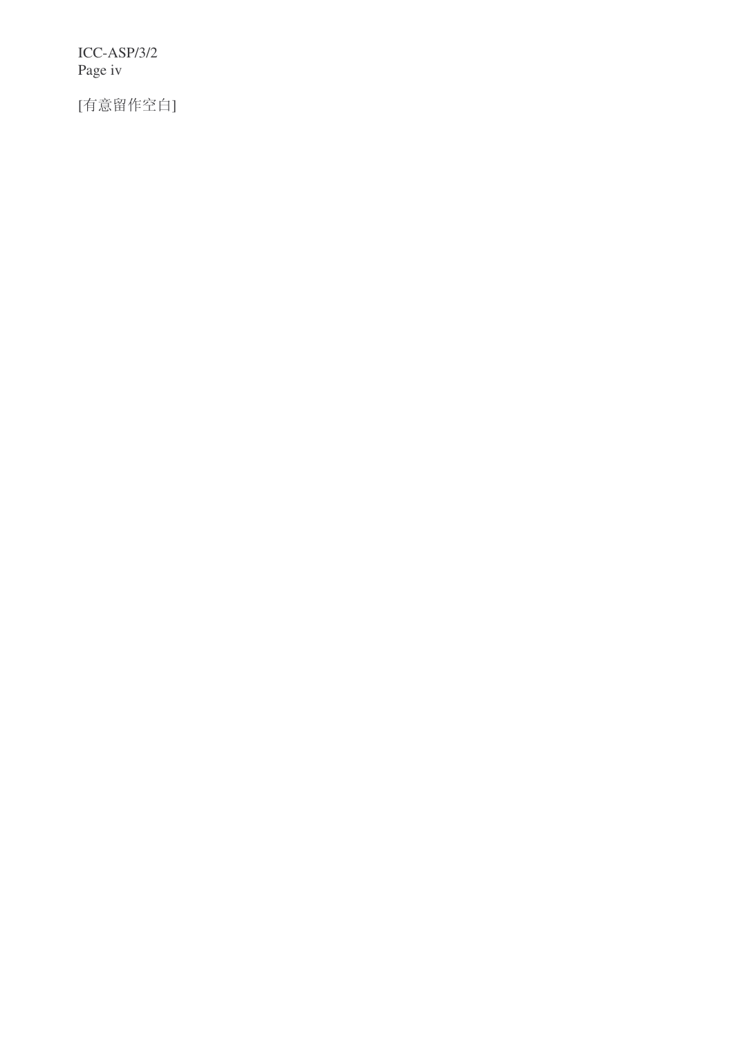[有意留作空白]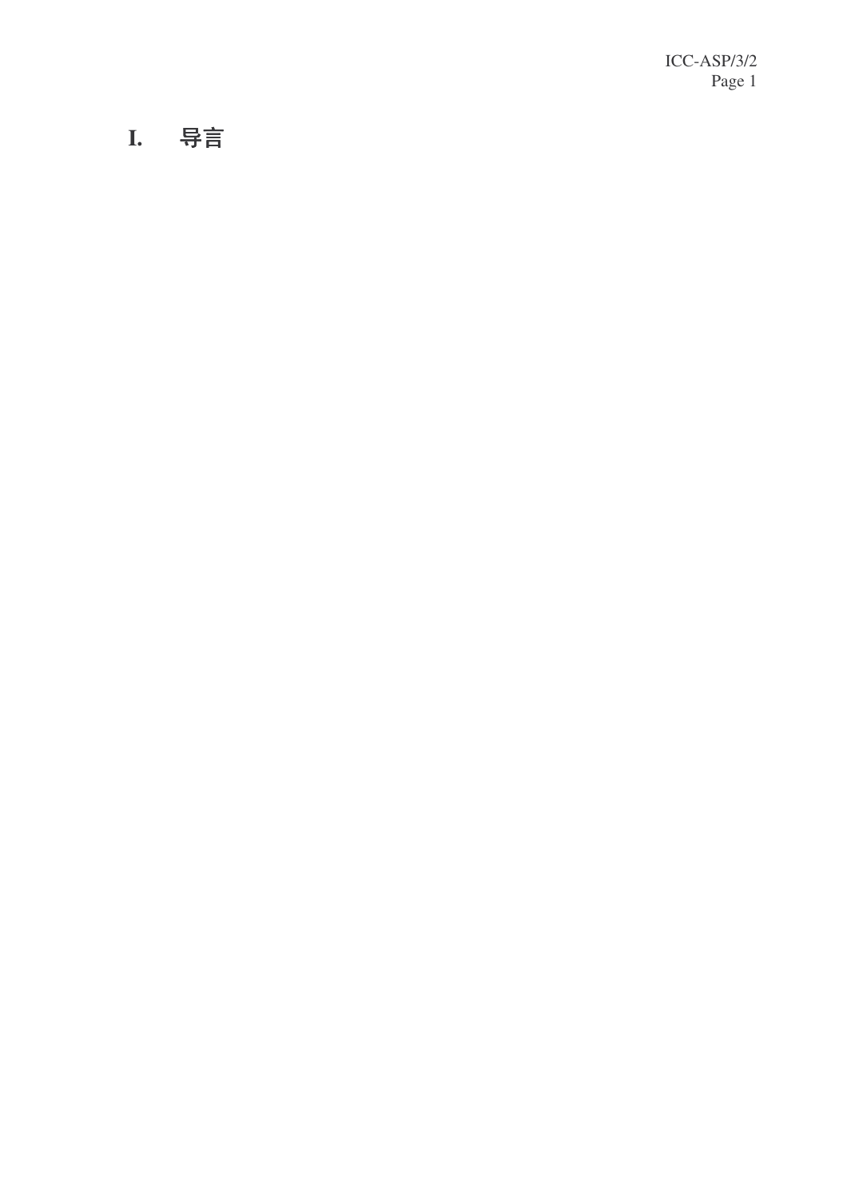# I. 导言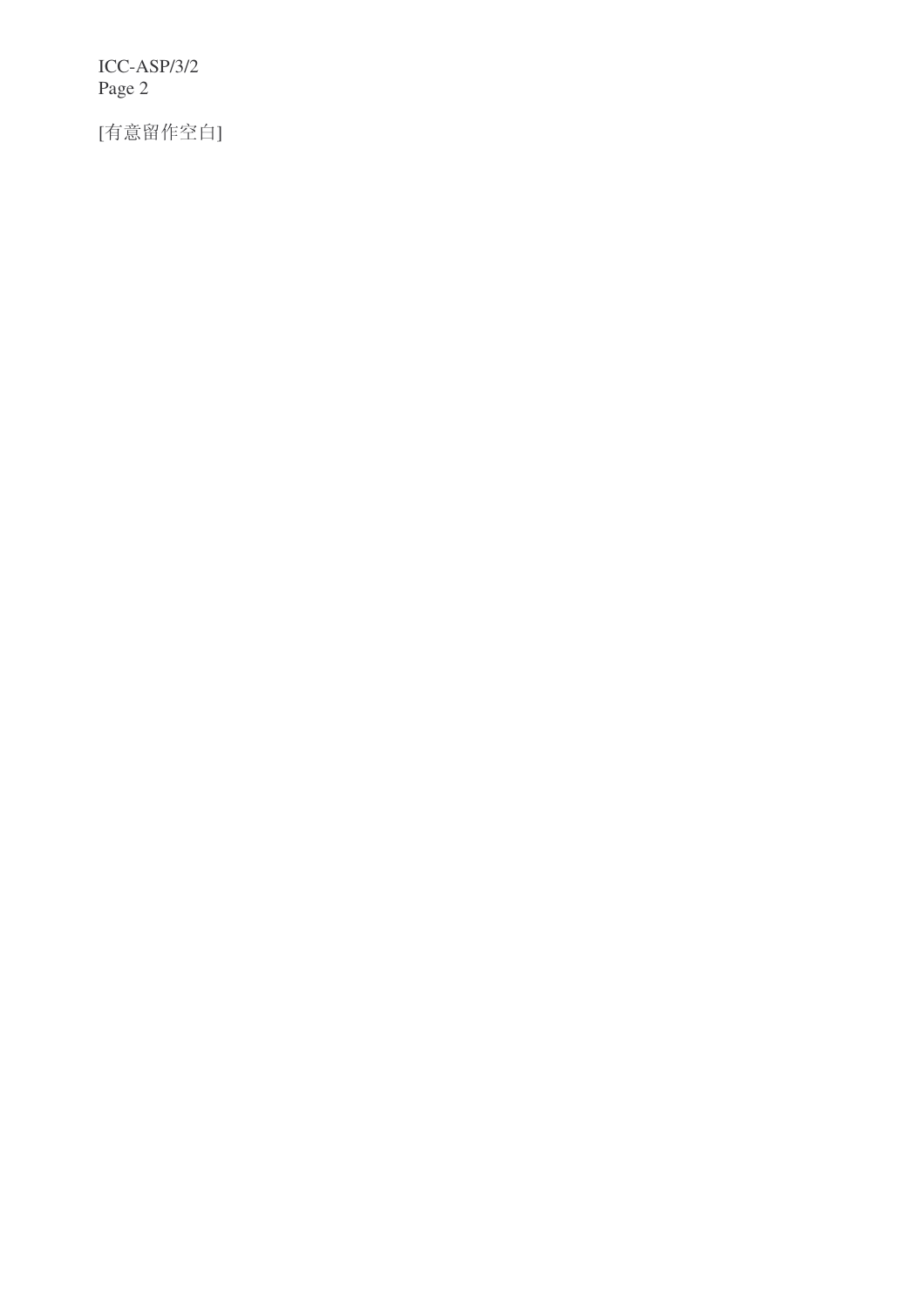[有意留作空白]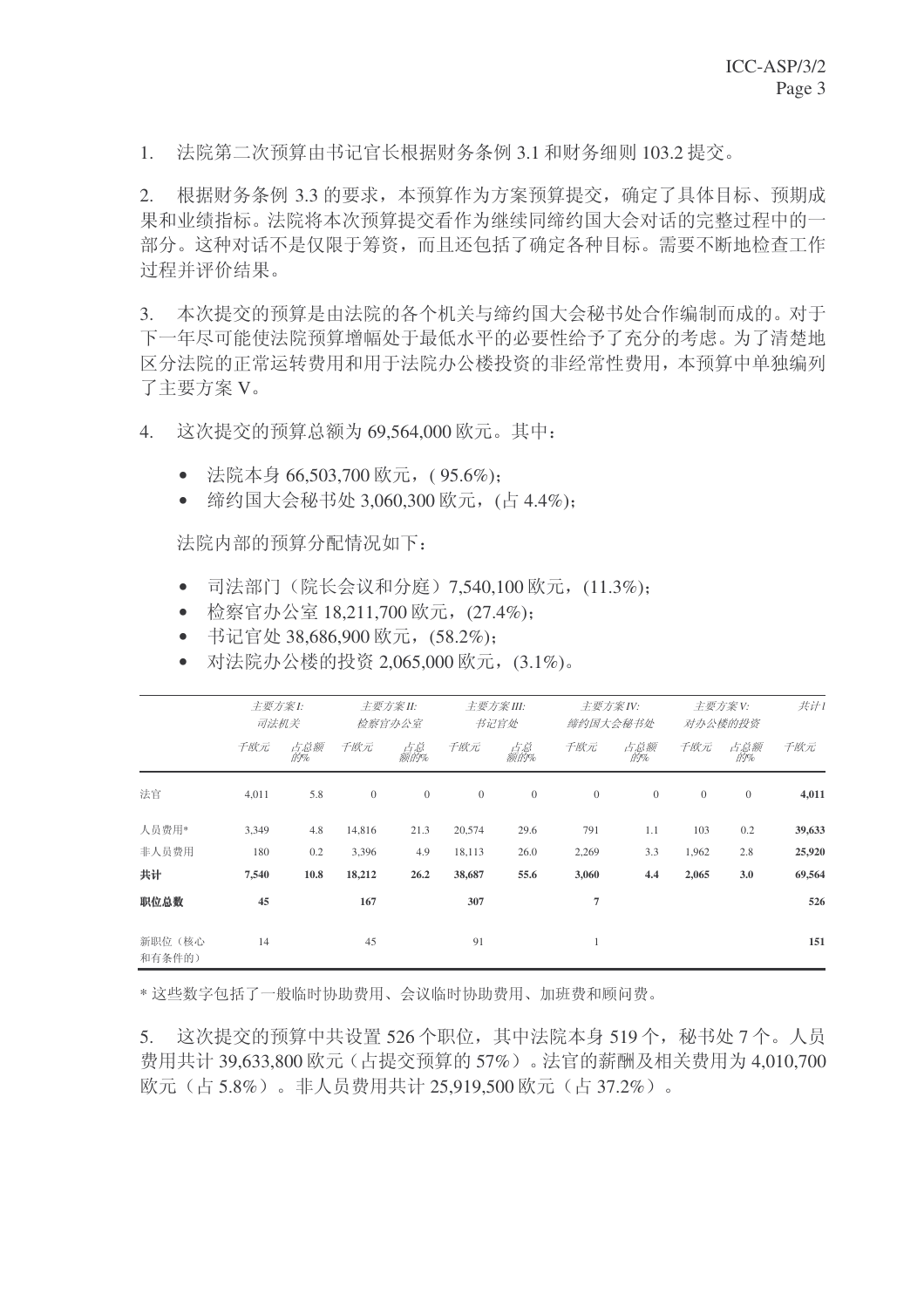1. 法院第二次预算由书记官长根据财务条例 3.1 和财务细则 103.2 提交。

2. 根据财务条例 3.3 的要求，本预算作为方案预算提交，确定了具体目标、预期成果和业绩指标。法院将本次预算提交看作为继续同缔约国大会对话的完整过程中的一部分。这种对话不是仅限于筹资，而且还包括了确定各种目标。需要不断地检查工作过程并评价结果。

3. 本次提交的预算是由法院的各个机关与缔约国大会秘书处合作编制而成的。对于下一年尽可能使法院预算增幅处于最低水平的必要性给予了充分的考虑。为了清楚地区分法院的正常运转费用和用于法院办公楼投资的非经常性费用，本预算中单独编列了主要方案 V。

4. 这次提交的预算总额为 69,564,000 欧元。其中：

- 法院本身 66,503,700 欧元，( 95.6%)；
- 缔约国大会秘书处 3,060,300 欧元，(占 4.4%)；

法院内部的预算分配情况如下：

- 司法部门（院长会议和分庭）7,540,100 欧元，(11.3%)；
- 检察官办公室 18,211,700 欧元，(27.4%)；
- 书记官处 38,686,900 欧元，(58.2%)；
- 对法院办公楼的投资 2,065,000 欧元，(3.1%)。

| | *主要方案 I: 司法机关* | | *主要方案 II: 检察官办公室* | | *主要方案 III: 书记官处* | | *主要方案 IV: 缔约国大会秘书处* | | *主要方案 V: 对办公楼的投资* | | *共计 l* |
|---|---|---|---|---|---|---|---|---|---|---|---|
| | *千欧元* | *占总额的%* | *千欧元* | *占总额的%* | *千欧元* | *占总额的%* | *千欧元* | *占总额的%* | *千欧元* | *占总额的%* | *千欧元* |
| 法官 | 4,011 | 5.8 | 0 | 0 | 0 | 0 | 0 | 0 | 0 | 0 | **4,011** |
| 人员费用* | 3,349 | 4.8 | 14,816 | 21.3 | 20,574 | 29.6 | 791 | 1.1 | 103 | 0.2 | **39,633** |
| 非人员费用 | 180 | 0.2 | 3,396 | 4.9 | 18,113 | 26.0 | 2,269 | 3.3 | 1,962 | 2.8 | **25,920** |
| **共计** | **7,540** | **10.8** | **18,212** | **26.2** | **38,687** | **55.6** | **3,060** | **4.4** | **2,065** | **3.0** | **69,564** |
| **职位总数** | **45** | | **167** | | **307** | | **7** | | | | **526** |
| 新职位（核心和有条件的） | 14 | | 45 | | 91 | | 1 | | | | **151** |

* 这些数字包括了一般临时协助费用、会议临时协助费用、加班费和顾问费。

5. 这次提交的预算中共设置 526 个职位，其中法院本身 519 个，秘书处 7 个。人员费用共计 39,633,800 欧元（占提交预算的 57%）。法官的薪酬及相关费用为 4,010,700 欧元（占 5.8%）。非人员费用共计 25,919,500 欧元（占 37.2%）。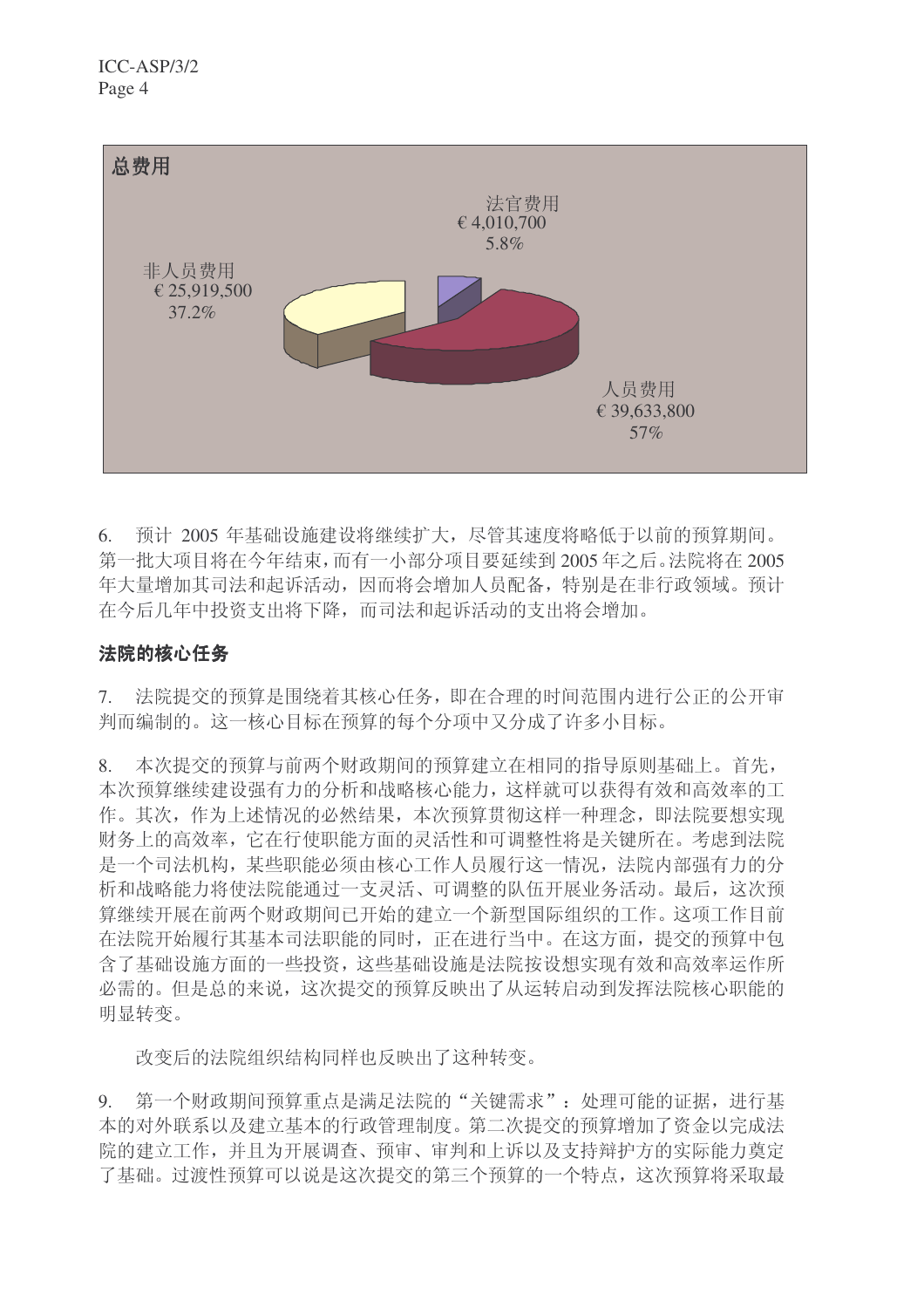总费用

法官费用
€ 4,010,700
5.8%

非人员费用
€ 25,919,500
37.2%

人员费用
€ 39,633,800
57%

6. 预计 2005 年基础设施建设将继续扩大，尽管其速度将略低于以前的预算期间。第一批大项目将在今年结束，而有一小部分项目要延续到 2005 年之后。法院将在 2005 年大量增加其司法和起诉活动，因而将会增加人员配备，特别是在非行政领域。预计在今后几年中投资支出将下降，而司法和起诉活动的支出将会增加。

### 法院的核心任务

7. 法院提交的预算是围绕着其核心任务，即在合理的时间范围内进行公正的公开审判而编制的。这一核心目标在预算的每个分项中又分成了许多小目标。

8. 本次提交的预算与前两个财政期间的预算建立在相同的指导原则基础上。首先，本次预算继续建设强有力的分析和战略核心能力，这样就可以获得有效和高效率的工作。其次，作为上述情况的必然结果，本次预算贯彻这样一种理念，即法院要想实现财务上的高效率，它在行使职能方面的灵活性和可调整性将是关键所在。考虑到法院是一个司法机构，某些职能必须由核心工作人员履行这一情况，法院内部强有力的分析和战略能力将使法院能通过一支灵活、可调整的队伍开展业务活动。最后，这次预算继续开展在前两个财政期间已开始的建立一个新型国际组织的工作。这项工作目前在法院开始履行其基本司法职能的同时，正在进行当中。在这方面，提交的预算中包含了基础设施方面的一些投资，这些基础设施是法院按设想实现有效和高效率运作所必需的。但是总的来说，这次提交的预算反映出了从运转启动到发挥法院核心职能的明显转变。

改变后的法院组织结构同样也反映出了这种转变。

9. 第一个财政期间预算重点是满足法院的“关键需求”：处理可能的证据，进行基本的对外联系以及建立基本的行政管理制度。第二次提交的预算增加了资金以完成法院的建立工作，并且为开展调查、预审、审判和上诉以及支持辩护方的实际能力奠定了基础。过渡性预算可以说是这次提交的第三个预算的一个特点，这次预算将采取最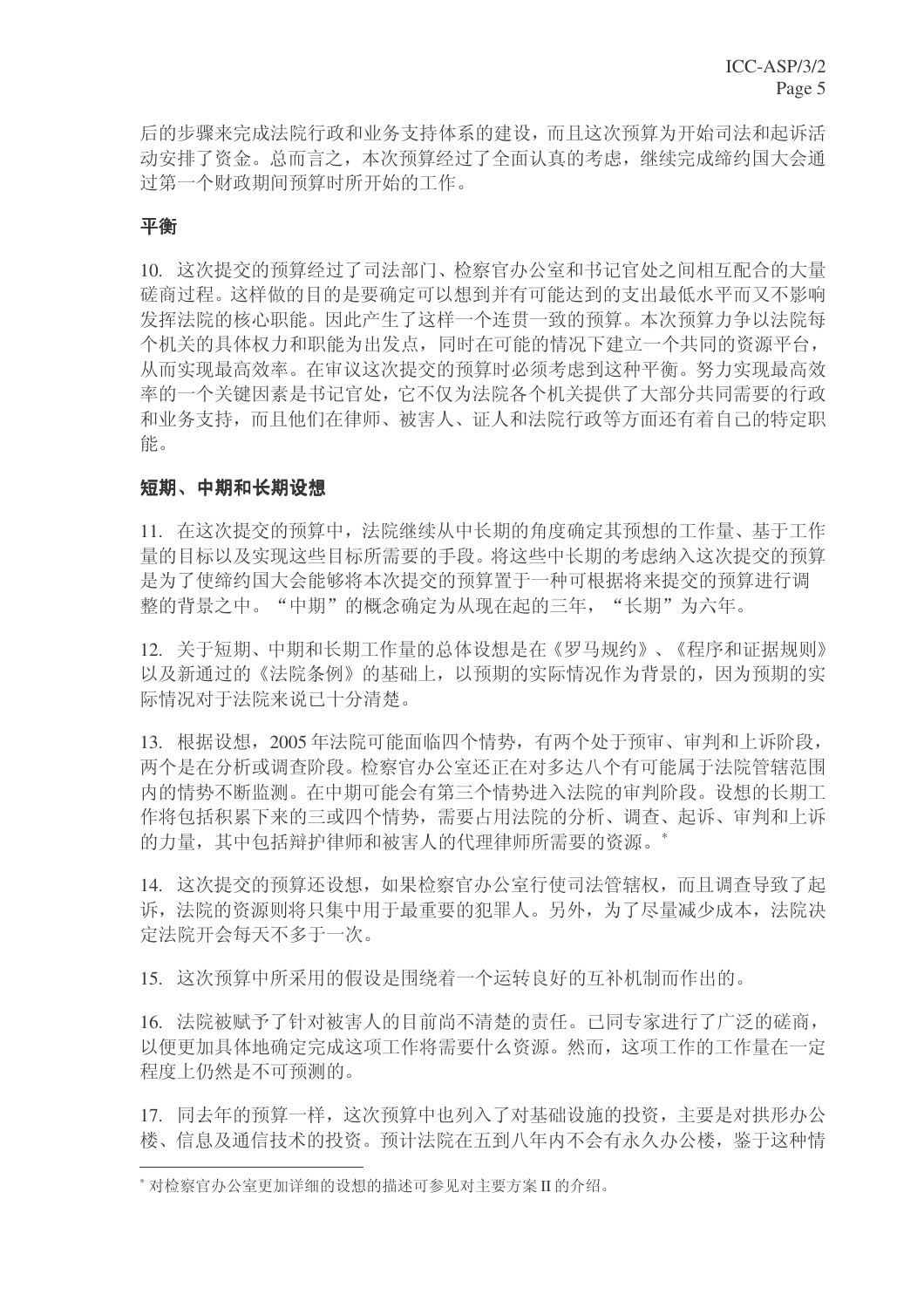后的步骤来完成法院行政和业务支持体系的建设，而且这次预算为开始司法和起诉活动安排了资金。总而言之，本次预算经过了全面认真的考虑，继续完成缔约国大会通过第一个财政期间预算时所开始的工作。

**平衡**

10. 这次提交的预算经过了司法部门、检察官办公室和书记官处之间相互配合的大量磋商过程。这样做的目的是要确定可以想到并有可能达到的支出最低水平而又不影响发挥法院的核心职能。因此产生了这样一个连贯一致的预算。本次预算力争以法院每个机关的具体权力和职能为出发点，同时在可能的情况下建立一个共同的资源平台，从而实现最高效率。在审议这次提交的预算时必须考虑到这种平衡。努力实现最高效率的一个关键因素是书记官处，它不仅为法院各个机关提供了大部分共同需要的行政和业务支持，而且他们在律师、被害人、证人和法院行政等方面还有着自己的特定职能。

**短期、中期和长期设想**

11. 在这次提交的预算中，法院继续从中长期的角度确定其预想的工作量、基于工作量的目标以及实现这些目标所需要的手段。将这些中长期的考虑纳入这次提交的预算是为了使缔约国大会能够将本次提交的预算置于一种可根据将来提交的预算进行调整的背景之中。“中期”的概念确定为从现在起的三年，“长期”为六年。

12. 关于短期、中期和长期工作量的总体设想是在《罗马规约》、《程序和证据规则》以及新通过的《法院条例》的基础上，以预期的实际情况作为背景的，因为预期的实际情况对于法院来说已十分清楚。

13. 根据设想，2005 年法院可能面临四个情势，有两个处于预审、审判和上诉阶段，两个是在分析或调查阶段。检察官办公室还正在对多达八个有可能属于法院管辖范围内的情势不断监测。在中期可能会有第三个情势进入法院的审判阶段。设想的长期工作将包括积累下来的三或四个情势，需要占用法院的分析、调查、起诉、审判和上诉的力量，其中包括辩护律师和被害人的代理律师所需要的资源。*

14. 这次提交的预算还设想，如果检察官办公室行使司法管辖权，而且调查导致了起诉，法院的资源则将只集中用于最重要的犯罪人。另外，为了尽量减少成本，法院决定法院开会每天不多于一次。

15. 这次预算中所采用的假设是围绕着一个运转良好的互补机制而作出的。

16. 法院被赋予了针对被害人的目前尚不清楚的责任。已同专家进行了广泛的磋商，以便更加具体地确定完成这项工作将需要什么资源。然而，这项工作的工作量在一定程度上仍然是不可预测的。

17. 同去年的预算一样，这次预算中也列入了对基础设施的投资，主要是对拱形办公楼、信息及通信技术的投资。预计法院在五到八年内不会有永久办公楼，鉴于这种情

---

* 对检察官办公室更加详细的设想的描述可参见对主要方案 II 的介绍。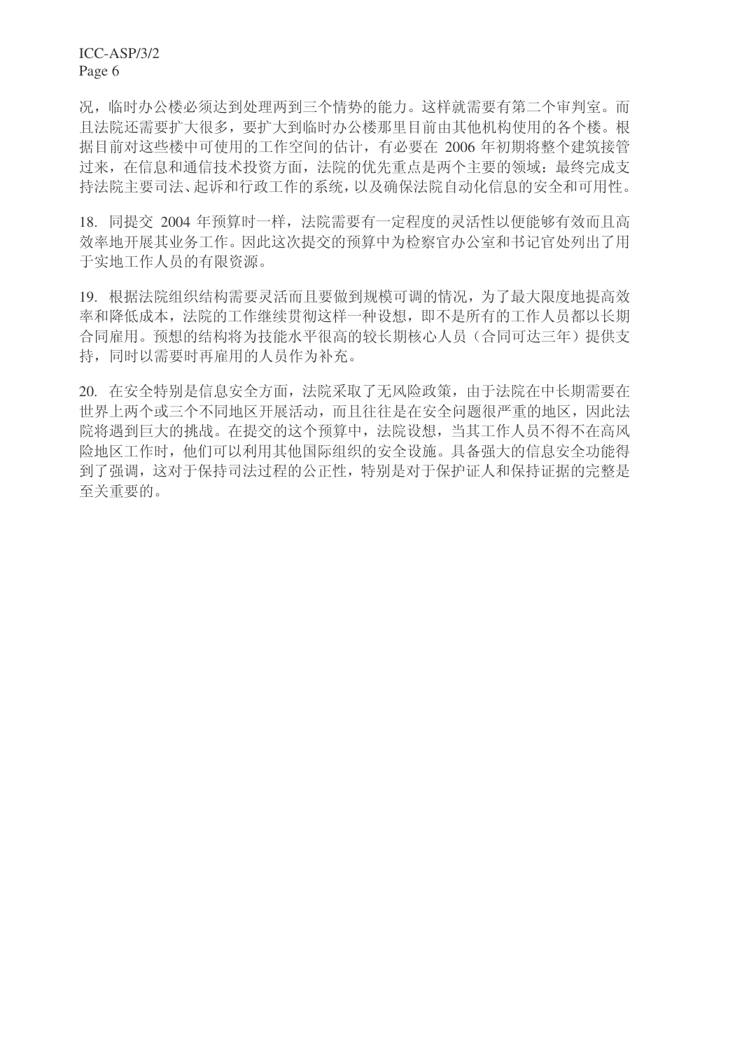况，临时办公楼必须达到处理两到三个情势的能力。这样就需要有第二个审判室。而且法院还需要扩大很多，要扩大到临时办公楼那里目前由其他机构使用的各个楼。根据目前对这些楼中可使用的工作空间的估计，有必要在 2006 年初期将整个建筑接管过来，在信息和通信技术投资方面，法院的优先重点是两个主要的领域：最终完成支持法院主要司法、起诉和行政工作的系统，以及确保法院自动化信息的安全和可用性。

18. 同提交 2004 年预算时一样，法院需要有一定程度的灵活性以便能够有效而且高效率地开展其业务工作。因此这次提交的预算中为检察官办公室和书记官处列出了用于实地工作人员的有限资源。

19. 根据法院组织结构需要灵活而且要做到规模可调的情况，为了最大限度地提高效率和降低成本，法院的工作继续贯彻这样一种设想，即不是所有的工作人员都以长期合同雇用。预想的结构将为技能水平很高的较长期核心人员（合同可达三年）提供支持，同时以需要时再雇用的人员作为补充。

20. 在安全特别是信息安全方面，法院采取了无风险政策，由于法院在中长期需要在世界上两个或三个不同地区开展活动，而且往往是在安全问题很严重的地区，因此法院将遇到巨大的挑战。在提交的这个预算中，法院设想，当其工作人员不得不在高风险地区工作时，他们可以利用其他国际组织的安全设施。具备强大的信息安全功能得到了强调，这对于保持司法过程的公正性，特别是对于保护证人和保持证据的完整是至关重要的。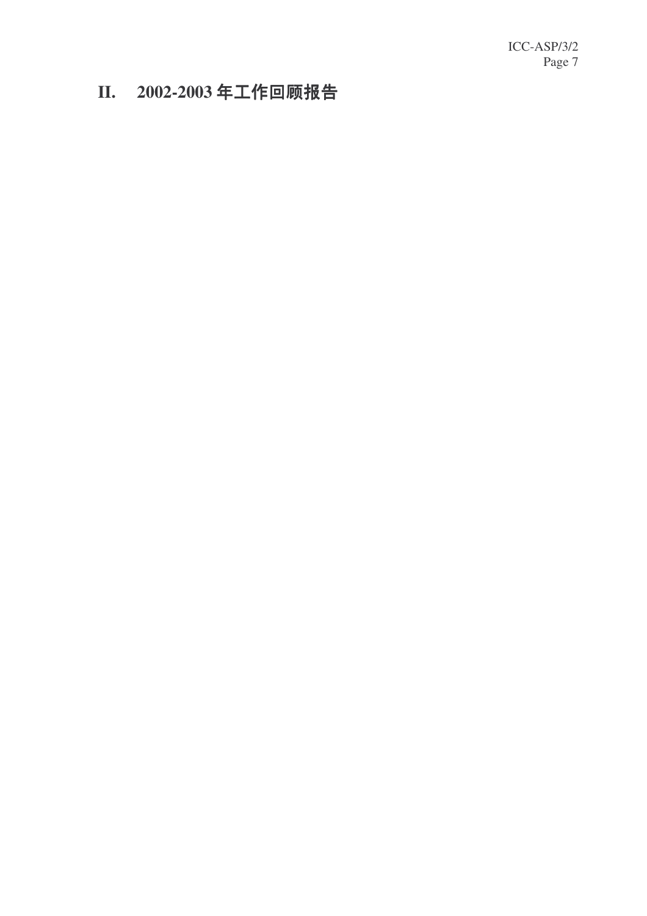# II. 2002-2003 年工作回顾报告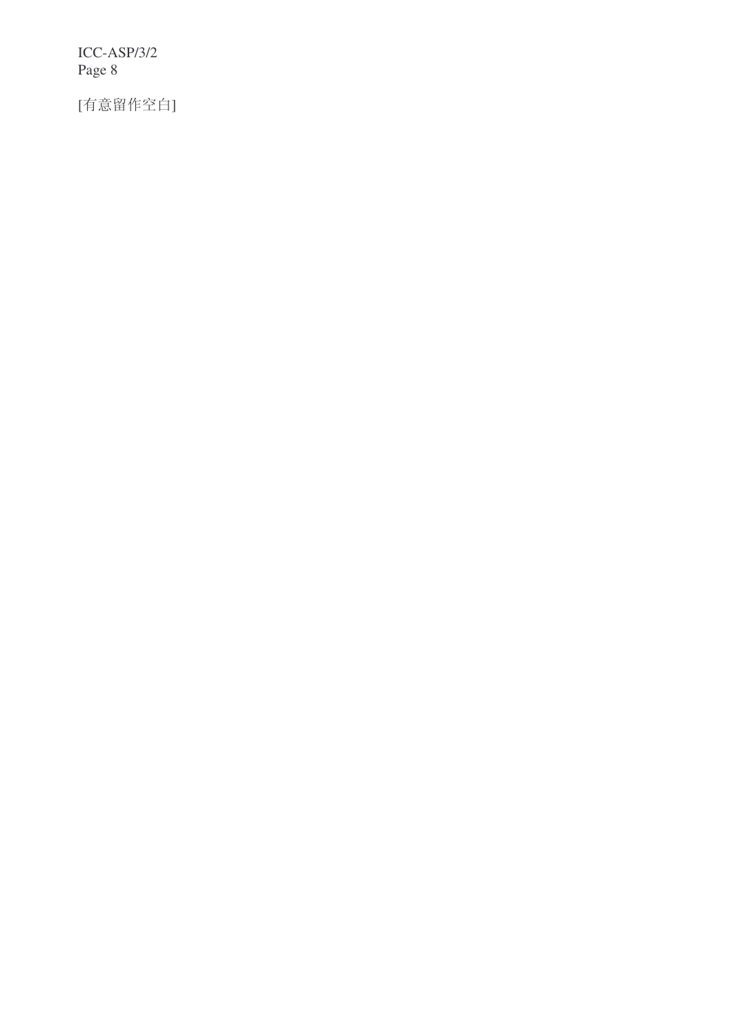[有意留作空白]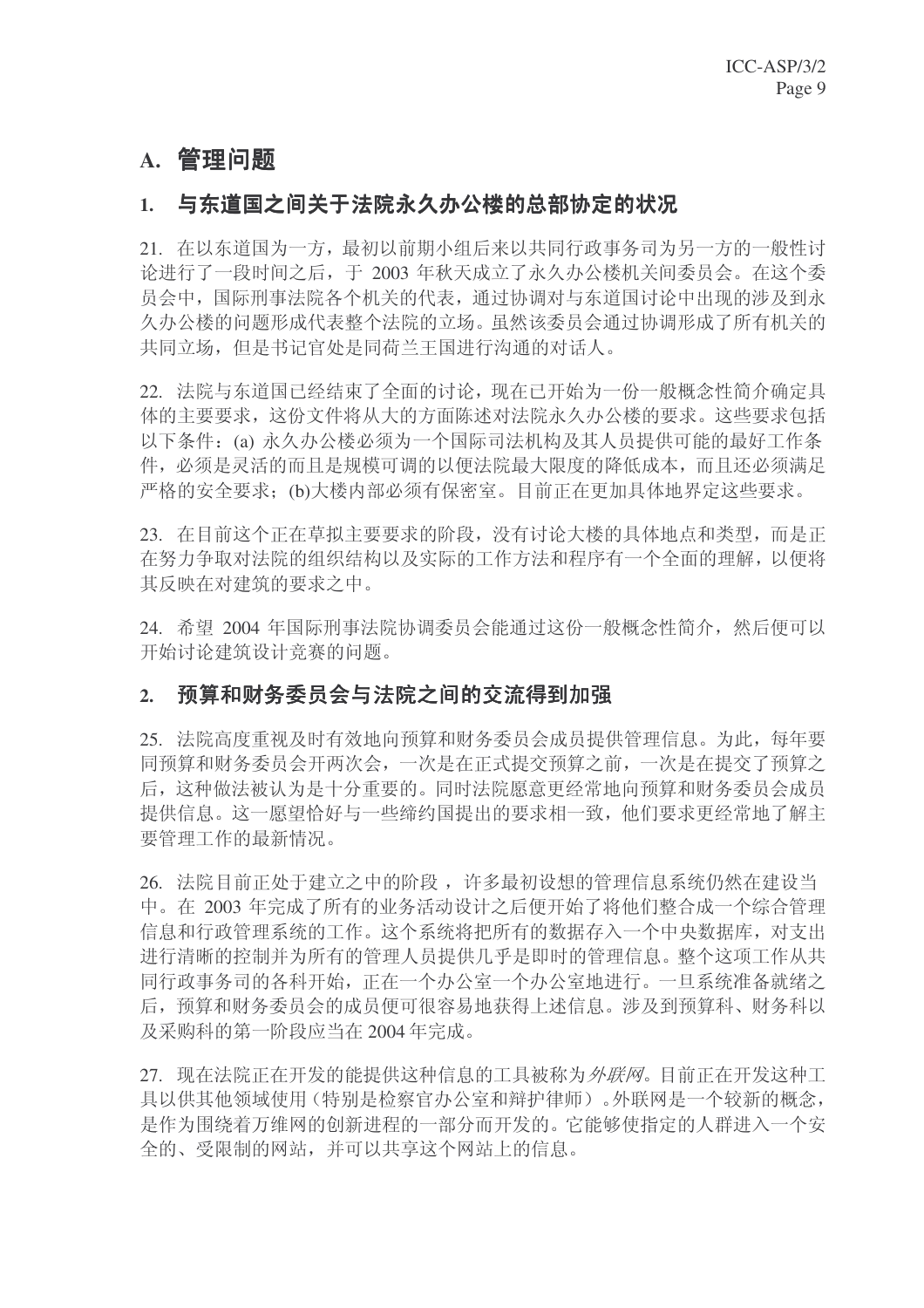## A. 管理问题

### 1. 与东道国之间关于法院永久办公楼的总部协定的状况

21. 在以东道国为一方，最初以前期小组后来以共同行政事务司为另一方的一般性讨论进行了一段时间之后，于 2003 年秋天成立了永久办公楼机关间委员会。在这个委员会中，国际刑事法院各个机关的代表，通过协调对与东道国讨论中出现的涉及到永久办公楼的问题形成代表整个法院的立场。虽然该委员会通过协调形成了所有机关的共同立场，但是书记官处是同荷兰王国进行沟通的对话人。

22. 法院与东道国已经结束了全面的讨论，现在已开始为一份一般概念性简介确定具体的主要要求，这份文件将从大的方面陈述对法院永久办公楼的要求。这些要求包括以下条件：(a) 永久办公楼必须为一个国际司法机构及其人员提供可能的最好工作条件，必须是灵活的而且是规模可调的以便法院最大限度的降低成本，而且还必须满足严格的安全要求；(b)大楼内部必须有保密室。目前正在更加具体地界定这些要求。

23. 在目前这个正在草拟主要要求的阶段，没有讨论大楼的具体地点和类型，而是正在努力争取对法院的组织结构以及实际的工作方法和程序有一个全面的理解，以便将其反映在对建筑的要求之中。

24. 希望 2004 年国际刑事法院协调委员会能通过这份一般概念性简介，然后便可以开始讨论建筑设计竞赛的问题。

### 2. 预算和财务委员会与法院之间的交流得到加强

25. 法院高度重视及时有效地向预算和财务委员会成员提供管理信息。为此，每年要同预算和财务委员会开两次会，一次是在正式提交预算之前，一次是在提交了预算之后，这种做法被认为是十分重要的。同时法院愿意更经常地向预算和财务委员会成员提供信息。这一愿望恰好与一些缔约国提出的要求相一致，他们要求更经常地了解主要管理工作的最新情况。

26. 法院目前正处于建立之中的阶段 ， 许多最初设想的管理信息系统仍然在建设当中。在 2003 年完成了所有的业务活动设计之后便开始了将他们整合成一个综合管理信息和行政管理系统的工作。这个系统将把所有的数据存入一个中央数据库，对支出进行清晰的控制并为所有的管理人员提供几乎是即时的管理信息。整个这项工作从共同行政事务司的各科开始，正在一个办公室一个办公室地进行。一旦系统准备就绪之后，预算和财务委员会的成员便可很容易地获得上述信息。涉及到预算科、财务科以及采购科的第一阶段应当在 2004 年完成。

27. 现在法院正在开发的能提供这种信息的工具被称为*外联网*。目前正在开发这种工具以供其他领域使用（特别是检察官办公室和辩护律师）。外联网是一个较新的概念，是作为围绕着万维网的创新进程的一部分而开发的。它能够使指定的人群进入一个安全的、受限制的网站，并可以共享这个网站上的信息。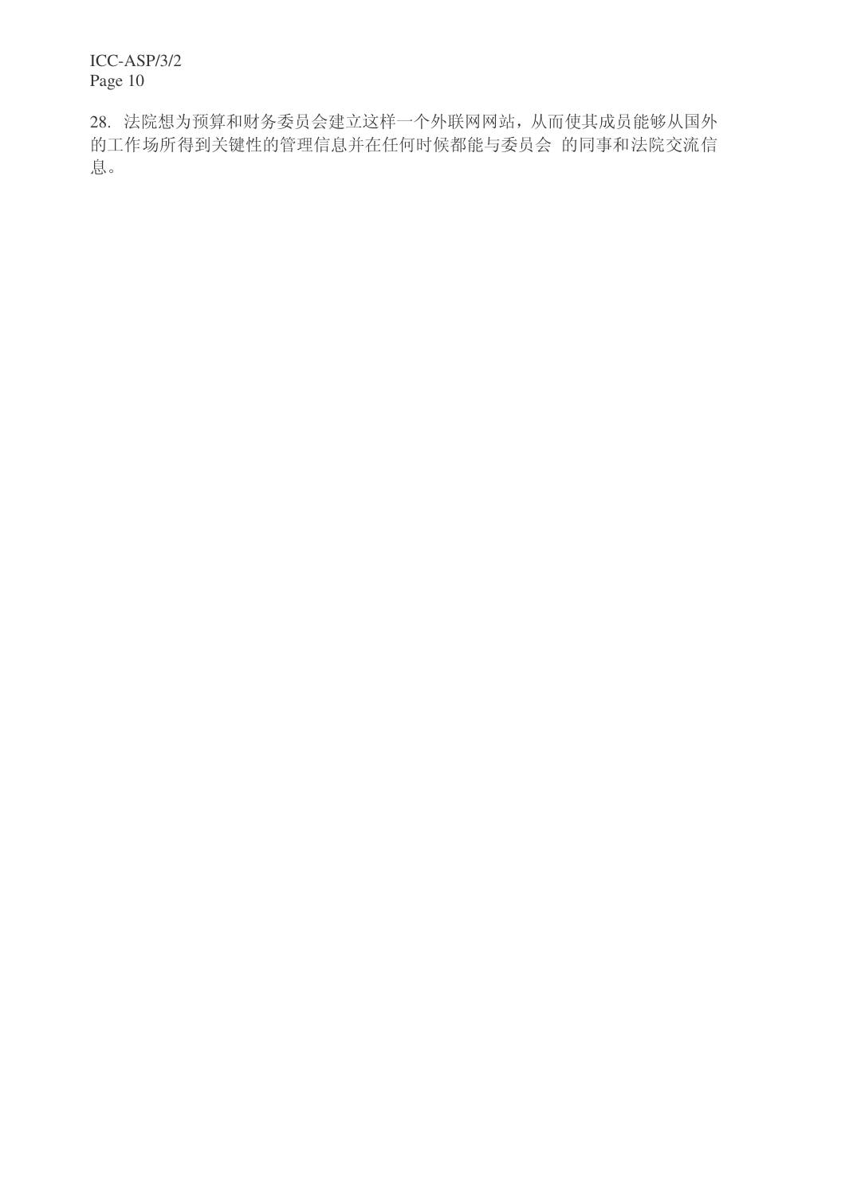28. 法院想为预算和财务委员会建立这样一个外联网网站，从而使其成员能够从国外的工作场所得到关键性的管理信息并在任何时候都能与委员会 的同事和法院交流信息。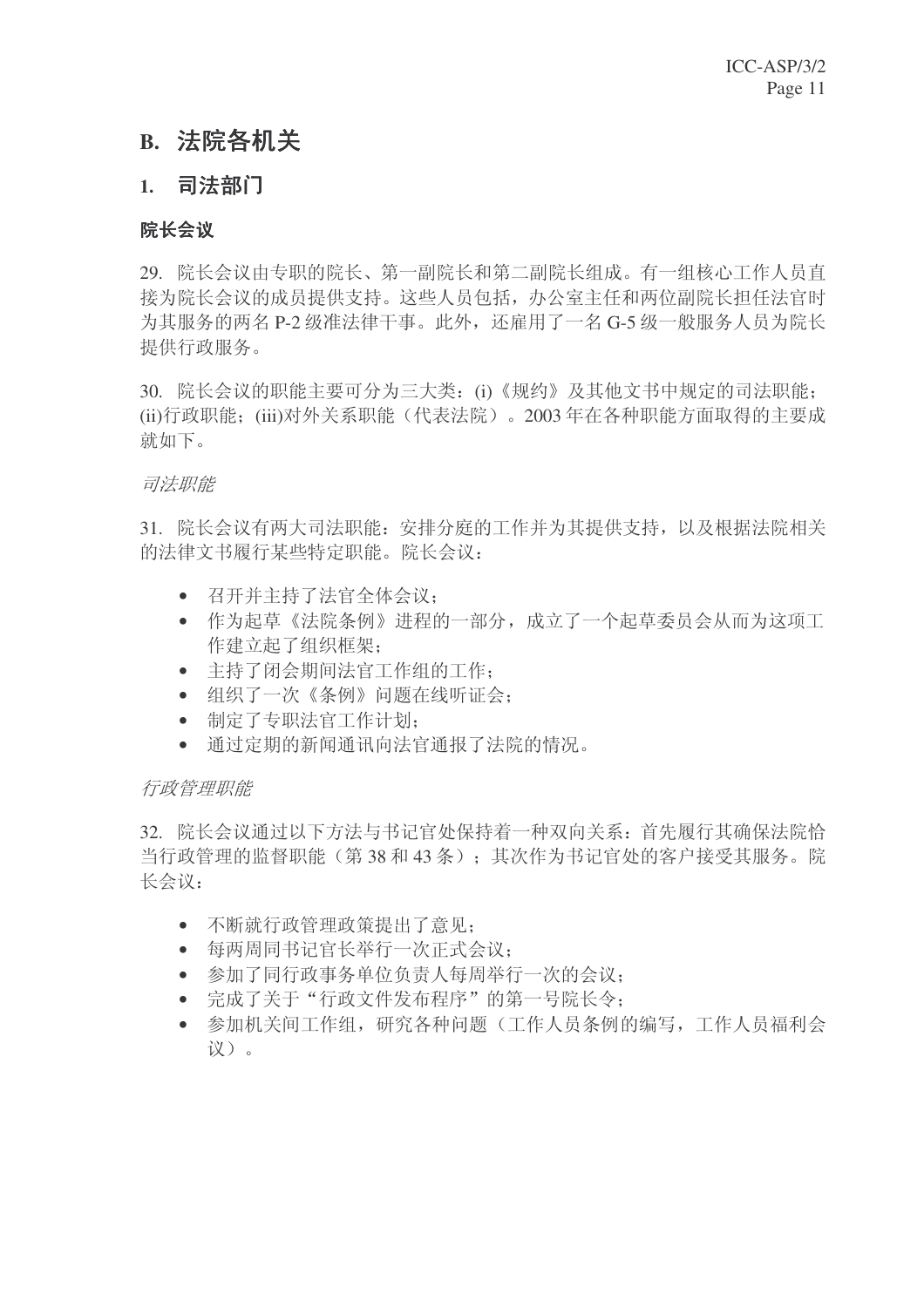## B. 法院各机关

### 1. 司法部门

#### 院长会议

29. 院长会议由专职的院长、第一副院长和第二副院长组成。有一组核心工作人员直接为院长会议的成员提供支持。这些人员包括，办公室主任和两位副院长担任法官时为其服务的两名 P-2 级准法律干事。此外，还雇用了一名 G-5 级一般服务人员为院长提供行政服务。

30. 院长会议的职能主要可分为三大类：(i)《规约》及其他文书中规定的司法职能；(ii)行政职能；(iii)对外关系职能（代表法院）。2003 年在各种职能方面取得的主要成就如下。

*司法职能*

31. 院长会议有两大司法职能：安排分庭的工作并为其提供支持，以及根据法院相关的法律文书履行某些特定职能。院长会议：

- 召开并主持了法官全体会议；
- 作为起草《法院条例》进程的一部分，成立了一个起草委员会从而为这项工作建立起了组织框架；
- 主持了闭会期间法官工作组的工作；
- 组织了一次《条例》问题在线听证会；
- 制定了专职法官工作计划；
- 通过定期的新闻通讯向法官通报了法院的情况。

*行政管理职能*

32. 院长会议通过以下方法与书记官处保持着一种双向关系：首先履行其确保法院恰当行政管理的监督职能（第 38 和 43 条）；其次作为书记官处的客户接受其服务。院长会议：

- 不断就行政管理政策提出了意见；
- 每两周同书记官长举行一次正式会议；
- 参加了同行政事务单位负责人每周举行一次的会议；
- 完成了关于“行政文件发布程序”的第一号院长令；
- 参加机关间工作组，研究各种问题（工作人员条例的编写，工作人员福利会议）。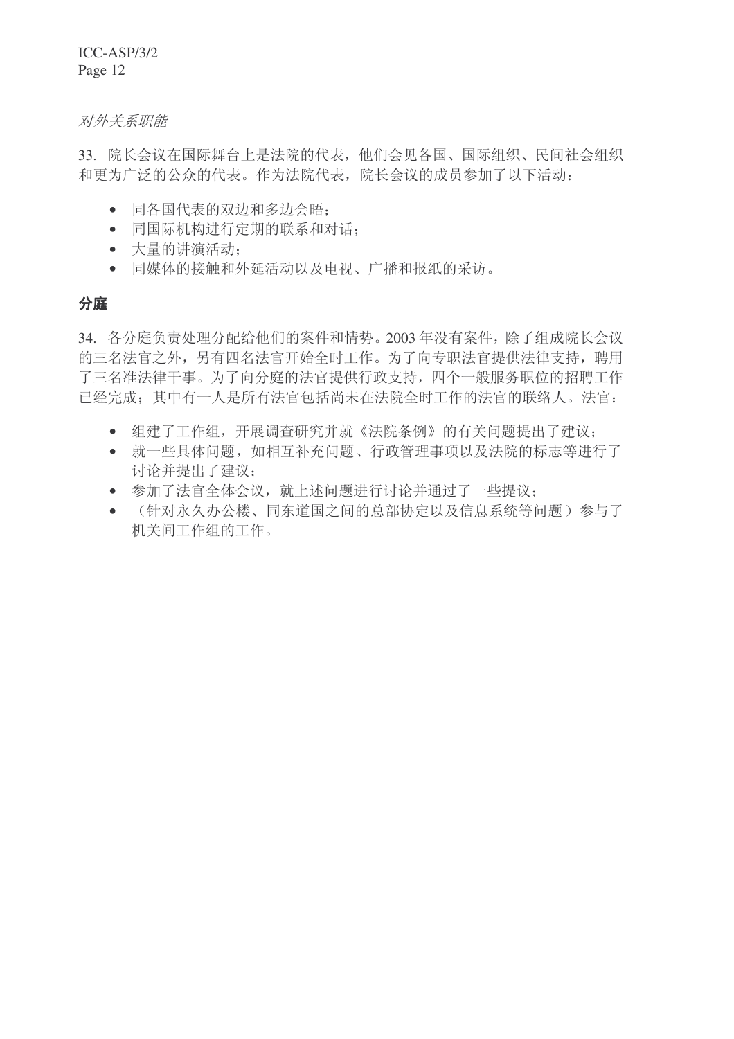*对外关系职能*

33. 院长会议在国际舞台上是法院的代表，他们会见各国、国际组织、民间社会组织和更为广泛的公众的代表。作为法院代表，院长会议的成员参加了以下活动：

- 同各国代表的双边和多边会晤；
- 同国际机构进行定期的联系和对话；
- 大量的讲演活动；
- 同媒体的接触和外延活动以及电视、广播和报纸的采访。

## 分庭

34. 各分庭负责处理分配给他们的案件和情势。2003 年没有案件，除了组成院长会议的三名法官之外，另有四名法官开始全时工作。为了向专职法官提供法律支持，聘用了三名准法律干事。为了向分庭的法官提供行政支持，四个一般服务职位的招聘工作已经完成；其中有一人是所有法官包括尚未在法院全时工作的法官的联络人。法官：

- 组建了工作组，开展调查研究并就《法院条例》的有关问题提出了建议；
- 就一些具体问题，如相互补充问题、行政管理事项以及法院的标志等进行了讨论并提出了建议；
- 参加了法官全体会议，就上述问题进行讨论并通过了一些提议；
- （针对永久办公楼、同东道国之间的总部协定以及信息系统等问题）参与了机关间工作组的工作。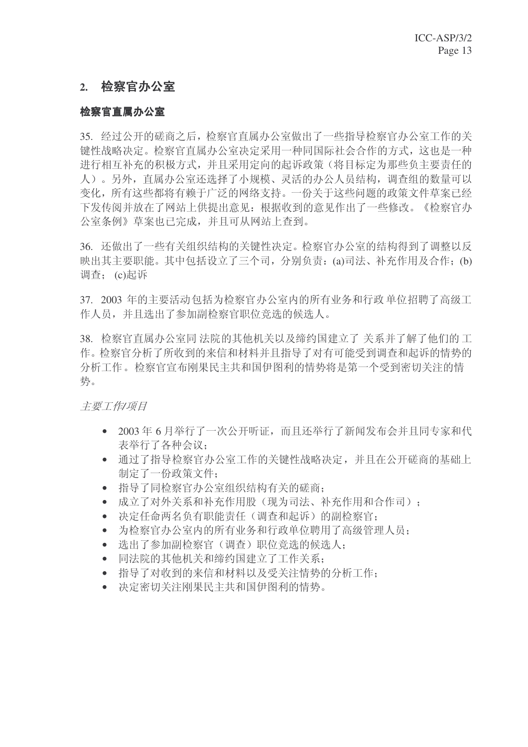## 2. 检察官办公室

### 检察官直属办公室

35. 经过公开的磋商之后，检察官直属办公室做出了一些指导检察官办公室工作的关键性战略决定。检察官直属办公室决定采用一种同国际社会合作的方式，这也是一种进行相互补充的积极方式，并且采用定向的起诉政策（将目标定为那些负主要责任的人）。另外，直属办公室还选择了小规模、灵活的办公人员结构，调查组的数量可以变化，所有这些都将有赖于广泛的网络支持。一份关于这些问题的政策文件草案已经下发传阅并放在了网站上供提出意见：根据收到的意见作出了一些修改。《检察官办公室条例》草案也已完成，并且可从网站上查到。

36. 还做出了一些有关组织结构的关键性决定。检察官办公室的结构得到了调整以反映出其主要职能。其中包括设立了三个司，分别负责：(a)司法、补充作用及合作；(b)调查； (c)起诉

37. 2003 年的主要活动包括为检察官办公室内的所有业务和行政单位招聘了高级工作人员，并且选出了参加副检察官职位竞选的候选人。

38. 检察官直属办公室同 法院的其他机关以及缔约国建立了 关系并了解了他们的 工作。检察官分析了所收到的来信和材料并且指导了对有可能受到调查和起诉的情势的分析工作。检察官宣布刚果民主共和国伊图利的情势将是第一个受到密切关注的情势。

*主要工作/项目*

- 2003 年 6 月举行了一次公开听证，而且还举行了新闻发布会并且同专家和代表举行了各种会议；
- 通过了指导检察官办公室工作的关键性战略决定，并且在公开磋商的基础上制定了一份政策文件；
- 指导了同检察官办公室组织结构有关的磋商；
- 成立了对外关系和补充作用股（现为司法、补充作用和合作司）；
- 决定任命两名负有职能责任（调查和起诉）的副检察官；
- 为检察官办公室内的所有业务和行政单位聘用了高级管理人员；
- 选出了参加副检察官（调查）职位竞选的候选人；
- 同法院的其他机关和缔约国建立了工作关系；
- 指导了对收到的来信和材料以及受关注情势的分析工作；
- 决定密切关注刚果民主共和国伊图利的情势。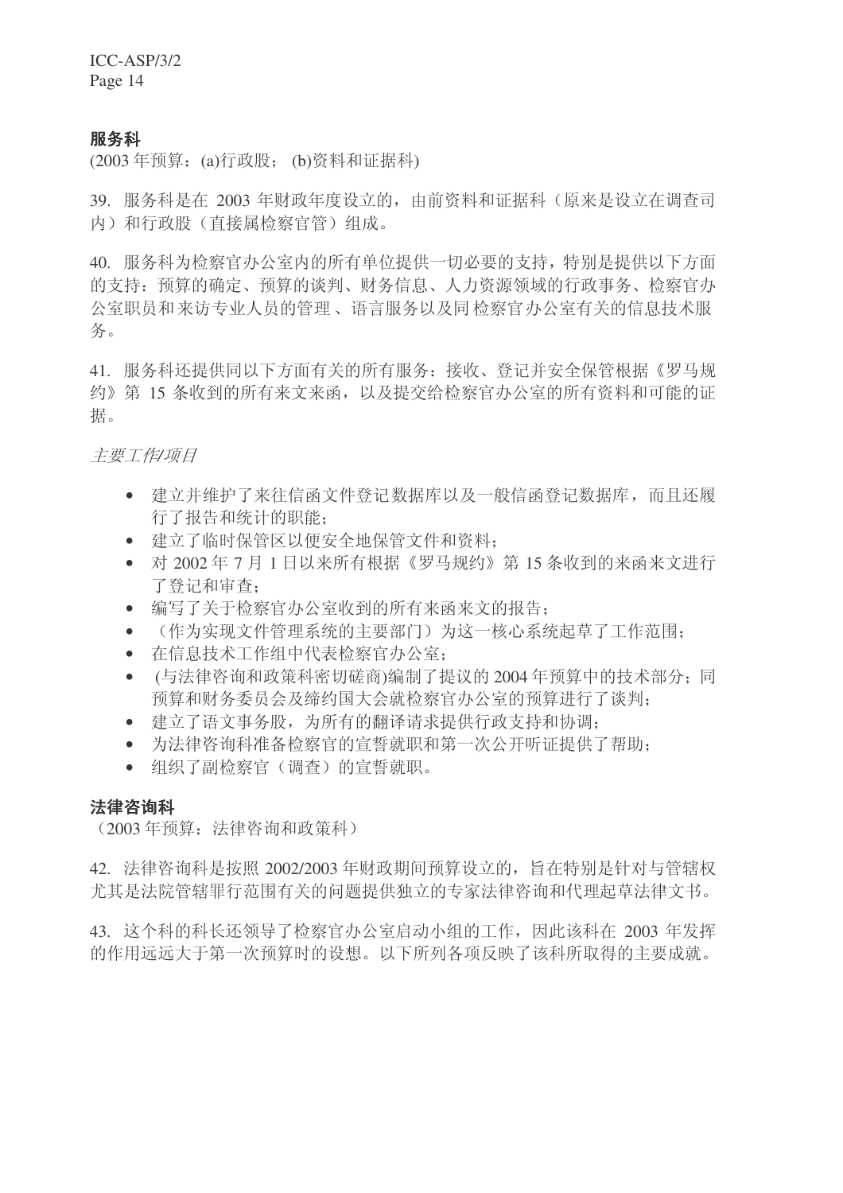**服务科**

(2003 年预算：(a)行政股； (b)资料和证据科)

39. 服务科是在 2003 年财政年度设立的，由前资料和证据科（原来是设立在调查司内）和行政股（直接属检察官管）组成。

40. 服务科为检察官办公室内的所有单位提供一切必要的支持，特别是提供以下方面的支持：预算的确定、预算的谈判、财务信息、人力资源领域的行政事务、检察官办公室职员和来访专业人员的管理、语言服务以及同检察官办公室有关的信息技术服务。

41. 服务科还提供同以下方面有关的所有服务：接收、登记并安全保管根据《罗马规约》第 15 条收到的所有来文来函，以及提交给检察官办公室的所有资料和可能的证据。

*主要工作/项目*

- 建立并维护了来往信函文件登记数据库以及一般信函登记数据库，而且还履行了报告和统计的职能；
- 建立了临时保管区以便安全地保管文件和资料；
- 对 2002 年 7 月 1 日以来所有根据《罗马规约》第 15 条收到的来函来文进行了登记和审查；
- 编写了关于检察官办公室收到的所有来函来文的报告；
- （作为实现文件管理系统的主要部门）为这一核心系统起草了工作范围；
- 在信息技术工作组中代表检察官办公室；
- (与法律咨询和政策科密切磋商)编制了提议的 2004 年预算中的技术部分；同预算和财务委员会及缔约国大会就检察官办公室的预算进行了谈判；
- 建立了语文事务股，为所有的翻译请求提供行政支持和协调；
- 为法律咨询科准备检察官的宣誓就职和第一次公开听证提供了帮助；
- 组织了副检察官（调查）的宣誓就职。

**法律咨询科**

（2003 年预算：法律咨询和政策科）

42. 法律咨询科是按照 2002/2003 年财政期间预算设立的，旨在特别是针对与管辖权尤其是法院管辖罪行范围有关的问题提供独立的专家法律咨询和代理起草法律文书。

43. 这个科的科长还领导了检察官办公室启动小组的工作，因此该科在 2003 年发挥的作用远远大于第一次预算时的设想。以下所列各项反映了该科所取得的主要成就。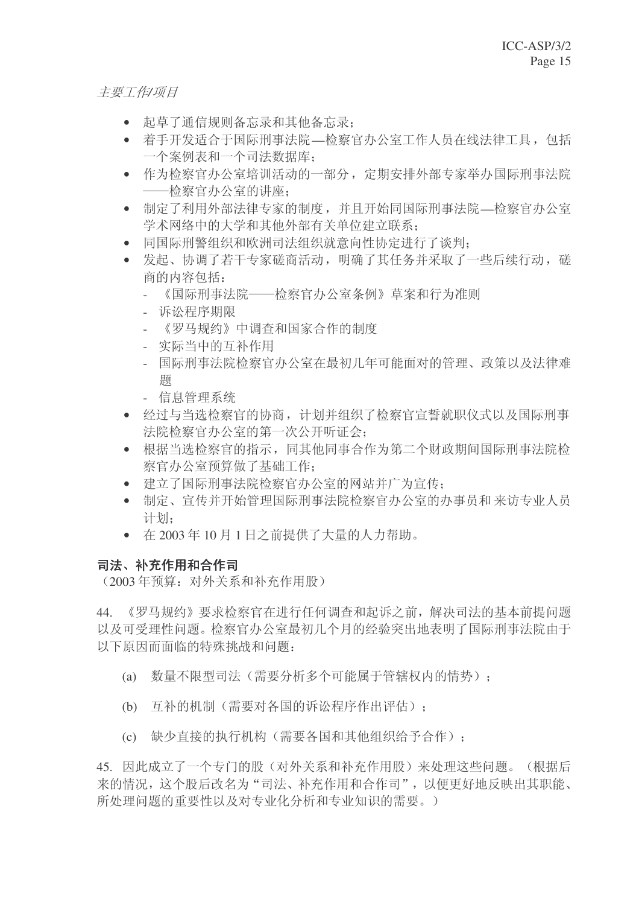*主要工作/项目*

- 起草了通信规则备忘录和其他备忘录；
- 着手开发适合于国际刑事法院—检察官办公室工作人员在线法律工具，包括一个案例表和一个司法数据库；
- 作为检察官办公室培训活动的一部分，定期安排外部专家举办国际刑事法院——检察官办公室的讲座；
- 制定了利用外部法律专家的制度，并且开始同国际刑事法院—检察官办公室学术网络中的大学和其他外部有关单位建立联系；
- 同国际刑警组织和欧洲司法组织就意向性协定进行了谈判；
- 发起、协调了若干专家磋商活动，明确了其任务并采取了一些后续行动，磋商的内容包括：
  - 《国际刑事法院——检察官办公室条例》草案和行为准则
  - 诉讼程序期限
  - 《罗马规约》中调查和国家合作的制度
  - 实际当中的互补作用
  - 国际刑事法院检察官办公室在最初几年可能面对的管理、政策以及法律难题
  - 信息管理系统
- 经过与当选检察官的协商，计划并组织了检察官宣誓就职仪式以及国际刑事法院检察官办公室的第一次公开听证会；
- 根据当选检察官的指示，同其他同事合作为第二个财政期间国际刑事法院检察官办公室预算做了基础工作；
- 建立了国际刑事法院检察官办公室的网站并广为宣传；
- 制定、宣传并开始管理国际刑事法院检察官办公室的办事员和 来访专业人员计划；
- 在 2003 年 10 月 1 日之前提供了大量的人力帮助。

**司法、补充作用和合作司**

（2003 年预算：对外关系和补充作用股）

44. 《罗马规约》要求检察官在进行任何调查和起诉之前，解决司法的基本前提问题以及可受理性问题。检察官办公室最初几个月的经验突出地表明了国际刑事法院由于以下原因而面临的特殊挑战和问题：

(a) 数量不限型司法（需要分析多个可能属于管辖权内的情势）；

(b) 互补的机制（需要对各国的诉讼程序作出评估）；

(c) 缺少直接的执行机构（需要各国和其他组织给予合作）；

45. 因此成立了一个专门的股（对外关系和补充作用股）来处理这些问题。（根据后来的情况，这个股后改名为“司法、补充作用和合作司”，以便更好地反映出其职能、所处理问题的重要性以及对专业化分析和专业知识的需要。）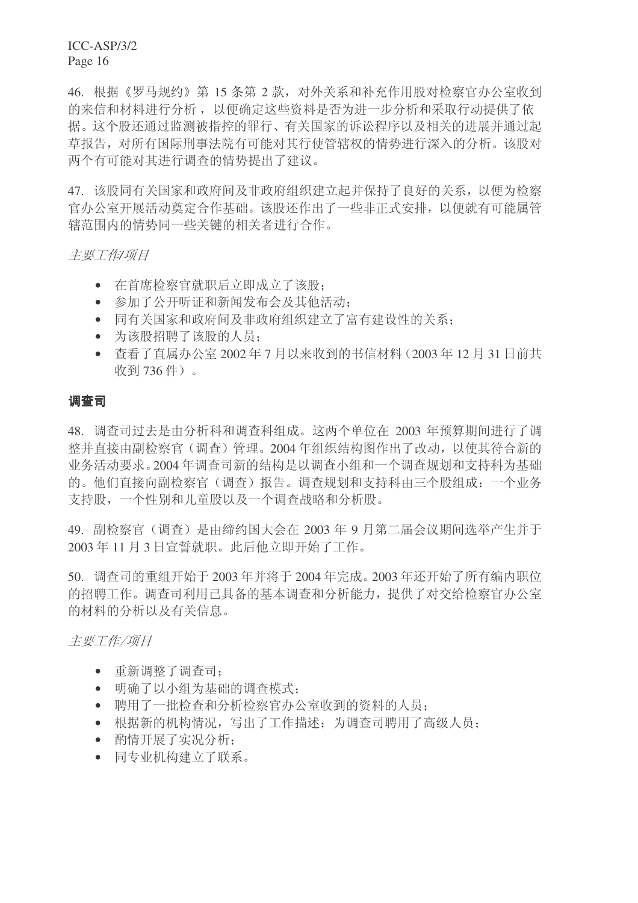46. 根据《罗马规约》第 15 条第 2 款，对外关系和补充作用股对检察官办公室收到的来信和材料进行分析，以便确定这些资料是否为进一步分析和采取行动提供了依据。这个股还通过监测被指控的罪行、有关国家的诉讼程序以及相关的进展并通过起草报告，对所有国际刑事法院有可能对其行使管辖权的情势进行深入的分析。该股对两个有可能对其进行调查的情势提出了建议。

47. 该股同有关国家和政府间及非政府组织建立起并保持了良好的关系，以便为检察官办公室开展活动奠定合作基础。该股还作出了一些非正式安排，以便就有可能属管辖范围内的情势同一些关键的相关者进行合作。

*主要工作/项目*

- 在首席检察官就职后立即成立了该股；
- 参加了公开听证和新闻发布会及其他活动；
- 同有关国家和政府间及非政府组织建立了富有建设性的关系；
- 为该股招聘了该股的人员；
- 查看了直属办公室 2002 年 7 月以来收到的书信材料（2003 年 12 月 31 日前共收到 736 件）。

## 调查司

48. 调查司过去是由分析科和调查科组成。这两个单位在 2003 年预算期间进行了调整并直接由副检察官（调查）管理。2004 年组织结构图作出了改动，以使其符合新的业务活动要求。2004 年调查司新的结构是以调查小组和一个调查规划和支持科为基础的。他们直接向副检察官（调查）报告。调查规划和支持科由三个股组成：一个业务支持股，一个性别和儿童股以及一个调查战略和分析股。

49. 副检察官（调查）是由缔约国大会在 2003 年 9 月第二届会议期间选举产生并于 2003 年 11 月 3 日宣誓就职。此后他立即开始了工作。

50. 调查司的重组开始于 2003 年并将于 2004 年完成。2003 年还开始了所有编内职位的招聘工作。调查司利用已具备的基本调查和分析能力，提供了对交给检察官办公室的材料的分析以及有关信息。

*主要工作/项目*

- 重新调整了调查司；
- 明确了以小组为基础的调查模式；
- 聘用了一批检查和分析检察官办公室收到的资料的人员；
- 根据新的机构情况，写出了工作描述；为调查司聘用了高级人员；
- 酌情开展了实况分析；
- 同专业机构建立了联系。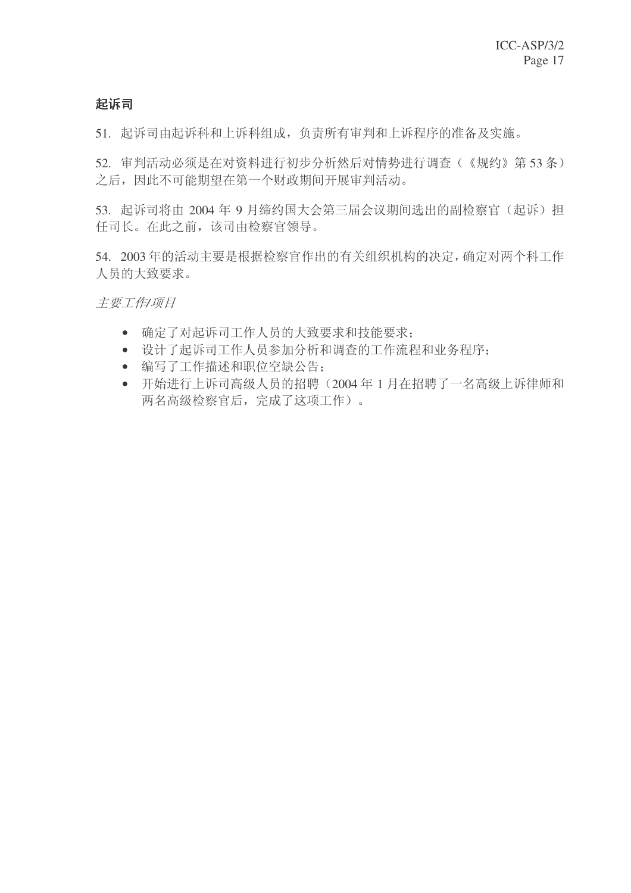## 起诉司

51. 起诉司由起诉科和上诉科组成，负责所有审判和上诉程序的准备及实施。

52. 审判活动必须是在对资料进行初步分析然后对情势进行调查（《规约》第 53 条）之后，因此不可能期望在第一个财政期间开展审判活动。

53. 起诉司将由 2004 年 9 月缔约国大会第三届会议期间选出的副检察官（起诉）担任司长。在此之前，该司由检察官领导。

54. 2003 年的活动主要是根据检察官作出的有关组织机构的决定，确定对两个科工作人员的大致要求。

*主要工作/项目*

- 确定了对起诉司工作人员的大致要求和技能要求；
- 设计了起诉司工作人员参加分析和调查的工作流程和业务程序；
- 编写了工作描述和职位空缺公告；
- 开始进行上诉司高级人员的招聘（2004 年 1 月在招聘了一名高级上诉律师和两名高级检察官后，完成了这项工作）。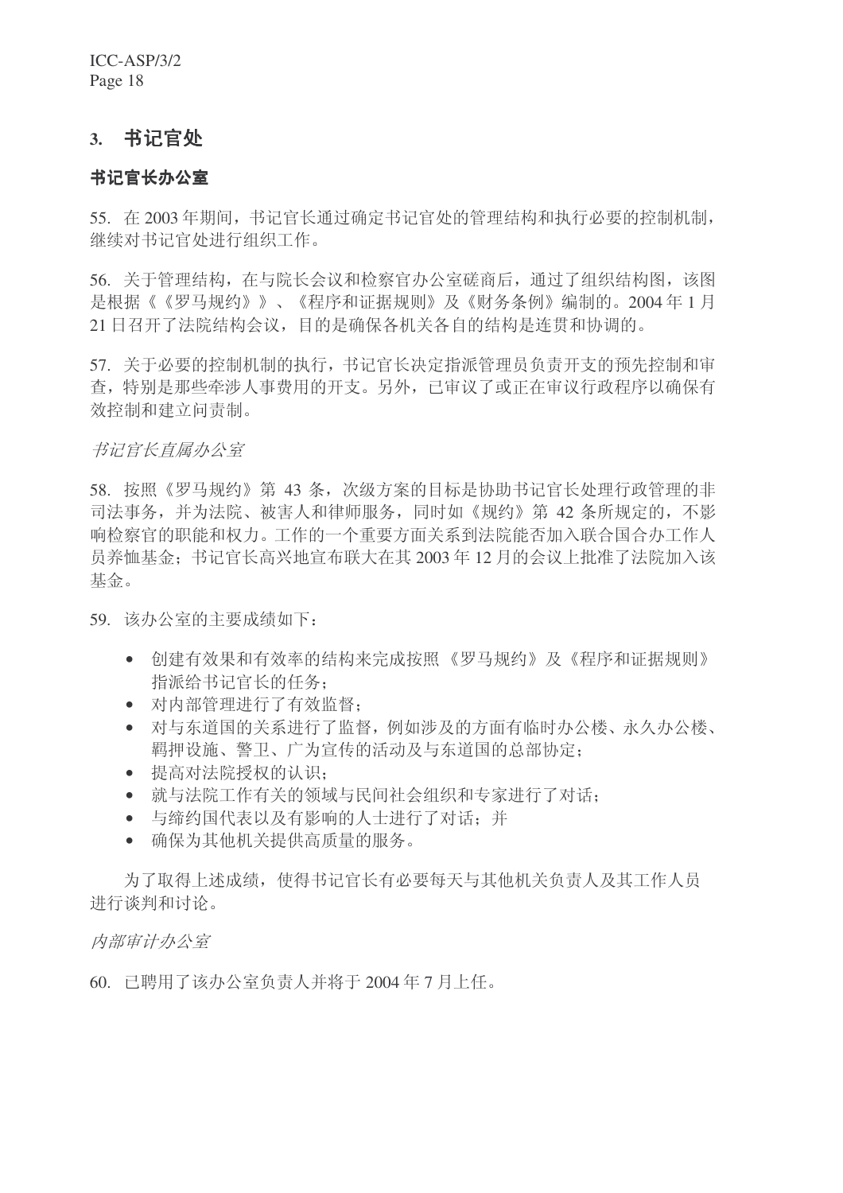## 3. 书记官处

### 书记官长办公室

55. 在 2003 年期间，书记官长通过确定书记官处的管理结构和执行必要的控制机制，继续对书记官处进行组织工作。

56. 关于管理结构，在与院长会议和检察官办公室磋商后，通过了组织结构图，该图是根据《《罗马规约》》、《程序和证据规则》及《财务条例》编制的。2004 年 1 月 21 日召开了法院结构会议，目的是确保各机关各自的结构是连贯和协调的。

57. 关于必要的控制机制的执行，书记官长决定指派管理员负责开支的预先控制和审查，特别是那些牵涉人事费用的开支。另外，已审议了或正在审议行政程序以确保有效控制和建立问责制。

*书记官长直属办公室*

58. 按照《罗马规约》第 43 条，次级方案的目标是协助书记官长处理行政管理的非司法事务，并为法院、被害人和律师服务，同时如《规约》第 42 条所规定的，不影响检察官的职能和权力。工作的一个重要方面关系到法院能否加入联合国合办工作人员养恤基金；书记官长高兴地宣布联大在其 2003 年 12 月的会议上批准了法院加入该基金。

59. 该办公室的主要成绩如下：

- 创建有效果和有效率的结构来完成按照《罗马规约》及《程序和证据规则》指派给书记官长的任务；
- 对内部管理进行了有效监督；
- 对与东道国的关系进行了监督，例如涉及的方面有临时办公楼、永久办公楼、羁押设施、警卫、广为宣传的活动及与东道国的总部协定；
- 提高对法院授权的认识；
- 就与法院工作有关的领域与民间社会组织和专家进行了对话；
- 与缔约国代表以及有影响的人士进行了对话；并
- 确保为其他机关提供高质量的服务。

为了取得上述成绩，使得书记官长有必要每天与其他机关负责人及其工作人员进行谈判和讨论。

*内部审计办公室*

60. 已聘用了该办公室负责人并将于 2004 年 7 月上任。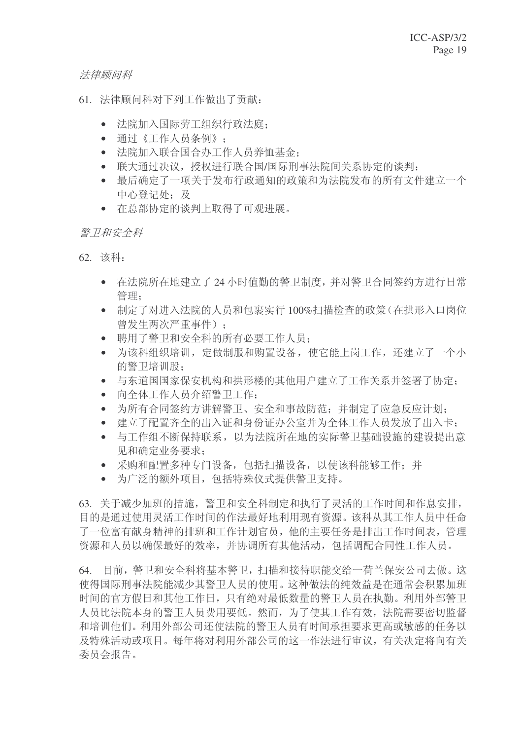*法律顾问科*

61. 法律顾问科对下列工作做出了贡献：

- 法院加入国际劳工组织行政法庭；
- 通过《工作人员条例》；
- 法院加入联合国合办工作人员养恤基金；
- 联大通过决议，授权进行联合国/国际刑事法院间关系协定的谈判；
- 最后确定了一项关于发布行政通知的政策和为法院发布的所有文件建立一个中心登记处；及
- 在总部协定的谈判上取得了可观进展。

*警卫和安全科*

62. 该科：

- 在法院所在地建立了 24 小时值勤的警卫制度，并对警卫合同签约方进行日常管理；
- 制定了对进入法院的人员和包裹实行 100%扫描检查的政策（在拱形入口岗位曾发生两次严重事件）；
- 聘用了警卫和安全科的所有必要工作人员；
- 为该科组织培训，定做制服和购置设备，使它能上岗工作，还建立了一个小的警卫培训股；
- 与东道国国家保安机构和拱形楼的其他用户建立了工作关系并签署了协定；
- 向全体工作人员介绍警卫工作；
- 为所有合同签约方讲解警卫、安全和事故防范；并制定了应急反应计划；
- 建立了配置齐全的出入证和身份证办公室并为全体工作人员发放了出入卡；
- 与工作组不断保持联系，以为法院所在地的实际警卫基础设施的建设提出意见和确定业务要求；
- 采购和配置多种专门设备，包括扫描设备，以使该科能够工作；并
- 为广泛的额外项目，包括特殊仪式提供警卫支持。

63. 关于减少加班的措施，警卫和安全科制定和执行了灵活的工作时间和作息安排，目的是通过使用灵活工作时间的作法最好地利用现有资源。该科从其工作人员中任命了一位富有献身精神的排班和工作计划官员，他的主要任务是排出工作时间表，管理资源和人员以确保最好的效率，并协调所有其他活动，包括调配合同性工作人员。

64. 目前，警卫和安全科将基本警卫，扫描和接待职能交给一荷兰保安公司去做。这使得国际刑事法院能减少其警卫人员的使用。这种做法的纯效益是在通常会积累加班时间的官方假日和其他工作日，只有绝对最低数量的警卫人员在执勤。利用外部警卫人员比法院本身的警卫人员费用要低。然而，为了使其工作有效，法院需要密切监督和培训他们。利用外部公司还使法院的警卫人员有时间承担要求更高或敏感的任务以及特殊活动或项目。每年将对利用外部公司的这一作法进行审议，有关决定将向有关委员会报告。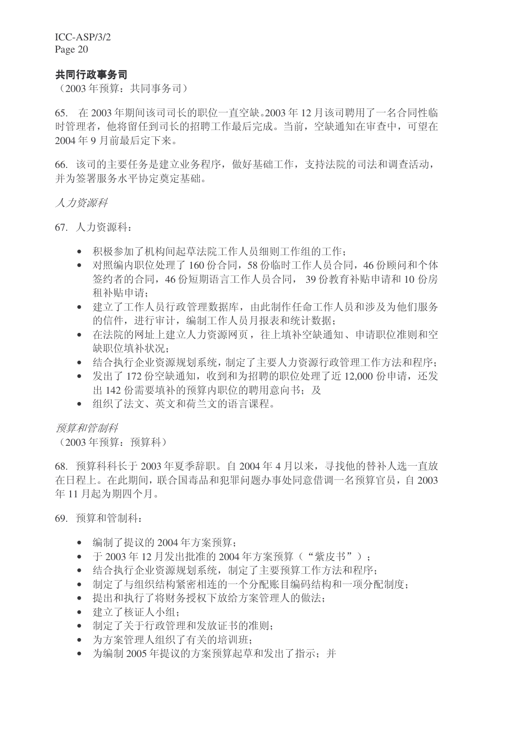### 共同行政事务司

（2003 年预算：共同事务司）

65. 在 2003 年期间该司司长的职位一直空缺。2003 年 12 月该司聘用了一名合同性临时管理者，他将留任到司长的招聘工作最后完成。当前，空缺通知在审查中，可望在 2004 年 9 月前最后定下来。

66. 该司的主要任务是建立业务程序，做好基础工作，支持法院的司法和调查活动，并为签署服务水平协定奠定基础。

*人力资源科*

67. 人力资源科：

- 积极参加了机构间起草法院工作人员细则工作组的工作；
- 对照编内职位处理了 160 份合同，58 份临时工作人员合同，46 份顾问和个体签约者的合同，46 份短期语言工作人员合同， 39 份教育补贴申请和 10 份房租补贴申请；
- 建立了工作人员行政管理数据库，由此制作任命工作人员和涉及为他们服务的信件，进行审计，编制工作人员月报表和统计数据；
- 在法院的网址上建立人力资源网页，往上填补空缺通知、申请职位准则和空缺职位填补状况；
- 结合执行企业资源规划系统，制定了主要人力资源行政管理工作方法和程序；
- 发出了 172 份空缺通知，收到和为招聘的职位处理了近 12,000 份申请，还发出 142 份需要填补的预算内职位的聘用意向书；及
- 组织了法文、英文和荷兰文的语言课程。

*预算和管制科*

（2003 年预算：预算科）

68. 预算科科长于 2003 年夏季辞职。自 2004 年 4 月以来，寻找他的替补人选一直放在日程上。在此期间，联合国毒品和犯罪问题办事处同意借调一名预算官员，自 2003 年 11 月起为期四个月。

69. 预算和管制科：

- 编制了提议的 2004 年方案预算；
- 于 2003 年 12 月发出批准的 2004 年方案预算（“紫皮书”）；
- 结合执行企业资源规划系统，制定了主要预算工作方法和程序；
- 制定了与组织结构紧密相连的一个分配账目编码结构和一项分配制度；
- 提出和执行了将财务授权下放给方案管理人的做法；
- 建立了核证人小组；
- 制定了关于行政管理和发放证书的准则；
- 为方案管理人组织了有关的培训班；
- 为编制 2005 年提议的方案预算起草和发出了指示；并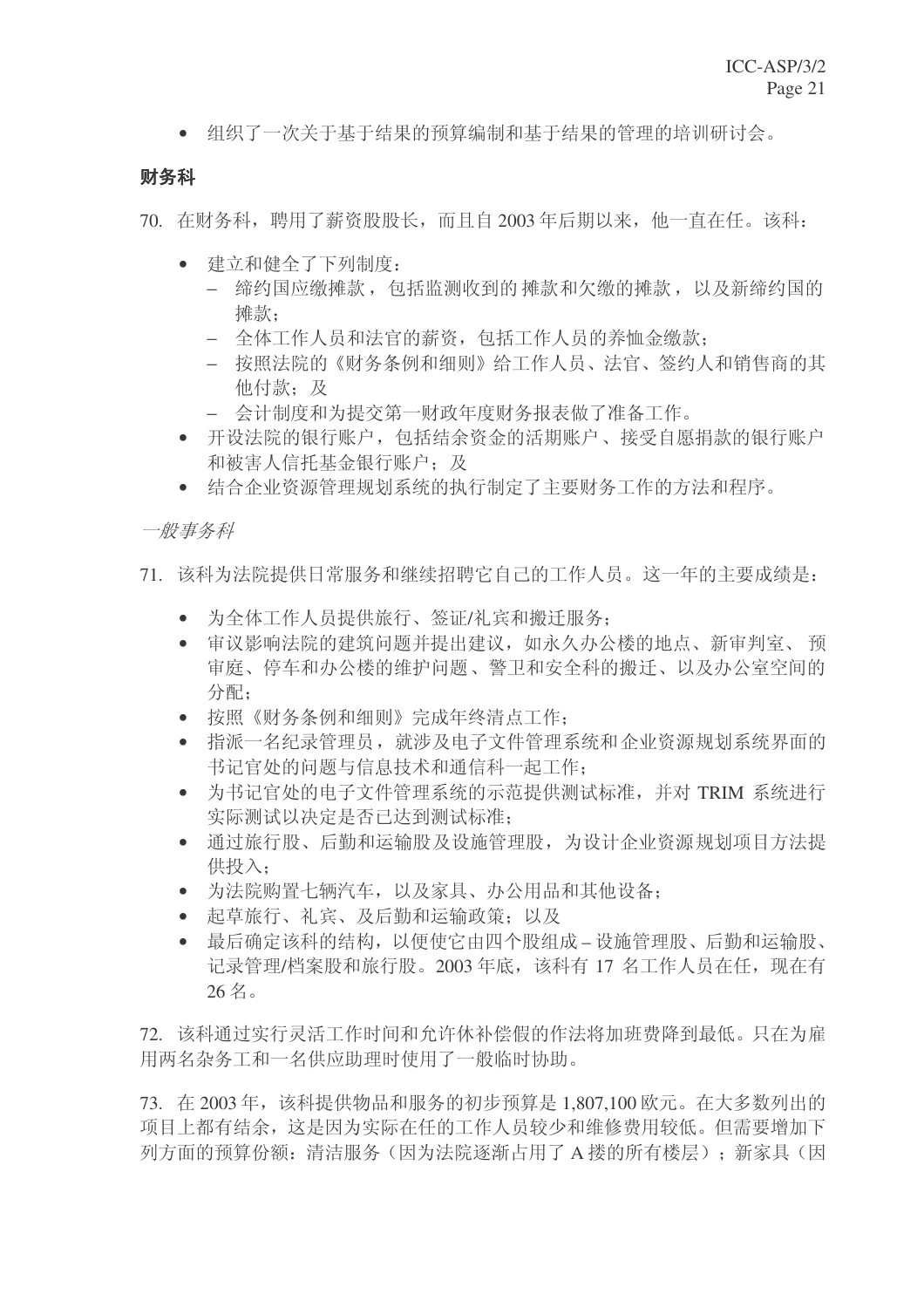- 组织了一次关于基于结果的预算编制和基于结果的管理的培训研讨会。

**财务科**

70. 在财务科，聘用了薪资股股长，而且自 2003 年后期以来，他一直在任。该科：

- 建立和健全了下列制度：
  - 缔约国应缴摊款，包括监测收到的摊款和欠缴的摊款，以及新缔约国的摊款；
  - 全体工作人员和法官的薪资，包括工作人员的养恤金缴款；
  - 按照法院的《财务条例和细则》给工作人员、法官、签约人和销售商的其他付款；及
  - 会计制度和为提交第一财政年度财务报表做了准备工作。
- 开设法院的银行账户，包括结余资金的活期账户、接受自愿捐款的银行账户和被害人信托基金银行账户；及
- 结合企业资源管理规划系统的执行制定了主要财务工作的方法和程序。

*一般事务科*

71. 该科为法院提供日常服务和继续招聘它自己的工作人员。这一年的主要成绩是：

- 为全体工作人员提供旅行、签证/礼宾和搬迁服务；
- 审议影响法院的建筑问题并提出建议，如永久办公楼的地点、新审判室、预审庭、停车和办公楼的维护问题、警卫和安全科的搬迁、以及办公室空间的分配；
- 按照《财务条例和细则》完成年终清点工作；
- 指派一名纪录管理员，就涉及电子文件管理系统和企业资源规划系统界面的书记官处的问题与信息技术和通信科一起工作；
- 为书记官处的电子文件管理系统的示范提供测试标准，并对 TRIM 系统进行实际测试以决定是否已达到测试标准；
- 通过旅行股、后勤和运输股及设施管理股，为设计企业资源规划项目方法提供投入；
- 为法院购置七辆汽车，以及家具、办公用品和其他设备；
- 起草旅行、礼宾、及后勤和运输政策；以及
- 最后确定该科的结构，以便使它由四个股组成 – 设施管理股、后勤和运输股、记录管理/档案股和旅行股。2003 年底，该科有 17 名工作人员在任，现在有 26 名。

72. 该科通过实行灵活工作时间和允许休补偿假的作法将加班费降到最低。只在为雇用两名杂务工和一名供应助理时使用了一般临时协助。

73. 在 2003 年，该科提供物品和服务的初步预算是 1,807,100 欧元。在大多数列出的项目上都有结余，这是因为实际在任的工作人员较少和维修费用较低。但需要增加下列方面的预算份额：清洁服务（因为法院逐渐占用了 A 搂的所有楼层）；新家具（因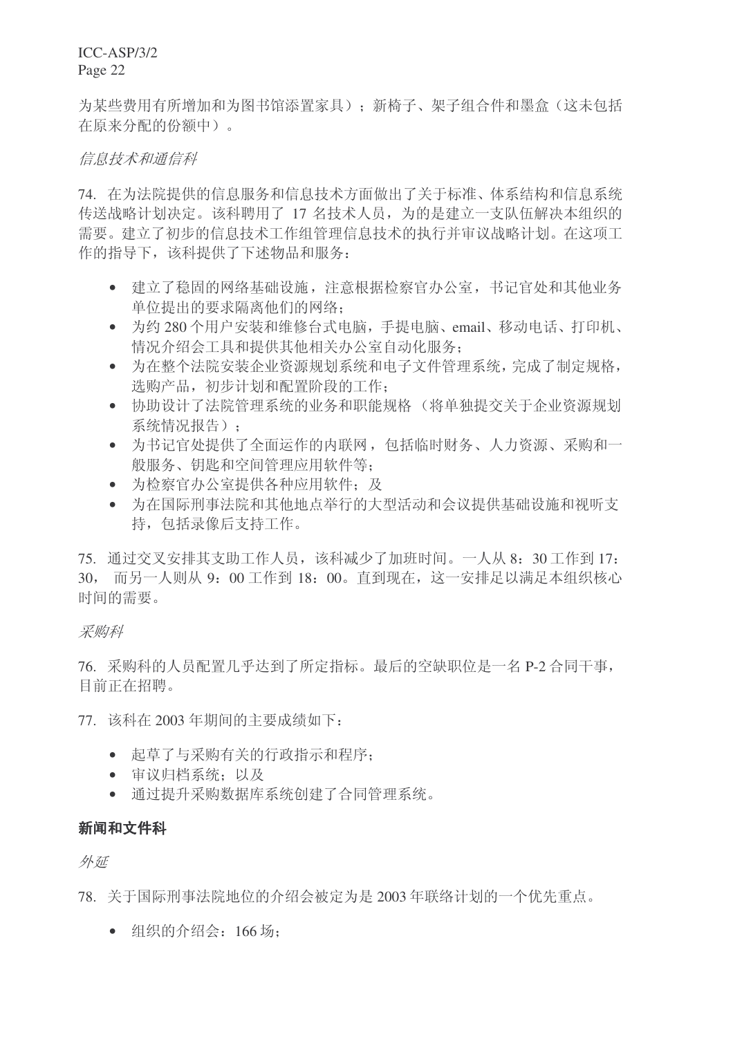为某些费用有所增加和为图书馆添置家具）；新椅子、架子组合件和墨盒（这未包括在原来分配的份额中）。

*信息技术和通信科*

74. 在为法院提供的信息服务和信息技术方面做出了关于标准、体系结构和信息系统传送战略计划决定。该科聘用了 17 名技术人员，为的是建立一支队伍解决本组织的需要。建立了初步的信息技术工作组管理信息技术的执行并审议战略计划。在这项工作的指导下，该科提供了下述物品和服务：

- 建立了稳固的网络基础设施，注意根据检察官办公室，书记官处和其他业务单位提出的要求隔离他们的网络；
- 为约 280 个用户安装和维修台式电脑，手提电脑、email、移动电话、打印机、情况介绍会工具和提供其他相关办公室自动化服务；
- 为在整个法院安装企业资源规划系统和电子文件管理系统，完成了制定规格，选购产品，初步计划和配置阶段的工作；
- 协助设计了法院管理系统的业务和职能规格（将单独提交关于企业资源规划系统情况报告）；
- 为书记官处提供了全面运作的内联网，包括临时财务、人力资源、采购和一般服务、钥匙和空间管理应用软件等；
- 为检察官办公室提供各种应用软件；及
- 为在国际刑事法院和其他地点举行的大型活动和会议提供基础设施和视听支持，包括录像后支持工作。

75. 通过交叉安排其支助工作人员，该科减少了加班时间。一人从 8：30 工作到 17：30， 而另一人则从 9：00 工作到 18：00。直到现在，这一安排足以满足本组织核心时间的需要。

*采购科*

76. 采购科的人员配置几乎达到了所定指标。最后的空缺职位是一名 P-2 合同干事，目前正在招聘。

77. 该科在 2003 年期间的主要成绩如下：

- 起草了与采购有关的行政指示和程序；
- 审议归档系统；以及
- 通过提升采购数据库系统创建了合同管理系统。

**新闻和文件科**

*外延*

78. 关于国际刑事法院地位的介绍会被定为是 2003 年联络计划的一个优先重点。

- 组织的介绍会：166 场；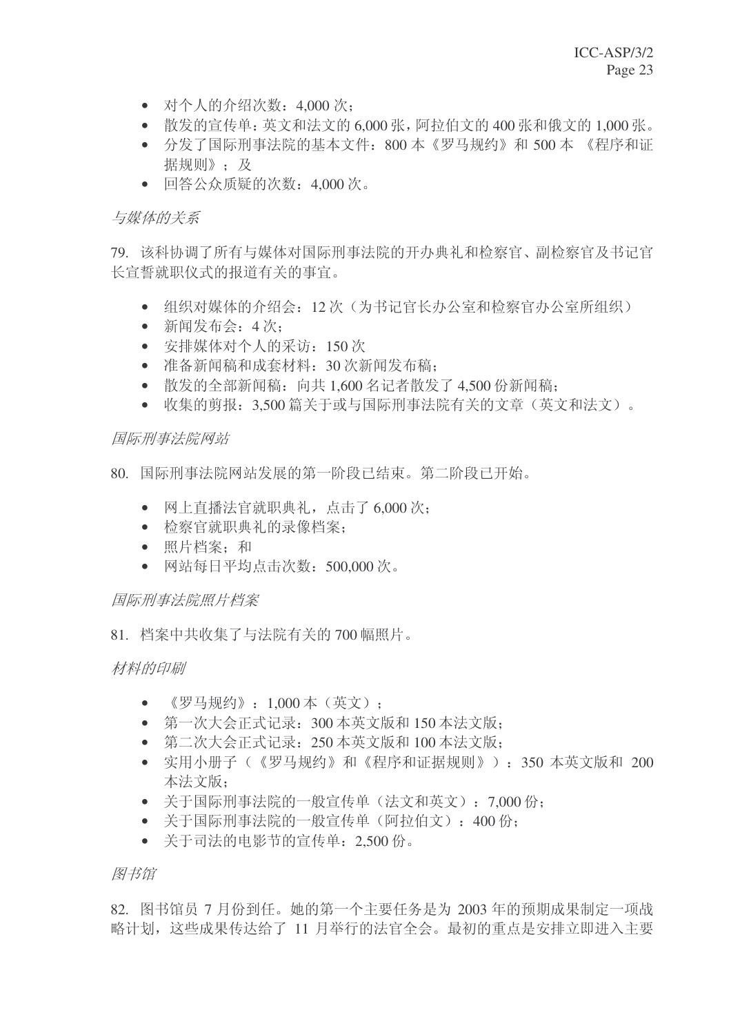- 对个人的介绍次数：4,000 次；
- 散发的宣传单：英文和法文的 6,000 张，阿拉伯文的 400 张和俄文的 1,000 张。
- 分发了国际刑事法院的基本文件：800 本《罗马规约》和 500 本 《程序和证据规则》；及
- 回答公众质疑的次数：4,000 次。

*与媒体的关系*

79. 该科协调了所有与媒体对国际刑事法院的开办典礼和检察官、副检察官及书记官长宣誓就职仪式的报道有关的事宜。

- 组织对媒体的介绍会：12 次（为书记官长办公室和检察官办公室所组织）
- 新闻发布会：4 次；
- 安排媒体对个人的采访：150 次
- 准备新闻稿和成套材料：30 次新闻发布稿；
- 散发的全部新闻稿：向共 1,600 名记者散发了 4,500 份新闻稿；
- 收集的剪报：3,500 篇关于或与国际刑事法院有关的文章（英文和法文）。

*国际刑事法院网站*

80. 国际刑事法院网站发展的第一阶段已结束。第二阶段已开始。

- 网上直播法官就职典礼，点击了 6,000 次；
- 检察官就职典礼的录像档案；
- 照片档案；和
- 网站每日平均点击次数：500,000 次。

*国际刑事法院照片档案*

81. 档案中共收集了与法院有关的 700 幅照片。

*材料的印刷*

- 《罗马规约》：1,000 本（英文）；
- 第一次大会正式记录：300 本英文版和 150 本法文版；
- 第二次大会正式记录：250 本英文版和 100 本法文版；
- 实用小册子（《罗马规约》和《程序和证据规则》）：350 本英文版和 200 本法文版；
- 关于国际刑事法院的一般宣传单（法文和英文）：7,000 份；
- 关于国际刑事法院的一般宣传单（阿拉伯文）：400 份；
- 关于司法的电影节的宣传单：2,500 份。

*图书馆*

82. 图书馆员 7 月份到任。她的第一个主要任务是为 2003 年的预期成果制定一项战略计划，这些成果传达给了 11 月举行的法官全会。最初的重点是安排立即进入主要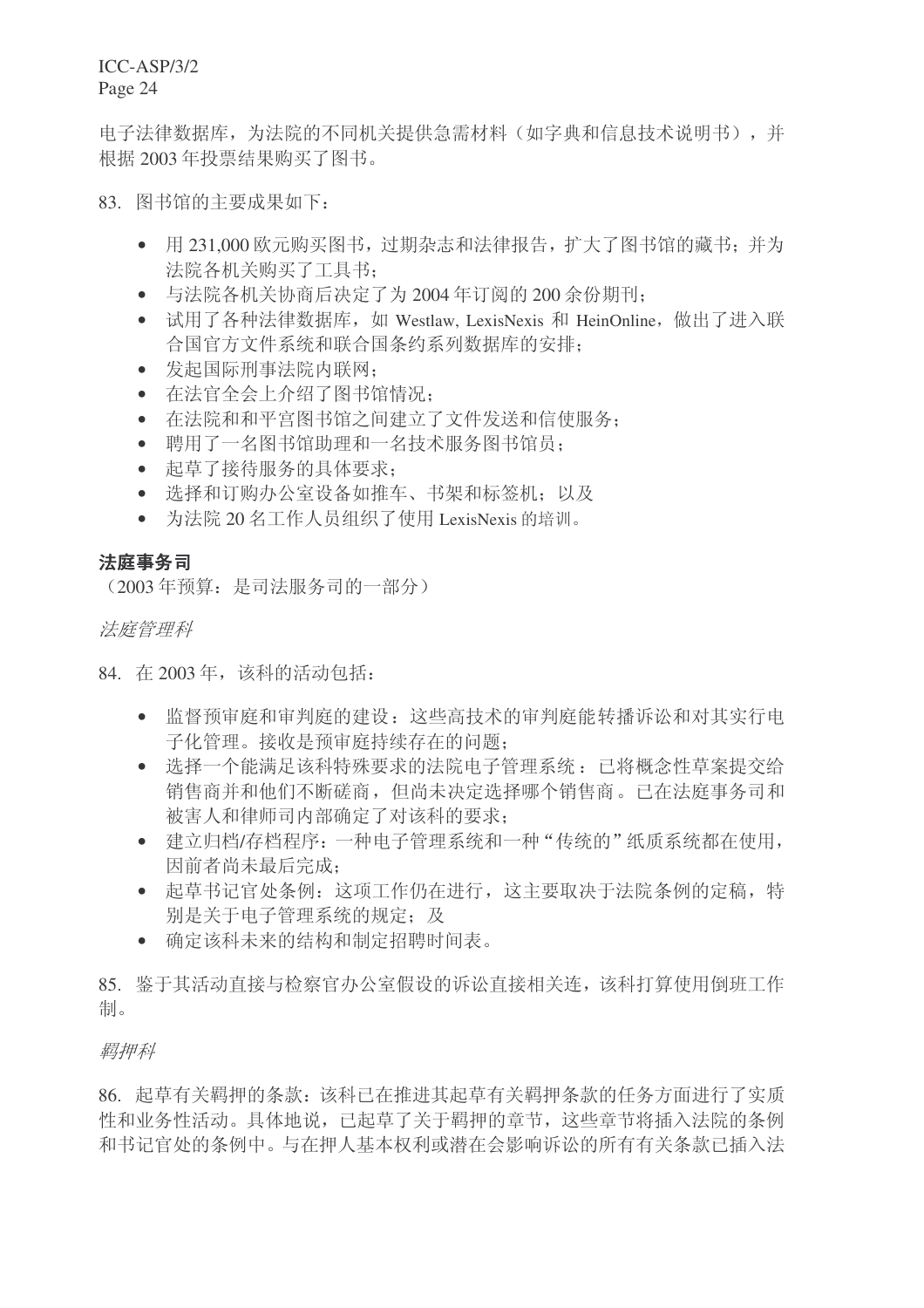电子法律数据库，为法院的不同机关提供急需材料（如字典和信息技术说明书），并根据 2003 年投票结果购买了图书。

83. 图书馆的主要成果如下：

- 用 231,000 欧元购买图书，过期杂志和法律报告，扩大了图书馆的藏书；并为法院各机关购买了工具书；
- 与法院各机关协商后决定了为 2004 年订阅的 200 余份期刊；
- 试用了各种法律数据库，如 Westlaw, LexisNexis 和 HeinOnline，做出了进入联合国官方文件系统和联合国条约系列数据库的安排；
- 发起国际刑事法院内联网；
- 在法官全会上介绍了图书馆情况；
- 在法院和和平宫图书馆之间建立了文件发送和信使服务；
- 聘用了一名图书馆助理和一名技术服务图书馆员；
- 起草了接待服务的具体要求；
- 选择和订购办公室设备如推车、书架和标签机；以及
- 为法院 20 名工作人员组织了使用 LexisNexis 的培训。

**法庭事务司**

（2003 年预算：是司法服务司的一部分）

*法庭管理科*

84. 在 2003 年，该科的活动包括：

- 监督预审庭和审判庭的建设：这些高技术的审判庭能转播诉讼和对其实行电子化管理。接收是预审庭持续存在的问题；
- 选择一个能满足该科特殊要求的法院电子管理系统：已将概念性草案提交给销售商并和他们不断磋商，但尚未决定选择哪个销售商。已在法庭事务司和被害人和律师司内部确定了对该科的要求；
- 建立归档/存档程序：一种电子管理系统和一种"传统的"纸质系统都在使用，因前者尚未最后完成；
- 起草书记官处条例：这项工作仍在进行，这主要取决于法院条例的定稿，特别是关于电子管理系统的规定；及
- 确定该科未来的结构和制定招聘时间表。

85. 鉴于其活动直接与检察官办公室假设的诉讼直接相关连，该科打算使用倒班工作制。

*羁押科*

86. 起草有关羁押的条款：该科已在推进其起草有关羁押条款的任务方面进行了实质性和业务性活动。具体地说，已起草了关于羁押的章节，这些章节将插入法院的条例和书记官处的条例中。与在押人基本权利或潜在会影响诉讼的所有有关条款已插入法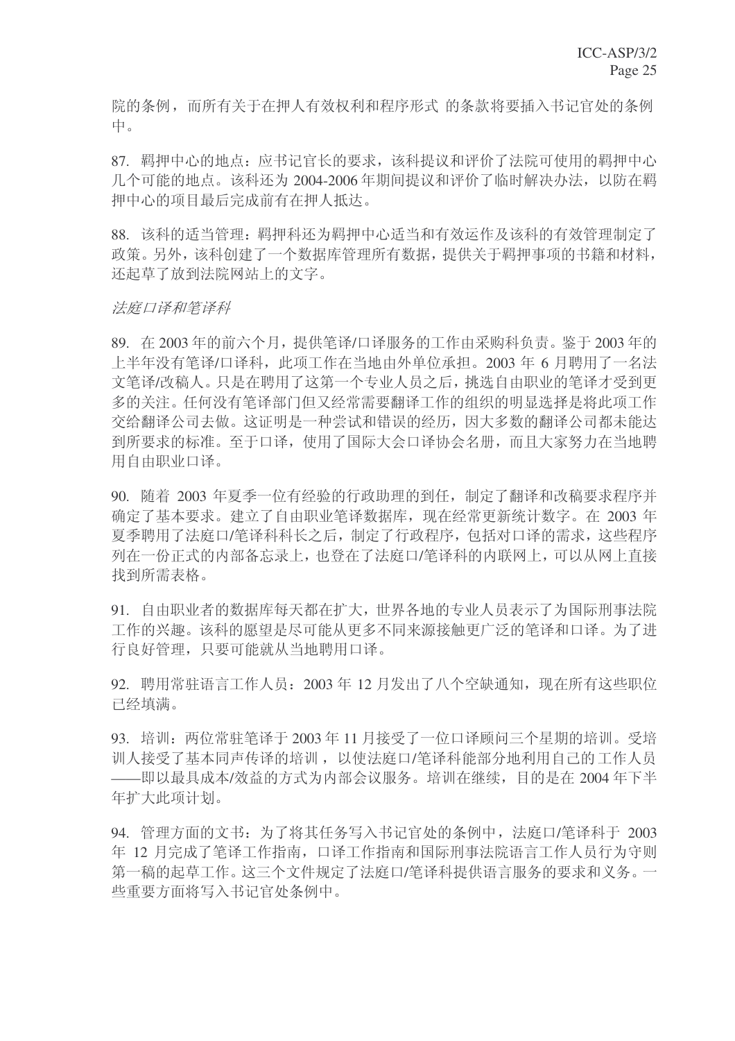院的条例，而所有关于在押人有效权利和程序形式 的条款将要插入书记官处的条例中。

87. 羁押中心的地点：应书记官长的要求，该科提议和评价了法院可使用的羁押中心几个可能的地点。该科还为 2004-2006 年期间提议和评价了临时解决办法，以防在羁押中心的项目最后完成前有在押人抵达。

88. 该科的适当管理：羁押科还为羁押中心适当和有效运作及该科的有效管理制定了政策。另外，该科创建了一个数据库管理所有数据，提供关于羁押事项的书籍和材料，还起草了放到法院网站上的文字。

*法庭口译和笔译科*

89. 在 2003 年的前六个月，提供笔译/口译服务的工作由采购科负责。鉴于 2003 年的上半年没有笔译/口译科，此项工作在当地由外单位承担。2003 年 6 月聘用了一名法文笔译/改稿人。只是在聘用了这第一个专业人员之后，挑选自由职业的笔译才受到更多的关注。任何没有笔译部门但又经常需要翻译工作的组织的明显选择是将此项工作交给翻译公司去做。这证明是一种尝试和错误的经历，因大多数的翻译公司都未能达到所要求的标准。至于口译，使用了国际大会口译协会名册，而且大家努力在当地聘用自由职业口译。

90. 随着 2003 年夏季一位有经验的行政助理的到任，制定了翻译和改稿要求程序并确定了基本要求。建立了自由职业笔译数据库，现在经常更新统计数字。在 2003 年夏季聘用了法庭口/笔译科科长之后，制定了行政程序，包括对口译的需求，这些程序列在一份正式的内部备忘录上，也登在了法庭口/笔译科的内联网上，可以从网上直接找到所需表格。

91. 自由职业者的数据库每天都在扩大，世界各地的专业人员表示了为国际刑事法院工作的兴趣。该科的愿望是尽可能从更多不同来源接触更广泛的笔译和口译。为了进行良好管理，只要可能就从当地聘用口译。

92. 聘用常驻语言工作人员：2003 年 12 月发出了八个空缺通知，现在所有这些职位已经填满。

93. 培训：两位常驻笔译于 2003 年 11 月接受了一位口译顾问三个星期的培训。受培训人接受了基本同声传译的培训，以使法庭口/笔译科能部分地利用自己的工作人员——即以最具成本/效益的方式为内部会议服务。培训在继续，目的是在 2004 年下半年扩大此项计划。

94. 管理方面的文书：为了将其任务写入书记官处的条例中，法庭口/笔译科于 2003 年 12 月完成了笔译工作指南，口译工作指南和国际刑事法院语言工作人员行为守则第一稿的起草工作。这三个文件规定了法庭口/笔译科提供语言服务的要求和义务。一些重要方面将写入书记官处条例中。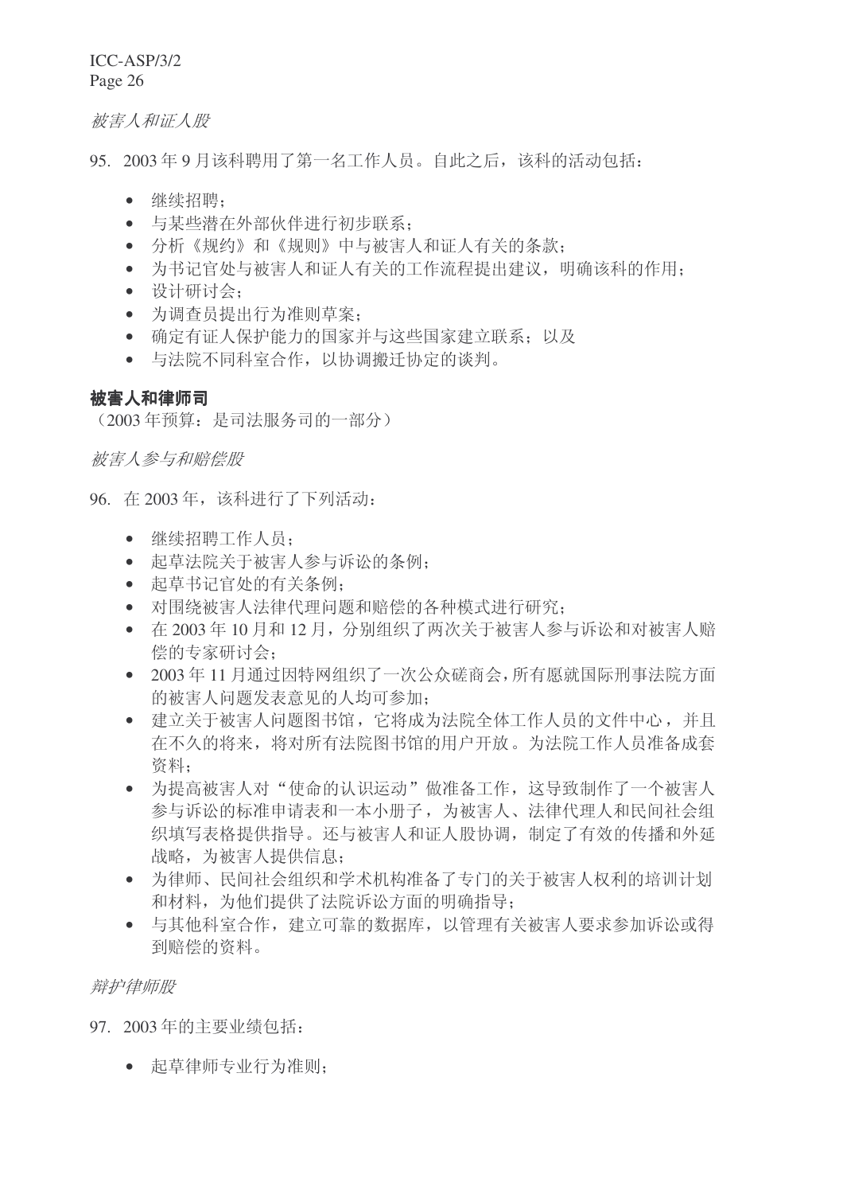*被害人和证人股*

95. 2003 年 9 月该科聘用了第一名工作人员。自此之后，该科的活动包括：

- 继续招聘；
- 与某些潜在外部伙伴进行初步联系；
- 分析《规约》和《规则》中与被害人和证人有关的条款；
- 为书记官处与被害人和证人有关的工作流程提出建议，明确该科的作用；
- 设计研讨会；
- 为调查员提出行为准则草案；
- 确定有证人保护能力的国家并与这些国家建立联系；以及
- 与法院不同科室合作，以协调搬迁协定的谈判。

**被害人和律师司**

（2003 年预算：是司法服务司的一部分）

*被害人参与和赔偿股*

96. 在 2003 年，该科进行了下列活动：

- 继续招聘工作人员；
- 起草法院关于被害人参与诉讼的条例；
- 起草书记官处的有关条例；
- 对围绕被害人法律代理问题和赔偿的各种模式进行研究；
- 在 2003 年 10 月和 12 月，分别组织了两次关于被害人参与诉讼和对被害人赔偿的专家研讨会；
- 2003 年 11 月通过因特网组织了一次公众磋商会，所有愿就国际刑事法院方面的被害人问题发表意见的人均可参加；
- 建立关于被害人问题图书馆，它将成为法院全体工作人员的文件中心，并且在不久的将来，将对所有法院图书馆的用户开放。为法院工作人员准备成套资料；
- 为提高被害人对“使命的认识运动”做准备工作，这导致制作了一个被害人参与诉讼的标准申请表和一本小册子，为被害人、法律代理人和民间社会组织填写表格提供指导。还与被害人和证人股协调，制定了有效的传播和外延战略，为被害人提供信息；
- 为律师、民间社会组织和学术机构准备了专门的关于被害人权利的培训计划和材料，为他们提供了法院诉讼方面的明确指导；
- 与其他科室合作，建立可靠的数据库，以管理有关被害人要求参加诉讼或得到赔偿的资料。

*辩护律师股*

97. 2003 年的主要业绩包括：

- 起草律师专业行为准则；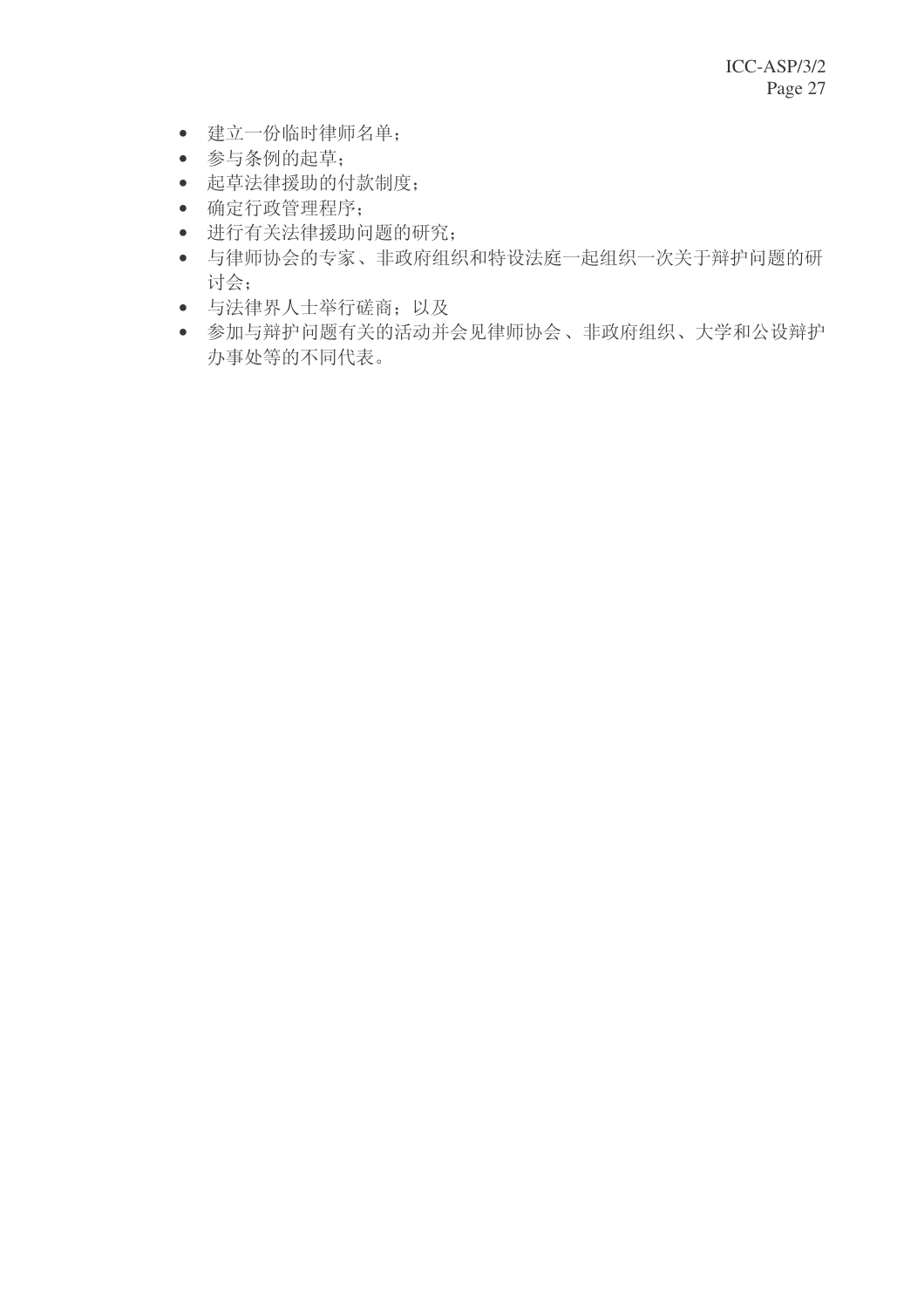- 建立一份临时律师名单；
- 参与条例的起草；
- 起草法律援助的付款制度；
- 确定行政管理程序；
- 进行有关法律援助问题的研究；
- 与律师协会的专家、非政府组织和特设法庭一起组织一次关于辩护问题的研讨会；
- 与法律界人士举行磋商；以及
- 参加与辩护问题有关的活动并会见律师协会、非政府组织、大学和公设辩护办事处等的不同代表。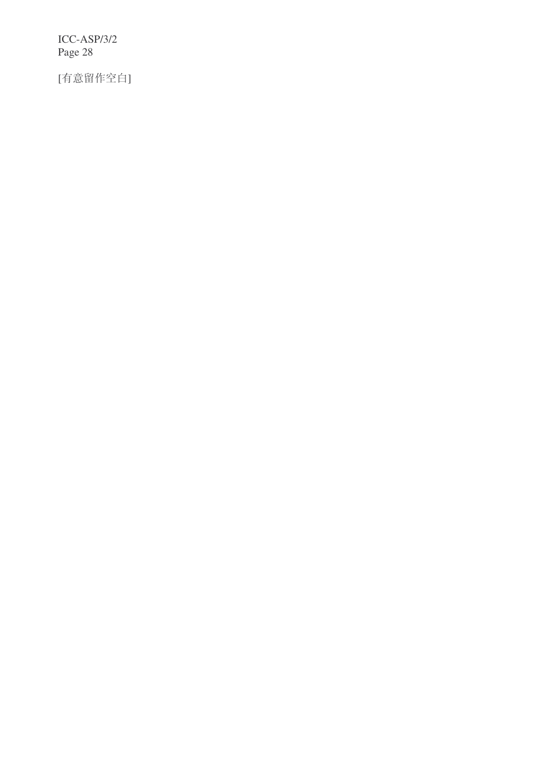[有意留作空白]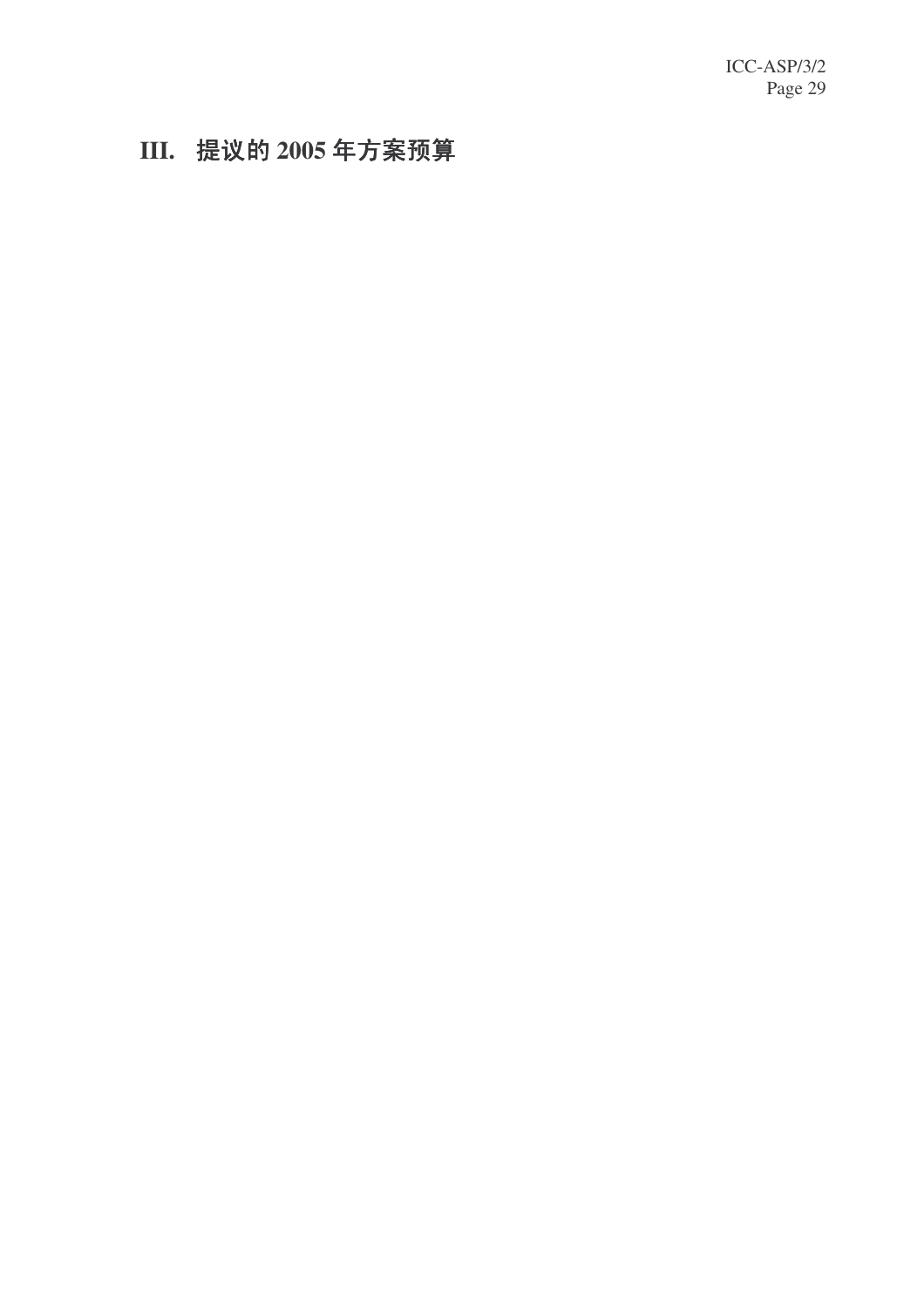# III. 提议的 2005 年方案预算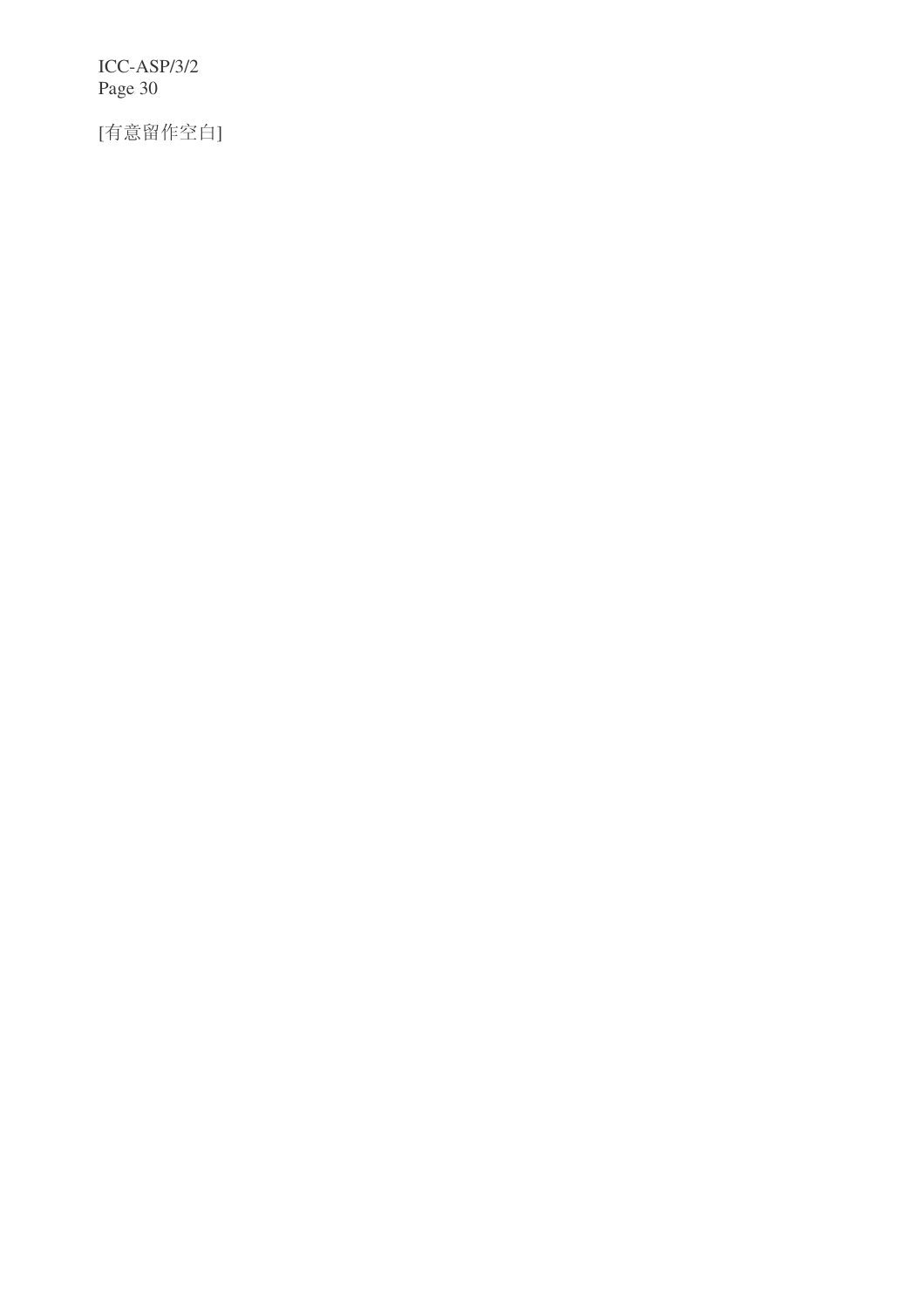[有意留作空白]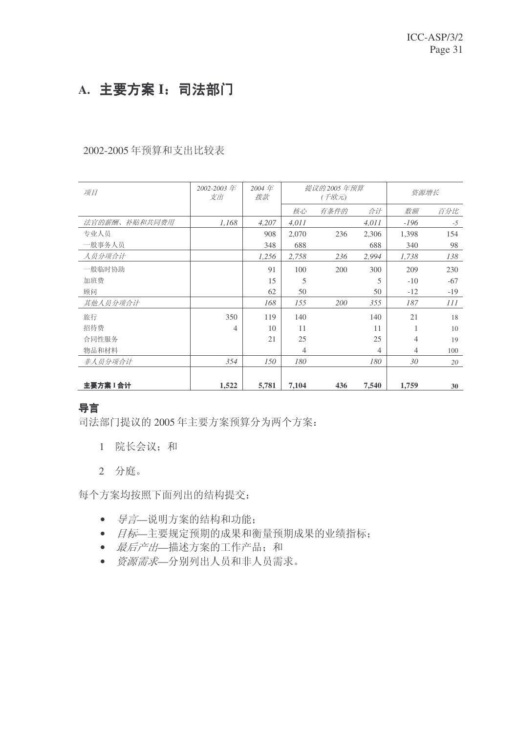# A. 主要方案 I：司法部门

2002-2005 年预算和支出比较表

| 项目 | 2002-2003 年支出 | 2004 年拨款 | 提议的 2005 年预算 (千欧元) | | | 资源增长 | |
|---|---|---|---|---|---|---|---|
| | | | 核心 | 有条件的 | 合计 | 数额 | 百分比 |
| *法官的薪酬、补贴和共同费用* | *1,168* | *4,207* | *4,011* | | *4,011* | *-196* | *-5* |
| 专业人员 | | 908 | 2,070 | 236 | 2,306 | 1,398 | 154 |
| 一般事务人员 | | 348 | 688 | | 688 | 340 | 98 |
| *人员分项合计* | | *1,256* | *2,758* | *236* | *2,994* | *1,738* | *138* |
| 一般临时协助 | | 91 | 100 | 200 | 300 | 209 | 230 |
| 加班费 | | 15 | 5 | | 5 | -10 | -67 |
| 顾问 | | 62 | 50 | | 50 | -12 | -19 |
| *其他人员分项合计* | | *168* | *155* | *200* | *355* | *187* | *111* |
| 旅行 | 350 | 119 | 140 | | 140 | 21 | 18 |
| 招待费 | 4 | 10 | 11 | | 11 | 1 | 10 |
| 合同性服务 | | 21 | 25 | | 25 | 4 | 19 |
| 物品和材料 | | | 4 | | 4 | 4 | 100 |
| *非人员分项合计* | *354* | *150* | *180* | | *180* | *30* | *20* |
| **主要方案 I 合计** | **1,522** | **5,781** | **7,104** | **436** | **7,540** | **1,759** | **30** |

## 导言

司法部门提议的 2005 年主要方案预算分为两个方案：

1 院长会议；和

2 分庭。

每个方案均按照下面列出的结构提交：

- *导言*—说明方案的结构和功能；
- *目标*—主要规定预期的成果和衡量预期成果的业绩指标；
- *最后产出*—描述方案的工作产品；和
- *资源需求*—分别列出人员和非人员需求。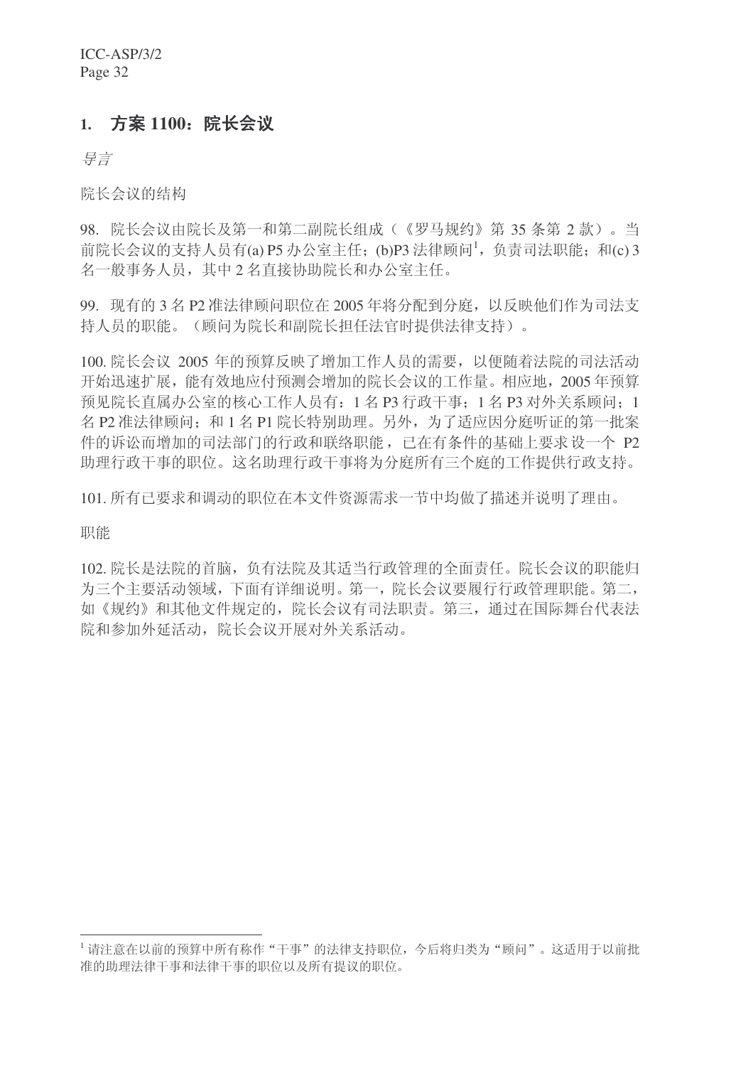## 1. 方案 1100：院长会议

*导言*

院长会议的结构

98. 院长会议由院长及第一和第二副院长组成（《罗马规约》第 35 条第 2 款）。当前院长会议的支持人员有(a) P5 办公室主任；(b)P3 法律顾问[1]，负责司法职能；和(c) 3 名一般事务人员，其中 2 名直接协助院长和办公室主任。

99. 现有的 3 名 P2 准法律顾问职位在 2005 年将分配到分庭，以反映他们作为司法支持人员的职能。（顾问为院长和副院长担任法官时提供法律支持）。

100. 院长会议 2005 年的预算反映了增加工作人员的需要，以便随着法院的司法活动开始迅速扩展，能有效地应付预测会增加的院长会议的工作量。相应地，2005 年预算预见院长直属办公室的核心工作人员有：1 名 P3 行政干事；1 名 P3 对外关系顾问；1 名 P2 准法律顾问；和 1 名 P1 院长特别助理。另外，为了适应因分庭听证的第一批案件的诉讼而增加的司法部门的行政和联络职能，已在有条件的基础上要求设一个 P2 助理行政干事的职位。这名助理行政干事将为分庭所有三个庭的工作提供行政支持。

101. 所有已要求和调动的职位在本文件资源需求一节中均做了描述并说明了理由。

职能

102. 院长是法院的首脑，负有法院及其适当行政管理的全面责任。院长会议的职能归为三个主要活动领域，下面有详细说明。第一，院长会议要履行行政管理职能。第二，如《规约》和其他文件规定的，院长会议有司法职责。第三，通过在国际舞台代表法院和参加外延活动，院长会议开展对外关系活动。

[1] 请注意在以前的预算中所有称作“干事”的法律支持职位，今后将归类为“顾问”。这适用于以前批准的助理法律干事和法律干事的职位以及所有提议的职位。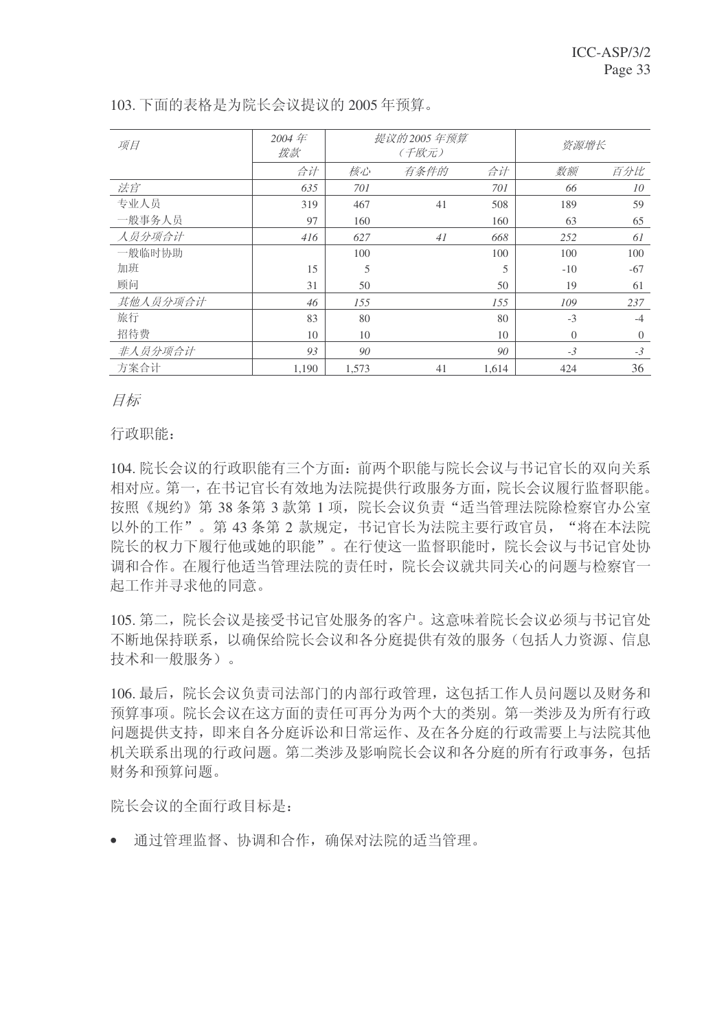103. 下面的表格是为院长会议提议的 2005 年预算。

| *项目* | *2004 年拨款* | *提议的 2005 年预算（千欧元）* | | | *资源增长* | |
|---|---|---|---|---|---|---|
| | *合计* | *核心* | *有条件的* | *合计* | *数额* | *百分比* |
| *法官* | *635* | *701* | | *701* | *66* | *10* |
| 专业人员 | 319 | 467 | 41 | 508 | 189 | 59 |
| 一般事务人员 | 97 | 160 | | 160 | 63 | 65 |
| *人员分项合计* | *416* | *627* | *41* | *668* | *252* | *61* |
| 一般临时协助 | | 100 | | 100 | 100 | 100 |
| 加班 | 15 | 5 | | 5 | -10 | -67 |
| 顾问 | 31 | 50 | | 50 | 19 | 61 |
| *其他人员分项合计* | *46* | *155* | | *155* | *109* | *237* |
| 旅行 | 83 | 80 | | 80 | -3 | -4 |
| 招待费 | 10 | 10 | | 10 | 0 | 0 |
| *非人员分项合计* | *93* | *90* | | *90* | *-3* | *-3* |
| 方案合计 | 1,190 | 1,573 | 41 | 1,614 | 424 | 36 |

*目标*

行政职能：

104. 院长会议的行政职能有三个方面：前两个职能与院长会议与书记官长的双向关系相对应。第一，在书记官长有效地为法院提供行政服务方面，院长会议履行监督职能。按照《规约》第 38 条第 3 款第 1 项，院长会议负责"适当管理法院除检察官办公室以外的工作"。第 43 条第 2 款规定，书记官长为法院主要行政官员，"将在本法院院长的权力下履行他或她的职能"。在行使这一监督职能时，院长会议与书记官处协调和合作。在履行他适当管理法院的责任时，院长会议就共同关心的问题与检察官一起工作并寻求他的同意。

105. 第二，院长会议是接受书记官处服务的客户。这意味着院长会议必须与书记官处不断地保持联系，以确保给院长会议和各分庭提供有效的服务（包括人力资源、信息技术和一般服务）。

106. 最后，院长会议负责司法部门的内部行政管理，这包括工作人员问题以及财务和预算事项。院长会议在这方面的责任可再分为两个大的类别。第一类涉及为所有行政问题提供支持，即来自各分庭诉讼和日常运作、及在各分庭的行政需要上与法院其他机关联系出现的行政问题。第二类涉及影响院长会议和各分庭的所有行政事务，包括财务和预算问题。

院长会议的全面行政目标是：

- 通过管理监督、协调和合作，确保对法院的适当管理。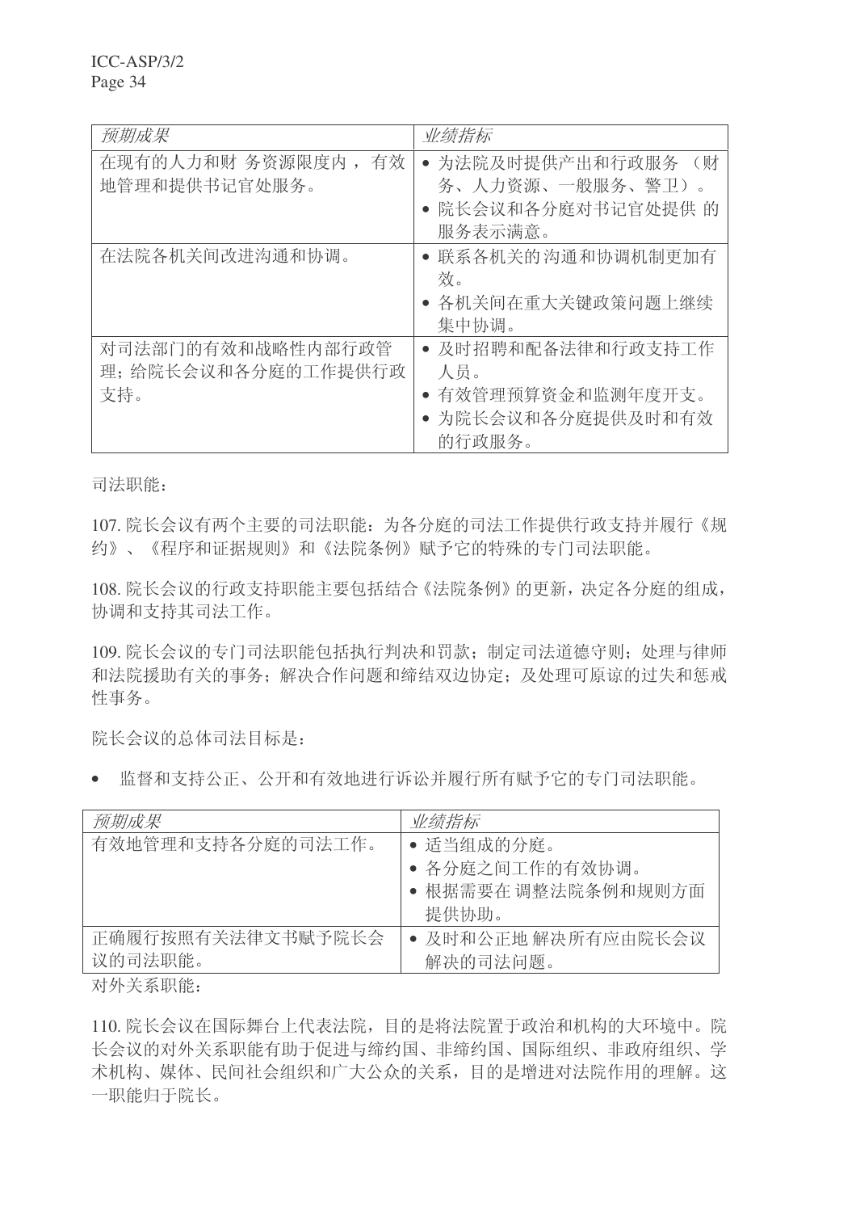| *预期成果* | *业绩指标* |
| --- | --- |
| 在现有的人力和财务资源限度内，有效地管理和提供书记官处服务。 | • 为法院及时提供产出和行政服务（财务、人力资源、一般服务、警卫）。<br>• 院长会议和各分庭对书记官处提供的服务表示满意。 |
| 在法院各机关间改进沟通和协调。 | • 联系各机关的沟通和协调机制更加有效。<br>• 各机关间在重大关键政策问题上继续集中协调。 |
| 对司法部门的有效和战略性内部行政管理；给院长会议和各分庭的工作提供行政支持。 | • 及时招聘和配备法律和行政支持工作人员。<br>• 有效管理预算资金和监测年度开支。<br>• 为院长会议和各分庭提供及时和有效的行政服务。 |

司法职能：

107. 院长会议有两个主要的司法职能：为各分庭的司法工作提供行政支持并履行《规约》、《程序和证据规则》和《法院条例》赋予它的特殊的专门司法职能。

108. 院长会议的行政支持职能主要包括结合《法院条例》的更新，决定各分庭的组成，协调和支持其司法工作。

109. 院长会议的专门司法职能包括执行判决和罚款；制定司法道德守则；处理与律师和法院援助有关的事务；解决合作问题和缔结双边协定；及处理可原谅的过失和惩戒性事务。

院长会议的总体司法目标是：

- 监督和支持公正、公开和有效地进行诉讼并履行所有赋予它的专门司法职能。

| *预期成果* | *业绩指标* |
| --- | --- |
| 有效地管理和支持各分庭的司法工作。 | • 适当组成的分庭。<br>• 各分庭之间工作的有效协调。<br>• 根据需要在调整法院条例和规则方面提供协助。 |
| 正确履行按照有关法律文书赋予院长会议的司法职能。 | • 及时和公正地解决所有应由院长会议解决的司法问题。 |

对外关系职能：

110. 院长会议在国际舞台上代表法院，目的是将法院置于政治和机构的大环境中。院长会议的对外关系职能有助于促进与缔约国、非缔约国、国际组织、非政府组织、学术机构、媒体、民间社会组织和广大公众的关系，目的是增进对法院作用的理解。这一职能归于院长。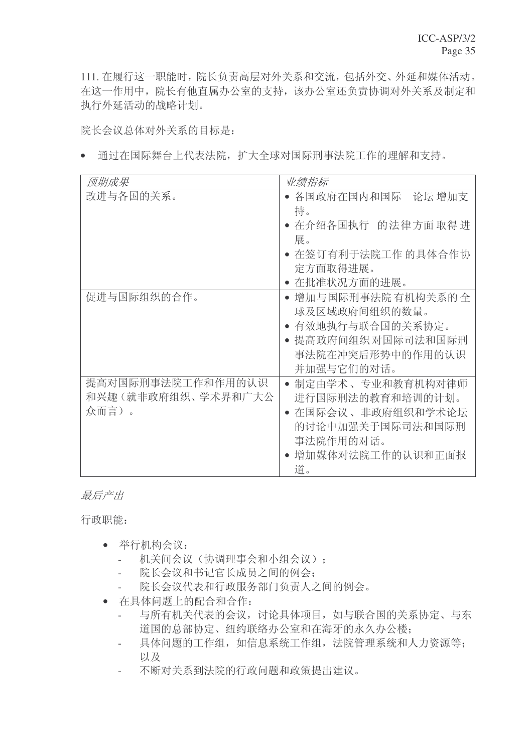111. 在履行这一职能时，院长负责高层对外关系和交流，包括外交、外延和媒体活动。在这一作用中，院长有他直属办公室的支持，该办公室还负责协调对外关系及制定和执行外延活动的战略计划。

院长会议总体对外关系的目标是：

- 通过在国际舞台上代表法院，扩大全球对国际刑事法院工作的理解和支持。

| *预期成果* | *业绩指标* |
|---|---|
| 改进与各国的关系。 | • 各国政府在国内和国际 论坛 增加支持。<br>• 在介绍各国执行 的法律方面 取得 进展。<br>• 在签订有利于法院工作 的具体合作协定方面取得进展。<br>• 在批准状况方面的进展。 |
| 促进与国际组织的合作。 | • 增加与国际刑事法院 有机构关系的 全球及区域政府间组织的数量。<br>• 有效地执行与联合国的关系协定。<br>• 提高政府间组织 对国际司法和国际刑事法院在冲突后形势中的作用的认识并加强与它们的对话。 |
| 提高对国际刑事法院工作和作用的认识和兴趣（就非政府组织、学术界和广大公众而言）。 | • 制定由学术 、专业和教育机构对律师进行国际刑法的教育和培训的计划。<br>• 在国际会议 、非政府组织和学术论坛的讨论中加强关于国际司法和国际刑事法院作用的对话。<br>• 增加媒体对法院工作的认识和正面报道。 |

*最后产出*

行政职能：

- 举行机构会议：
  - 机关间会议（协调理事会和小组会议）；
  - 院长会议和书记官长成员之间的例会；
  - 院长会议代表和行政服务部门负责人之间的例会。
- 在具体问题上的配合和合作：
  - 与所有机关代表的会议，讨论具体项目，如与联合国的关系协定、与东道国的总部协定、纽约联络办公室和在海牙的永久办公楼；
  - 具体问题的工作组，如信息系统工作组，法院管理系统和人力资源等；以及
  - 不断对关系到法院的行政问题和政策提出建议。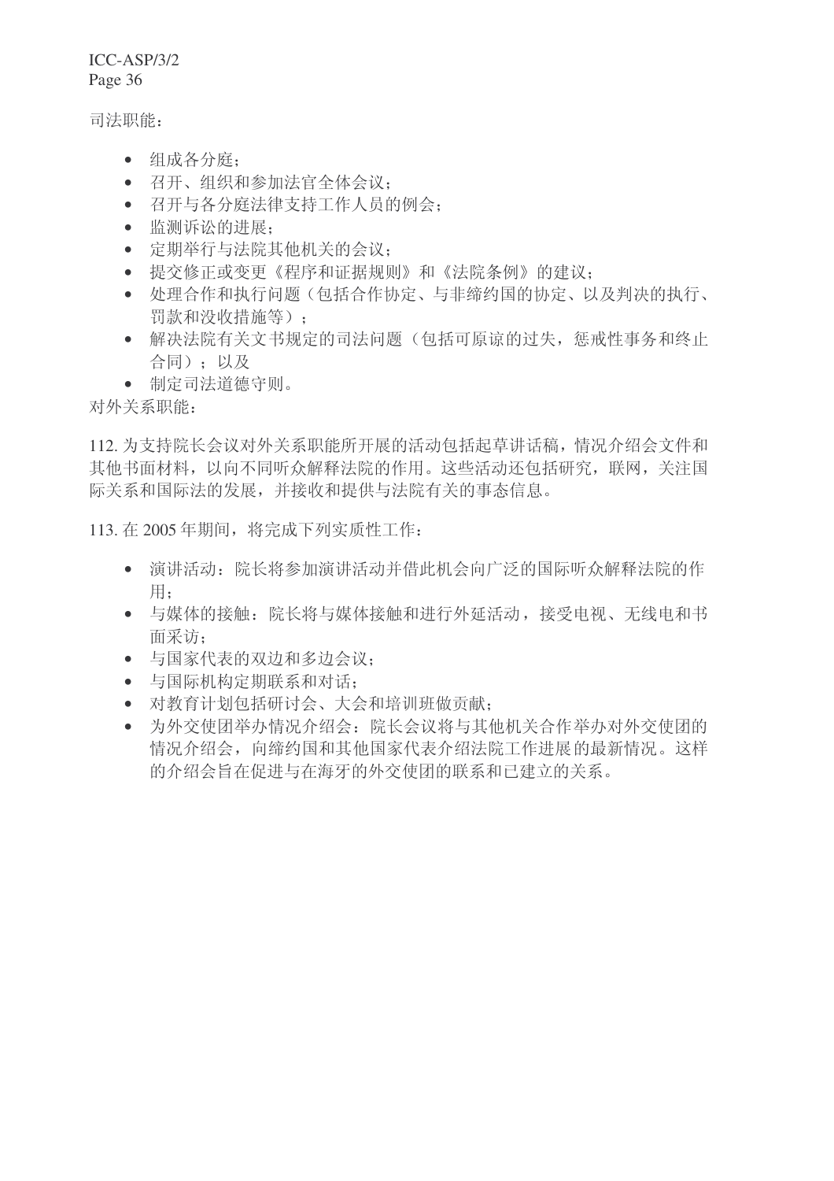司法职能：

- 组成各分庭；
- 召开、组织和参加法官全体会议；
- 召开与各分庭法律支持工作人员的例会；
- 监测诉讼的进展；
- 定期举行与法院其他机关的会议；
- 提交修正或变更《程序和证据规则》和《法院条例》的建议；
- 处理合作和执行问题（包括合作协定、与非缔约国的协定、以及判决的执行、罚款和没收措施等）；
- 解决法院有关文书规定的司法问题（包括可原谅的过失，惩戒性事务和终止合同）；以及
- 制定司法道德守则。

对外关系职能：

112. 为支持院长会议对外关系职能所开展的活动包括起草讲话稿，情况介绍会文件和其他书面材料，以向不同听众解释法院的作用。这些活动还包括研究，联网，关注国际关系和国际法的发展，并接收和提供与法院有关的事态信息。

113. 在 2005 年期间，将完成下列实质性工作：

- 演讲活动：院长将参加演讲活动并借此机会向广泛的国际听众解释法院的作用；
- 与媒体的接触：院长将与媒体接触和进行外延活动，接受电视、无线电和书面采访；
- 与国家代表的双边和多边会议；
- 与国际机构定期联系和对话；
- 对教育计划包括研讨会、大会和培训班做贡献；
- 为外交使团举办情况介绍会：院长会议将与其他机关合作举办对外交使团的情况介绍会，向缔约国和其他国家代表介绍法院工作进展的最新情况。这样的介绍会旨在促进与在海牙的外交使团的联系和已建立的关系。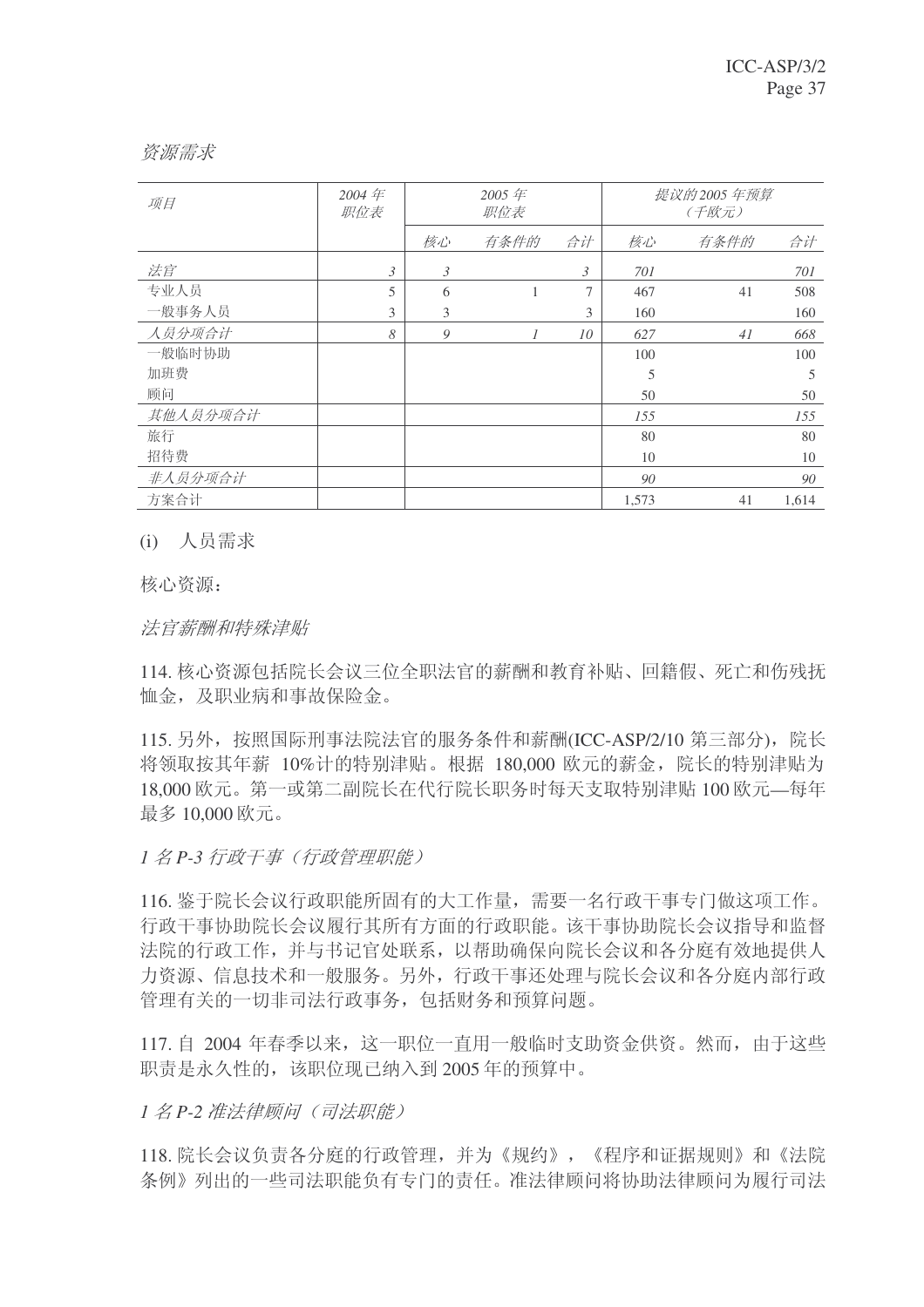*资源需求*

| *项目* | *2004 年职位表* | *2005 年职位表* | | | *提议的 2005 年预算（千欧元）* | | |
|---|---|---|---|---|---|---|---|
| | | *核心* | *有条件的* | *合计* | *核心* | *有条件的* | *合计* |
| *法官* | *3* | *3* | | *3* | *701* | | *701* |
| 专业人员 | 5 | 6 | 1 | 7 | 467 | 41 | 508 |
| 一般事务人员 | 3 | 3 | | 3 | 160 | | 160 |
| *人员分项合计* | *8* | *9* | *1* | *10* | *627* | *41* | *668* |
| 一般临时协助 | | | | | 100 | | 100 |
| 加班费 | | | | | 5 | | 5 |
| 顾问 | | | | | 50 | | 50 |
| *其他人员分项合计* | | | | | *155* | | *155* |
| 旅行 | | | | | 80 | | 80 |
| 招待费 | | | | | 10 | | 10 |
| *非人员分项合计* | | | | | *90* | | *90* |
| 方案合计 | | | | | 1,573 | 41 | 1,614 |

(i) 人员需求

核心资源：

*法官薪酬和特殊津贴*

114. 核心资源包括院长会议三位全职法官的薪酬和教育补贴、回籍假、死亡和伤残抚恤金，及职业病和事故保险金。

115. 另外，按照国际刑事法院法官的服务条件和薪酬(ICC-ASP/2/10 第三部分)，院长将领取按其年薪 10%计的特别津贴。根据 180,000 欧元的薪金，院长的特别津贴为 18,000 欧元。第一或第二副院长在代行院长职务时每天支取特别津贴 100 欧元—每年最多 10,000 欧元。

*1 名 P-3 行政干事（行政管理职能）*

116. 鉴于院长会议行政职能所固有的大工作量，需要一名行政干事专门做这项工作。行政干事协助院长会议履行其所有方面的行政职能。该干事协助院长会议指导和监督法院的行政工作，并与书记官处联系，以帮助确保向院长会议和各分庭有效地提供人力资源、信息技术和一般服务。另外，行政干事还处理与院长会议和各分庭内部行政管理有关的一切非司法行政事务，包括财务和预算问题。

117. 自 2004 年春季以来，这一职位一直用一般临时支助资金供资。然而，由于这些职责是永久性的，该职位现已纳入到 2005 年的预算中。

*1 名 P-2 准法律顾问（司法职能）*

118. 院长会议负责各分庭的行政管理，并为《规约》，《程序和证据规则》和《法院条例》列出的一些司法职能负有专门的责任。准法律顾问将协助法律顾问为履行司法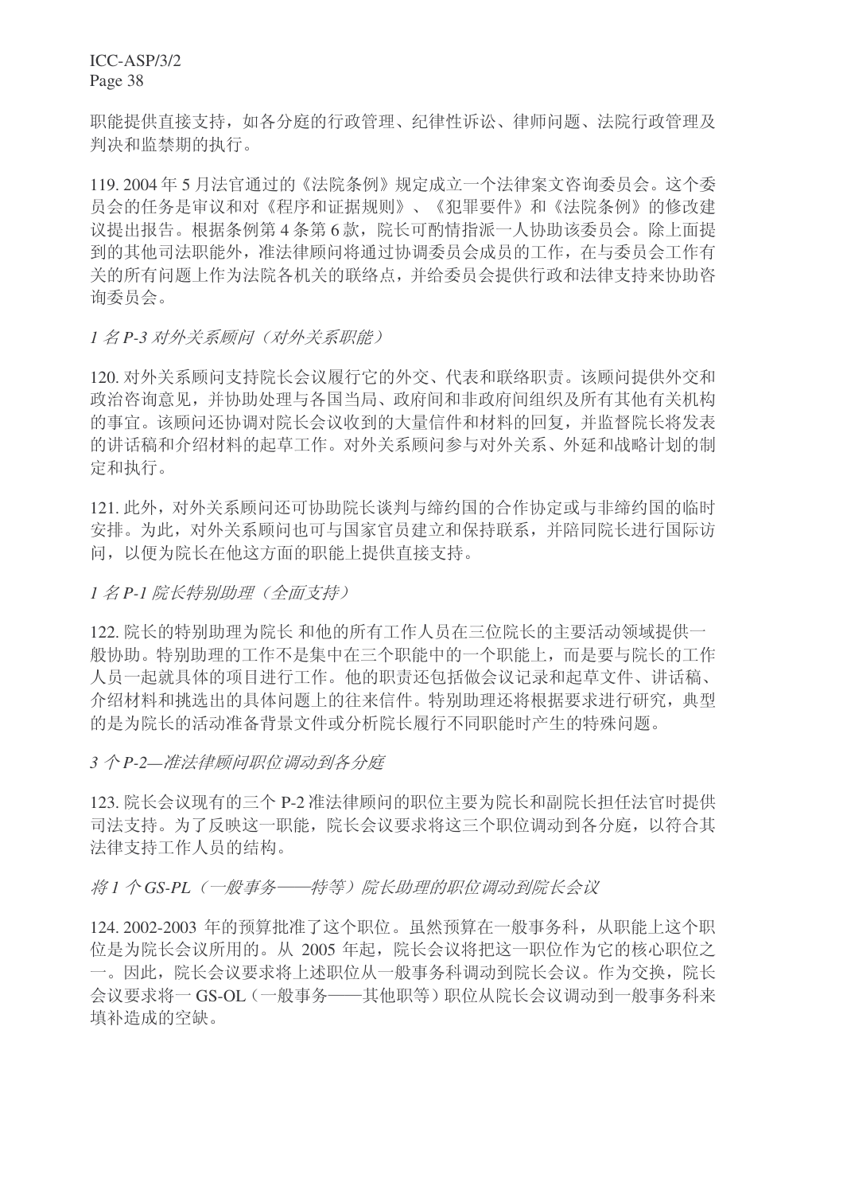职能提供直接支持，如各分庭的行政管理、纪律性诉讼、律师问题、法院行政管理及判决和监禁期的执行。

119. 2004 年 5 月法官通过的《法院条例》规定成立一个法律案文咨询委员会。这个委员会的任务是审议和对《程序和证据规则》、《犯罪要件》和《法院条例》的修改建议提出报告。根据条例第 4 条第 6 款，院长可酌情指派一人协助该委员会。除上面提到的其他司法职能外，准法律顾问将通过协调委员会成员的工作，在与委员会工作有关的所有问题上作为法院各机关的联络点，并给委员会提供行政和法律支持来协助咨询委员会。

*1 名 P-3 对外关系顾问（对外关系职能）*

120. 对外关系顾问支持院长会议履行它的外交、代表和联络职责。该顾问提供外交和政治咨询意见，并协助处理与各国当局、政府间和非政府间组织及所有其他有关机构的事宜。该顾问还协调对院长会议收到的大量信件和材料的回复，并监督院长将发表的讲话稿和介绍材料的起草工作。对外关系顾问参与对外关系、外延和战略计划的制定和执行。

121. 此外，对外关系顾问还可协助院长谈判与缔约国的合作协定或与非缔约国的临时安排。为此，对外关系顾问也可与国家官员建立和保持联系，并陪同院长进行国际访问，以便为院长在他这方面的职能上提供直接支持。

*1 名 P-1 院长特别助理（全面支持）*

122. 院长的特别助理为院长 和他的所有工作人员在三位院长的主要活动领域提供一般协助。特别助理的工作不是集中在三个职能中的一个职能上，而是要与院长的工作人员一起就具体的项目进行工作。他的职责还包括做会议记录和起草文件、讲话稿、介绍材料和挑选出的具体问题上的往来信件。特别助理还将根据要求进行研究，典型的是为院长的活动准备背景文件或分析院长履行不同职能时产生的特殊问题。

*3 个 P-2—准法律顾问职位调动到各分庭*

123. 院长会议现有的三个 P-2 准法律顾问的职位主要为院长和副院长担任法官时提供司法支持。为了反映这一职能，院长会议要求将这三个职位调动到各分庭，以符合其法律支持工作人员的结构。

*将 1 个 GS-PL（一般事务——特等）院长助理的职位调动到院长会议*

124. 2002-2003 年的预算批准了这个职位。虽然预算在一般事务科，从职能上这个职位是为院长会议所用的。从 2005 年起，院长会议将把这一职位作为它的核心职位之一。因此，院长会议要求将上述职位从一般事务科调动到院长会议。作为交换，院长会议要求将一 GS-OL（一般事务——其他职等）职位从院长会议调动到一般事务科来填补造成的空缺。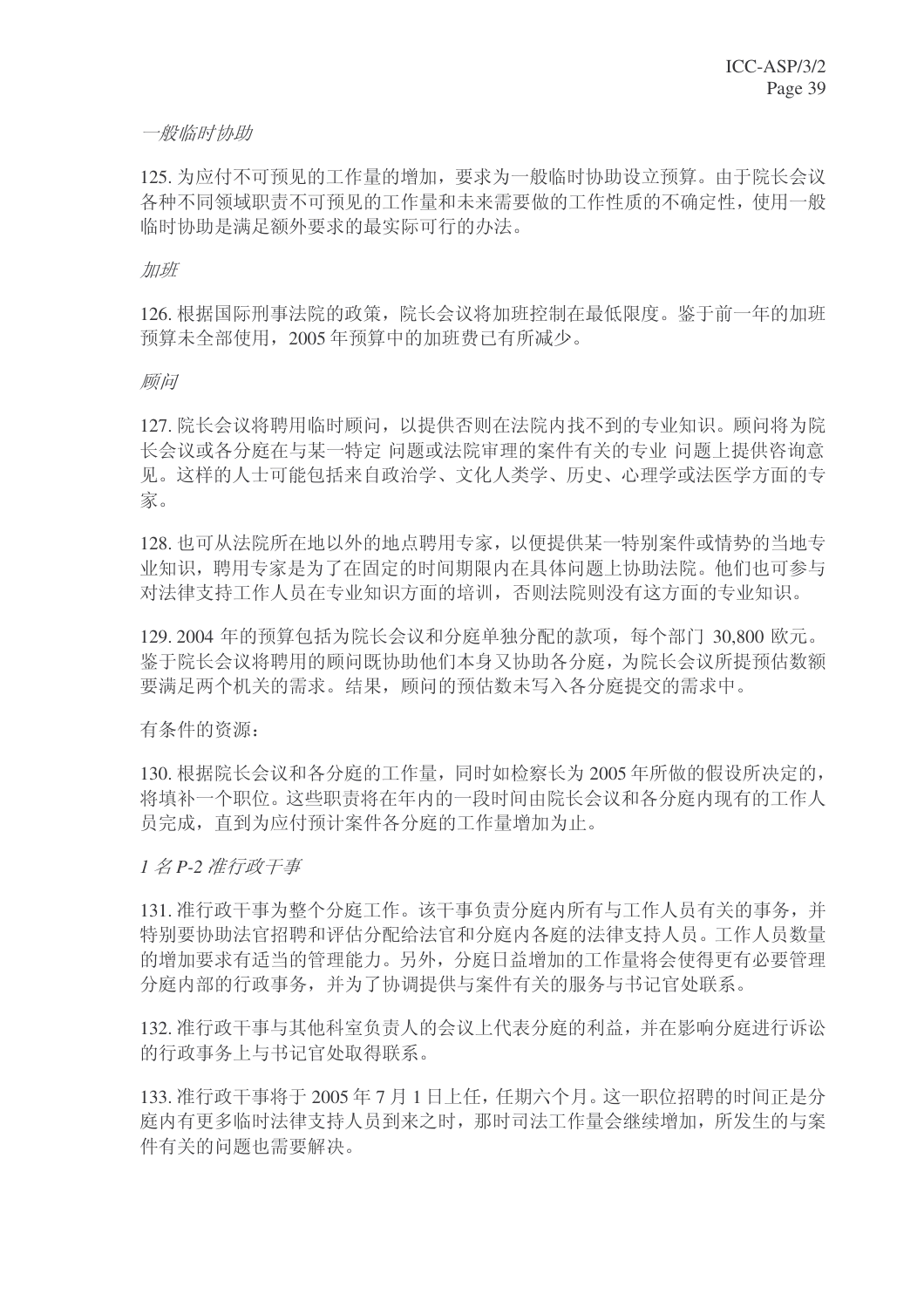*一般临时协助*

125. 为应付不可预见的工作量的增加，要求为一般临时协助设立预算。由于院长会议各种不同领域职责不可预见的工作量和未来需要做的工作性质的不确定性，使用一般临时协助是满足额外要求的最实际可行的办法。

*加班*

126. 根据国际刑事法院的政策，院长会议将加班控制在最低限度。鉴于前一年的加班预算未全部使用，2005 年预算中的加班费已有所减少。

*顾问*

127. 院长会议将聘用临时顾问，以提供否则在法院内找不到的专业知识。顾问将为院长会议或各分庭在与某一特定 问题或法院审理的案件有关的专业 问题上提供咨询意见。这样的人士可能包括来自政治学、文化人类学、历史、心理学或法医学方面的专家。

128. 也可从法院所在地以外的地点聘用专家，以便提供某一特别案件或情势的当地专业知识，聘用专家是为了在固定的时间期限内在具体问题上协助法院。他们也可参与对法律支持工作人员在专业知识方面的培训，否则法院则没有这方面的专业知识。

129. 2004 年的预算包括为院长会议和分庭单独分配的款项，每个部门 30,800 欧元。鉴于院长会议将聘用的顾问既协助他们本身又协助各分庭，为院长会议所提预估数额要满足两个机关的需求。结果，顾问的预估数未写入各分庭提交的需求中。

有条件的资源：

130. 根据院长会议和各分庭的工作量，同时如检察长为 2005 年所做的假设所决定的，将填补一个职位。这些职责将在年内的一段时间由院长会议和各分庭内现有的工作人员完成，直到为应付预计案件各分庭的工作量增加为止。

*1 名 P-2 准行政干事*

131. 准行政干事为整个分庭工作。该干事负责分庭内所有与工作人员有关的事务，并特别要协助法官招聘和评估分配给法官和分庭内各庭的法律支持人员。工作人员数量的增加要求有适当的管理能力。另外，分庭日益增加的工作量将会使得更有必要管理分庭内部的行政事务，并为了协调提供与案件有关的服务与书记官处联系。

132. 准行政干事与其他科室负责人的会议上代表分庭的利益，并在影响分庭进行诉讼的行政事务上与书记官处取得联系。

133. 准行政干事将于 2005 年 7 月 1 日上任，任期六个月。这一职位招聘的时间正是分庭内有更多临时法律支持人员到来之时，那时司法工作量会继续增加，所发生的与案件有关的问题也需要解决。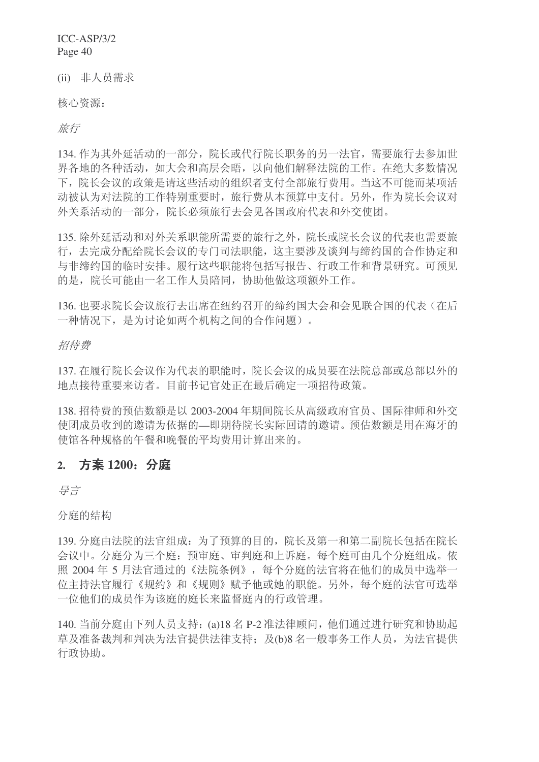(ii) 非人员需求

核心资源：

*旅行*

134. 作为其外延活动的一部分，院长或代行院长职务的另一法官，需要旅行去参加世界各地的各种活动，如大会和高层会晤，以向他们解释法院的工作。在绝大多数情况下，院长会议的政策是请这些活动的组织者支付全部旅行费用。当这不可能而某项活动被认为对法院的工作特别重要时，旅行费从本预算中支付。另外，作为院长会议对外关系活动的一部分，院长必须旅行去会见各国政府代表和外交使团。

135. 除外延活动和对外关系职能所需要的旅行之外，院长或院长会议的代表也需要旅行，去完成分配给院长会议的专门司法职能，这主要涉及谈判与缔约国的合作协定和与非缔约国的临时安排。履行这些职能将包括写报告、行政工作和背景研究。可预见的是，院长可能由一名工作人员陪同，协助他做这项额外工作。

136. 也要求院长会议旅行去出席在纽约召开的缔约国大会和会见联合国的代表（在后一种情况下，是为讨论如两个机构之间的合作问题）。

*招待费*

137. 在履行院长会议作为代表的职能时，院长会议的成员要在法院总部或总部以外的地点接待重要来访者。目前书记官处正在最后确定一项招待政策。

138. 招待费的预估数额是以 2003-2004 年期间院长从高级政府官员、国际律师和外交使团成员收到的邀请为依据的—即期待院长实际回请的邀请。预估数额是用在海牙的使馆各种规格的午餐和晚餐的平均费用计算出来的。

## 2. 方案 1200：分庭

*导言*

分庭的结构

139. 分庭由法院的法官组成：为了预算的目的，院长及第一和第二副院长包括在院长会议中。分庭分为三个庭：预审庭、审判庭和上诉庭。每个庭可由几个分庭组成。依照 2004 年 5 月法官通过的《法院条例》，每个分庭的法官将在他们的成员中选举一位主持法官履行《规约》和《规则》赋予他或她的职能。另外，每个庭的法官可选举一位他们的成员作为该庭的庭长来监督庭内的行政管理。

140. 当前分庭由下列人员支持：(a)18 名 P-2 准法律顾问，他们通过进行研究和协助起草及准备裁判和判决为法官提供法律支持；及(b)8 名一般事务工作人员，为法官提供行政协助。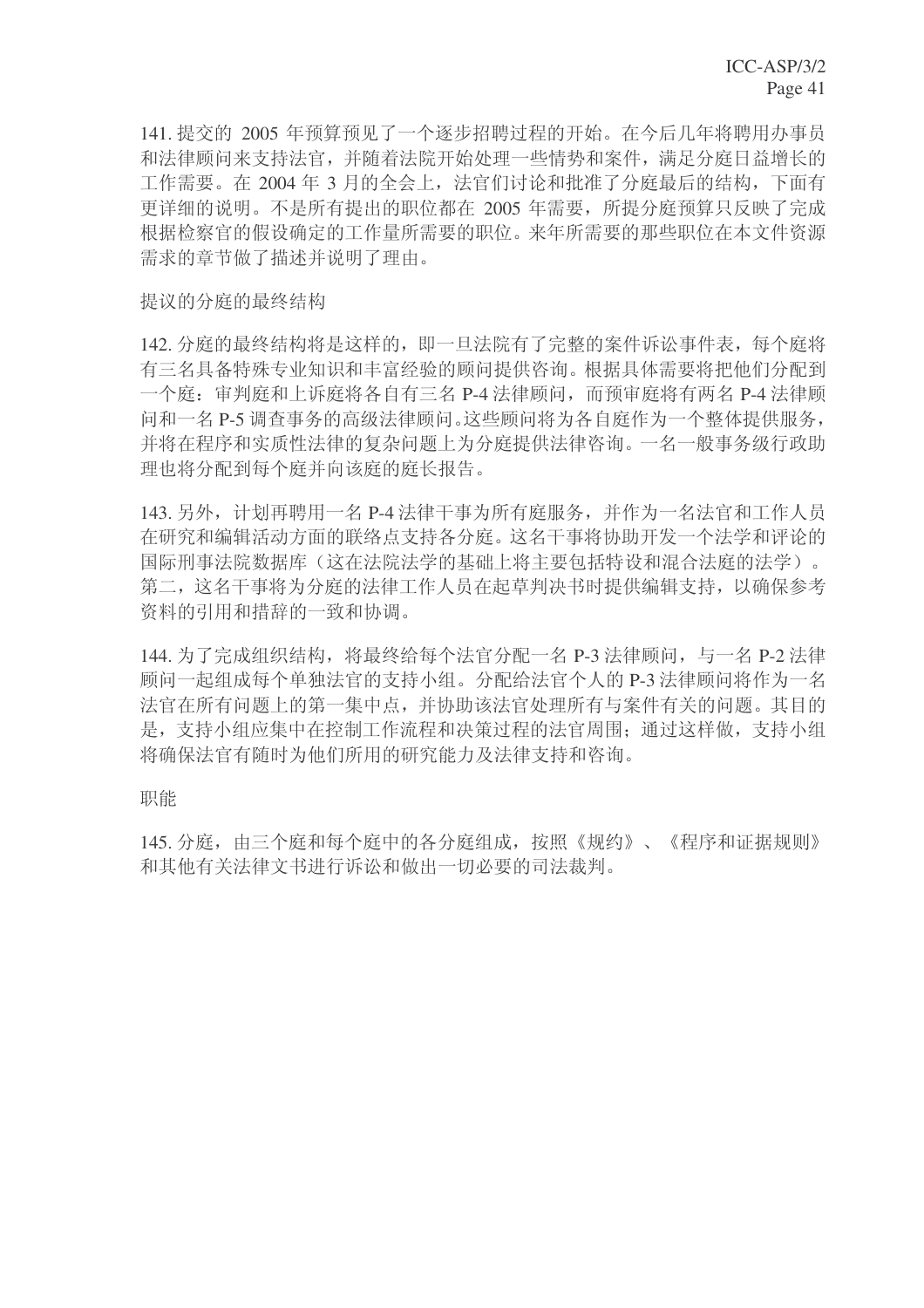141. 提交的 2005 年预算预见了一个逐步招聘过程的开始。在今后几年将聘用办事员和法律顾问来支持法官，并随着法院开始处理一些情势和案件，满足分庭日益增长的工作需要。在 2004 年 3 月的全会上，法官们讨论和批准了分庭最后的结构，下面有更详细的说明。不是所有提出的职位都在 2005 年需要，所提分庭预算只反映了完成根据检察官的假设确定的工作量所需要的职位。来年所需要的那些职位在本文件资源需求的章节做了描述并说明了理由。

提议的分庭的最终结构

142. 分庭的最终结构将是这样的，即一旦法院有了完整的案件诉讼事件表，每个庭将有三名具备特殊专业知识和丰富经验的顾问提供咨询。根据具体需要将把他们分配到一个庭：审判庭和上诉庭将各自有三名 P-4 法律顾问，而预审庭将有两名 P-4 法律顾问和一名 P-5 调查事务的高级法律顾问。这些顾问将为各自庭作为一个整体提供服务，并将在程序和实质性法律的复杂问题上为分庭提供法律咨询。一名一般事务级行政助理也将分配到每个庭并向该庭的庭长报告。

143. 另外，计划再聘用一名 P-4 法律干事为所有庭服务，并作为一名法官和工作人员在研究和编辑活动方面的联络点支持各分庭。这名干事将协助开发一个法学和评论的国际刑事法院数据库（这在法院法学的基础上将主要包括特设和混合法庭的法学）。第二，这名干事将为分庭的法律工作人员在起草判决书时提供编辑支持，以确保参考资料的引用和措辞的一致和协调。

144. 为了完成组织结构，将最终给每个法官分配一名 P-3 法律顾问，与一名 P-2 法律顾问一起组成每个单独法官的支持小组。分配给法官个人的 P-3 法律顾问将作为一名法官在所有问题上的第一集中点，并协助该法官处理所有与案件有关的问题。其目的是，支持小组应集中在控制工作流程和决策过程的法官周围；通过这样做，支持小组将确保法官有随时为他们所用的研究能力及法律支持和咨询。

职能

145. 分庭，由三个庭和每个庭中的各分庭组成，按照《规约》、《程序和证据规则》和其他有关法律文书进行诉讼和做出一切必要的司法裁判。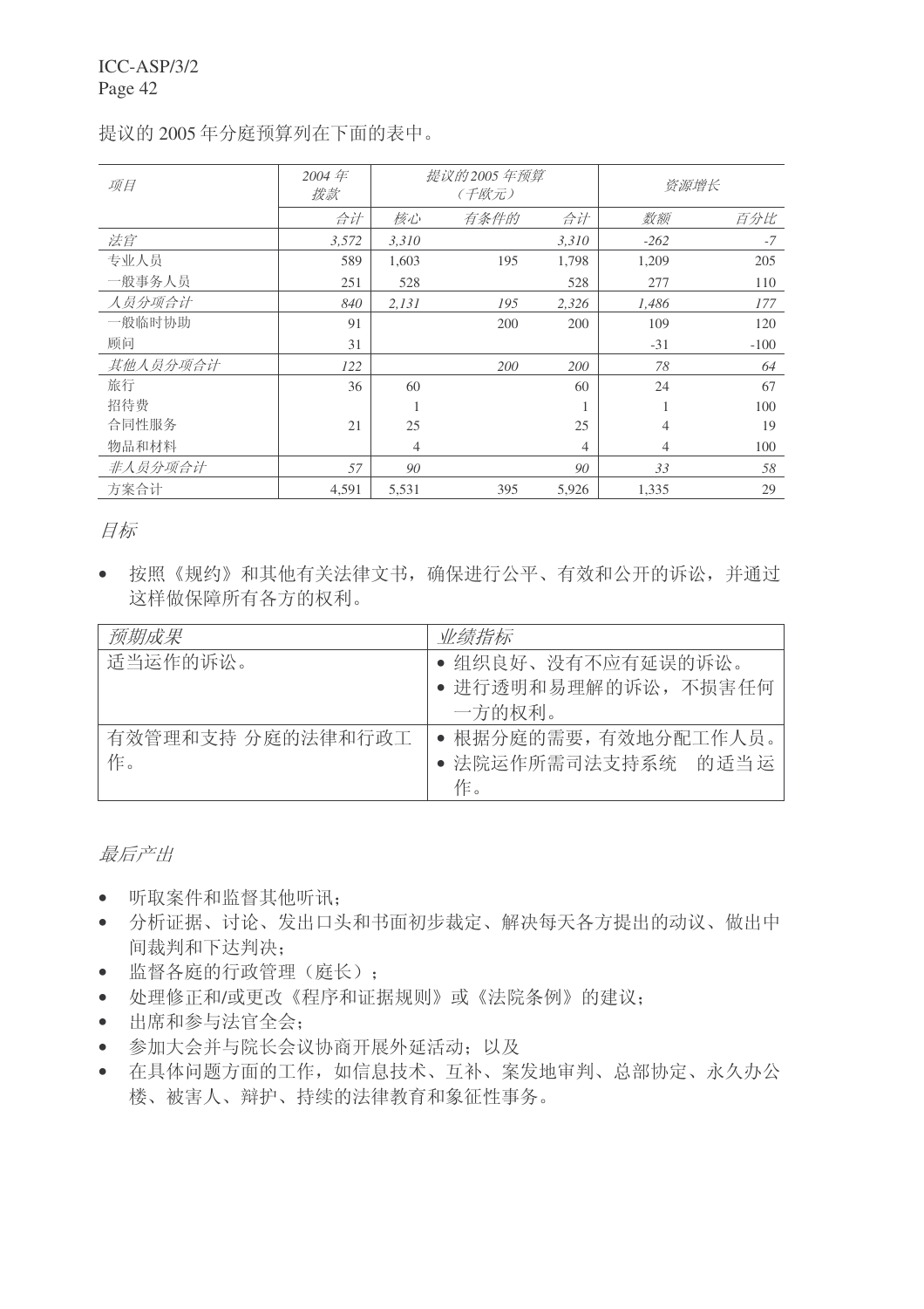提议的 2005 年分庭预算列在下面的表中。

| 项目 | 2004 年拨款 | 提议的2005 年预算（千欧元） | | | 资源增长 | |
|---|---|---|---|---|---|---|
| | 合计 | 核心 | 有条件的 | 合计 | 数额 | 百分比 |
| *法官* | *3,572* | *3,310* | | *3,310* | *-262* | *-7* |
| 专业人员 | 589 | 1,603 | 195 | 1,798 | 1,209 | 205 |
| 一般事务人员 | 251 | 528 | | 528 | 277 | 110 |
| *人员分项合计* | *840* | *2,131* | *195* | *2,326* | *1,486* | *177* |
| 一般临时协助 | 91 | | 200 | 200 | 109 | 120 |
| 顾问 | 31 | | | | -31 | -100 |
| *其他人员分项合计* | *122* | | *200* | *200* | *78* | *64* |
| 旅行 | 36 | 60 | | 60 | 24 | 67 |
| 招待费 | | 1 | | 1 | 1 | 100 |
| 合同性服务 | 21 | 25 | | 25 | 4 | 19 |
| 物品和材料 | | 4 | | 4 | 4 | 100 |
| *非人员分项合计* | *57* | *90* | | *90* | *33* | *58* |
| 方案合计 | 4,591 | 5,531 | 395 | 5,926 | 1,335 | 29 |

*目标*

- 按照《规约》和其他有关法律文书，确保进行公平、有效和公开的诉讼，并通过这样做保障所有各方的权利。

| *预期成果* | *业绩指标* |
|---|---|
| 适当运作的诉讼。 | • 组织良好、没有不应有延误的诉讼。<br>• 进行透明和易理解的诉讼，不损害任何一方的权利。 |
| 有效管理和支持 分庭的法律和行政工作。 | • 根据分庭的需要，有效地分配工作人员。<br>• 法院运作所需司法支持系统 的适当运作。 |

*最后产出*

- 听取案件和监督其他听讯；
- 分析证据、讨论、发出口头和书面初步裁定、解决每天各方提出的动议、做出中间裁判和下达判决；
- 监督各庭的行政管理（庭长）；
- 处理修正和/或更改《程序和证据规则》或《法院条例》的建议；
- 出席和参与法官全会；
- 参加大会并与院长会议协商开展外延活动；以及
- 在具体问题方面的工作，如信息技术、互补、案发地审判、总部协定、永久办公楼、被害人、辩护、持续的法律教育和象征性事务。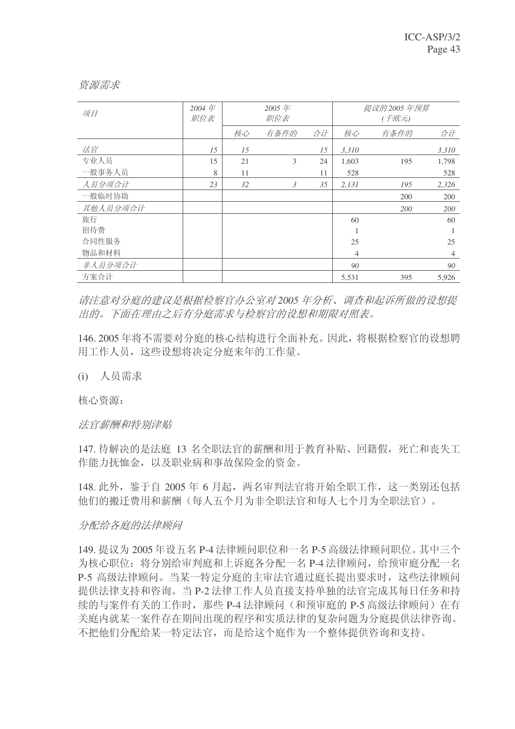*资源需求*

| *项目* | *2004 年职位表* | *2005 年职位表* | | | *提议的 2005 年预算（千欧元）* | | |
|---|---|---|---|---|---|---|---|
| | | *核心* | *有条件的* | *合计* | *核心* | *有条件的* | *合计* |
| *法官* | *15* | *15* | | *15* | *3,310* | | *3,310* |
| 专业人员 | 15 | 21 | 3 | 24 | 1,603 | 195 | 1,798 |
| 一般事务人员 | 8 | 11 | | 11 | 528 | | 528 |
| *人员分项合计* | *23* | *32* | *3* | *35* | *2,131* | *195* | *2,326* |
| 一般临时协助 | | | | | | 200 | 200 |
| *其他人员分项合计* | | | | | | *200* | *200* |
| 旅行 | | | | | 60 | | 60 |
| 招待费 | | | | | 1 | | 1 |
| 合同性服务 | | | | | 25 | | 25 |
| 物品和材料 | | | | | 4 | | 4 |
| *非人员分项合计* | | | | | *90* | | *90* |
| 方案合计 | | | | | 5,531 | 395 | 5,926 |

*请注意对分庭的建议是根据检察官办公室对 2005 年分析、调查和起诉所做的设想提出的。下面在理由之后有分庭需求与检察官的设想和期限对照表。*

146. 2005 年将不需要对分庭的核心结构进行全面补充。因此，将根据检察官的设想聘用工作人员，这些设想将决定分庭来年的工作量。

(i) 人员需求

核心资源：

*法官薪酬和特别津贴*

147. 待解决的是法庭 13 名全职法官的薪酬和用于教育补贴、回籍假，死亡和丧失工作能力抚恤金，以及职业病和事故保险金的资金。

148. 此外，鉴于自 2005 年 6 月起，两名审判法官将开始全职工作，这一类别还包括他们的搬迁费用和薪酬（每人五个月为非全职法官和每人七个月为全职法官）。

*分配给各庭的法律顾问*

149. 提议为 2005 年设五名 P-4 法律顾问职位和一名 P-5 高级法律顾问职位。其中三个为核心职位：将分别给审判庭和上诉庭各分配一名 P-4 法律顾问，给预审庭分配一名 P-5 高级法律顾问。当某一特定分庭的主审法官通过庭长提出要求时，这些法律顾问提供法律支持和咨询。当 P-2 法律工作人员直接支持单独的法官完成其每日任务和持续的与案件有关的工作时，那些 P-4 法律顾问（和预审庭的 P-5 高级法律顾问）在有关庭内就某一案件存在期间出现的程序和实质法律的复杂问题为分庭提供法律咨询。不把他们分配给某一特定法官，而是给这个庭作为一个整体提供咨询和支持。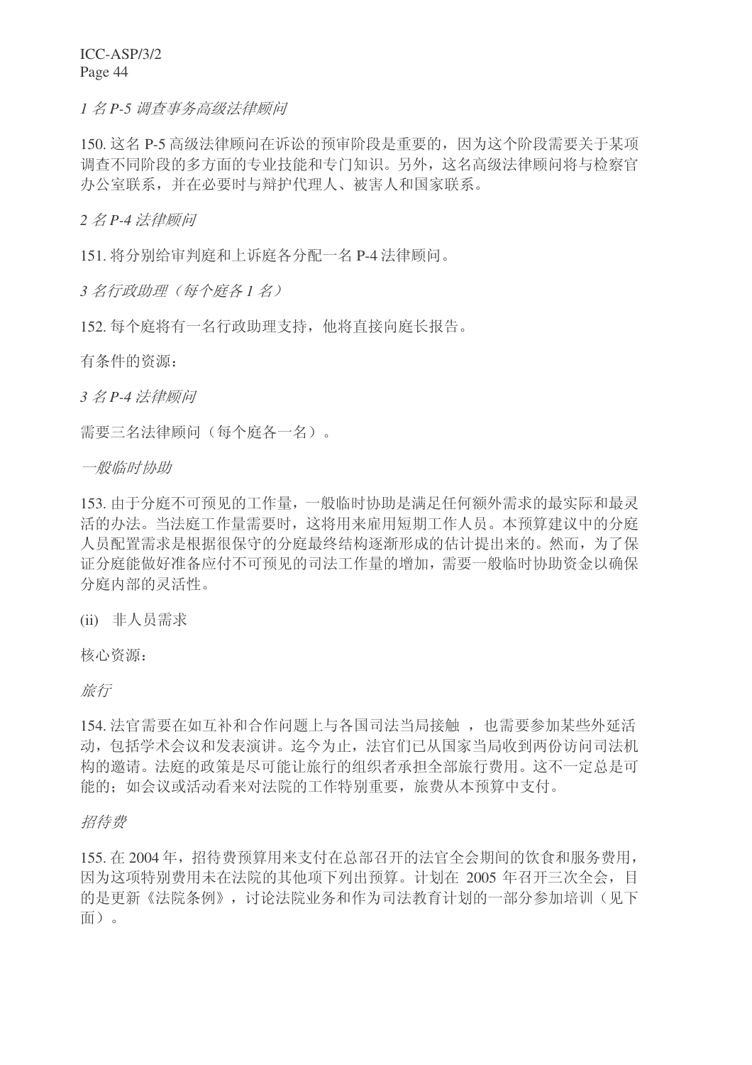*1 名 P-5 调查事务高级法律顾问*

150. 这名 P-5 高级法律顾问在诉讼的预审阶段是重要的，因为这个阶段需要关于某项调查不同阶段的多方面的专业技能和专门知识。另外，这名高级法律顾问将与检察官办公室联系，并在必要时与辩护代理人、被害人和国家联系。

*2 名 P-4 法律顾问*

151. 将分别给审判庭和上诉庭各分配一名 P-4 法律顾问。

*3 名行政助理（每个庭各 1 名）*

152. 每个庭将有一名行政助理支持，他将直接向庭长报告。

有条件的资源：

*3 名 P-4 法律顾问*

需要三名法律顾问（每个庭各一名）。

*一般临时协助*

153. 由于分庭不可预见的工作量，一般临时协助是满足任何额外需求的最实际和最灵活的办法。当法庭工作量需要时，这将用来雇用短期工作人员。本预算建议中的分庭人员配置需求是根据很保守的分庭最终结构逐渐形成的估计提出来的。然而，为了保证分庭能做好准备应付不可预见的司法工作量的增加，需要一般临时协助资金以确保分庭内部的灵活性。

(ii) 非人员需求

核心资源：

*旅行*

154. 法官需要在如互补和合作问题上与各国司法当局接触 ，也需要参加某些外延活动，包括学术会议和发表演讲。迄今为止，法官们已从国家当局收到两份访问司法机构的邀请。法庭的政策是尽可能让旅行的组织者承担全部旅行费用。这不一定总是可能的；如会议或活动看来对法院的工作特别重要，旅费从本预算中支付。

*招待费*

155. 在 2004 年，招待费预算用来支付在总部召开的法官全会期间的饮食和服务费用，因为这项特别费用未在法院的其他项下列出预算。计划在 2005 年召开三次全会，目的是更新《法院条例》，讨论法院业务和作为司法教育计划的一部分参加培训（见下面）。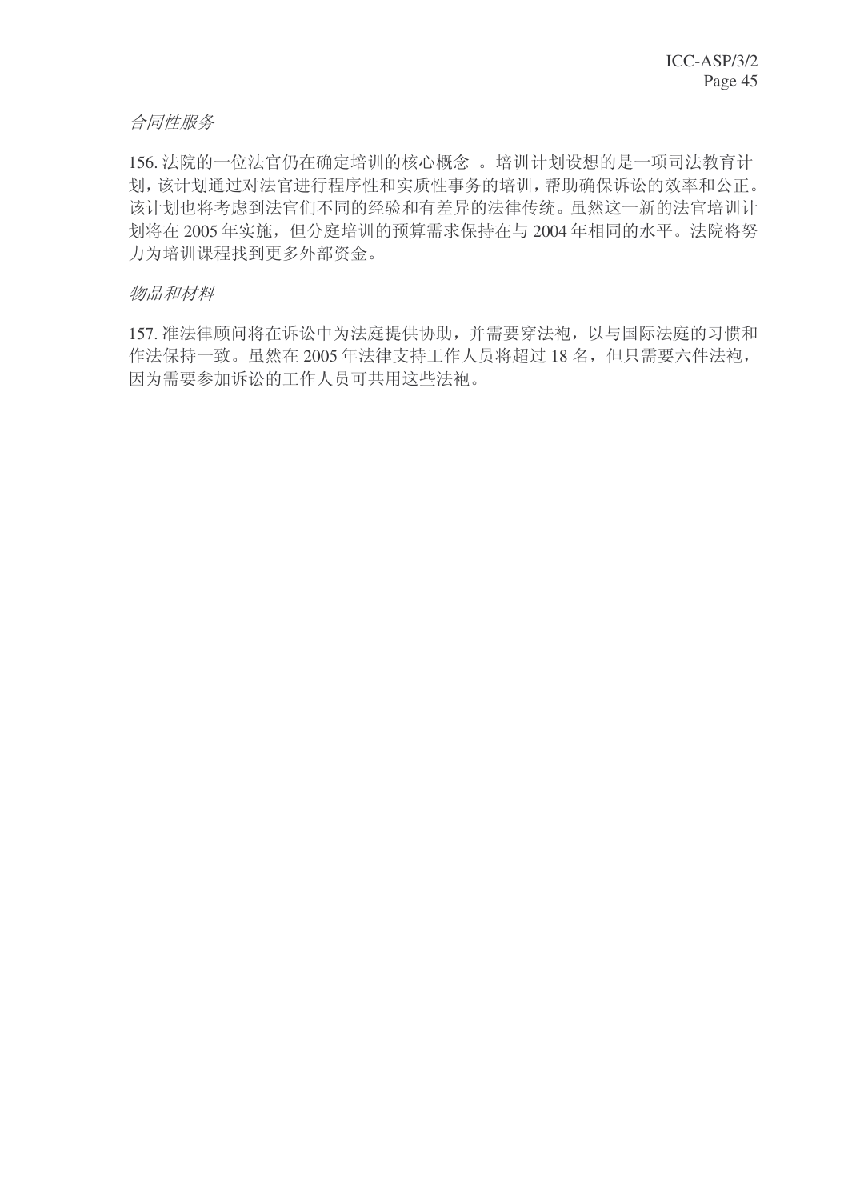*合同性服务*

156. 法院的一位法官仍在确定培训的核心概念 。培训计划设想的是一项司法教育计划，该计划通过对法官进行程序性和实质性事务的培训，帮助确保诉讼的效率和公正。该计划也将考虑到法官们不同的经验和有差异的法律传统。虽然这一新的法官培训计划将在 2005 年实施，但分庭培训的预算需求保持在与 2004 年相同的水平。法院将努力为培训课程找到更多外部资金。

*物品和材料*

157. 准法律顾问将在诉讼中为法庭提供协助，并需要穿法袍，以与国际法庭的习惯和作法保持一致。虽然在 2005 年法律支持工作人员将超过 18 名，但只需要六件法袍，因为需要参加诉讼的工作人员可共用这些法袍。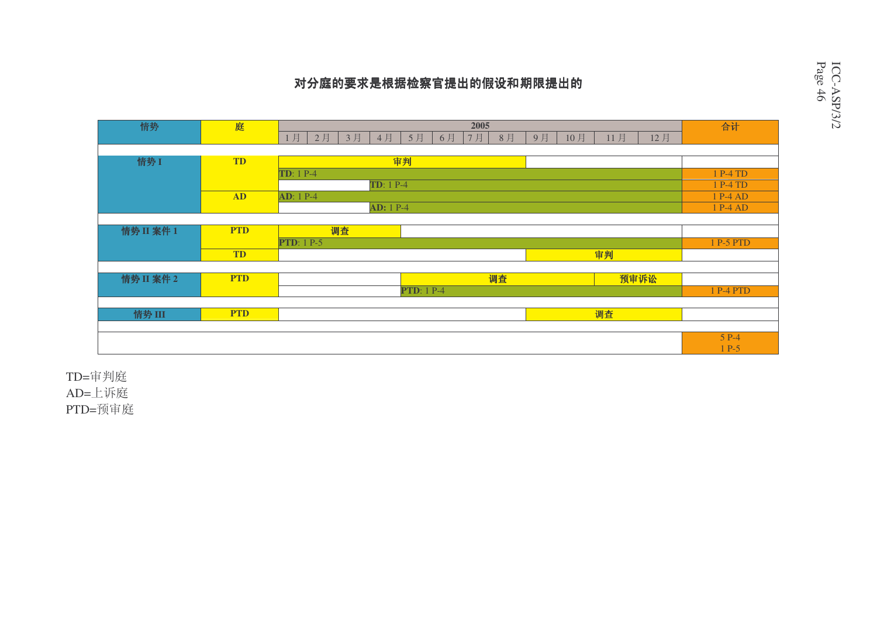## 对分庭的要求是根据检察官提出的假设和期限提出的

情势
庭
2005
1月 2月 3月 4月 5月 6月 7月 8月 9月 10月 11月 12月
合计

情势 I
TD
审判
TD: 1 P-4
1 P-4 TD
TD: 1 P-4
1 P-4 TD
AD
AD: 1 P-4
1 P-4 AD
AD: 1 P-4
1 P-4 AD

情势 II 案件 1
PTD
调查
PTD: 1 P-5
1 P-5 PTD
TD
审判

情势 II 案件 2
PTD
调查
预审诉讼
PTD: 1 P-4
1 P-4 PTD

情势 III
PTD
调查

5 P-4
1 P-5

TD=审判庭
AD=上诉庭
PTD=预审庭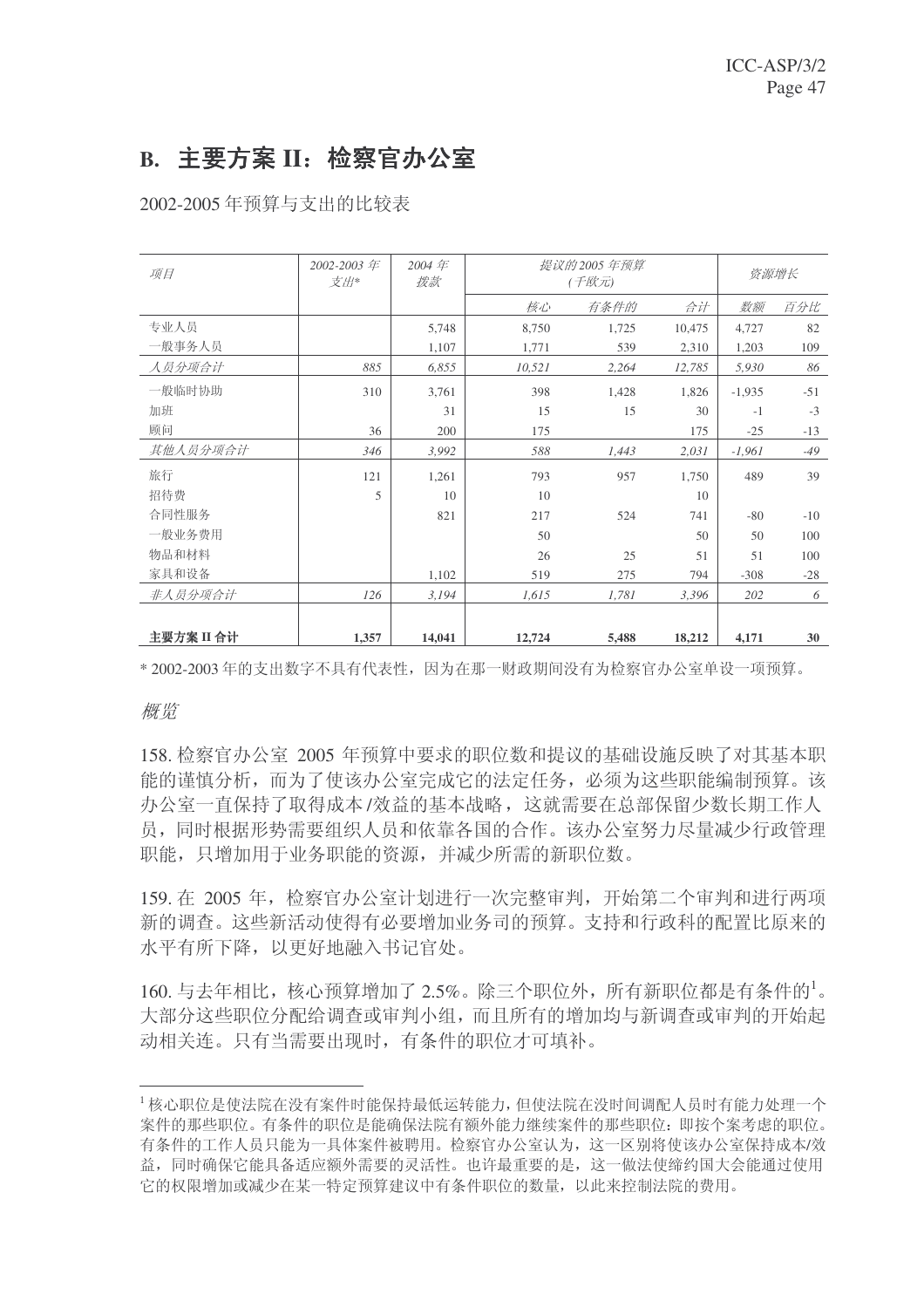## B. 主要方案 II：检察官办公室

2002-2005 年预算与支出的比较表

| *项目* | *2002-2003 年支出\** | *2004 年拨款* | *提议的 2005 年预算 (千欧元)* | | | *资源增长* | |
|---|---|---|---|---|---|---|---|
| | | | *核心* | *有条件的* | *合计* | *数额* | *百分比* |
| 专业人员 | | 5,748 | 8,750 | 1,725 | 10,475 | 4,727 | 82 |
| 一般事务人员 | | 1,107 | 1,771 | 539 | 2,310 | 1,203 | 109 |
| *人员分项合计* | *885* | *6,855* | *10,521* | *2,264* | *12,785* | *5,930* | *86* |
| 一般临时协助 | 310 | 3,761 | 398 | 1,428 | 1,826 | -1,935 | -51 |
| 加班 | | 31 | 15 | 15 | 30 | -1 | -3 |
| 顾问 | 36 | 200 | 175 | | 175 | -25 | -13 |
| *其他人员分项合计* | *346* | *3,992* | *588* | *1,443* | *2,031* | *-1,961* | *-49* |
| 旅行 | 121 | 1,261 | 793 | 957 | 1,750 | 489 | 39 |
| 招待费 | 5 | 10 | 10 | | 10 | | |
| 合同性服务 | | 821 | 217 | 524 | 741 | -80 | -10 |
| 一般业务费用 | | | 50 | | 50 | 50 | 100 |
| 物品和材料 | | | 26 | 25 | 51 | 51 | 100 |
| 家具和设备 | | 1,102 | 519 | 275 | 794 | -308 | -28 |
| *非人员分项合计* | *126* | *3,194* | *1,615* | *1,781* | *3,396* | *202* | *6* |
| **主要方案 II 合计** | **1,357** | **14,041** | **12,724** | **5,488** | **18,212** | **4,171** | **30** |

* 2002-2003 年的支出数字不具有代表性，因为在那一财政期间没有为检察官办公室单设一项预算。

*概览*

158. 检察官办公室 2005 年预算中要求的职位数和提议的基础设施反映了对其基本职能的谨慎分析，而为了使该办公室完成它的法定任务，必须为这些职能编制预算。该办公室一直保持了取得成本/效益的基本战略，这就需要在总部保留少数长期工作人员，同时根据形势需要组织人员和依靠各国的合作。该办公室努力尽量减少行政管理职能，只增加用于业务职能的资源，并减少所需的新职位数。

159. 在 2005 年，检察官办公室计划进行一次完整审判，开始第二个审判和进行两项新的调查。这些新活动使得有必要增加业务司的预算。支持和行政科的配置比原来的水平有所下降，以更好地融入书记官处。

160. 与去年相比，核心预算增加了 2.5%。除三个职位外，所有新职位都是有条件的[1]。大部分这些职位分配给调查或审判小组，而且所有的增加均与新调查或审判的开始起动相关连。只有当需要出现时，有条件的职位才可填补。

[1] 核心职位是使法院在没有案件时能保持最低运转能力，但使法院在没时间调配人员时有能力处理一个案件的那些职位。有条件的职位是能确保法院有额外能力继续案件的那些职位：即按个案考虑的职位。有条件的工作人员只能为一具体案件被聘用。检察官办公室认为，这一区别将使该办公室保持成本/效益，同时确保它能具备适应额外需要的灵活性。也许最重要的是，这一做法使缔约国大会能通过使用它的权限增加或减少在某一特定预算建议中有条件职位的数量，以此来控制法院的费用。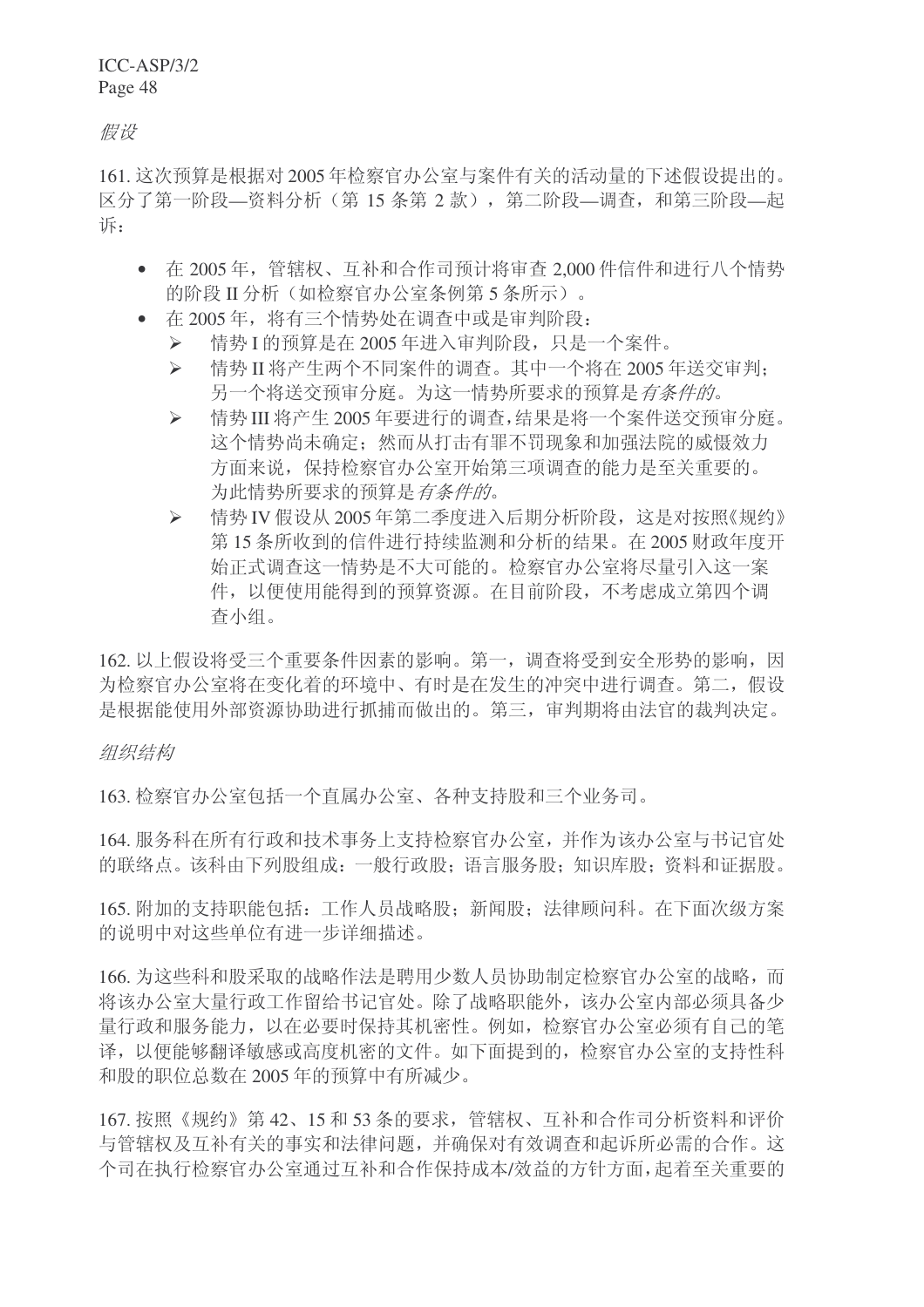*假设*

161. 这次预算是根据对 2005 年检察官办公室与案件有关的活动量的下述假设提出的。区分了第一阶段—资料分析（第 15 条第 2 款），第二阶段—调查，和第三阶段—起诉：

- 在 2005 年，管辖权、互补和合作司预计将审查 2,000 件信件和进行八个情势的阶段 II 分析（如检察官办公室条例第 5 条所示）。
- 在 2005 年，将有三个情势处在调查中或是审判阶段：
    - 情势 I 的预算是在 2005 年进入审判阶段，只是一个案件。
    - 情势 II 将产生两个不同案件的调查。其中一个将在 2005 年送交审判；另一个将送交预审分庭。为这一情势所要求的预算是*有条件的*。
    - 情势 III 将产生 2005 年要进行的调查，结果是将一个案件送交预审分庭。这个情势尚未确定；然而从打击有罪不罚现象和加强法院的威慑效力方面来说，保持检察官办公室开始第三项调查的能力是至关重要的。为此情势所要求的预算是*有条件的*。
    - 情势 IV 假设从 2005 年第二季度进入后期分析阶段，这是对按照《规约》第 15 条所收到的信件进行持续监测和分析的结果。在 2005 财政年度开始正式调查这一情势是不大可能的。检察官办公室将尽量引入这一案件，以便使用能得到的预算资源。在目前阶段，不考虑成立第四个调查小组。

162. 以上假设将受三个重要条件因素的影响。第一，调查将受到安全形势的影响，因为检察官办公室将在变化着的环境中、有时是在发生的冲突中进行调查。第二，假设是根据能使用外部资源协助进行抓捕而做出的。第三，审判期将由法官的裁判决定。

*组织结构*

163. 检察官办公室包括一个直属办公室、各种支持股和三个业务司。

164. 服务科在所有行政和技术事务上支持检察官办公室，并作为该办公室与书记官处的联络点。该科由下列股组成：一般行政股；语言服务股；知识库股；资料和证据股。

165. 附加的支持职能包括：工作人员战略股；新闻股；法律顾问科。在下面次级方案的说明中对这些单位有进一步详细描述。

166. 为这些科和股采取的战略作法是聘用少数人员协助制定检察官办公室的战略，而将该办公室大量行政工作留给书记官处。除了战略职能外，该办公室内部必须具备少量行政和服务能力，以在必要时保持其机密性。例如，检察官办公室必须有自己的笔译，以便能够翻译敏感或高度机密的文件。如下面提到的，检察官办公室的支持性科和股的职位总数在 2005 年的预算中有所减少。

167. 按照《规约》第 42、15 和 53 条的要求，管辖权、互补和合作司分析资料和评价与管辖权及互补有关的事实和法律问题，并确保对有效调查和起诉所必需的合作。这个司在执行检察官办公室通过互补和合作保持成本/效益的方针方面，起着至关重要的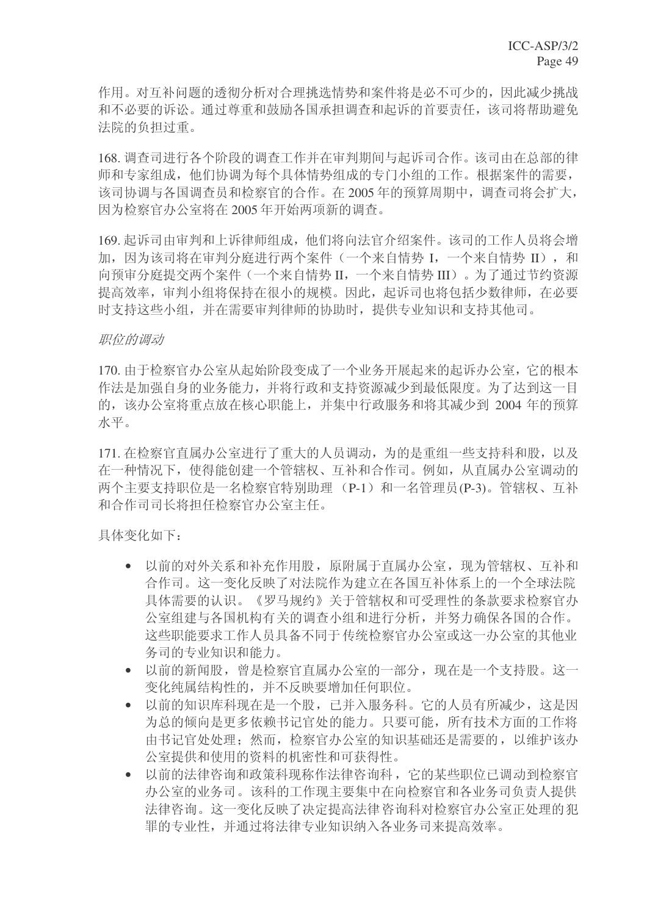作用。对互补问题的透彻分析对合理挑选情势和案件将是必不可少的，因此减少挑战和不必要的诉讼。通过尊重和鼓励各国承担调查和起诉的首要责任，该司将帮助避免法院的负担过重。

168. 调查司进行各个阶段的调查工作并在审判期间与起诉司合作。该司由在总部的律师和专家组成，他们协调为每个具体情势组成的专门小组的工作。根据案件的需要，该司协调与各国调查员和检察官的合作。在 2005 年的预算周期中，调查司将会扩大，因为检察官办公室将在 2005 年开始两项新的调查。

169. 起诉司由审判和上诉律师组成，他们将向法官介绍案件。该司的工作人员将会增加，因为该司将在审判分庭进行两个案件（一个来自情势 I，一个来自情势 II），和向预审分庭提交两个案件（一个来自情势 II，一个来自情势 III）。为了通过节约资源提高效率，审判小组将保持在很小的规模。因此，起诉司也将包括少数律师，在必要时支持这些小组，并在需要审判律师的协助时，提供专业知识和支持其他司。

*职位的调动*

170. 由于检察官办公室从起始阶段变成了一个业务开展起来的起诉办公室，它的根本作法是加强自身的业务能力，并将行政和支持资源减少到最低限度。为了达到这一目的，该办公室将重点放在核心职能上，并集中行政服务和将其减少到 2004 年的预算水平。

171. 在检察官直属办公室进行了重大的人员调动，为的是重组一些支持科和股，以及在一种情况下，使得能创建一个管辖权、互补和合作司。例如，从直属办公室调动的两个主要支持职位是一名检察官特别助理 （P-1）和一名管理员(P-3)。管辖权、互补和合作司司长将担任检察官办公室主任。

具体变化如下：

- 以前的对外关系和补充作用股，原附属于直属办公室，现为管辖权、互补和合作司。这一变化反映了对法院作为建立在各国互补体系上的一个全球法院具体需要的认识。《罗马规约》关于管辖权和可受理性的条款要求检察官办公室组建与各国机构有关的调查小组和进行分析，并努力确保各国的合作。这些职能要求工作人员具备不同于传统检察官办公室或这一办公室的其他业务司的专业知识和能力。
- 以前的新闻股，曾是检察官直属办公室的一部分，现在是一个支持股。这一变化纯属结构性的，并不反映要增加任何职位。
- 以前的知识库科现在是一个股，已并入服务科。它的人员有所减少，这是因为总的倾向是更多依赖书记官处的能力。只要可能，所有技术方面的工作将由书记官处处理；然而，检察官办公室的知识基础还是需要的，以维护该办公室提供和使用的资料的机密性和可获得性。
- 以前的法律咨询和政策科现称作法律咨询科，它的某些职位已调动到检察官办公室的业务司。该科的工作现主要集中在向检察官和各业务司负责人提供法律咨询。这一变化反映了决定提高法律咨询科对检察官办公室正处理的犯罪的专业性，并通过将法律专业知识纳入各业务司来提高效率。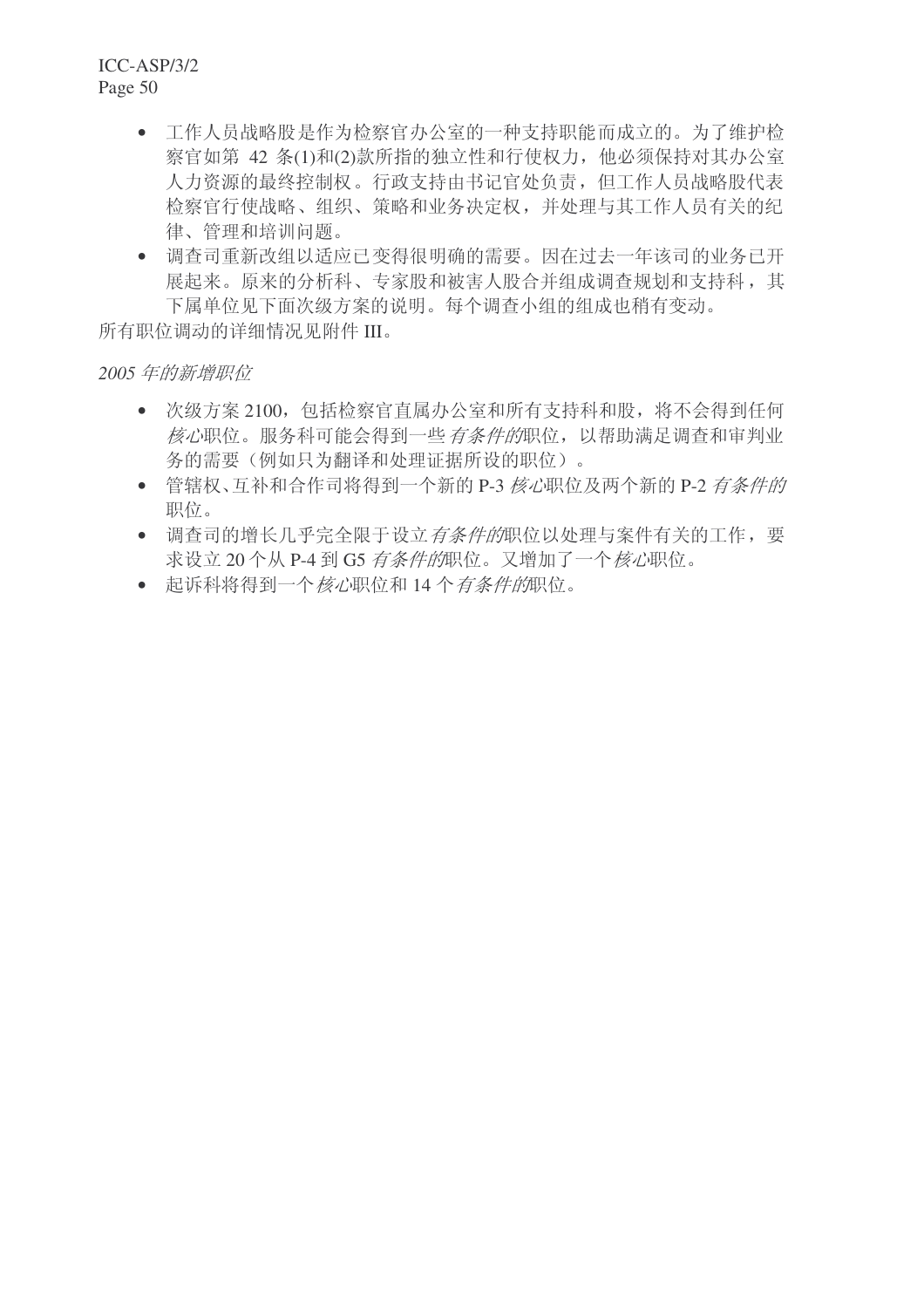- 工作人员战略股是作为检察官办公室的一种支持职能而成立的。为了维护检察官如第 42 条(1)和(2)款所指的独立性和行使权力，他必须保持对其办公室人力资源的最终控制权。行政支持由书记官处负责，但工作人员战略股代表检察官行使战略、组织、策略和业务决定权，并处理与其工作人员有关的纪律、管理和培训问题。
- 调查司重新改组以适应已变得很明确的需要。因在过去一年该司的业务已开展起来。原来的分析科、专家股和被害人股合并组成调查规划和支持科，其下属单位见下面次级方案的说明。每个调查小组的组成也稍有变动。

所有职位调动的详细情况见附件 III。

*2005 年的新增职位*

- 次级方案 2100，包括检察官直属办公室和所有支持科和股，将不会得到任何*核心*职位。服务科可能会得到一些*有条件的*职位，以帮助满足调查和审判业务的需要（例如只为翻译和处理证据所设的职位）。
- 管辖权、互补和合作司将得到一个新的 P-3 *核心*职位及两个新的 P-2 *有条件的*职位。
- 调查司的增长几乎完全限于设立*有条件的*职位以处理与案件有关的工作，要求设立 20 个从 P-4 到 G5 *有条件的*职位。又增加了一个*核心*职位。
- 起诉科将得到一个*核心*职位和 14 个*有条件的*职位。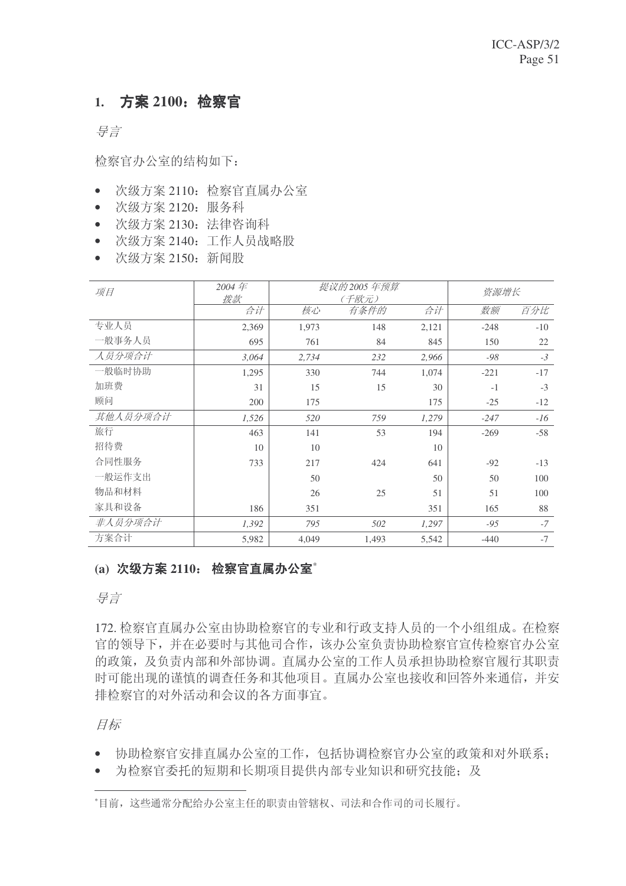## 1. 方案 2100：检察官

*导言*

检察官办公室的结构如下：

- 次级方案 2110：检察官直属办公室
- 次级方案 2120：服务科
- 次级方案 2130：法律咨询科
- 次级方案 2140：工作人员战略股
- 次级方案 2150：新闻股

| *项目* | *2004 年拨款* | *提议的2005 年预算（千欧元）* | | | *资源增长* | |
|---|---|---|---|---|---|---|
| | *合计* | *核心* | *有条件的* | *合计* | *数额* | *百分比* |
| 专业人员 | 2,369 | 1,973 | 148 | 2,121 | -248 | -10 |
| 一般事务人员 | 695 | 761 | 84 | 845 | 150 | 22 |
| *人员分项合计* | *3,064* | *2,734* | *232* | *2,966* | *-98* | *-3* |
| 一般临时协助 | 1,295 | 330 | 744 | 1,074 | -221 | -17 |
| 加班费 | 31 | 15 | 15 | 30 | -1 | -3 |
| 顾问 | 200 | 175 | | 175 | -25 | -12 |
| *其他人员分项合计* | *1,526* | *520* | *759* | *1,279* | *-247* | *-16* |
| 旅行 | 463 | 141 | 53 | 194 | -269 | -58 |
| 招待费 | 10 | 10 | | 10 | | |
| 合同性服务 | 733 | 217 | 424 | 641 | -92 | -13 |
| 一般运作支出 | | 50 | | 50 | 50 | 100 |
| 物品和材料 | | 26 | 25 | 51 | 51 | 100 |
| 家具和设备 | 186 | 351 | | 351 | 165 | 88 |
| *非人员分项合计* | *1,392* | *795* | *502* | *1,297* | *-95* | *-7* |
| 方案合计 | 5,982 | 4,049 | 1,493 | 5,542 | -440 | -7 |

### (a) 次级方案 2110： 检察官直属办公室*

*导言*

172. 检察官直属办公室由协助检察官的专业和行政支持人员的一个小组组成。在检察官的领导下，并在必要时与其他司合作，该办公室负责协助检察官宣传检察官办公室的政策，及负责内部和外部协调。直属办公室的工作人员承担协助检察官履行其职责时可能出现的谨慎的调查任务和其他项目。直属办公室也接收和回答外来通信，并安排检察官的对外活动和会议的各方面事宜。

*目标*

- 协助检察官安排直属办公室的工作，包括协调检察官办公室的政策和对外联系；
- 为检察官委托的短期和长期项目提供内部专业知识和研究技能；及

*目前，这些通常分配给办公室主任的职责由管辖权、司法和合作司的司长履行。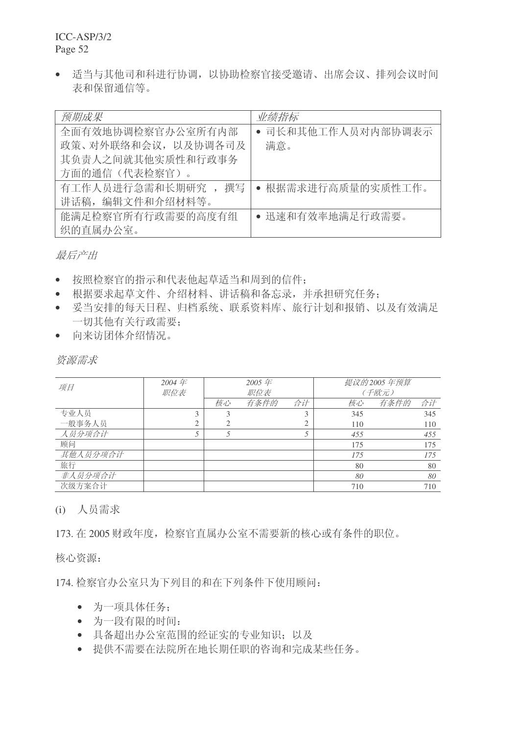- 适当与其他司和科进行协调，以协助检察官接受邀请、出席会议、排列会议时间表和保留通信等。

| *预期成果* | *业绩指标* |
|---|---|
| 全面有效地协调检察官办公室所有内部政策、对外联络和会议，以及协调各司及其负责人之间就其他实质性和行政事务方面的通信（代表检察官）。 | • 司长和其他工作人员对内部协调表示满意。 |
| 有工作人员进行急需和长期研究 ，撰写讲话稿，编辑文件和介绍材料等。 | • 根据需求进行高质量的实质性工作。 |
| 能满足检察官所有行政需要的高度有组织的直属办公室。 | • 迅速和有效率地满足行政需要。 |

*最后产出*

- 按照检察官的指示和代表他起草适当和周到的信件；
- 根据要求起草文件、介绍材料、讲话稿和备忘录，并承担研究任务；
- 妥当安排的每天日程、归档系统、联系资料库、旅行计划和报销、以及有效满足一切其他有关行政需要；
- 向来访团体介绍情况。

*资源需求*

| *项目* | *2004 年职位表* | *2005 年职位表* | | | *提议的2005 年预算（千欧元）* | | |
|---|---|---|---|---|---|---|---|
| | | *核心* | *有条件的* | *合计* | *核心* | *有条件的* | *合计* |
| 专业人员 | 3 | 3 | | 3 | 345 | | 345 |
| 一般事务人员 | 2 | 2 | | 2 | 110 | | 110 |
| *人员分项合计* | *5* | *5* | | *5* | *455* | | *455* |
| 顾问 | | | | | 175 | | 175 |
| *其他人员分项合计* | | | | | *175* | | *175* |
| 旅行 | | | | | 80 | | 80 |
| *非人员分项合计* | | | | | *80* | | *80* |
| 次级方案合计 | | | | | 710 | | 710 |

(i) 人员需求

173. 在 2005 财政年度，检察官直属办公室不需要新的核心或有条件的职位。

核心资源：

174. 检察官办公室只为下列目的和在下列条件下使用顾问：

- 为一项具体任务；
- 为一段有限的时间：
- 具备超出办公室范围的经证实的专业知识；以及
- 提供不需要在法院所在地长期任职的咨询和完成某些任务。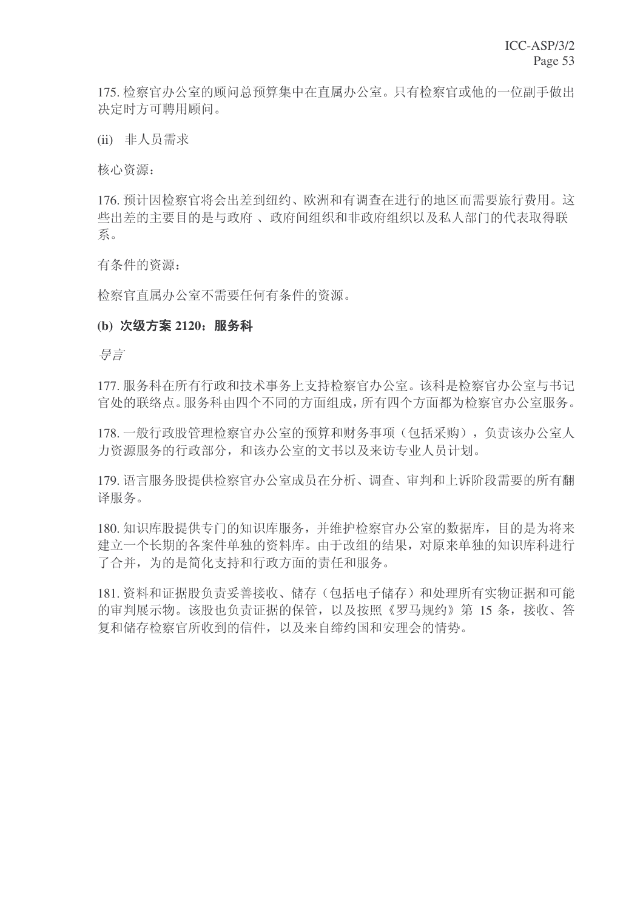175. 检察官办公室的顾问总预算集中在直属办公室。只有检察官或他的一位副手做出决定时方可聘用顾问。

(ii) 非人员需求

核心资源：

176. 预计因检察官将会出差到纽约、欧洲和有调查在进行的地区而需要旅行费用。这些出差的主要目的是与政府 、政府间组织和非政府组织以及私人部门的代表取得联系。

有条件的资源：

检察官直属办公室不需要任何有条件的资源。

**(b) 次级方案 2120：服务科**

*导言*

177. 服务科在所有行政和技术事务上支持检察官办公室。该科是检察官办公室与书记官处的联络点。服务科由四个不同的方面组成，所有四个方面都为检察官办公室服务。

178. 一般行政股管理检察官办公室的预算和财务事项（包括采购），负责该办公室人力资源服务的行政部分，和该办公室的文书以及来访专业人员计划。

179. 语言服务股提供检察官办公室成员在分析、调查、审判和上诉阶段需要的所有翻译服务。

180. 知识库股提供专门的知识库服务，并维护检察官办公室的数据库，目的是为将来建立一个长期的各案件单独的资料库。由于改组的结果，对原来单独的知识库科进行了合并，为的是简化支持和行政方面的责任和服务。

181. 资料和证据股负责妥善接收、储存（包括电子储存）和处理所有实物证据和可能的审判展示物。该股也负责证据的保管，以及按照《罗马规约》第 15 条，接收、答复和储存检察官所收到的信件，以及来自缔约国和安理会的情势。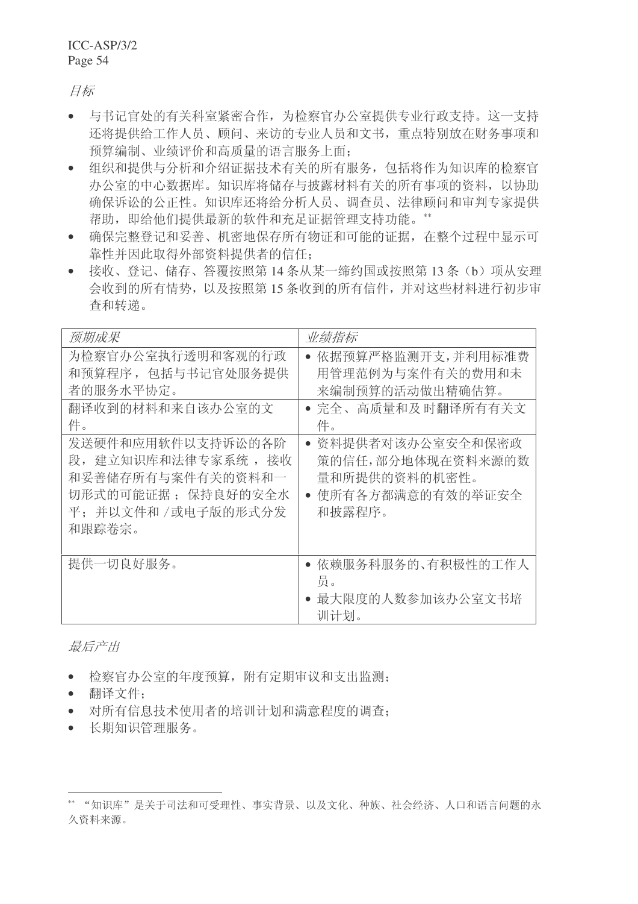*目标*

- 与书记官处的有关科室紧密合作，为检察官办公室提供专业行政支持。这一支持还将提供给工作人员、顾问、来访的专业人员和文书，重点特别放在财务事项和预算编制、业绩评价和高质量的语言服务上面；
- 组织和提供与分析和介绍证据技术有关的所有服务，包括将作为知识库的检察官办公室的中心数据库。知识库将储存与披露材料有关的所有事项的资料，以协助确保诉讼的公正性。知识库还将给分析人员、调查员、法律顾问和审判专家提供帮助，即给他们提供最新的软件和充足证据管理支持功能。[**]
- 确保完整登记和妥善、机密地保存所有物证和可能的证据，在整个过程中显示可靠性并因此取得外部资料提供者的信任；
- 接收、登记、储存、答覆按照第 14 条从某一缔约国或按照第 13 条（b）项从安理会收到的所有情势，以及按照第 15 条收到的所有信件，并对这些材料进行初步审查和转递。

| *预期成果* | *业绩指标* |
| --- | --- |
| 为检察官办公室执行透明和客观的行政和预算程序，包括与书记官处服务提供者的服务水平协定。 | • 依据预算严格监测开支，并利用标准费用管理范例为与案件有关的费用和未来编制预算的活动做出精确估算。 |
| 翻译收到的材料和来自该办公室的文件。 | • 完全、高质量和及时翻译所有有关文件。 |
| 发送硬件和应用软件以支持诉讼的各阶段，建立知识库和法律专家系统，接收和妥善储存所有与案件有关的资料和一切形式的可能证据；保持良好的安全水平；并以文件和/或电子版的形式分发和跟踪卷宗。 | • 资料提供者对该办公室安全和保密政策的信任，部分地体现在资料来源的数量和所提供的资料的机密性。<br>• 使所有各方都满意的有效的举证安全和披露程序。 |
| 提供一切良好服务。 | • 依赖服务科服务的、有积极性的工作人员。<br>• 最大限度的人数参加该办公室文书培训计划。 |

*最后产出*

- 检察官办公室的年度预算，附有定期审议和支出监测；
- 翻译文件；
- 对所有信息技术使用者的培训计划和满意程度的调查；
- 长期知识管理服务。

---

[**] "知识库"是关于司法和可受理性、事实背景、以及文化、种族、社会经济、人口和语言问题的永久资料来源。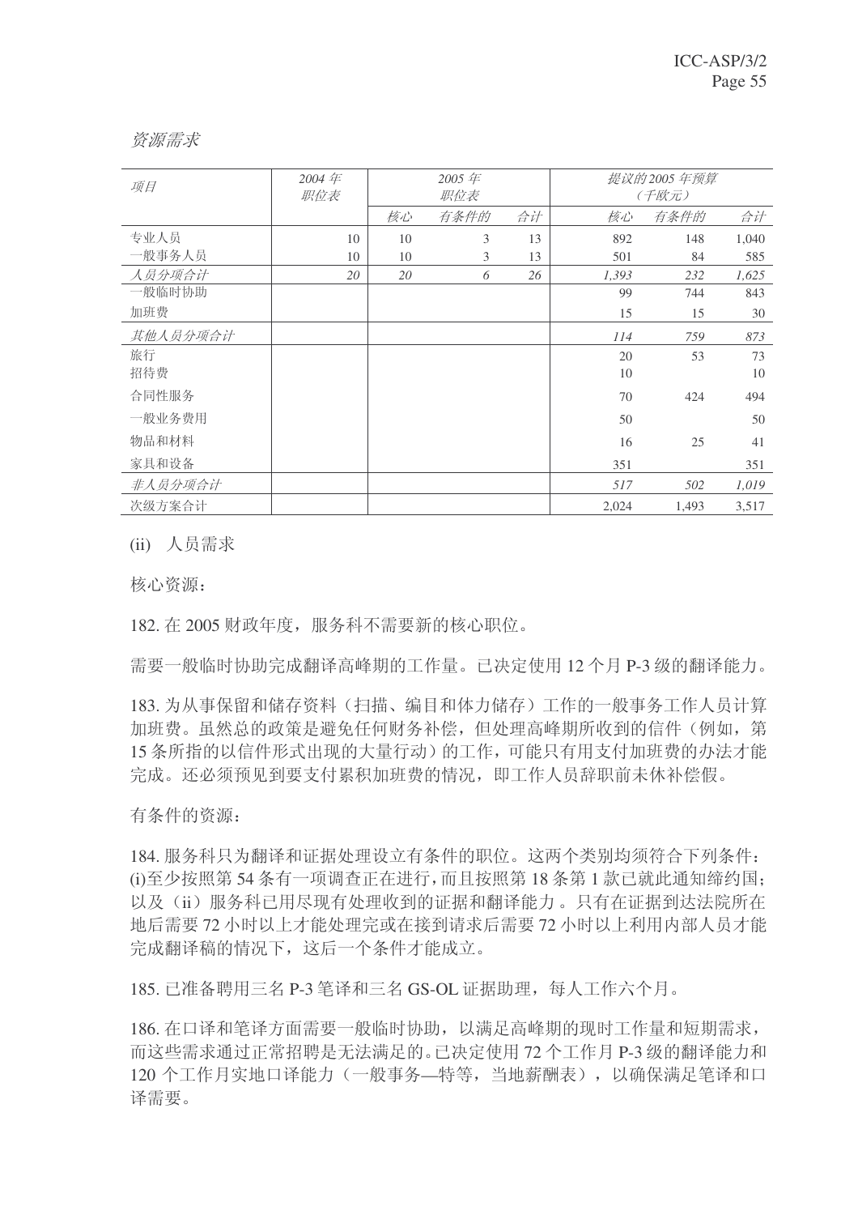*资源需求*

| *项目* | *2004 年职位表* | *2005 年职位表* | | | *提议的2005 年预算（千欧元）* | | |
|---|---|---|---|---|---|---|---|
| | | *核心* | *有条件的* | *合计* | *核心* | *有条件的* | *合计* |
| 专业人员 | 10 | 10 | 3 | 13 | 892 | 148 | 1,040 |
| 一般事务人员 | 10 | 10 | 3 | 13 | 501 | 84 | 585 |
| *人员分项合计* | *20* | *20* | *6* | *26* | *1,393* | *232* | *1,625* |
| 一般临时协助 | | | | | 99 | 744 | 843 |
| 加班费 | | | | | 15 | 15 | 30 |
| *其他人员分项合计* | | | | | *114* | *759* | *873* |
| 旅行 | | | | | 20 | 53 | 73 |
| 招待费 | | | | | 10 | | 10 |
| 合同性服务 | | | | | 70 | 424 | 494 |
| 一般业务费用 | | | | | 50 | | 50 |
| 物品和材料 | | | | | 16 | 25 | 41 |
| 家具和设备 | | | | | 351 | | 351 |
| *非人员分项合计* | | | | | *517* | *502* | *1,019* |
| 次级方案合计 | | | | | 2,024 | 1,493 | 3,517 |

(ii) 人员需求

核心资源：

182. 在 2005 财政年度，服务科不需要新的核心职位。

需要一般临时协助完成翻译高峰期的工作量。已决定使用 12 个月 P-3 级的翻译能力。

183. 为从事保留和储存资料（扫描、编目和体力储存）工作的一般事务工作人员计算加班费。虽然总的政策是避免任何财务补偿，但处理高峰期所收到的信件（例如，第 15 条所指的以信件形式出现的大量行动）的工作，可能只有用支付加班费的办法才能完成。还必须预见到要支付累积加班费的情况，即工作人员辞职前未休补偿假。

有条件的资源：

184. 服务科只为翻译和证据处理设立有条件的职位。这两个类别均须符合下列条件：(i)至少按照第 54 条有一项调查正在进行，而且按照第 18 条第 1 款已就此通知缔约国；以及（ii）服务科已用尽现有处理收到的证据和翻译能力 。只有在证据到达法院所在地后需要 72 小时以上才能处理完或在接到请求后需要 72 小时以上利用内部人员才能完成翻译稿的情况下，这后一个条件才能成立。

185. 已准备聘用三名 P-3 笔译和三名 GS-OL 证据助理，每人工作六个月。

186. 在口译和笔译方面需要一般临时协助，以满足高峰期的现时工作量和短期需求，而这些需求通过正常招聘是无法满足的。已决定使用 72 个工作月 P-3 级的翻译能力和 120 个工作月实地口译能力（一般事务—特等，当地薪酬表），以确保满足笔译和口译需要。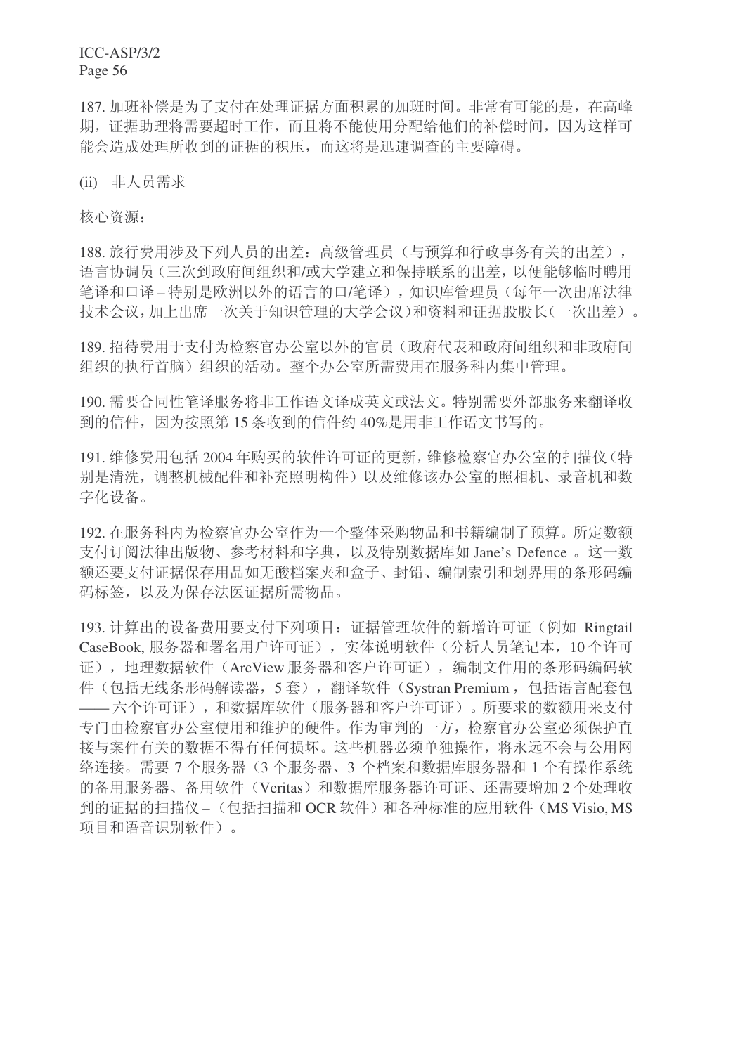187. 加班补偿是为了支付在处理证据方面积累的加班时间。非常有可能的是，在高峰期，证据助理将需要超时工作，而且将不能使用分配给他们的补偿时间，因为这样可能会造成处理所收到的证据的积压，而这将是迅速调查的主要障碍。

(ii) 非人员需求

核心资源：

188. 旅行费用涉及下列人员的出差：高级管理员（与预算和行政事务有关的出差），语言协调员（三次到政府间组织和/或大学建立和保持联系的出差，以便能够临时聘用笔译和口译－特别是欧洲以外的语言的口/笔译），知识库管理员（每年一次出席法律技术会议，加上出席一次关于知识管理的大学会议）和资料和证据股股长（一次出差）。

189. 招待费用于支付为检察官办公室以外的官员（政府代表和政府间组织和非政府间组织的执行首脑）组织的活动。整个办公室所需费用在服务科内集中管理。

190. 需要合同性笔译服务将非工作语文译成英文或法文。特别需要外部服务来翻译收到的信件，因为按照第 15 条收到的信件约 40%是用非工作语文书写的。

191. 维修费用包括 2004 年购买的软件许可证的更新，维修检察官办公室的扫描仪（特别是清洗，调整机械配件和补充照明构件）以及维修该办公室的照相机、录音机和数字化设备。

192. 在服务科内为检察官办公室作为一个整体采购物品和书籍编制了预算。所定数额支付订阅法律出版物、参考材料和字典，以及特别数据库如 Jane's Defence 。这一数额还要支付证据保存用品如无酸档案夹和盒子、封铅、编制索引和划界用的条形码编码标签，以及为保存法医证据所需物品。

193. 计算出的设备费用要支付下列项目：证据管理软件的新增许可证（例如 Ringtail CaseBook, 服务器和署名用户许可证），实体说明软件（分析人员笔记本，10 个许可证），地理数据软件（ArcView 服务器和客户许可证），编制文件用的条形码编码软件（包括无线条形码解读器，5 套），翻译软件（Systran Premium，包括语言配套包——六个许可证），和数据库软件（服务器和客户许可证）。所要求的数额用来支付专门由检察官办公室使用和维护的硬件。作为审判的一方，检察官办公室必须保护直接与案件有关的数据不得有任何损坏。这些机器必须单独操作，将永远不会与公用网络连接。需要 7 个服务器（3 个服务器、3 个档案和数据库服务器和 1 个有操作系统的备用服务器、备用软件（Veritas）和数据库服务器许可证、还需要增加 2 个处理收到的证据的扫描仪－（包括扫描和 OCR 软件）和各种标准的应用软件（MS Visio, MS 项目和语音识别软件）。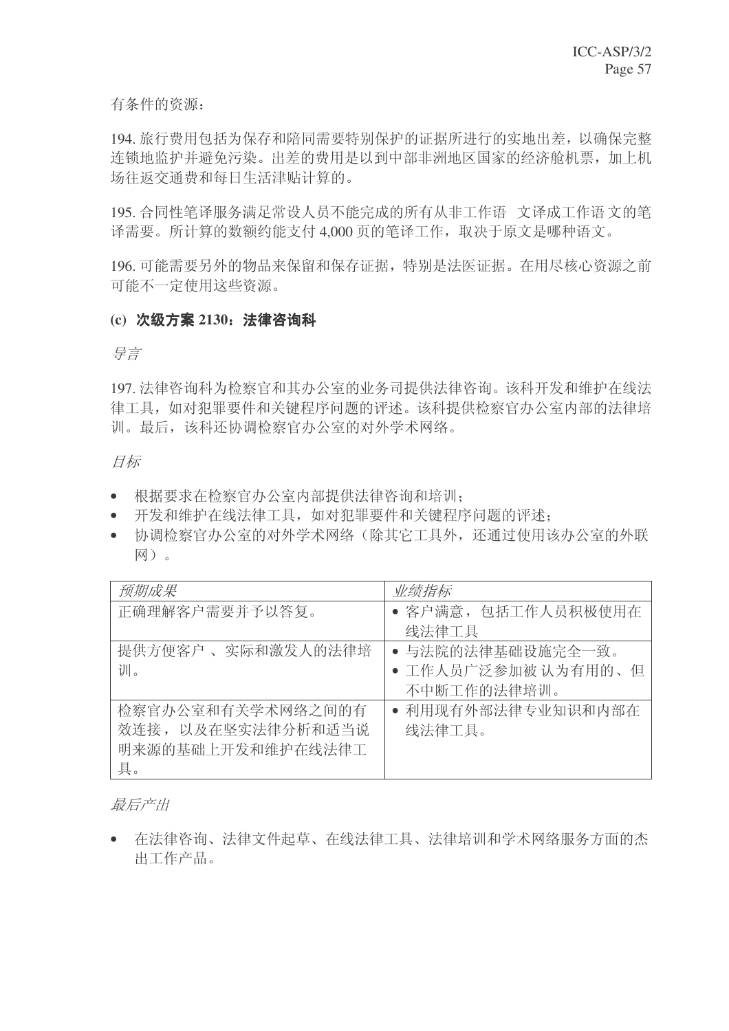有条件的资源：

194. 旅行费用包括为保存和陪同需要特别保护的证据所进行的实地出差，以确保完整连锁地监护并避免污染。出差的费用是以到中部非洲地区国家的经济舱机票，加上机场往返交通费和每日生活津贴计算的。

195. 合同性笔译服务满足常设人员不能完成的所有从非工作语 文译成工作语 文的笔译需要。所计算的数额约能支付 4,000 页的笔译工作，取决于原文是哪种语文。

196. 可能需要另外的物品来保留和保存证据，特别是法医证据。在用尽核心资源之前可能不一定使用这些资源。

### (c) 次级方案 2130：法律咨询科

*导言*

197. 法律咨询科为检察官和其办公室的业务司提供法律咨询。该科开发和维护在线法律工具，如对犯罪要件和关键程序问题的评述。该科提供检察官办公室内部的法律培训。最后，该科还协调检察官办公室的对外学术网络。

*目标*

- 根据要求在检察官办公室内部提供法律咨询和培训；
- 开发和维护在线法律工具，如对犯罪要件和关键程序问题的评述；
- 协调检察官办公室的对外学术网络（除其它工具外，还通过使用该办公室的外联网）。

| *预期成果* | *业绩指标* |
|---|---|
| 正确理解客户需要并予以答复。 | • 客户满意，包括工作人员积极使用在线法律工具 |
| 提供方便客户 、实际和激发人的法律培训。 | • 与法院的法律基础设施完全一致。<br>• 工作人员广泛参加被 认为有用的、但不中断工作的法律培训。 |
| 检察官办公室和有关学术网络之间的有效连接，以及在坚实法律分析和适当说明来源的基础上开发和维护在线法律工具。 | • 利用现有外部法律专业知识和内部在线法律工具。 |

*最后产出*

- 在法律咨询、法律文件起草、在线法律工具、法律培训和学术网络服务方面的杰出工作产品。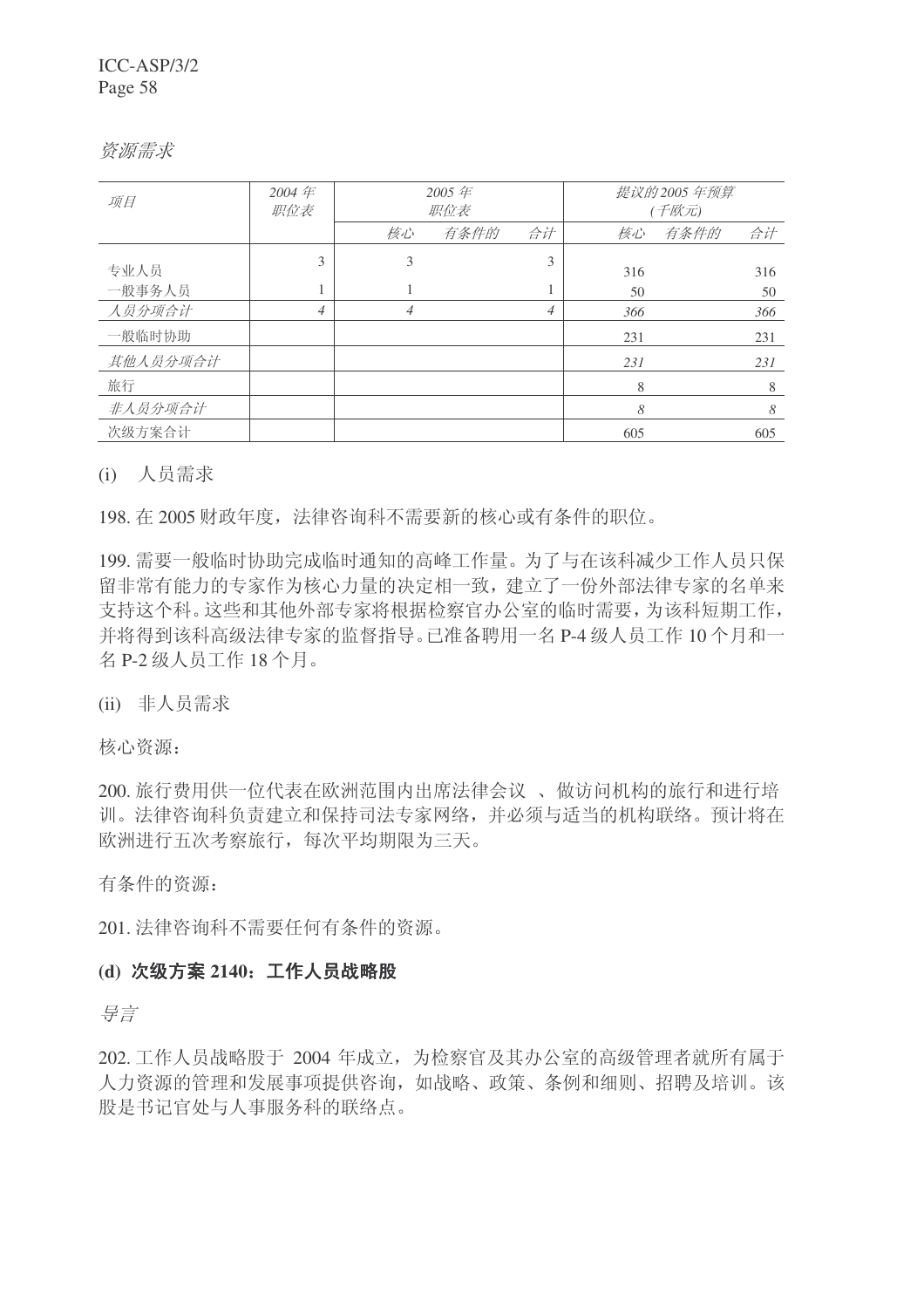*资源需求*

| *项目* | *2004 年职位表* | *2005 年职位表* | | | *提议的 2005 年预算（千欧元）* | | |
|---|---|---|---|---|---|---|---|
| | | *核心* | *有条件的* | *合计* | *核心* | *有条件的* | *合计* |
| 专业人员 | 3 | 3 | | 3 | 316 | | 316 |
| 一般事务人员 | 1 | 1 | | 1 | 50 | | 50 |
| *人员分项合计* | *4* | *4* | | *4* | *366* | | *366* |
| 一般临时协助 | | | | | 231 | | 231 |
| *其他人员分项合计* | | | | | *231* | | *231* |
| 旅行 | | | | | 8 | | 8 |
| *非人员分项合计* | | | | | *8* | | *8* |
| 次级方案合计 | | | | | 605 | | 605 |

(i) 人员需求

198. 在 2005 财政年度，法律咨询科不需要新的核心或有条件的职位。

199. 需要一般临时协助完成临时通知的高峰工作量。为了与在该科减少工作人员只保留非常有能力的专家作为核心力量的决定相一致，建立了一份外部法律专家的名单来支持这个科。这些和其他外部专家将根据检察官办公室的临时需要，为该科短期工作，并将得到该科高级法律专家的监督指导。已准备聘用一名 P-4 级人员工作 10 个月和一名 P-2 级人员工作 18 个月。

(ii) 非人员需求

核心资源：

200. 旅行费用供一位代表在欧洲范围内出席法律会议 、做访问机构的旅行和进行培训。法律咨询科负责建立和保持司法专家网络，并必须与适当的机构联络。预计将在欧洲进行五次考察旅行，每次平均期限为三天。

有条件的资源：

201. 法律咨询科不需要任何有条件的资源。

#### (d) 次级方案 2140：工作人员战略股

*导言*

202. 工作人员战略股于 2004 年成立，为检察官及其办公室的高级管理者就所有属于人力资源的管理和发展事项提供咨询，如战略、政策、条例和细则、招聘及培训。该股是书记官处与人事服务科的联络点。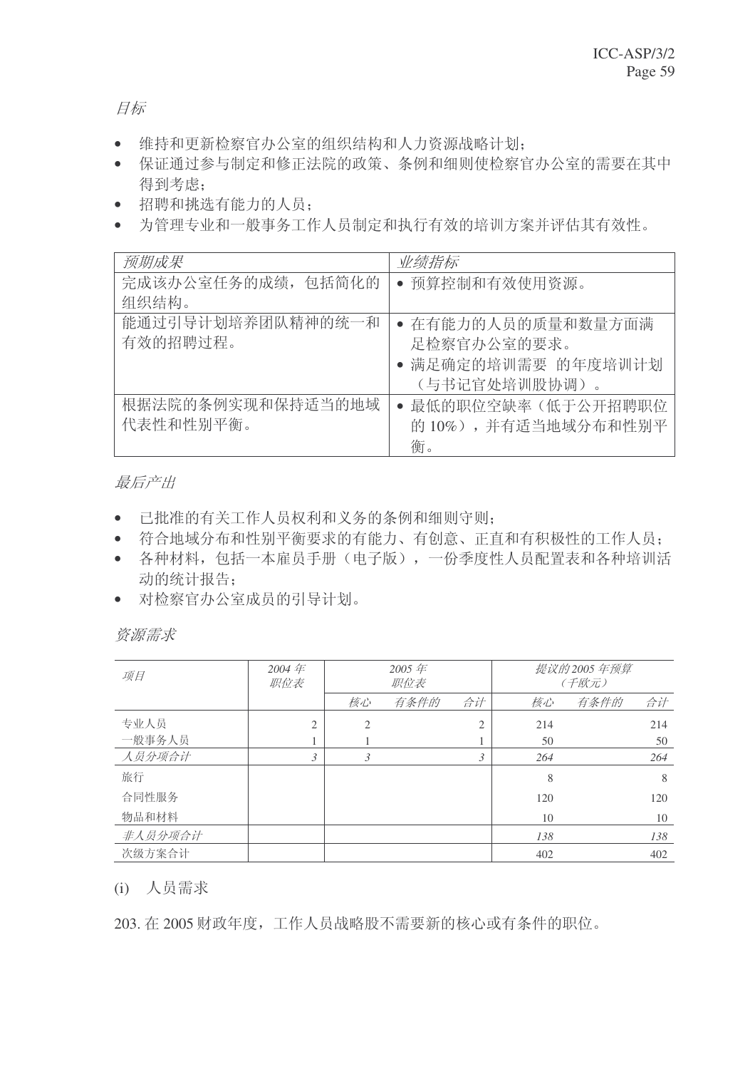*目标*

- 维持和更新检察官办公室的组织结构和人力资源战略计划；
- 保证通过参与制定和修正法院的政策、条例和细则使检察官办公室的需要在其中得到考虑；
- 招聘和挑选有能力的人员；
- 为管理专业和一般事务工作人员制定和执行有效的培训方案并评估其有效性。

| *预期成果* | *业绩指标* |
|---|---|
| 完成该办公室任务的成绩，包括简化的组织结构。 | • 预算控制和有效使用资源。 |
| 能通过引导计划培养团队精神的统一和有效的招聘过程。 | • 在有能力的人员的质量和数量方面满足检察官办公室的要求。<br>• 满足确定的培训需要 的年度培训计划（与书记官处培训股协调）。 |
| 根据法院的条例实现和保持适当的地域代表性和性别平衡。 | • 最低的职位空缺率（低于公开招聘职位的 10%），并有适当地域分布和性别平衡。 |

*最后产出*

- 已批准的有关工作人员权利和义务的条例和细则守则；
- 符合地域分布和性别平衡要求的有能力、有创意、正直和有积极性的工作人员；
- 各种材料，包括一本雇员手册（电子版），一份季度性人员配置表和各种培训活动的统计报告；
- 对检察官办公室成员的引导计划。

*资源需求*

| *项目* | *2004 年职位表* | *2005 年职位表* | | | *提议的 2005 年预算（千欧元）* | | |
|---|---|---|---|---|---|---|---|
| | | *核心* | *有条件的* | *合计* | *核心* | *有条件的* | *合计* |
| 专业人员 | 2 | 2 | | 2 | 214 | | 214 |
| 一般事务人员 | 1 | 1 | | 1 | 50 | | 50 |
| *人员分项合计* | *3* | *3* | | *3* | *264* | | *264* |
| 旅行 | | | | | 8 | | 8 |
| 合同性服务 | | | | | 120 | | 120 |
| 物品和材料 | | | | | 10 | | 10 |
| *非人员分项合计* | | | | | *138* | | *138* |
| 次级方案合计 | | | | | 402 | | 402 |

(i) 人员需求

203. 在 2005 财政年度，工作人员战略股不需要新的核心或有条件的职位。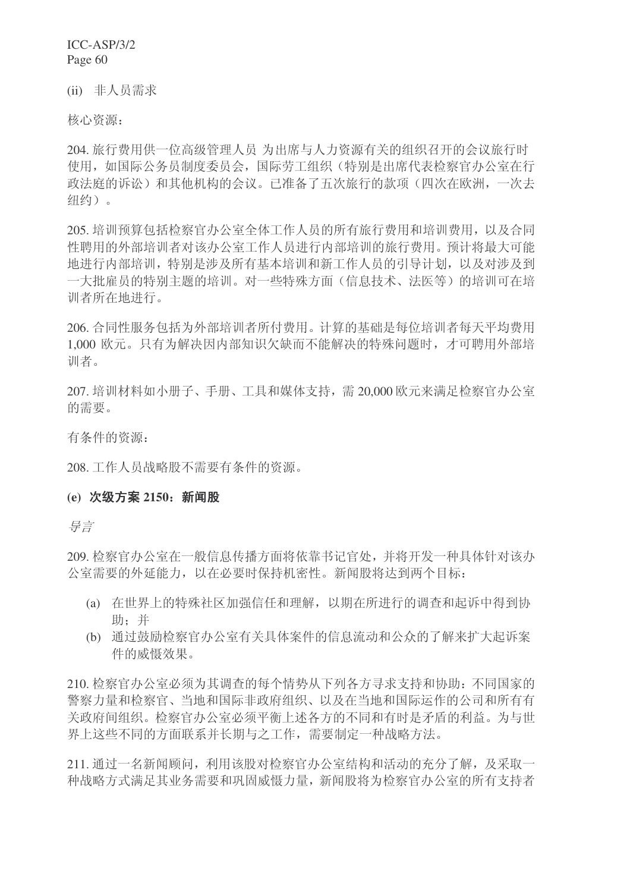(ii) 非人员需求

核心资源：

204. 旅行费用供一位高级管理人员 为出席与人力资源有关的组织召开的会议旅行时使用，如国际公务员制度委员会，国际劳工组织（特别是出席代表检察官办公室在行政法庭的诉讼）和其他机构的会议。已准备了五次旅行的款项（四次在欧洲，一次去纽约）。

205. 培训预算包括检察官办公室全体工作人员的所有旅行费用和培训费用，以及合同性聘用的外部培训者对该办公室工作人员进行内部培训的旅行费用。预计将最大可能地进行内部培训，特别是涉及所有基本培训和新工作人员的引导计划，以及对涉及到一大批雇员的特别主题的培训。对一些特殊方面（信息技术、法医等）的培训可在培训者所在地进行。

206. 合同性服务包括为外部培训者所付费用。计算的基础是每位培训者每天平均费用 1,000 欧元。只有为解决因内部知识欠缺而不能解决的特殊问题时，才可聘用外部培训者。

207. 培训材料如小册子、手册、工具和媒体支持，需 20,000 欧元来满足检察官办公室的需要。

有条件的资源：

208. 工作人员战略股不需要有条件的资源。

**(e) 次级方案 2150：新闻股**

*导言*

209. 检察官办公室在一般信息传播方面将依靠书记官处，并将开发一种具体针对该办公室需要的外延能力，以在必要时保持机密性。新闻股将达到两个目标：

(a) 在世界上的特殊社区加强信任和理解，以期在所进行的调查和起诉中得到协助；并

(b) 通过鼓励检察官办公室有关具体案件的信息流动和公众的了解来扩大起诉案件的威慑效果。

210. 检察官办公室必须为其调查的每个情势从下列各方寻求支持和协助：不同国家的警察力量和检察官、当地和国际非政府组织、以及在当地和国际运作的公司和所有有关政府间组织。检察官办公室必须平衡上述各方的不同和有时是矛盾的利益。为与世界上这些不同的方面联系并长期与之工作，需要制定一种战略方法。

211. 通过一名新闻顾问，利用该股对检察官办公室结构和活动的充分了解，及采取一种战略方式满足其业务需要和巩固威慑力量，新闻股将为检察官办公室的所有支持者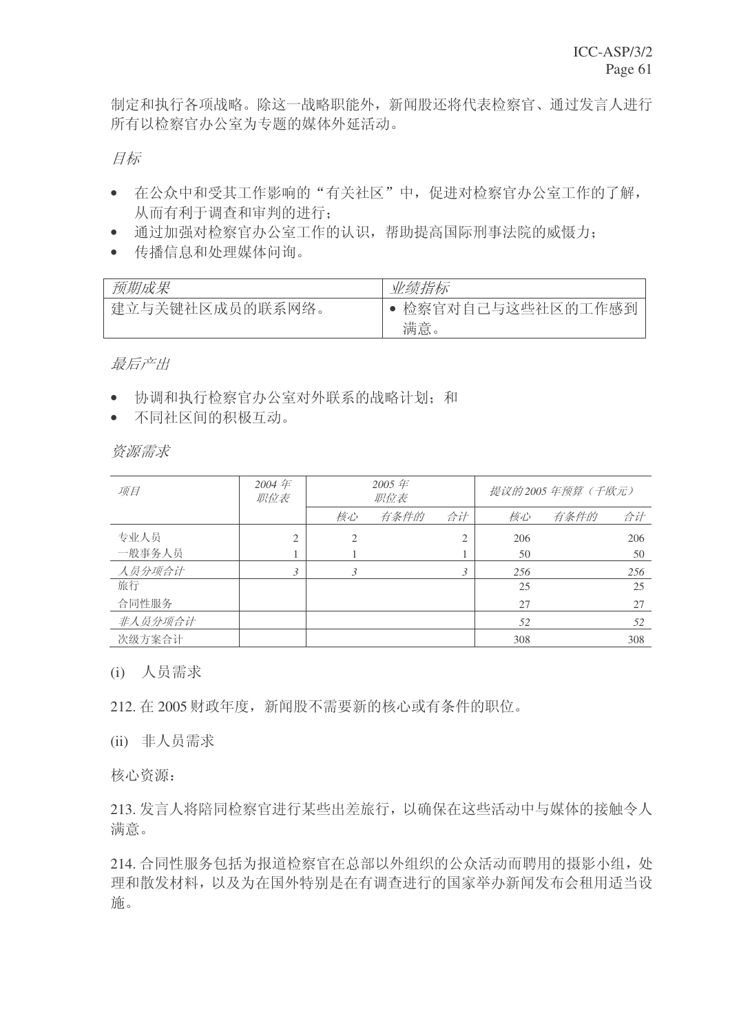制定和执行各项战略。除这一战略职能外，新闻股还将代表检察官、通过发言人进行所有以检察官办公室为专题的媒体外延活动。

*目标*

- 在公众中和受其工作影响的“有关社区”中，促进对检察官办公室工作的了解，从而有利于调查和审判的进行；
- 通过加强对检察官办公室工作的认识，帮助提高国际刑事法院的威慑力；
- 传播信息和处理媒体问询。

| *预期成果* | *业绩指标* |
|---|---|
| 建立与关键社区成员的联系网络。 | • 检察官对自己与这些社区的工作感到满意。 |

*最后产出*

- 协调和执行检察官办公室对外联系的战略计划；和
- 不同社区间的积极互动。

*资源需求*

| *项目* | *2004 年职位表* | *2005 年职位表* | | | *提议的 2005 年预算（千欧元）* | | |
|---|---|---|---|---|---|---|---|
| | | *核心* | *有条件的* | *合计* | *核心* | *有条件的* | *合计* |
| 专业人员 | 2 | 2 | | 2 | 206 | | 206 |
| 一般事务人员 | 1 | 1 | | 1 | 50 | | 50 |
| *人员分项合计* | *3* | *3* | | *3* | *256* | | *256* |
| 旅行 | | | | | 25 | | 25 |
| 合同性服务 | | | | | 27 | | 27 |
| *非人员分项合计* | | | | | *52* | | *52* |
| 次级方案合计 | | | | | 308 | | 308 |

(i) 人员需求

212. 在 2005 财政年度，新闻股不需要新的核心或有条件的职位。

(ii) 非人员需求

核心资源：

213. 发言人将陪同检察官进行某些出差旅行，以确保在这些活动中与媒体的接触令人满意。

214. 合同性服务包括为报道检察官在总部以外组织的公众活动而聘用的摄影小组，处理和散发材料，以及为在国外特别是在有调查进行的国家举办新闻发布会租用适当设施。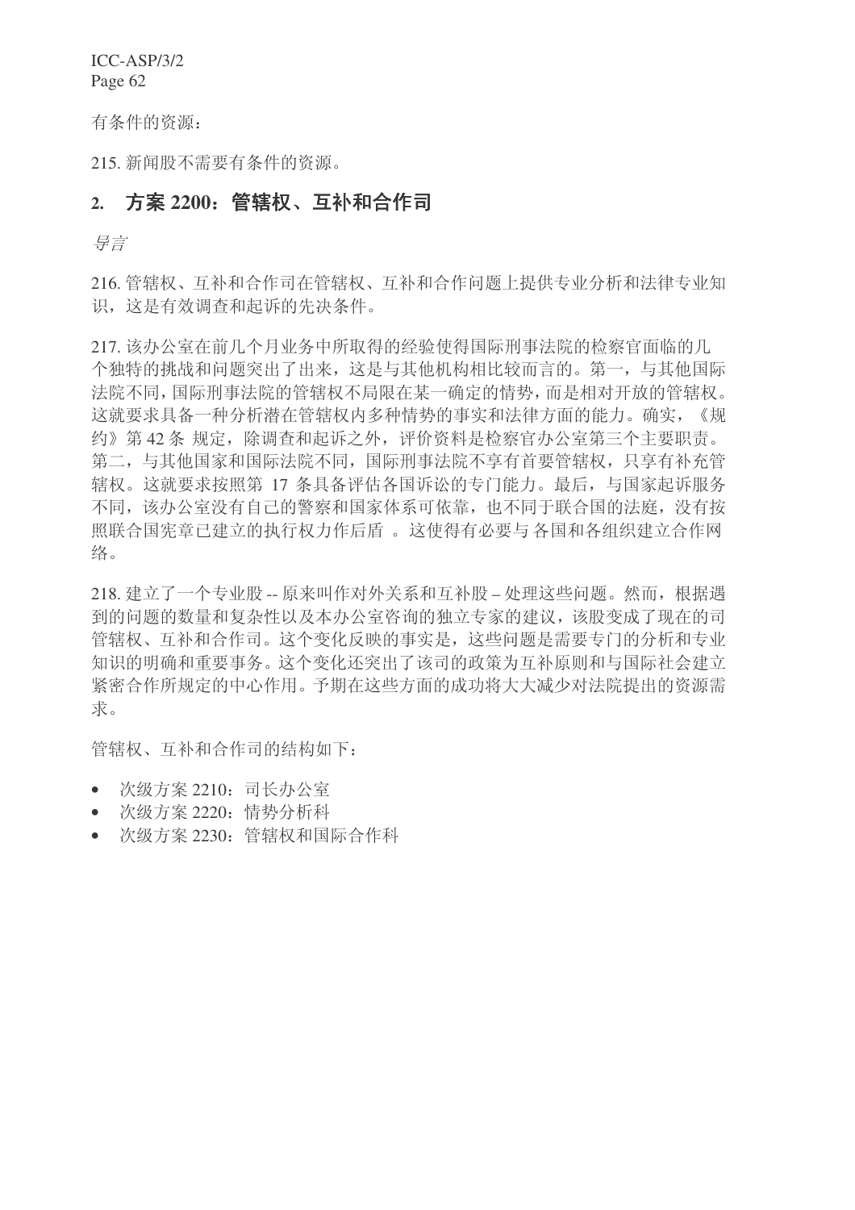有条件的资源：

215. 新闻股不需要有条件的资源。

## 2. 方案 2200：管辖权、互补和合作司

*导言*

216. 管辖权、互补和合作司在管辖权、互补和合作问题上提供专业分析和法律专业知识，这是有效调查和起诉的先决条件。

217. 该办公室在前几个月业务中所取得的经验使得国际刑事法院的检察官面临的几个独特的挑战和问题突出了出来，这是与其他机构相比较而言的。第一，与其他国际法院不同，国际刑事法院的管辖权不局限在某一确定的情势，而是相对开放的管辖权。这就要求具备一种分析潜在管辖权内多种情势的事实和法律方面的能力。确实，《规约》第 42 条 规定，除调查和起诉之外，评价资料是检察官办公室第三个主要职责。第二，与其他国家和国际法院不同，国际刑事法院不享有首要管辖权，只享有补充管辖权。这就要求按照第 17 条具备评估各国诉讼的专门能力。最后，与国家起诉服务不同，该办公室没有自己的警察和国家体系可依靠，也不同于联合国的法庭，没有按照联合国宪章已建立的执行权力作后盾 。这使得有必要与 各国和各组织建立合作网络。

218. 建立了一个专业股 -- 原来叫作对外关系和互补股 – 处理这些问题。然而，根据遇到的问题的数量和复杂性以及本办公室咨询的独立专家的建议，该股变成了现在的司管辖权、互补和合作司。这个变化反映的事实是，这些问题是需要专门的分析和专业知识的明确和重要事务。这个变化还突出了该司的政策为互补原则和与国际社会建立紧密合作所规定的中心作用。予期在这些方面的成功将大大减少对法院提出的资源需求。

管辖权、互补和合作司的结构如下：

- 次级方案 2210：司长办公室
- 次级方案 2220：情势分析科
- 次级方案 2230：管辖权和国际合作科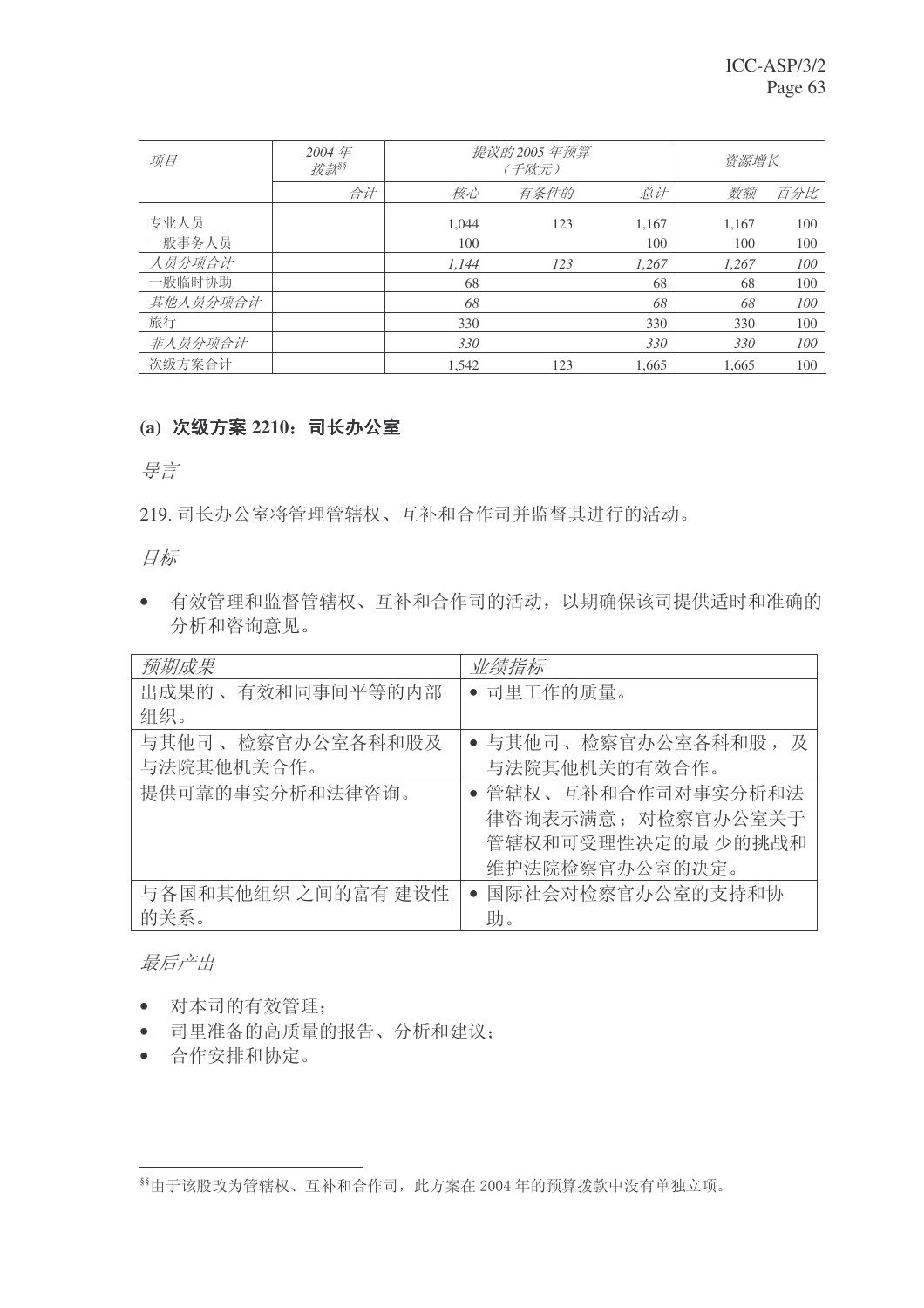| 项目 | 2004 年拨款[§§] | 提议的2005 年预算（千欧元） | | | 资源增长 | |
|---|---|---|---|---|---|---|
| | 合计 | 核心 | 有条件的 | 总计 | 数额 | 百分比 |
| 专业人员 | | 1,044 | 123 | 1,167 | 1,167 | 100 |
| 一般事务人员 | | 100 | | 100 | 100 | 100 |
| *人员分项合计* | | *1,144* | *123* | *1,267* | *1,267* | *100* |
| 一般临时协助 | | 68 | | 68 | 68 | 100 |
| *其他人员分项合计* | | *68* | | *68* | *68* | *100* |
| 旅行 | | 330 | | 330 | 330 | 100 |
| *非人员分项合计* | | *330* | | *330* | *330* | *100* |
| 次级方案合计 | | 1,542 | 123 | 1,665 | 1,665 | 100 |

### (a) 次级方案 2210：司长办公室

*导言*

219. 司长办公室将管理管辖权、互补和合作司并监督其进行的活动。

*目标*

- 有效管理和监督管辖权、互补和合作司的活动，以期确保该司提供适时和准确的分析和咨询意见。

| *预期成果* | *业绩指标* |
|---|---|
| 出成果的 、有效和同事间平等的内部组织。 | • 司里工作的质量。 |
| 与其他司 、检察官办公室各科和股及与法院其他机关合作。 | • 与其他司、检察官办公室各科和股，及与法院其他机关的有效合作。 |
| 提供可靠的事实分析和法律咨询。 | • 管辖权、互补和合作司对事实分析和法律咨询表示满意；对检察官办公室关于管辖权和可受理性决定的最 少的挑战和维护法院检察官办公室的决定。 |
| 与各国和其他组织 之间的富有 建设性的关系。 | • 国际社会对检察官办公室的支持和协助。 |

*最后产出*

- 对本司的有效管理；
- 司里准备的高质量的报告、分析和建议；
- 合作安排和协定。

---

[§§]由于该股改为管辖权、互补和合作司，此方案在 2004 年的预算拨款中没有单独立项。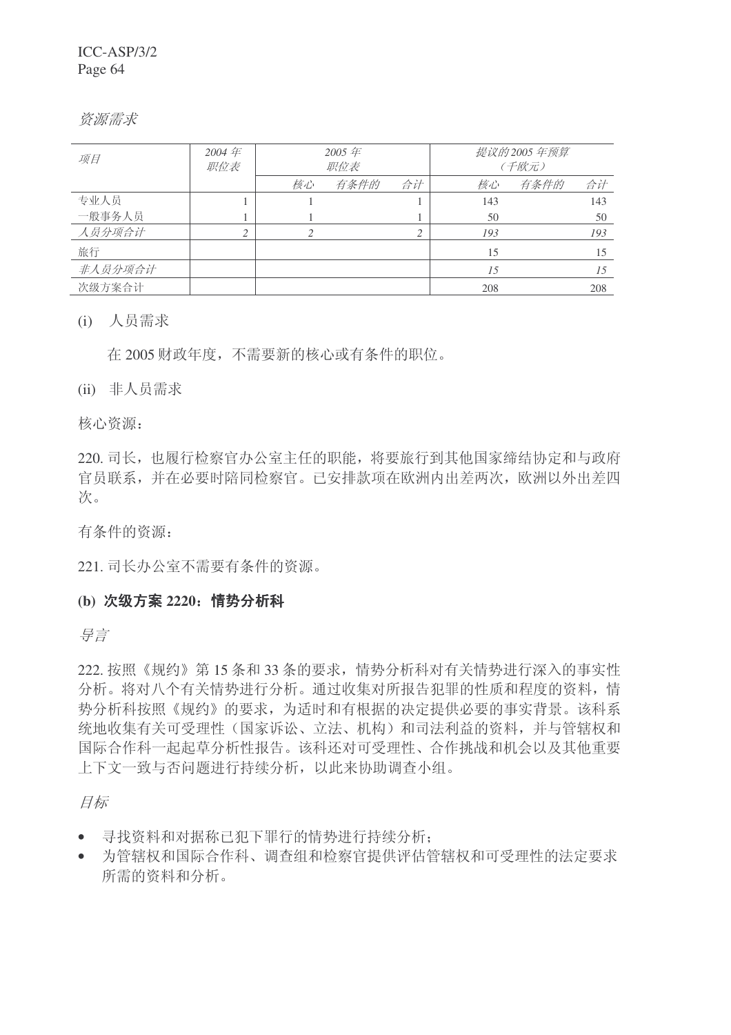*资源需求*

| *项目* | *2004 年职位表* | *2005 年职位表* | | | *提议的 2005 年预算（千欧元）* | | |
|---|---|---|---|---|---|---|---|
| | | *核心* | *有条件的* | *合计* | *核心* | *有条件的* | *合计* |
| 专业人员 | 1 | 1 | | 1 | 143 | | 143 |
| 一般事务人员 | 1 | 1 | | 1 | 50 | | 50 |
| *人员分项合计* | *2* | *2* | | *2* | *193* | | *193* |
| 旅行 | | | | | 15 | | 15 |
| *非人员分项合计* | | | | | *15* | | *15* |
| 次级方案合计 | | | | | 208 | | 208 |

(i) 人员需求

在 2005 财政年度，不需要新的核心或有条件的职位。

(ii) 非人员需求

核心资源：

220. 司长，也履行检察官办公室主任的职能，将要旅行到其他国家缔结协定和与政府官员联系，并在必要时陪同检察官。已安排款项在欧洲内出差两次，欧洲以外出差四次。

有条件的资源：

221. 司长办公室不需要有条件的资源。

**(b) 次级方案 2220：情势分析科**

*导言*

222. 按照《规约》第 15 条和 33 条的要求，情势分析科对有关情势进行深入的事实性分析。将对八个有关情势进行分析。通过收集对所报告犯罪的性质和程度的资料，情势分析科按照《规约》的要求，为适时和有根据的决定提供必要的事实背景。该科系统地收集有关可受理性（国家诉讼、立法、机构）和司法利益的资料，并与管辖权和国际合作科一起起草分析性报告。该科还对可受理性、合作挑战和机会以及其他重要上下文一致与否问题进行持续分析，以此来协助调查小组。

*目标*

- 寻找资料和对据称已犯下罪行的情势进行持续分析；
- 为管辖权和国际合作科、调查组和检察官提供评估管辖权和可受理性的法定要求所需的资料和分析。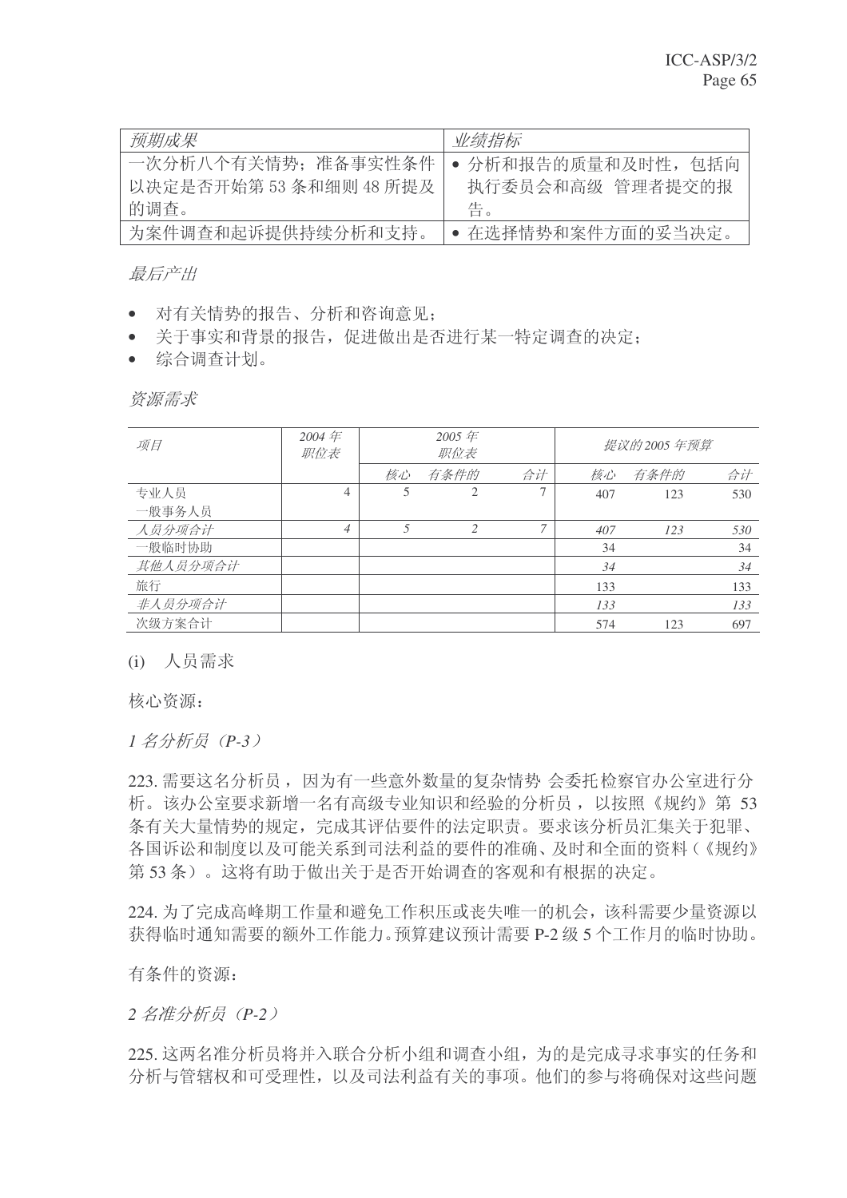| *预期成果* | *业绩指标* |
| --- | --- |
| 一次分析八个有关情势；准备事实性条件以决定是否开始第 53 条和细则 48 所提及的调查。 | • 分析和报告的质量和及时性，包括向执行委员会和高级 管理者提交的报告。 |
| 为案件调查和起诉提供持续分析和支持。 | • 在选择情势和案件方面的妥当决定。 |

*最后产出*

- 对有关情势的报告、分析和咨询意见；
- 关于事实和背景的报告，促进做出是否进行某一特定调查的决定；
- 综合调查计划。

*资源需求*

| *项目* | *2004 年职位表* | *2005 年职位表* | | | *提议的 2005 年预算* | | |
| --- | --- | --- | --- | --- | --- | --- | --- |
| | | *核心* | *有条件的* | *合计* | *核心* | *有条件的* | *合计* |
| 专业人员 | 4 | 5 | 2 | 7 | 407 | 123 | 530 |
| 一般事务人员 | | | | | | | |
| *人员分项合计* | *4* | *5* | *2* | *7* | *407* | *123* | *530* |
| 一般临时协助 | | | | | 34 | | 34 |
| *其他人员分项合计* | | | | | *34* | | *34* |
| 旅行 | | | | | 133 | | 133 |
| *非人员分项合计* | | | | | *133* | | *133* |
| 次级方案合计 | | | | | 574 | 123 | 697 |

(i) 人员需求

核心资源：

*1 名分析员（P-3）*

223. 需要这名分析员，因为有一些意外数量的复杂情势 会委托检察官办公室进行分析。该办公室要求新增一名有高级专业知识和经验的分析员，以按照《规约》第 53 条有关大量情势的规定，完成其评估要件的法定职责。要求该分析员汇集关于犯罪、各国诉讼和制度以及可能关系到司法利益的要件的准确、及时和全面的资料（《规约》第 53 条）。这将有助于做出关于是否开始调查的客观和有根据的决定。

224. 为了完成高峰期工作量和避免工作积压或丧失唯一的机会，该科需要少量资源以获得临时通知需要的额外工作能力。预算建议预计需要 P-2 级 5 个工作月的临时协助。

有条件的资源：

*2 名准分析员（P-2）*

225. 这两名准分析员将并入联合分析小组和调查小组，为的是完成寻求事实的任务和分析与管辖权和可受理性，以及司法利益有关的事项。他们的参与将确保对这些问题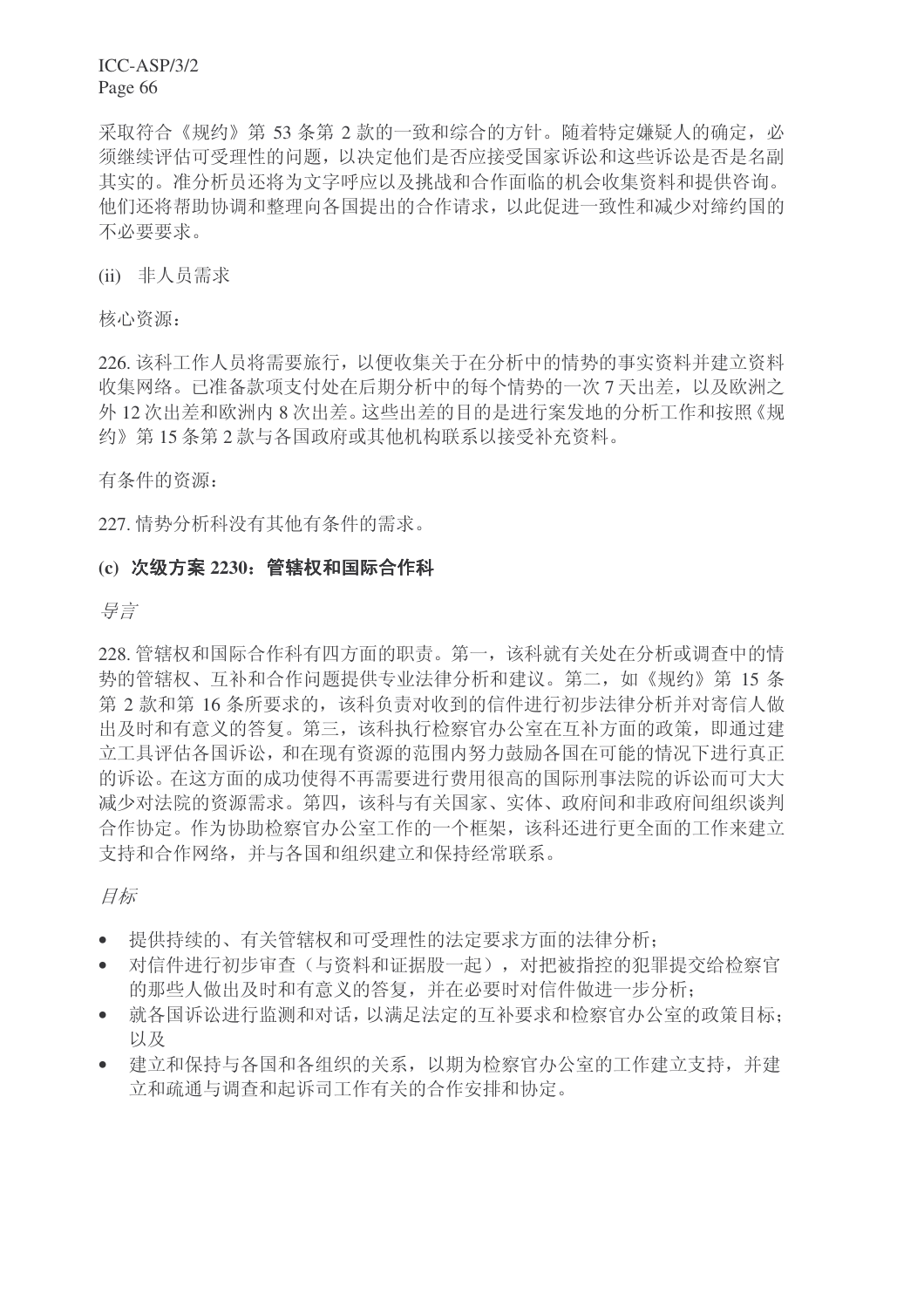采取符合《规约》第 53 条第 2 款的一致和综合的方针。随着特定嫌疑人的确定，必须继续评估可受理性的问题，以决定他们是否应接受国家诉讼和这些诉讼是否是名副其实的。准分析员还将为文字呼应以及挑战和合作面临的机会收集资料和提供咨询。他们还将帮助协调和整理向各国提出的合作请求，以此促进一致性和减少对缔约国的不必要要求。

(ii) 非人员需求

核心资源：

226. 该科工作人员将需要旅行，以便收集关于在分析中的情势的事实资料并建立资料收集网络。已准备款项支付处在后期分析中的每个情势的一次 7 天出差，以及欧洲之外 12 次出差和欧洲内 8 次出差。这些出差的目的是进行案发地的分析工作和按照《规约》第 15 条第 2 款与各国政府或其他机构联系以接受补充资料。

有条件的资源：

227. 情势分析科没有其他有条件的需求。

### (c) 次级方案 2230：管辖权和国际合作科

*导言*

228. 管辖权和国际合作科有四方面的职责。第一，该科就有关处在分析或调查中的情势的管辖权、互补和合作问题提供专业法律分析和建议。第二，如《规约》第 15 条第 2 款和第 16 条所要求的，该科负责对收到的信件进行初步法律分析并对寄信人做出及时和有意义的答复。第三，该科执行检察官办公室在互补方面的政策，即通过建立工具评估各国诉讼，和在现有资源的范围内努力鼓励各国在可能的情况下进行真正的诉讼。在这方面的成功使得不再需要进行费用很高的国际刑事法院的诉讼而可大大减少对法院的资源需求。第四，该科与有关国家、实体、政府间和非政府间组织谈判合作协定。作为协助检察官办公室工作的一个框架，该科还进行更全面的工作来建立支持和合作网络，并与各国和组织建立和保持经常联系。

*目标*

- 提供持续的、有关管辖权和可受理性的法定要求方面的法律分析；
- 对信件进行初步审查（与资料和证据股一起），对把被指控的犯罪提交给检察官的那些人做出及时和有意义的答复，并在必要时对信件做进一步分析；
- 就各国诉讼进行监测和对话，以满足法定的互补要求和检察官办公室的政策目标；以及
- 建立和保持与各国和各组织的关系，以期为检察官办公室的工作建立支持，并建立和疏通与调查和起诉司工作有关的合作安排和协定。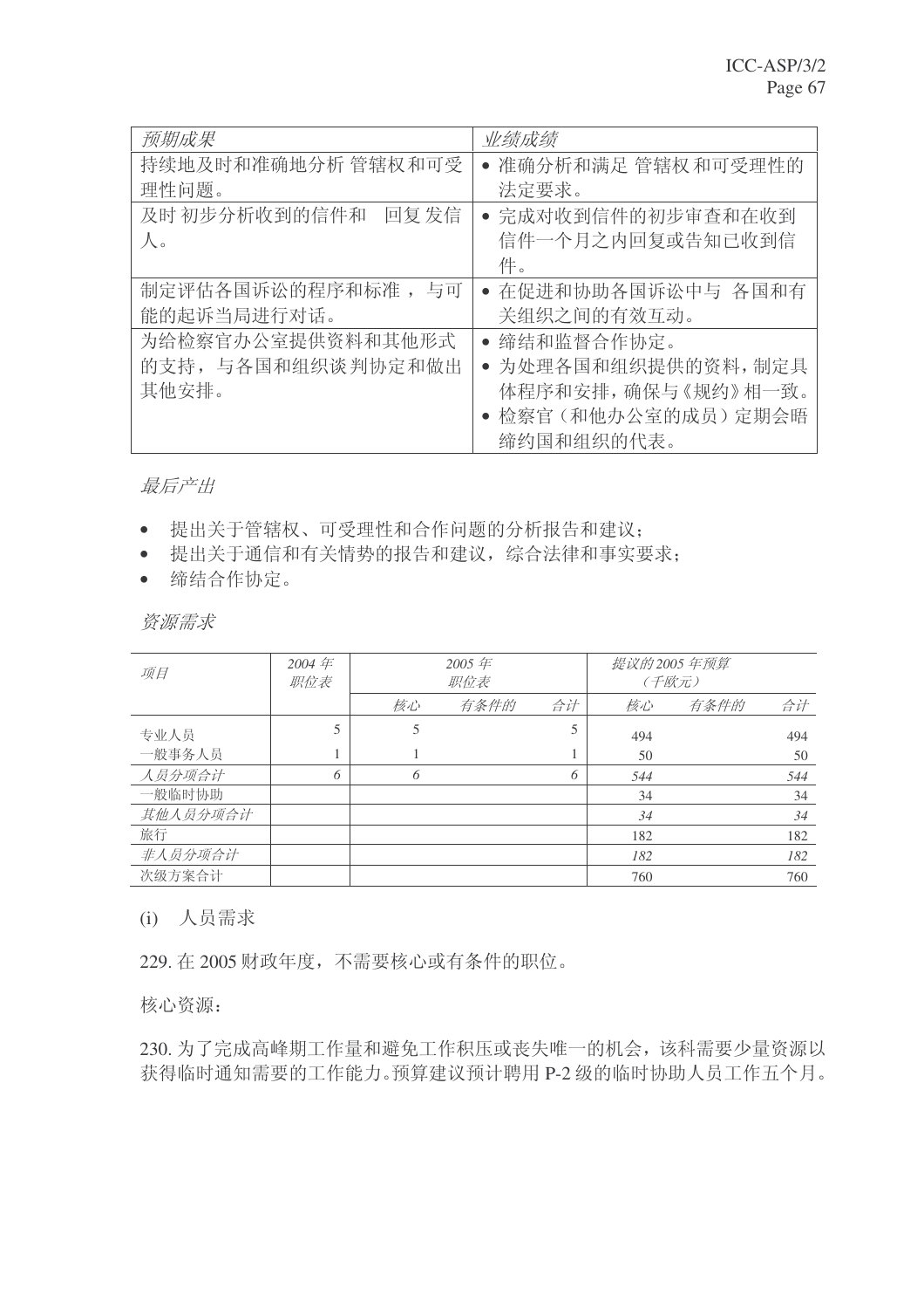| *预期成果* | *业绩成绩* |
|---|---|
| 持续地及时和准确地分析 管辖权和可受理性问题。 | • 准确分析和满足 管辖权和可受理性的法定要求。 |
| 及时 初步分析收到的信件和　回复 发信人。 | • 完成对收到信件的初步审查和在收到信件一个月之内回复或告知已收到信件。 |
| 制定评估各国诉讼的程序和标准 ，与可能的起诉当局进行对话。 | • 在促进和协助各国诉讼中与 各国和有关组织之间的有效互动。 |
| 为给检察官办公室提供资料和其他形式的支持，与各国和组织谈 判协定和做出其他安排。 | • 缔结和监督合作协定。<br>• 为处理各国和组织提供的资料，制定具体程序和安排，确保与《规约》相一致。<br>• 检察官（和他办公室的成员）定期会晤缔约国和组织的代表。 |

*最后产出*

- 提出关于管辖权、可受理性和合作问题的分析报告和建议；
- 提出关于通信和有关情势的报告和建议，综合法律和事实要求；
- 缔结合作协定。

*资源需求*

| *项目* | *2004 年职位表* | *2005 年职位表* | | | *提议的2005 年预算（千欧元）* | | |
|---|---|---|---|---|---|---|---|
| | | *核心* | *有条件的* | *合计* | *核心* | *有条件的* | *合计* |
| 专业人员 | 5 | 5 | | 5 | 494 | | 494 |
| 一般事务人员 | 1 | 1 | | 1 | 50 | | 50 |
| *人员分项合计* | *6* | *6* | | *6* | *544* | | *544* |
| 一般临时协助 | | | | | 34 | | 34 |
| *其他人员分项合计* | | | | | *34* | | *34* |
| 旅行 | | | | | 182 | | 182 |
| *非人员分项合计* | | | | | *182* | | *182* |
| 次级方案合计 | | | | | 760 | | 760 |

(i) 人员需求

229. 在 2005 财政年度，不需要核心或有条件的职位。

核心资源：

230. 为了完成高峰期工作量和避免工作积压或丧失唯一的机会，该科需要少量资源以获得临时通知需要的工作能力。预算建议预计聘用 P-2 级的临时协助人员工作五个月。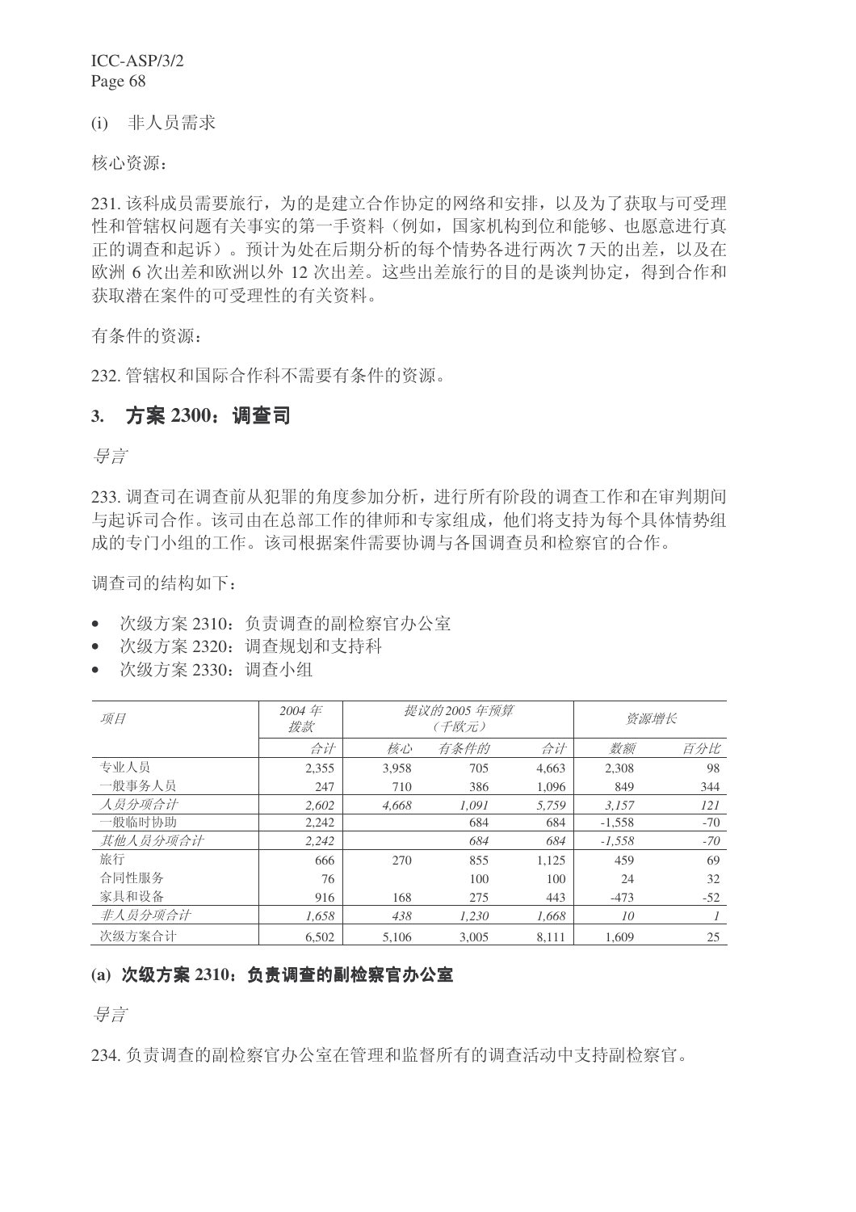(i) 非人员需求

核心资源：

231. 该科成员需要旅行，为的是建立合作协定的网络和安排，以及为了获取与可受理性和管辖权问题有关事实的第一手资料（例如，国家机构到位和能够、也愿意进行真正的调查和起诉）。预计为处在后期分析的每个情势各进行两次 7 天的出差，以及在欧洲 6 次出差和欧洲以外 12 次出差。这些出差旅行的目的是谈判协定，得到合作和获取潜在案件的可受理性的有关资料。

有条件的资源：

232. 管辖权和国际合作科不需要有条件的资源。

## 3. 方案 2300：调查司

*导言*

233. 调查司在调查前从犯罪的角度参加分析，进行所有阶段的调查工作和在审判期间与起诉司合作。该司由在总部工作的律师和专家组成，他们将支持为每个具体情势组成的专门小组的工作。该司根据案件需要协调与各国调查员和检察官的合作。

调查司的结构如下：

- 次级方案 2310：负责调查的副检察官办公室
- 次级方案 2320：调查规划和支持科
- 次级方案 2330：调查小组

| *项目* | *2004 年拨款* | *提议的 2005 年预算（千欧元）* | | | *资源增长* | |
|---|---|---|---|---|---|---|
| | *合计* | *核心* | *有条件的* | *合计* | *数额* | *百分比* |
| 专业人员 | 2,355 | 3,958 | 705 | 4,663 | 2,308 | 98 |
| 一般事务人员 | 247 | 710 | 386 | 1,096 | 849 | 344 |
| *人员分项合计* | *2,602* | *4,668* | *1,091* | *5,759* | *3,157* | *121* |
| 一般临时协助 | 2,242 | | 684 | 684 | -1,558 | -70 |
| *其他人员分项合计* | *2,242* | | *684* | *684* | *-1,558* | *-70* |
| 旅行 | 666 | 270 | 855 | 1,125 | 459 | 69 |
| 合同性服务 | 76 | | 100 | 100 | 24 | 32 |
| 家具和设备 | 916 | 168 | 275 | 443 | -473 | -52 |
| *非人员分项合计* | *1,658* | *438* | *1,230* | *1,668* | *10* | *1* |
| 次级方案合计 | 6,502 | 5,106 | 3,005 | 8,111 | 1,609 | 25 |

### (a) 次级方案 2310：负责调查的副检察官办公室

*导言*

234. 负责调查的副检察官办公室在管理和监督所有的调查活动中支持副检察官。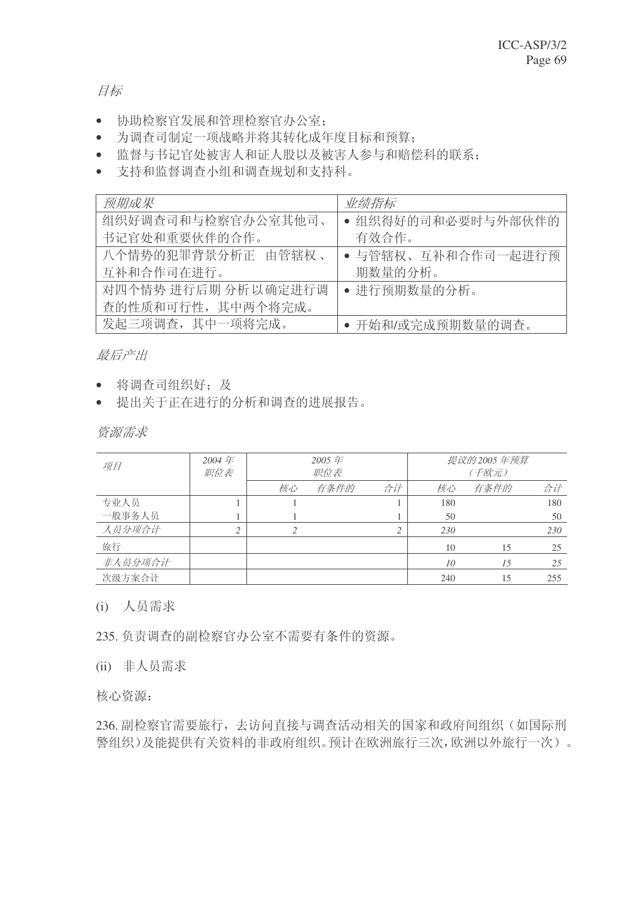*目标*

- 协助检察官发展和管理检察官办公室；
- 为调查司制定一项战略并将其转化成年度目标和预算；
- 监督与书记官处被害人和证人股以及被害人参与和赔偿科的联系；
- 支持和监督调查小组和调查规划和支持科。

| *预期成果* | *业绩指标* |
| --- | --- |
| 组织好调查司和与检察官办公室其他司、书记官处和重要伙伴的合作。 | • 组织得好的司和必要时与外部伙伴的有效合作。 |
| 八个情势的犯罪背景分析正 由管辖权、互补和合作司在进行。 | • 与管辖权、互补和合作司一起进行预期数量的分析。 |
| 对四个情势 进行后期 分析 以 确定进行调查的性质和可行性，其中两个将完成。 | • 进行预期数量的分析。 |
| 发起三项调查，其中一项将完成。 | • 开始和/或完成预期数量的调查。 |

*最后产出*

- 将调查司组织好；及
- 提出关于正在进行的分析和调查的进展报告。

*资源需求*

| *项目* | *2004 年职位表* | *2005 年职位表* | | | *提议的 2005 年预算（千欧元）* | | |
| --- | --- | --- | --- | --- | --- | --- | --- |
| | | *核心* | *有条件的* | *合计* | *核心* | *有条件的* | *合计* |
| 专业人员 | 1 | 1 | | 1 | 180 | | 180 |
| 一般事务人员 | 1 | 1 | | 1 | 50 | | 50 |
| *人员分项合计* | *2* | *2* | | *2* | *230* | | *230* |
| 旅行 | | | | | 10 | 15 | 25 |
| *非人员分项合计* | | | | | *10* | *15* | *25* |
| 次级方案合计 | | | | | 240 | 15 | 255 |

(i) 人员需求

235. 负责调查的副检察官办公室不需要有条件的资源。

(ii) 非人员需求

核心资源：

236. 副检察官需要旅行，去访问直接与调查活动相关的国家和政府间组织（如国际刑警组织）及能提供有关资料的非政府组织。预计在欧洲旅行三次，欧洲以外旅行一次）。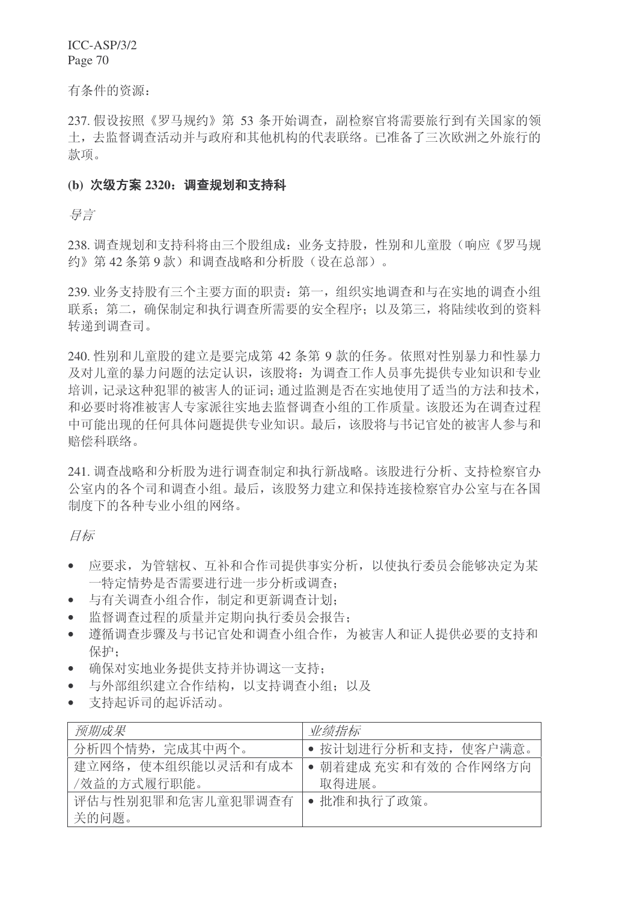有条件的资源：

237. 假设按照《罗马规约》第 53 条开始调查，副检察官将需要旅行到有关国家的领土，去监督调查活动并与政府和其他机构的代表联络。已准备了三次欧洲之外旅行的款项。

### (b) 次级方案 2320：调查规划和支持科

*导言*

238. 调查规划和支持科将由三个股组成：业务支持股，性别和儿童股（响应《罗马规约》第 42 条第 9 款）和调查战略和分析股（设在总部）。

239. 业务支持股有三个主要方面的职责：第一，组织实地调查和与在实地的调查小组联系；第二，确保制定和执行调查所需要的安全程序；以及第三，将陆续收到的资料转递到调查司。

240. 性别和儿童股的建立是要完成第 42 条第 9 款的任务。依照对性别暴力和性暴力及对儿童的暴力问题的法定认识，该股将：为调查工作人员事先提供专业知识和专业培训，记录这种犯罪的被害人的证词；通过监测是否在实地使用了适当的方法和技术，和必要时将准被害人专家派往实地去监督调查小组的工作质量。该股还为在调查过程中可能出现的任何具体问题提供专业知识。最后，该股将与书记官处的被害人参与和赔偿科联络。

241. 调查战略和分析股为进行调查制定和执行新战略。该股进行分析、支持检察官办公室内的各个司和调查小组。最后，该股努力建立和保持连接检察官办公室与在各国制度下的各种专业小组的网络。

*目标*

- 应要求，为管辖权、互补和合作司提供事实分析，以使执行委员会能够决定为某一特定情势是否需要进行进一步分析或调查；
- 与有关调查小组合作，制定和更新调查计划；
- 监督调查过程的质量并定期向执行委员会报告；
- 遵循调查步骤及与书记官处和调查小组合作，为被害人和证人提供必要的支持和保护；
- 确保对实地业务提供支持并协调这一支持；
- 与外部组织建立合作结构，以支持调查小组；以及
- 支持起诉司的起诉活动。

| *预期成果* | *业绩指标* |
| --- | --- |
| 分析四个情势，完成其中两个。 | • 按计划进行分析和支持，使客户满意。 |
| 建立网络，使本组织能以灵活和有成本/效益的方式履行职能。 | • 朝着建成充实和有效的合作网络方向取得进展。 |
| 评估与性别犯罪和危害儿童犯罪调查有关的问题。 | • 批准和执行了政策。 |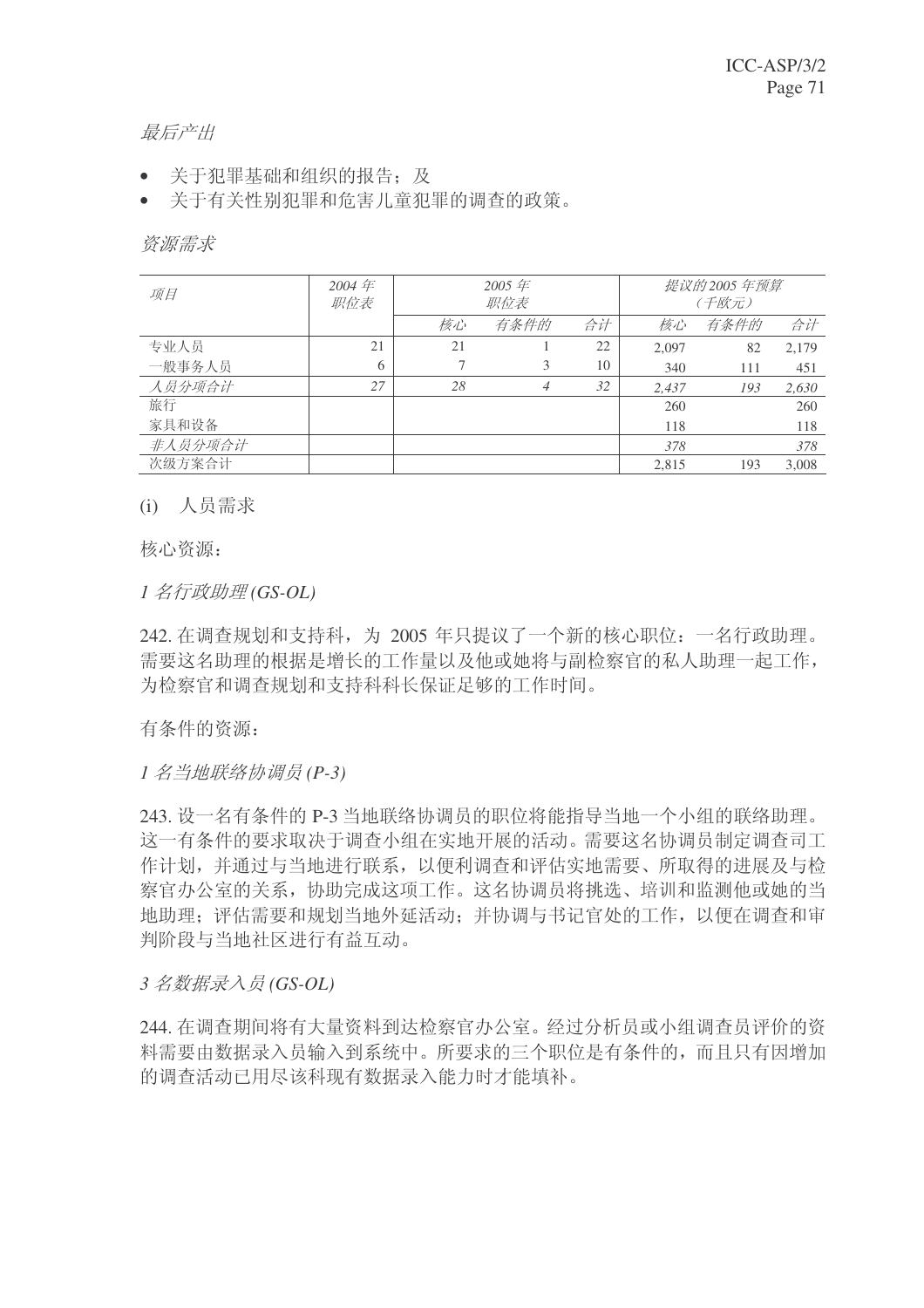*最后产出*

- 关于犯罪基础和组织的报告；及
- 关于有关性别犯罪和危害儿童犯罪的调查的政策。

*资源需求*

| *项目* | *2004 年职位表* | *2005 年职位表* | | | *提议的 2005 年预算（千欧元）* | | |
|---|---|---|---|---|---|---|---|
| | | *核心* | *有条件的* | *合计* | *核心* | *有条件的* | *合计* |
| 专业人员 | 21 | 21 | 1 | 22 | 2,097 | 82 | 2,179 |
| 一般事务人员 | 6 | 7 | 3 | 10 | 340 | 111 | 451 |
| *人员分项合计* | *27* | *28* | *4* | *32* | *2,437* | *193* | *2,630* |
| 旅行 | | | | | 260 | | 260 |
| 家具和设备 | | | | | 118 | | 118 |
| *非人员分项合计* | | | | | *378* | | *378* |
| 次级方案合计 | | | | | 2,815 | 193 | 3,008 |

(i) 人员需求

核心资源：

*1 名行政助理 (GS-OL)*

242. 在调查规划和支持科，为 2005 年只提议了一个新的核心职位：一名行政助理。需要这名助理的根据是增长的工作量以及他或她将与副检察官的私人助理一起工作，为检察官和调查规划和支持科科长保证足够的工作时间。

有条件的资源：

*1 名当地联络协调员 (P-3)*

243. 设一名有条件的 P-3 当地联络协调员的职位将能指导当地一个小组的联络助理。这一有条件的要求取决于调查小组在实地开展的活动。需要这名协调员制定调查司工作计划，并通过与当地进行联系，以便利调查和评估实地需要、所取得的进展及与检察官办公室的关系，协助完成这项工作。这名协调员将挑选、培训和监测他或她的当地助理；评估需要和规划当地外延活动；并协调与书记官处的工作，以便在调查和审判阶段与当地社区进行有益互动。

*3 名数据录入员 (GS-OL)*

244. 在调查期间将有大量资料到达检察官办公室。经过分析员或小组调查员评价的资料需要由数据录入员输入到系统中。所要求的三个职位是有条件的，而且只有因增加的调查活动已用尽该科现有数据录入能力时才能填补。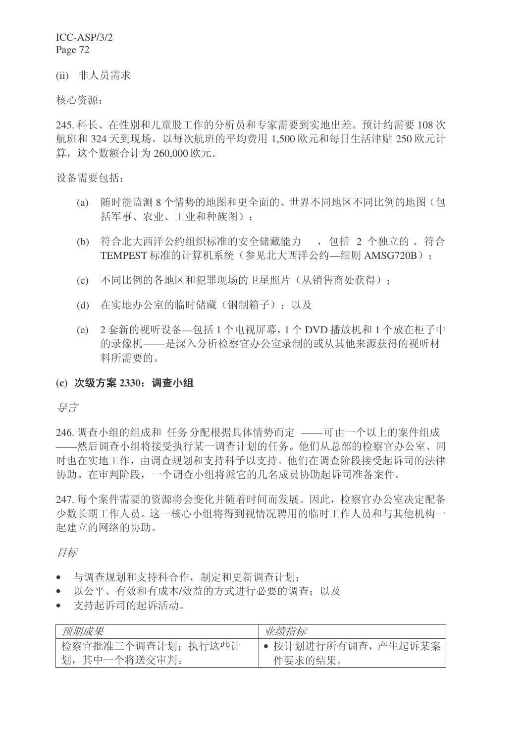(ii) 非人员需求

核心资源：

245. 科长、在性别和儿童股工作的分析员和专家需要到实地出差。预计约需要 108 次航班和 324 天到现场。以每次航班的平均费用 1,500 欧元和每日生活津贴 250 欧元计算，这个数额合计为 260,000 欧元。

设备需要包括：

(a) 随时能监测 8 个情势的地图和更全面的、世界不同地区不同比例的地图（包括军事、农业、工业和种族图）；

(b) 符合北大西洋公约组织标准的安全储藏能力 ，包括 2 个独立的 、符合 TEMPEST 标准的计算机系统（参见北大西洋公约—细则 AMSG720B）；

(c) 不同比例的各地区和犯罪现场的卫星照片（从销售商处获得）；

(d) 在实地办公室的临时储藏（钢制箱子）；以及

(e) 2 套新的视听设备—包括 1 个电视屏幕，1 个 DVD 播放机和 1 个放在柜子中的录像机——是深入分析检察官办公室录制的或从其他来源获得的视听材料所需要的。

### (c) 次级方案 2330：调查小组

*导言*

246. 调查小组的组成和 任务分配根据具体情势而定 ——可由一个以上的案件组成——然后调查小组将接受执行某一调查计划的任务。他们从总部的检察官办公室、同时也在实地工作，由调查规划和支持科予以支持。他们在调查阶段接受起诉司的法律协助。在审判阶段，一个调查小组将派它的几名成员协助起诉司准备案件。

247. 每个案件需要的资源将会变化并随着时间而发展。因此，检察官办公室决定配备少数长期工作人员。这一核心小组将得到视情况聘用的临时工作人员和与其他机构一起建立的网络的协助。

*目标*

- 与调查规划和支持科合作，制定和更新调查计划；
- 以公平、有效和有成本/效益的方式进行必要的调查；以及
- 支持起诉司的起诉活动。

| *预期成果* | *业绩指标* |
|---|---|
| 检察官批准三个调查计划；执行这些计划，其中一个将送交审判。 | • 按计划进行所有调查，产生起诉某案件要求的结果。 |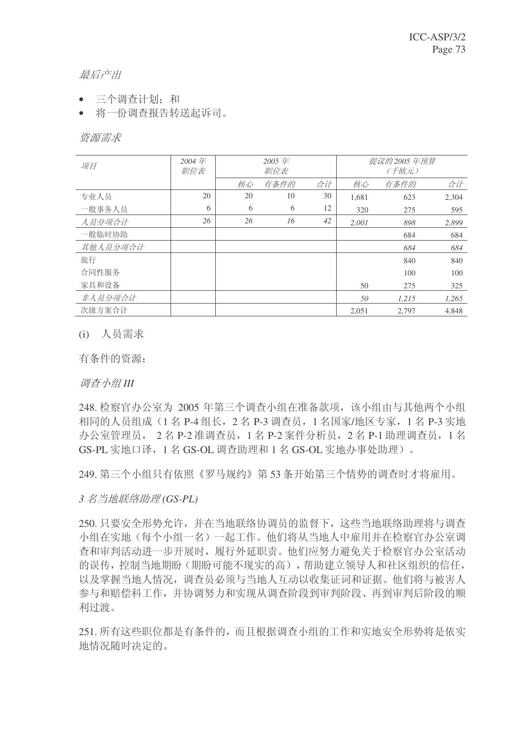*最后产出*

- 三个调查计划；和
- 将一份调查报告转送起诉司。

*资源需求*

| *项目* | *2004 年职位表* | *2005 年职位表* | | | *提议的 2005 年预算（千欧元）* | | |
|---|---|---|---|---|---|---|---|
| | | *核心* | *有条件的* | *合计* | *核心* | *有条件的* | *合计* |
| 专业人员 | 20 | 20 | 10 | 30 | 1,681 | 623 | 2,304 |
| 一般事务人员 | 6 | 6 | 6 | 12 | 320 | 275 | 595 |
| *人员分项合计* | *26* | *26* | *16* | *42* | *2,001* | *898* | *2,899* |
| 一般临时协助 | | | | | | 684 | 684 |
| *其他人员分项合计* | | | | | | *684* | *684* |
| 旅行 | | | | | | 840 | 840 |
| 合同性服务 | | | | | | 100 | 100 |
| 家具和设备 | | | | | 50 | 275 | 325 |
| *非人员分项合计* | | | | | *50* | *1,215* | *1,265* |
| 次级方案合计 | | | | | 2,051 | 2,797 | 4,848 |

(i) 人员需求

有条件的资源：

*调查小组 III*

248. 检察官办公室为 2005 年第三个调查小组在准备款项，该小组由与其他两个小组相同的人员组成（1 名 P-4 组长，2 名 P-3 调查员，1 名国家/地区专家，1 名 P-3 实地办公室管理员， 2 名 P-2 准调查员，1 名 P-2 案件分析员，2 名 P-1 助理调查员，1 名 GS-PL 实地口译，1 名 GS-OL 调查助理和 1 名 GS-OL 实地办事处助理）。

249. 第三个小组只有依照《罗马规约》第 53 条开始第三个情势的调查时才将雇用。

*3 名当地联络助理 (GS-PL)*

250. 只要安全形势允许，并在当地联络协调员的监督下，这些当地联络助理将与调查小组在实地（每个小组一名）一起工作。他们将从当地人中雇用并在检察官办公室调查和审判活动进一步开展时，履行外延职责。他们应努力避免关于检察官办公室活动的误传，控制当地期盼（期盼可能不现实的高），帮助建立领导人和社区组织的信任，以及掌握当地人情况，调查员必须与当地人互动以收集证词和证据。他们将与被害人参与和赔偿科工作，并协调努力和实现从调查阶段到审判阶段、再到审判后阶段的顺利过渡。

251. 所有这些职位都是有条件的，而且根据调查小组的工作和实地安全形势将是依实地情况随时决定的。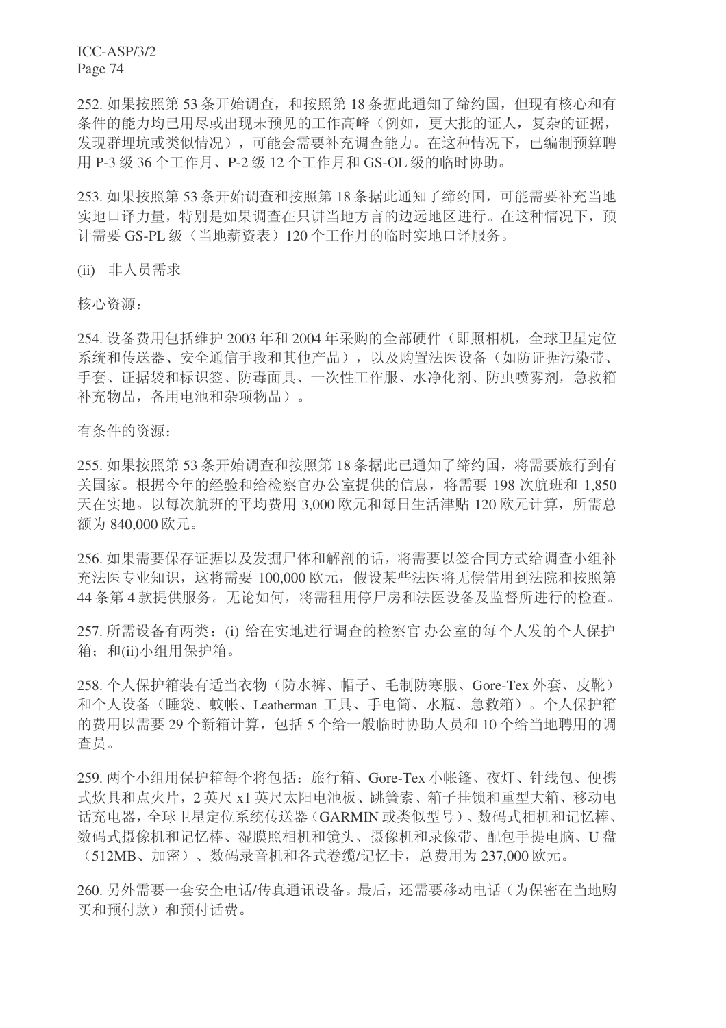252. 如果按照第 53 条开始调查，和按照第 18 条据此通知了缔约国，但现有核心和有条件的能力均已用尽或出现未预见的工作高峰（例如，更大批的证人，复杂的证据，发现群埋坑或类似情况），可能会需要补充调查能力。在这种情况下，已编制预算聘用 P-3 级 36 个工作月、P-2 级 12 个工作月和 GS-OL 级的临时协助。

253. 如果按照第 53 条开始调查和按照第 18 条据此通知了缔约国，可能需要补充当地实地口译力量，特别是如果调查在只讲当地方言的边远地区进行。在这种情况下，预计需要 GS-PL 级（当地薪资表）120 个工作月的临时实地口译服务。

(ii) 非人员需求

核心资源：

254. 设备费用包括维护 2003 年和 2004 年采购的全部硬件（即照相机，全球卫星定位系统和传送器、安全通信手段和其他产品），以及购置法医设备（如防证据污染带、手套、证据袋和标识签、防毒面具、一次性工作服、水净化剂、防虫喷雾剂，急救箱补充物品，备用电池和杂项物品）。

有条件的资源：

255. 如果按照第 53 条开始调查和按照第 18 条据此已通知了缔约国，将需要旅行到有关国家。根据今年的经验和给检察官办公室提供的信息，将需要 198 次航班和 1,850 天在实地。以每次航班的平均费用 3,000 欧元和每日生活津贴 120 欧元计算，所需总额为 840,000 欧元。

256. 如果需要保存证据以及发掘尸体和解剖的话，将需要以签合同方式给调查小组补充法医专业知识，这将需要 100,000 欧元，假设某些法医将无偿借用到法院和按照第 44 条第 4 款提供服务。无论如何，将需租用停尸房和法医设备及监督所进行的检查。

257. 所需设备有两类：(i) 给在实地进行调查的检察官 办公室的每个人发的个人保护箱；和(ii)小组用保护箱。

258. 个人保护箱装有适当衣物（防水裤、帽子、毛制防寒服、Gore-Tex 外套、皮靴）和个人设备（睡袋、蚊帐、Leatherman 工具、手电筒、水瓶、急救箱）。个人保护箱的费用以需要 29 个新箱计算，包括 5 个给一般临时协助人员和 10 个给当地聘用的调查员。

259. 两个小组用保护箱每个将包括：旅行箱、Gore-Tex 小帐篷、夜灯、针线包、便携式炊具和点火片，2 英尺 x1 英尺太阳电池板、跳簧索、箱子挂锁和重型大箱、移动电话充电器，全球卫星定位系统传送器（GARMIN 或类似型号）、数码式相机和记忆棒、数码式摄像机和记忆棒、湿膜照相机和镜头、摄像机和录像带、配包手提电脑、U 盘（512MB、加密）、数码录音机和各式卷缆/记忆卡，总费用为 237,000 欧元。

260. 另外需要一套安全电话/传真通讯设备。最后，还需要移动电话（为保密在当地购买和预付款）和预付话费。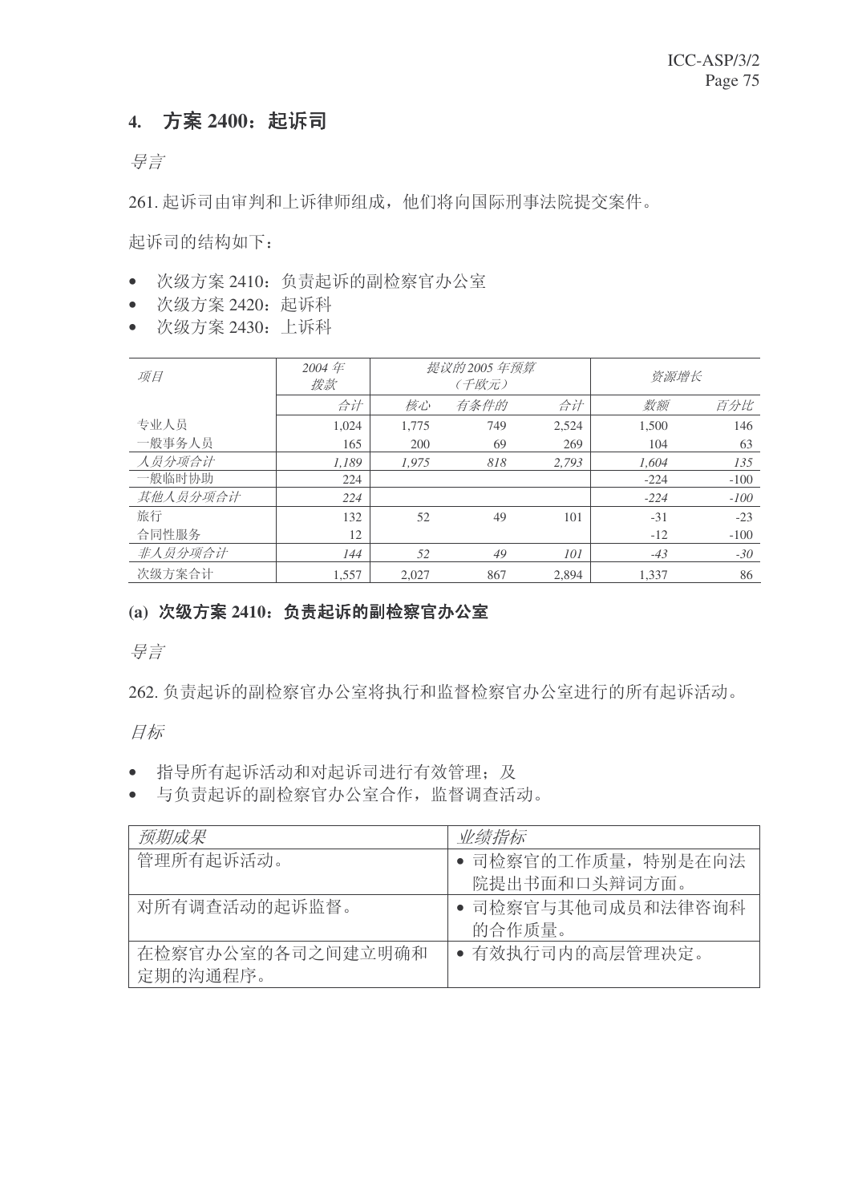## 4. 方案 2400：起诉司

*导言*

261. 起诉司由审判和上诉律师组成，他们将向国际刑事法院提交案件。

起诉司的结构如下：

- 次级方案 2410：负责起诉的副检察官办公室
- 次级方案 2420：起诉科
- 次级方案 2430：上诉科

| *项目* | *2004 年拨款* | *提议的 2005 年预算（千欧元）* | | | *资源增长* | |
|---|---|---|---|---|---|---|
| | *合计* | *核心* | *有条件的* | *合计* | *数额* | *百分比* |
| 专业人员 | 1,024 | 1,775 | 749 | 2,524 | 1,500 | 146 |
| 一般事务人员 | 165 | 200 | 69 | 269 | 104 | 63 |
| *人员分项合计* | *1,189* | *1,975* | *818* | *2,793* | *1,604* | *135* |
| 一般临时协助 | 224 | | | | -224 | -100 |
| *其他人员分项合计* | *224* | | | | *-224* | *-100* |
| 旅行 | 132 | 52 | 49 | 101 | -31 | -23 |
| 合同性服务 | 12 | | | | -12 | -100 |
| *非人员分项合计* | *144* | *52* | *49* | *101* | *-43* | *-30* |
| 次级方案合计 | 1,557 | 2,027 | 867 | 2,894 | 1,337 | 86 |

### (a) 次级方案 2410：负责起诉的副检察官办公室

*导言*

262. 负责起诉的副检察官办公室将执行和监督检察官办公室进行的所有起诉活动。

*目标*

- 指导所有起诉活动和对起诉司进行有效管理；及
- 与负责起诉的副检察官办公室合作，监督调查活动。

| *预期成果* | *业绩指标* |
|---|---|
| 管理所有起诉活动。 | • 司检察官的工作质量，特别是在向法院提出书面和口头辩词方面。 |
| 对所有调查活动的起诉监督。 | • 司检察官与其他司成员和法律咨询科的合作质量。 |
| 在检察官办公室的各司之间建立明确和定期的沟通程序。 | • 有效执行司内的高层管理决定。 |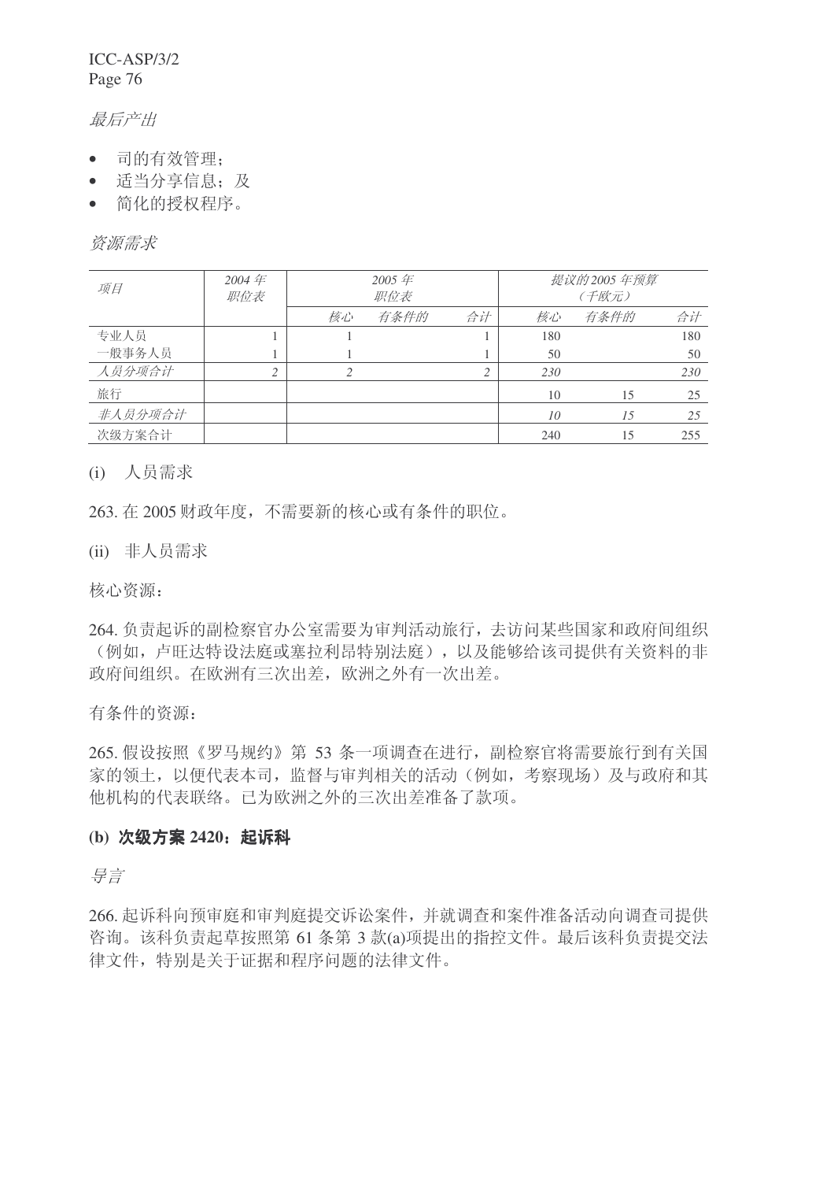*最后产出*

- 司的有效管理；
- 适当分享信息；及
- 简化的授权程序。

*资源需求*

| *项目* | *2004 年职位表* | *2005 年职位表* | | | *提议的 2005 年预算（千欧元）* | | |
|---|---|---|---|---|---|---|---|
| | | *核心* | *有条件的* | *合计* | *核心* | *有条件的* | *合计* |
| 专业人员 | 1 | 1 | | 1 | 180 | | 180 |
| 一般事务人员 | 1 | 1 | | 1 | 50 | | 50 |
| *人员分项合计* | *2* | *2* | | *2* | *230* | | *230* |
| 旅行 | | | | | 10 | 15 | 25 |
| *非人员分项合计* | | | | | *10* | *15* | *25* |
| 次级方案合计 | | | | | 240 | 15 | 255 |

(i) 人员需求

263. 在 2005 财政年度，不需要新的核心或有条件的职位。

(ii) 非人员需求

核心资源：

264. 负责起诉的副检察官办公室需要为审判活动旅行，去访问某些国家和政府间组织（例如，卢旺达特设法庭或塞拉利昂特别法庭），以及能够给该司提供有关资料的非政府间组织。在欧洲有三次出差，欧洲之外有一次出差。

有条件的资源：

265. 假设按照《罗马规约》第 53 条一项调查在进行，副检察官将需要旅行到有关国家的领土，以便代表本司，监督与审判相关的活动（例如，考察现场）及与政府和其他机构的代表联络。已为欧洲之外的三次出差准备了款项。

### (b) 次级方案 2420：起诉科

*导言*

266. 起诉科向预审庭和审判庭提交诉讼案件，并就调查和案件准备活动向调查司提供咨询。该科负责起草按照第 61 条第 3 款(a)项提出的指控文件。最后该科负责提交法律文件，特别是关于证据和程序问题的法律文件。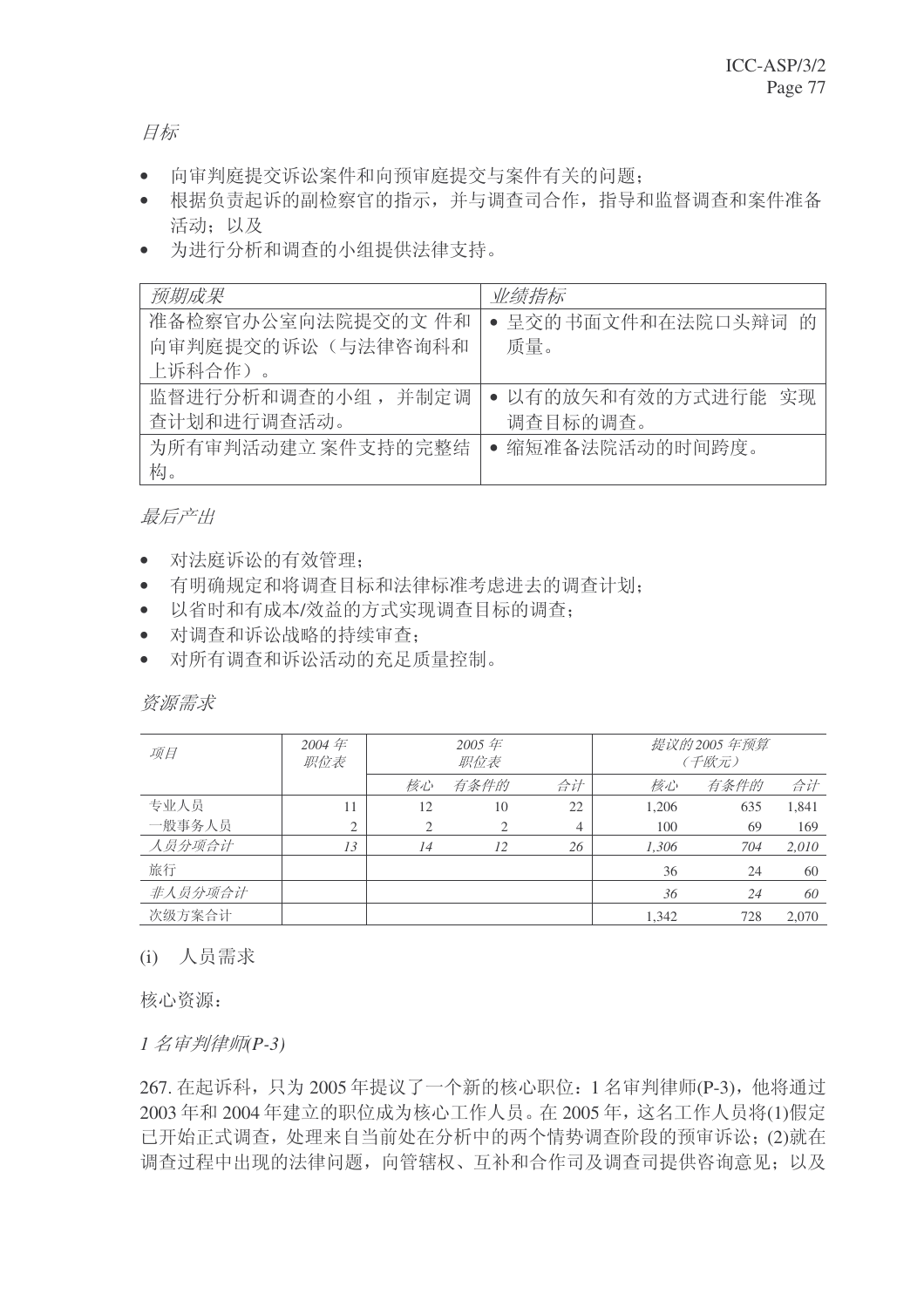*目标*

- 向审判庭提交诉讼案件和向预审庭提交与案件有关的问题；
- 根据负责起诉的副检察官的指示，并与调查司合作，指导和监督调查和案件准备活动；以及
- 为进行分析和调查的小组提供法律支持。

| *预期成果* | *业绩指标* |
|---|---|
| 准备检察官办公室向法院提交的文 件和向审判庭提交的诉讼（与法律咨询科和上诉科合作）。 | • 呈交的书面文件和在法院口头辩词 的质量。 |
| 监督进行分析和调查的小组，并制定调查计划和进行调查活动。 | • 以有的放矢和有效的方式进行能 实现调查目标的调查。 |
| 为所有审判活动建立 案件支持的完整结构。 | • 缩短准备法院活动的时间跨度。 |

*最后产出*

- 对法庭诉讼的有效管理；
- 有明确规定和将调查目标和法律标准考虑进去的调查计划；
- 以省时和有成本/效益的方式实现调查目标的调查；
- 对调查和诉讼战略的持续审查；
- 对所有调查和诉讼活动的充足质量控制。

*资源需求*

| *项目* | *2004 年职位表* | *2005 年职位表* | | | *提议的 2005 年预算（千欧元）* | | |
|---|---|---|---|---|---|---|---|
| | | *核心* | *有条件的* | *合计* | *核心* | *有条件的* | *合计* |
| 专业人员 | 11 | 12 | 10 | 22 | 1,206 | 635 | 1,841 |
| 一般事务人员 | 2 | 2 | 2 | 4 | 100 | 69 | 169 |
| *人员分项合计* | *13* | *14* | *12* | *26* | *1,306* | *704* | *2,010* |
| 旅行 | | | | | 36 | 24 | 60 |
| *非人员分项合计* | | | | | *36* | *24* | *60* |
| 次级方案合计 | | | | | 1,342 | 728 | 2,070 |

(i) 人员需求

核心资源：

*1 名审判律师(P-3)*

267. 在起诉科，只为 2005 年提议了一个新的核心职位：1 名审判律师(P-3)，他将通过 2003 年和 2004 年建立的职位成为核心工作人员。在 2005 年，这名工作人员将(1)假定已开始正式调查，处理来自当前处在分析中的两个情势调查阶段的预审诉讼；(2)就在调查过程中出现的法律问题，向管辖权、互补和合作司及调查司提供咨询意见；以及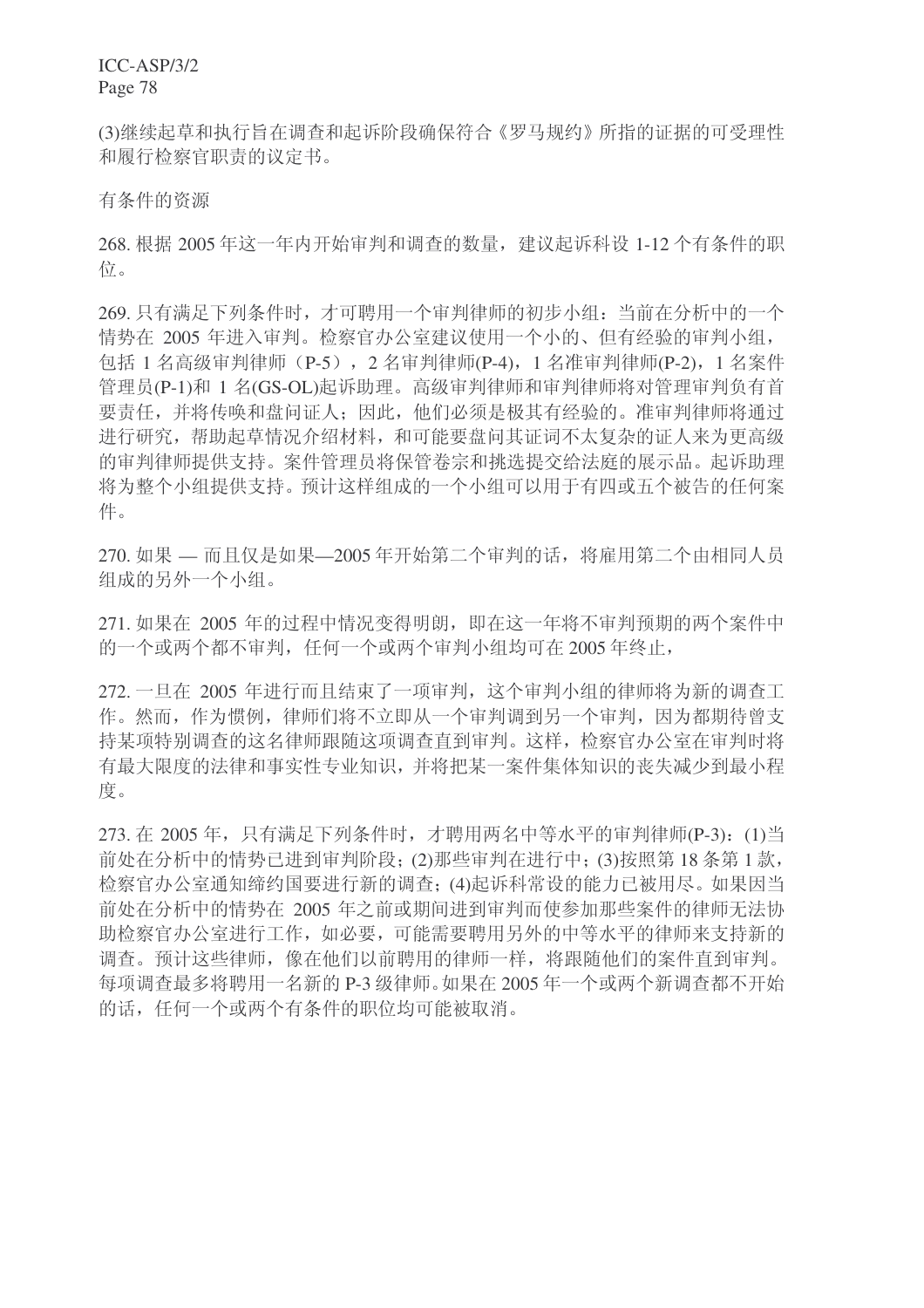(3)继续起草和执行旨在调查和起诉阶段确保符合《罗马规约》所指的证据的可受理性和履行检察官职责的议定书。

有条件的资源

268. 根据 2005 年这一年内开始审判和调查的数量，建议起诉科设 1-12 个有条件的职位。

269. 只有满足下列条件时，才可聘用一个审判律师的初步小组：当前在分析中的一个情势在 2005 年进入审判。检察官办公室建议使用一个小的、但有经验的审判小组，包括 1 名高级审判律师（P-5），2 名审判律师(P-4)，1 名准审判律师(P-2)，1 名案件管理员(P-1)和 1 名(GS-OL)起诉助理。高级审判律师和审判律师将对管理审判负有首要责任，并将传唤和盘问证人；因此，他们必须是极其有经验的。准审判律师将通过进行研究，帮助起草情况介绍材料，和可能要盘问其证词不太复杂的证人来为更高级的审判律师提供支持。案件管理员将保管卷宗和挑选提交给法庭的展示品。起诉助理将为整个小组提供支持。预计这样组成的一个小组可以用于有四或五个被告的任何案件。

270. 如果 — 而且仅是如果—2005 年开始第二个审判的话，将雇用第二个由相同人员组成的另外一个小组。

271. 如果在 2005 年的过程中情况变得明朗，即在这一年将不审判预期的两个案件中的一个或两个都不审判，任何一个或两个审判小组均可在 2005 年终止，

272. 一旦在 2005 年进行而且结束了一项审判，这个审判小组的律师将为新的调查工作。然而，作为惯例，律师们将不立即从一个审判调到另一个审判，因为都期待曾支持某项特别调查的这名律师跟随这项调查直到审判。这样，检察官办公室在审判时将有最大限度的法律和事实性专业知识，并将把某一案件集体知识的丧失减少到最小程度。

273. 在 2005 年，只有满足下列条件时，才聘用两名中等水平的审判律师(P-3)：(1)当前处在分析中的情势已进到审判阶段；(2)那些审判在进行中；(3)按照第 18 条第 1 款，检察官办公室通知缔约国要进行新的调查；(4)起诉科常设的能力已被用尽。如果因当前处在分析中的情势在 2005 年之前或期间进到审判而使参加那些案件的律师无法协助检察官办公室进行工作，如必要，可能需要聘用另外的中等水平的律师来支持新的调查。预计这些律师，像在他们以前聘用的律师一样，将跟随他们的案件直到审判。每项调查最多将聘用一名新的 P-3 级律师。如果在 2005 年一个或两个新调查都不开始的话，任何一个或两个有条件的职位均可能被取消。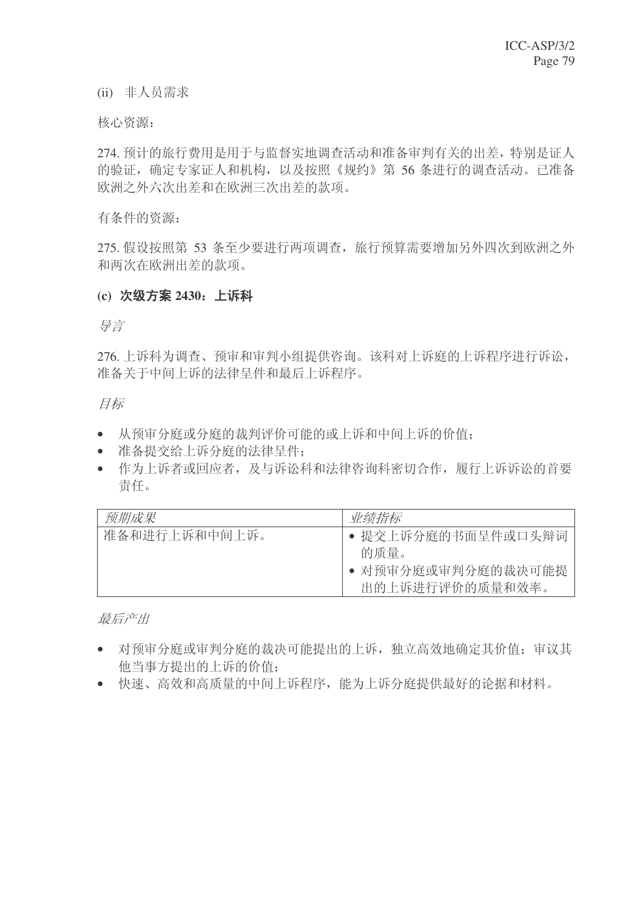(ii) 非人员需求

核心资源：

274. 预计的旅行费用是用于与监督实地调查活动和准备审判有关的出差，特别是证人的验证，确定专家证人和机构，以及按照《规约》第 56 条进行的调查活动。已准备欧洲之外六次出差和在欧洲三次出差的款项。

有条件的资源：

275. 假设按照第 53 条至少要进行两项调查，旅行预算需要增加另外四次到欧洲之外和两次在欧洲出差的款项。

**(c) 次级方案 2430：上诉科**

*导言*

276. 上诉科为调查、预审和审判小组提供咨询。该科对上诉庭的上诉程序进行诉讼，准备关于中间上诉的法律呈件和最后上诉程序。

*目标*

- 从预审分庭或分庭的裁判评价可能的或上诉和中间上诉的价值；
- 准备提交给上诉分庭的法律呈件；
- 作为上诉者或回应者，及与诉讼科和法律咨询科密切合作，履行上诉诉讼的首要责任。

| *预期成果* | *业绩指标* |
|---|---|
| 准备和进行上诉和中间上诉。 | • 提交上诉分庭的书面呈件或口头辩词的质量。<br>• 对预审分庭或审判分庭的裁决可能提出的上诉进行评价的质量和效率。 |

*最后产出*

- 对预审分庭或审判分庭的裁决可能提出的上诉，独立高效地确定其价值；审议其他当事方提出的上诉的价值；
- 快速、高效和高质量的中间上诉程序，能为上诉分庭提供最好的论据和材料。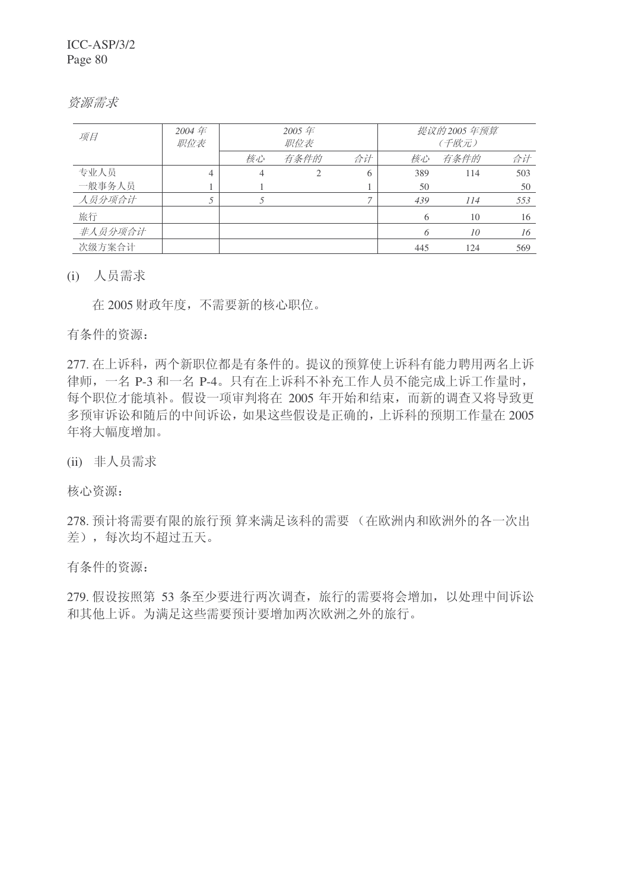*资源需求*

| *项目* | *2004 年职位表* | *2005 年职位表* | | | *提议的 2005 年预算（千欧元）* | | |
|---|---|---|---|---|---|---|---|
| | | *核心* | *有条件的* | *合计* | *核心* | *有条件的* | *合计* |
| 专业人员 | 4 | 4 | 2 | 6 | 389 | 114 | 503 |
| 一般事务人员 | 1 | 1 | | 1 | 50 | | 50 |
| *人员分项合计* | *5* | *5* | | *7* | *439* | *114* | *553* |
| 旅行 | | | | | 6 | 10 | 16 |
| *非人员分项合计* | | | | | *6* | *10* | *16* |
| 次级方案合计 | | | | | 445 | 124 | 569 |

(i) 人员需求

在 2005 财政年度，不需要新的核心职位。

有条件的资源：

277. 在上诉科，两个新职位都是有条件的。提议的预算使上诉科有能力聘用两名上诉律师，一名 P-3 和一名 P-4。只有在上诉科不补充工作人员不能完成上诉工作量时，每个职位才能填补。假设一项审判将在 2005 年开始和结束，而新的调查又将导致更多预审诉讼和随后的中间诉讼，如果这些假设是正确的，上诉科的预期工作量在 2005 年将大幅度增加。

(ii) 非人员需求

核心资源：

278. 预计将需要有限的旅行预 算来满足该科的需要 （在欧洲内和欧洲外的各一次出差），每次均不超过五天。

有条件的资源：

279. 假设按照第 53 条至少要进行两次调查，旅行的需要将会增加，以处理中间诉讼和其他上诉。为满足这些需要预计要增加两次欧洲之外的旅行。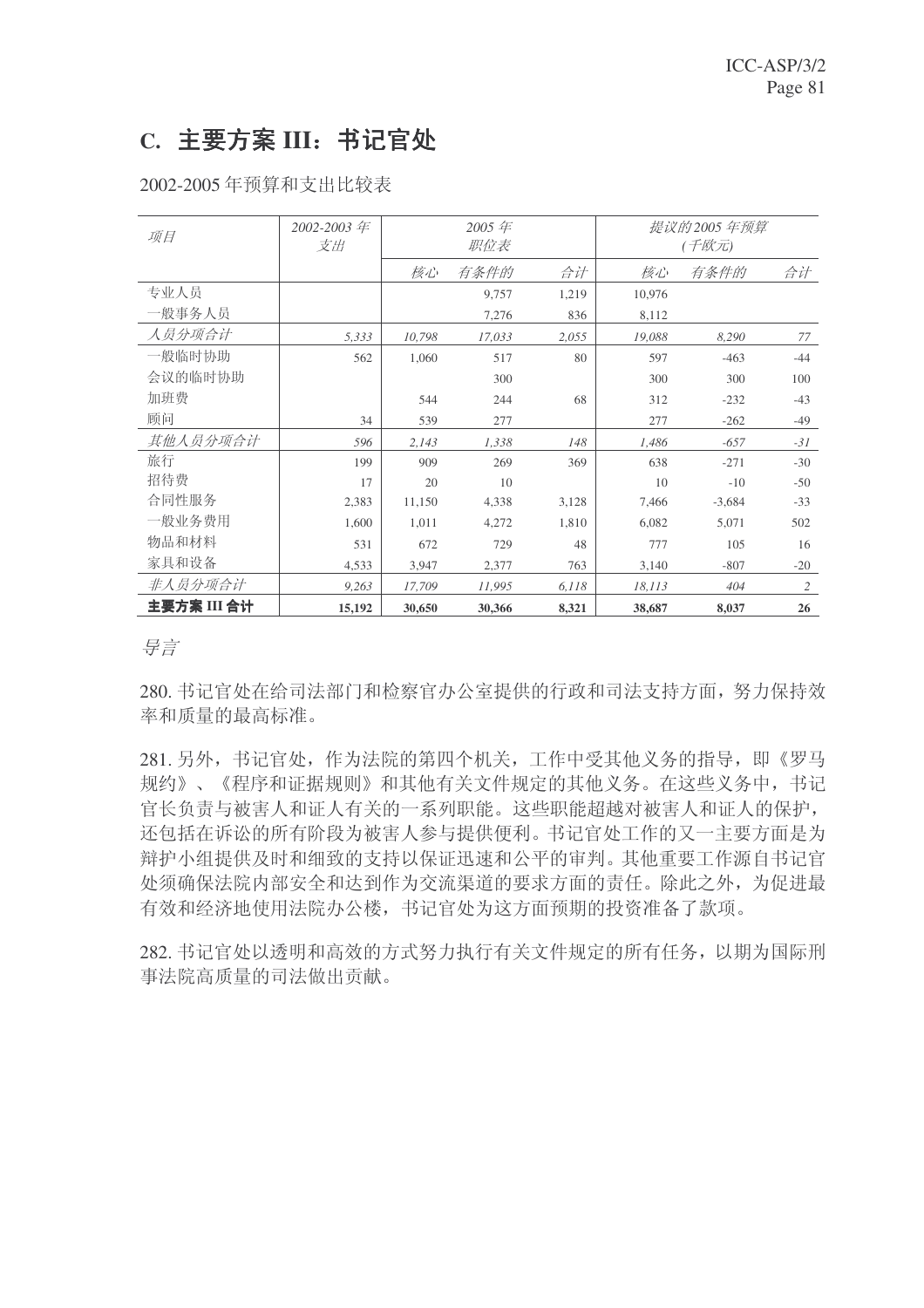## C. 主要方案 III：书记官处

2002-2005 年预算和支出比较表

| 项目 | 2002-2003 年支出 | 2005 年职位表 | | | 提议的 2005 年预算 (千欧元) | | |
|---|---|---|---|---|---|---|---|
| | | 核心 | 有条件的 | 合计 | 核心 | 有条件的 | 合计 |
| 专业人员 | | | 9,757 | 1,219 | 10,976 | | |
| 一般事务人员 | | | 7,276 | 836 | 8,112 | | |
| *人员分项合计* | *5,333* | *10,798* | *17,033* | *2,055* | *19,088* | *8,290* | *77* |
| 一般临时协助 | 562 | 1,060 | 517 | 80 | 597 | -463 | -44 |
| 会议的临时协助 | | | 300 | | 300 | 300 | 100 |
| 加班费 | | 544 | 244 | 68 | 312 | -232 | -43 |
| 顾问 | 34 | 539 | 277 | | 277 | -262 | -49 |
| *其他人员分项合计* | *596* | *2,143* | *1,338* | *148* | *1,486* | *-657* | *-31* |
| 旅行 | 199 | 909 | 269 | 369 | 638 | -271 | -30 |
| 招待费 | 17 | 20 | 10 | | 10 | -10 | -50 |
| 合同性服务 | 2,383 | 11,150 | 4,338 | 3,128 | 7,466 | -3,684 | -33 |
| 一般业务费用 | 1,600 | 1,011 | 4,272 | 1,810 | 6,082 | 5,071 | 502 |
| 物品和材料 | 531 | 672 | 729 | 48 | 777 | 105 | 16 |
| 家具和设备 | 4,533 | 3,947 | 2,377 | 763 | 3,140 | -807 | -20 |
| *非人员分项合计* | *9,263* | *17,709* | *11,995* | *6,118* | *18,113* | *404* | *2* |
| **主要方案 III 合计** | **15,192** | **30,650** | **30,366** | **8,321** | **38,687** | **8,037** | **26** |

*导言*

280. 书记官处在给司法部门和检察官办公室提供的行政和司法支持方面，努力保持效率和质量的最高标准。

281. 另外，书记官处，作为法院的第四个机关，工作中受其他义务的指导，即《罗马规约》、《程序和证据规则》和其他有关文件规定的其他义务。在这些义务中，书记官长负责与被害人和证人有关的一系列职能。这些职能超越对被害人和证人的保护，还包括在诉讼的所有阶段为被害人参与提供便利。书记官处工作的又一主要方面是为辩护小组提供及时和细致的支持以保证迅速和公平的审判。其他重要工作源自书记官处须确保法院内部安全和达到作为交流渠道的要求方面的责任。除此之外，为促进最有效和经济地使用法院办公楼，书记官处为这方面预期的投资准备了款项。

282. 书记官处以透明和高效的方式努力执行有关文件规定的所有任务，以期为国际刑事法院高质量的司法做出贡献。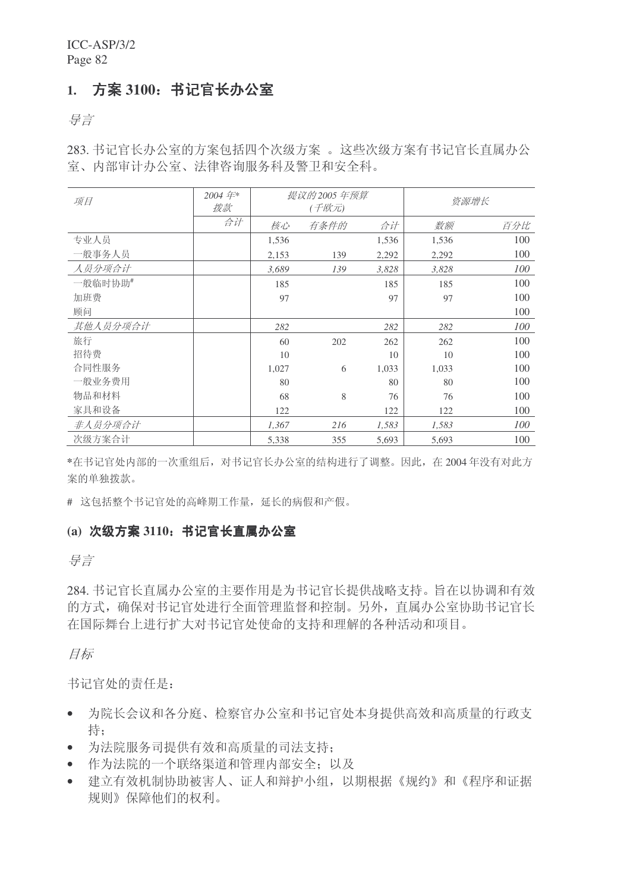## 1. 方案 3100：书记官长办公室

*导言*

283. 书记官长办公室的方案包括四个次级方案 。这些次级方案有书记官长直属办公室、内部审计办公室、法律咨询服务科及警卫和安全科。

| *项目* | *2004 年\* 拨款* | *提议的 2005 年预算 (千欧元)* | | | *资源增长* | |
|---|---|---|---|---|---|---|
| | *合计* | *核心* | *有条件的* | *合计* | *数额* | *百分比* |
| 专业人员 | | 1,536 | | 1,536 | 1,536 | 100 |
| 一般事务人员 | | 2,153 | 139 | 2,292 | 2,292 | 100 |
| *人员分项合计* | | *3,689* | *139* | *3,828* | *3,828* | *100* |
| 一般临时协助# | | 185 | | 185 | 185 | 100 |
| 加班费 | | 97 | | 97 | 97 | 100 |
| 顾问 | | | | | | 100 |
| *其他人员分项合计* | | *282* | | *282* | *282* | *100* |
| 旅行 | | 60 | 202 | 262 | 262 | 100 |
| 招待费 | | 10 | | 10 | 10 | 100 |
| 合同性服务 | | 1,027 | 6 | 1,033 | 1,033 | 100 |
| 一般业务费用 | | 80 | | 80 | 80 | 100 |
| 物品和材料 | | 68 | 8 | 76 | 76 | 100 |
| 家具和设备 | | 122 | | 122 | 122 | 100 |
| *非人员分项合计* | | *1,367* | *216* | *1,583* | *1,583* | *100* |
| 次级方案合计 | | 5,338 | 355 | 5,693 | 5,693 | 100 |

\*在书记官处内部的一次重组后，对书记官长办公室的结构进行了调整。因此，在 2004 年没有对此方案的单独拨款。

\# 这包括整个书记官处的高峰期工作量，延长的病假和产假。

### (a) 次级方案 3110：书记官长直属办公室

*导言*

284. 书记官长直属办公室的主要作用是为书记官长提供战略支持。旨在以协调和有效的方式，确保对书记官处进行全面管理监督和控制。另外，直属办公室协助书记官长在国际舞台上进行扩大对书记官处使命的支持和理解的各种活动和项目。

*目标*

书记官处的责任是：

- 为院长会议和各分庭、检察官办公室和书记官处本身提供高效和高质量的行政支持；
- 为法院服务司提供有效和高质量的司法支持；
- 作为法院的一个联络渠道和管理内部安全；以及
- 建立有效机制协助被害人、证人和辩护小组，以期根据《规约》和《程序和证据规则》保障他们的权利。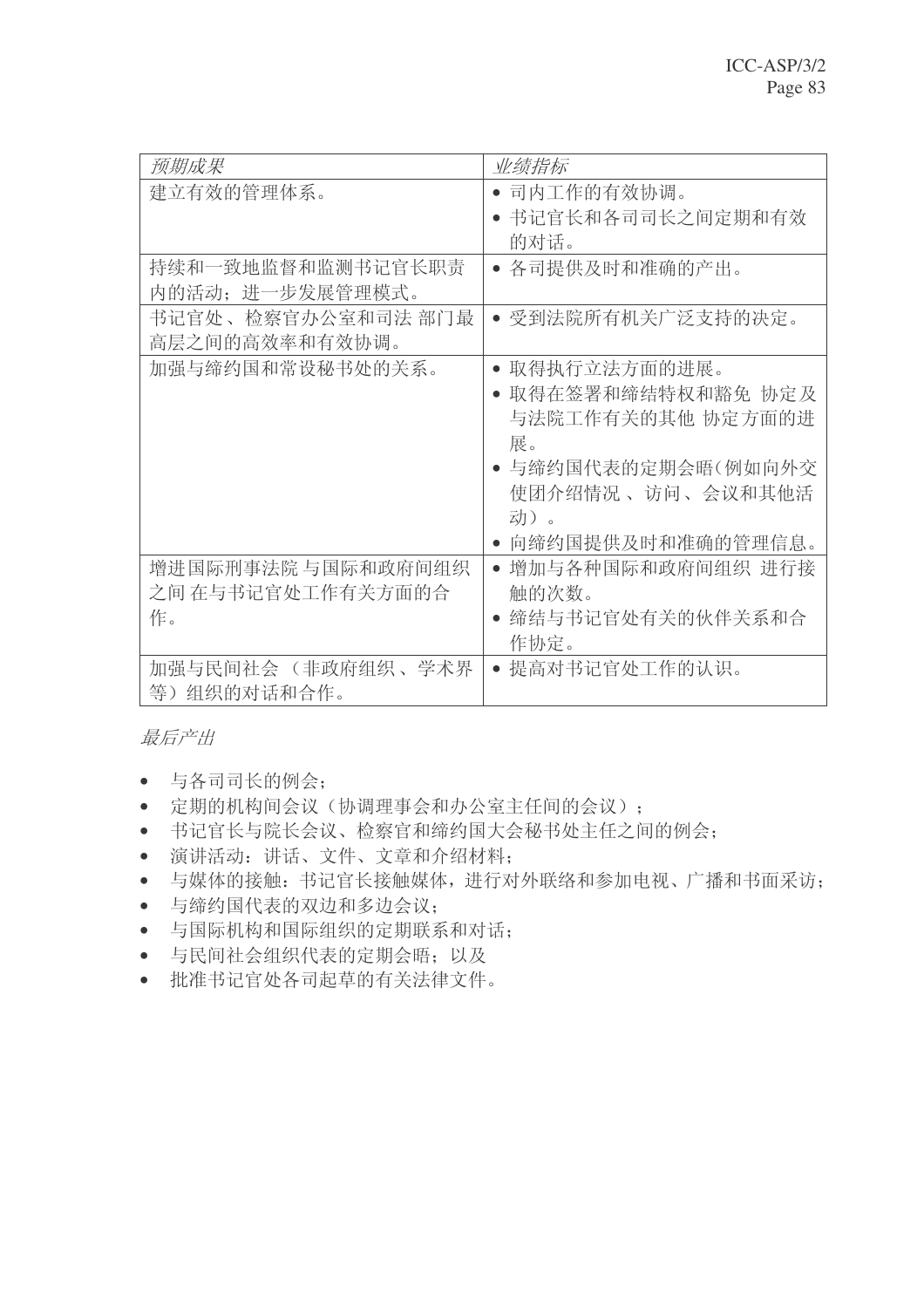| *预期成果* | *业绩指标* |
|---|---|
| 建立有效的管理体系。 | • 司内工作的有效协调。<br>• 书记官长和各司司长之间定期和有效的对话。 |
| 持续和一致地监督和监测书记官长职责内的活动；进一步发展管理模式。 | • 各司提供及时和准确的产出。 |
| 书记官处、检察官办公室和司法 部门最高层之间的高效率和有效协调。 | • 受到法院所有机关广泛支持的决定。 |
| 加强与缔约国和常设秘书处的关系。 | • 取得执行立法方面的进展。<br>• 取得在签署和缔结特权和豁免 协定及与法院工作有关的其他 协定方面的进展。<br>• 与缔约国代表的定期会晤(例如向外交使团介绍情况 、访问、会议和其他活动）。<br>• 向缔约国提供及时和准确的管理信息。 |
| 增进国际刑事法院 与国际和政府间组织之间 在与书记官处工作有关方面的合作。 | • 增加与各种国际和政府间组织 进行接触的次数。<br>• 缔结与书记官处有关的伙伴关系和合作协定。 |
| 加强与民间社会 （非政府组织、学术界等）组织的对话和合作。 | • 提高对书记官处工作的认识。 |

*最后产出*

- 与各司司长的例会；
- 定期的机构间会议（协调理事会和办公室主任间的会议）；
- 书记官长与院长会议、检察官和缔约国大会秘书处主任之间的例会；
- 演讲活动：讲话、文件、文章和介绍材料；
- 与媒体的接触：书记官长接触媒体，进行对外联络和参加电视、广播和书面采访；
- 与缔约国代表的双边和多边会议；
- 与国际机构和国际组织的定期联系和对话；
- 与民间社会组织代表的定期会晤；以及
- 批准书记官处各司起草的有关法律文件。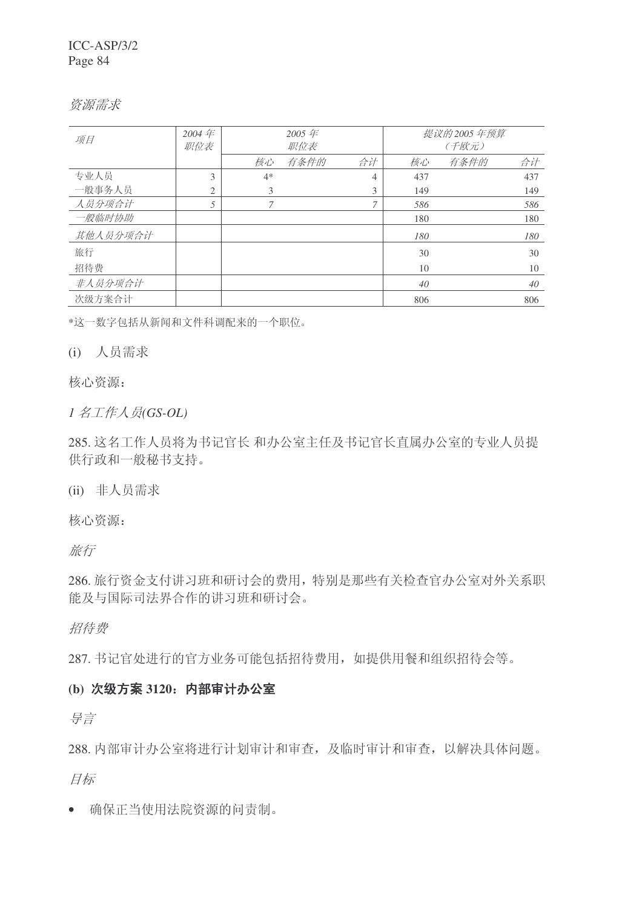*资源需求*

| *项目* | *2004 年职位表* | *2005 年职位表* | | | *提议的 2005 年预算（千欧元）* | | |
|---|---|---|---|---|---|---|---|
| | | *核心* | *有条件的* | *合计* | *核心* | *有条件的* | *合计* |
| 专业人员 | 3 | 4* | | 4 | 437 | | 437 |
| 一般事务人员 | 2 | 3 | | 3 | 149 | | 149 |
| *人员分项合计* | *5* | *7* | | *7* | *586* | | *586* |
| *一般临时协助* | | | | | 180 | | 180 |
| *其他人员分项合计* | | | | | *180* | | *180* |
| 旅行 | | | | | 30 | | 30 |
| 招待费 | | | | | 10 | | 10 |
| *非人员分项合计* | | | | | *40* | | *40* |
| 次级方案合计 | | | | | 806 | | 806 |

*这一数字包括从新闻和文件科调配来的一个职位。

(i) 人员需求

核心资源：

*1 名工作人员(GS-OL)*

285. 这名工作人员将为书记官长 和办公室主任及书记官长直属办公室的专业人员提供行政和一般秘书支持。

(ii) 非人员需求

核心资源：

*旅行*

286. 旅行资金支付讲习班和研讨会的费用，特别是那些有关检查官办公室对外关系职能及与国际司法界合作的讲习班和研讨会。

*招待费*

287. 书记官处进行的官方业务可能包括招待费用，如提供用餐和组织招待会等。

**(b) 次级方案 3120：内部审计办公室**

*导言*

288. 内部审计办公室将进行计划审计和审查，及临时审计和审查，以解决具体问题。

*目标*

- 确保正当使用法院资源的问责制。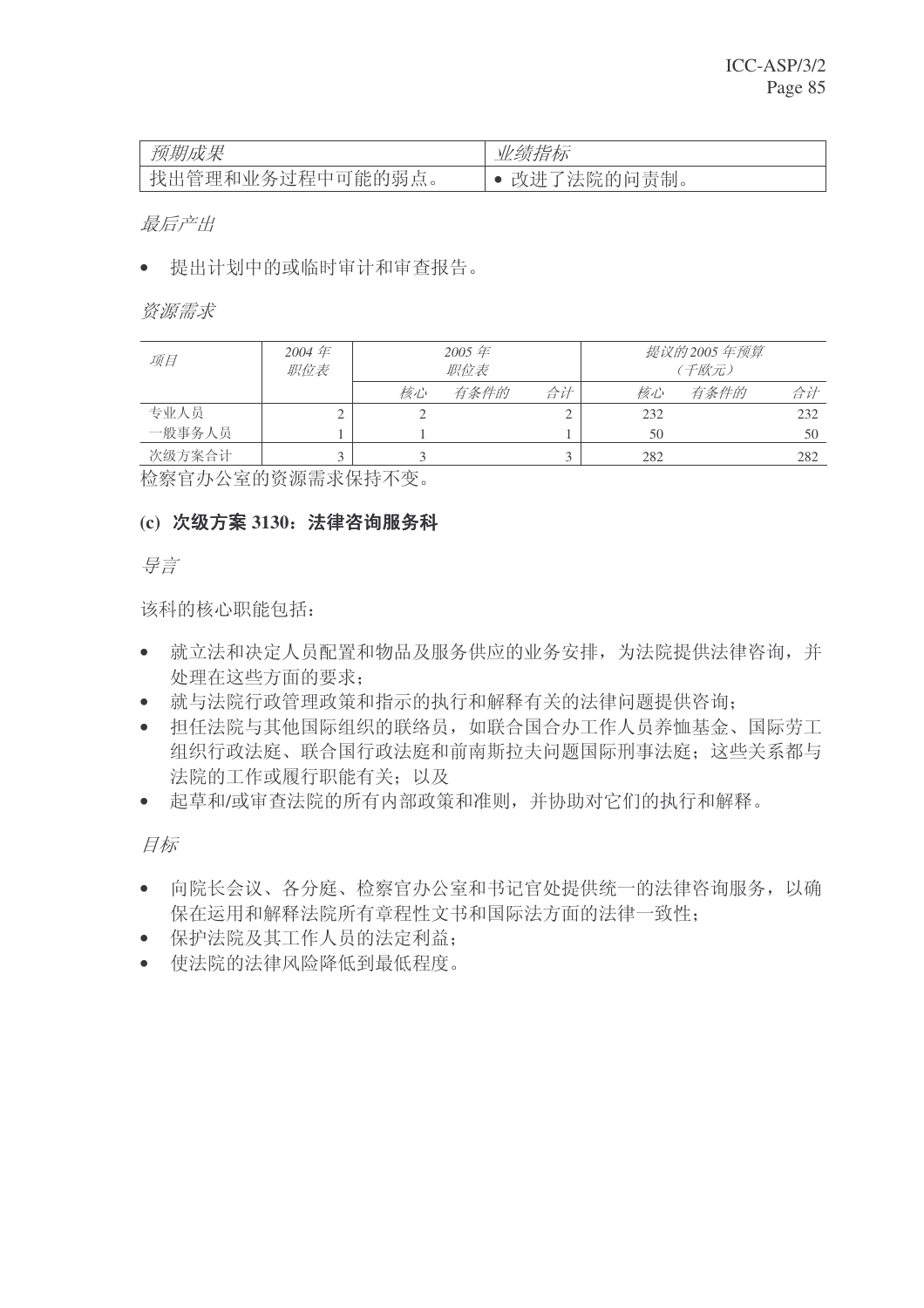| *预期成果* | *业绩指标* |
| --- | --- |
| 找出管理和业务过程中可能的弱点。 | • 改进了法院的问责制。 |

*最后产出*

- 提出计划中的或临时审计和审查报告。

*资源需求*

| *项目* | *2004 年职位表* | *2005 年职位表* | | | *提议的 2005 年预算（千欧元）* | | |
| --- | --- | --- | --- | --- | --- | --- | --- |
| | | *核心* | *有条件的* | *合计* | *核心* | *有条件的* | *合计* |
| 专业人员 | 2 | 2 | | 2 | 232 | | 232 |
| 一般事务人员 | 1 | 1 | | 1 | 50 | | 50 |
| 次级方案合计 | 3 | 3 | | 3 | 282 | | 282 |

检察官办公室的资源需求保持不变。

### (c) 次级方案 3130：法律咨询服务科

*导言*

该科的核心职能包括：

- 就立法和决定人员配置和物品及服务供应的业务安排，为法院提供法律咨询，并处理在这些方面的要求；
- 就与法院行政管理政策和指示的执行和解释有关的法律问题提供咨询；
- 担任法院与其他国际组织的联络员，如联合国合办工作人员养恤基金、国际劳工组织行政法庭、联合国行政法庭和前南斯拉夫问题国际刑事法庭；这些关系都与法院的工作或履行职能有关；以及
- 起草和/或审查法院的所有内部政策和准则，并协助对它们的执行和解释。

*目标*

- 向院长会议、各分庭、检察官办公室和书记官处提供统一的法律咨询服务，以确保在运用和解释法院所有章程性文书和国际法方面的法律一致性；
- 保护法院及其工作人员的法定利益；
- 使法院的法律风险降低到最低程度。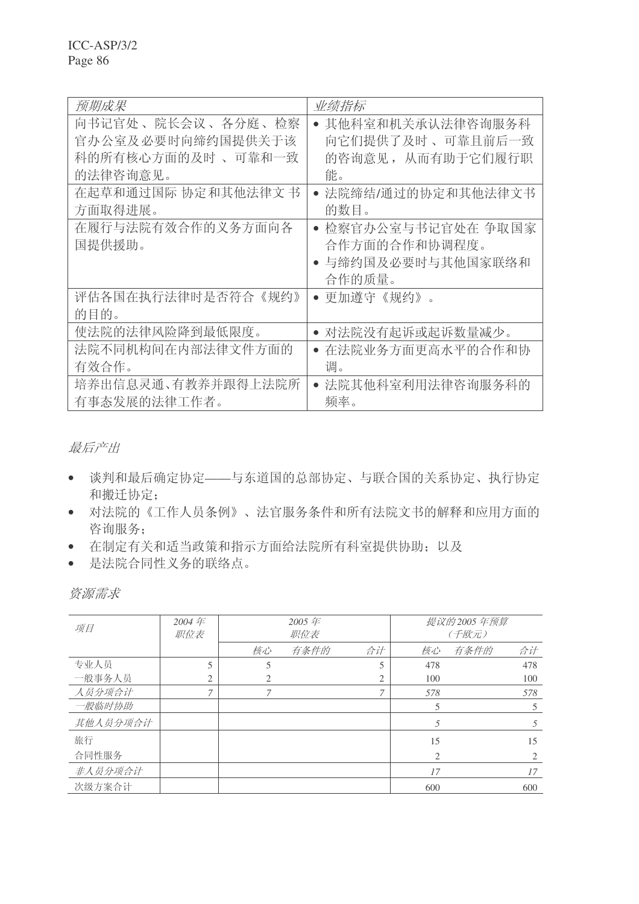| *预期成果* | *业绩指标* |
| --- | --- |
| 向书记官处、院长会议、各分庭、检察官办公室及必要时向缔约国提供关于该科的所有核心方面的及时 、可靠和一致的法律咨询意见。 | • 其他科室和机关承认法律咨询服务科向它们提供了及时 、可靠且前后一致的咨询意见，从而有助于它们履行职能。 |
| 在起草和通过国际 协定和其他法律文书方面取得进展。 | • 法院缔结/通过的协定和其他法律文书的数目。 |
| 在履行与法院有效合作的义务方面向各国提供援助。 | • 检察官办公室与书记官处在 争取国家合作方面的合作和协调程度。<br>• 与缔约国及必要时与其他国家联络和合作的质量。 |
| 评估各国在执行法律时是否符合《规约》的目的。 | • 更加遵守《规约》。 |
| 使法院的法律风险降到最低限度。 | • 对法院没有起诉或起诉数量减少。 |
| 法院不同机构间在内部法律文件方面的有效合作。 | • 在法院业务方面更高水平的合作和协调。 |
| 培养出信息灵通、有教养并跟得上法院所有事态发展的法律工作者。 | • 法院其他科室利用法律咨询服务科的频率。 |

*最后产出*

- 谈判和最后确定协定——与东道国的总部协定、与联合国的关系协定、执行协定和搬迁协定；
- 对法院的《工作人员条例》、法官服务条件和所有法院文书的解释和应用方面的咨询服务；
- 在制定有关和适当政策和指示方面给法院所有科室提供协助；以及
- 是法院合同性义务的联络点。

*资源需求*

| *项目* | *2004 年职位表* | *2005 年职位表* | | | *提议的2005 年预算（千欧元）* | | |
| --- | --- | --- | --- | --- | --- | --- | --- |
| | | *核心* | *有条件的* | *合计* | *核心* | *有条件的* | *合计* |
| 专业人员 | 5 | 5 | | 5 | 478 | | 478 |
| 一般事务人员 | 2 | 2 | | 2 | 100 | | 100 |
| *人员分项合计* | *7* | *7* | | *7* | *578* | | *578* |
| 一般临时协助 | | | | | 5 | | 5 |
| *其他人员分项合计* | | | | | *5* | | *5* |
| 旅行 | | | | | 15 | | 15 |
| 合同性服务 | | | | | 2 | | 2 |
| *非人员分项合计* | | | | | *17* | | *17* |
| 次级方案合计 | | | | | 600 | | 600 |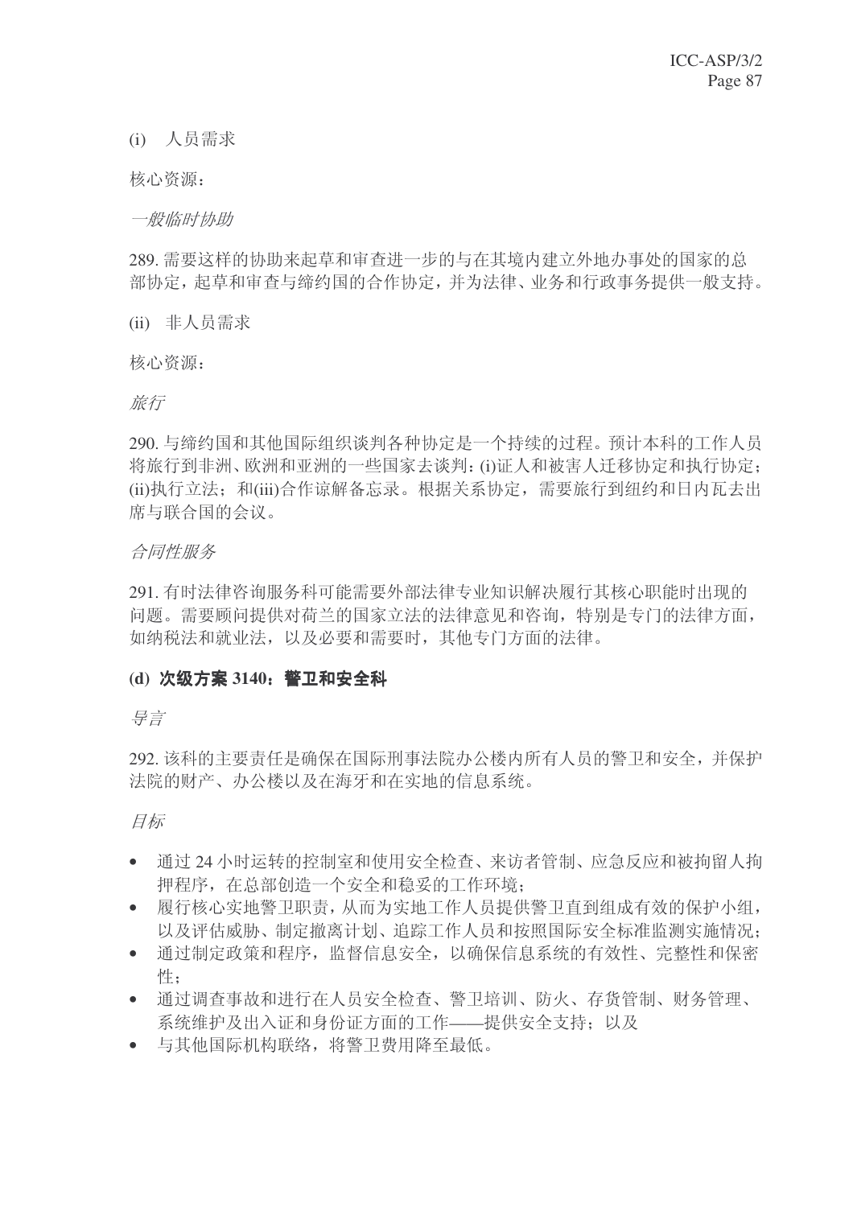(i) 人员需求

核心资源：

*一般临时协助*

289. 需要这样的协助来起草和审查进一步的与在其境内建立外地办事处的国家的总部协定，起草和审查与缔约国的合作协定，并为法律、业务和行政事务提供一般支持。

(ii) 非人员需求

核心资源：

*旅行*

290. 与缔约国和其他国际组织谈判各种协定是一个持续的过程。预计本科的工作人员将旅行到非洲、欧洲和亚洲的一些国家去谈判：(i)证人和被害人迁移协定和执行协定；(ii)执行立法；和(iii)合作谅解备忘录。根据关系协定，需要旅行到纽约和日内瓦去出席与联合国的会议。

*合同性服务*

291. 有时法律咨询服务科可能需要外部法律专业知识解决履行其核心职能时出现的问题。需要顾问提供对荷兰的国家立法的法律意见和咨询，特别是专门的法律方面，如纳税法和就业法，以及必要和需要时，其他专门方面的法律。

### (d) 次级方案 3140：警卫和安全科

*导言*

292. 该科的主要责任是确保在国际刑事法院办公楼内所有人员的警卫和安全，并保护法院的财产、办公楼以及在海牙和在实地的信息系统。

*目标*

- 通过 24 小时运转的控制室和使用安全检查、来访者管制、应急反应和被拘留人拘押程序，在总部创造一个安全和稳妥的工作环境；
- 履行核心实地警卫职责，从而为实地工作人员提供警卫直到组成有效的保护小组，以及评估威胁、制定撤离计划、追踪工作人员和按照国际安全标准监测实施情况；
- 通过制定政策和程序，监督信息安全，以确保信息系统的有效性、完整性和保密性；
- 通过调查事故和进行在人员安全检查、警卫培训、防火、存货管制、财务管理、系统维护及出入证和身份证方面的工作——提供安全支持；以及
- 与其他国际机构联络，将警卫费用降至最低。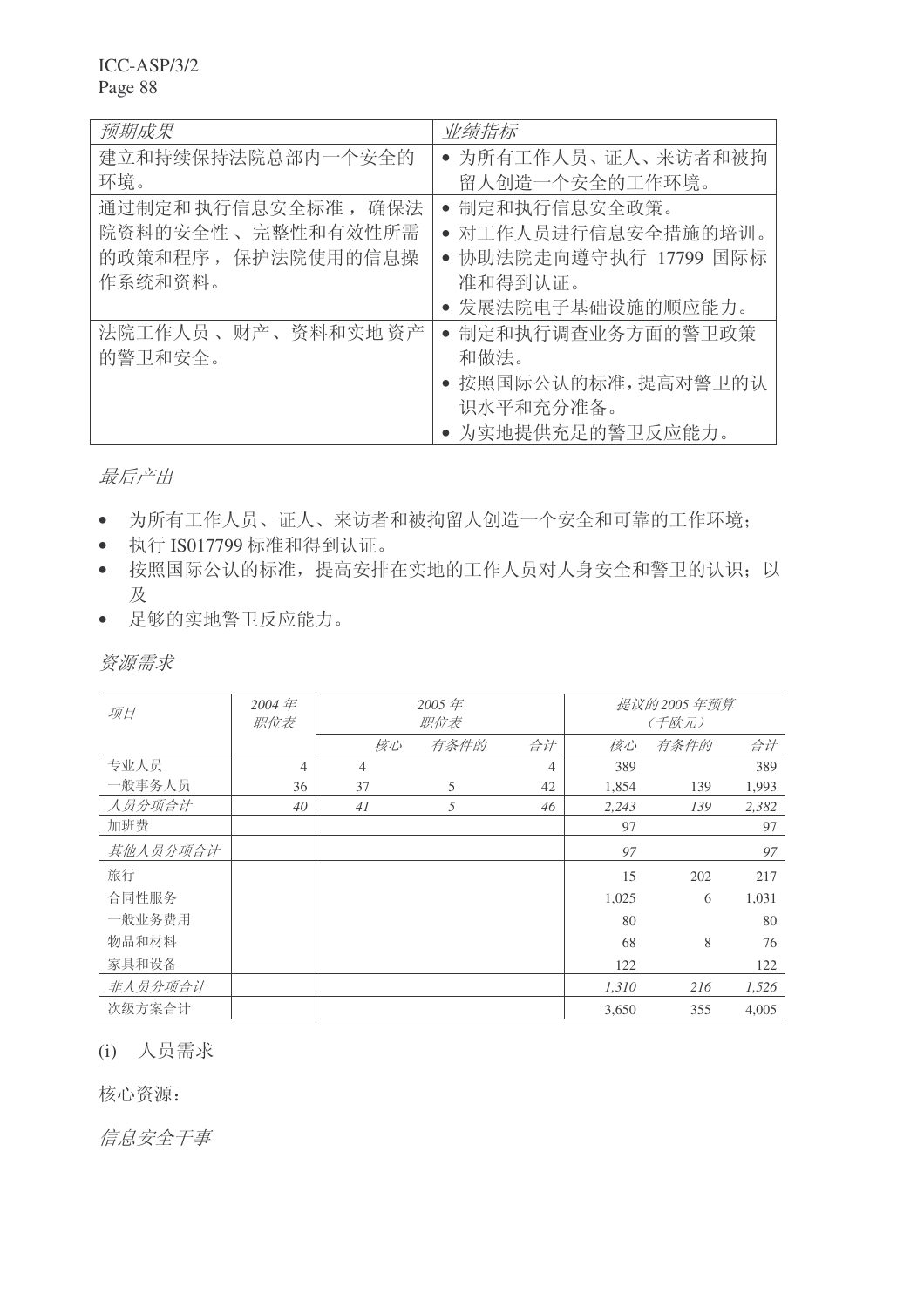| *预期成果* | *业绩指标* |
|---|---|
| 建立和持续保持法院总部内一个安全的环境。 | • 为所有工作人员、证人、来访者和被拘留人创造一个安全的工作环境。 |
| 通过制定和执行信息安全标准，确保法院资料的安全性、完整性和有效性所需的政策和程序，保护法院使用的信息操作系统和资料。 | • 制定和执行信息安全政策。<br>• 对工作人员进行信息安全措施的培训。<br>• 协助法院走向遵守执行 17799 国际标准和得到认证。<br>• 发展法院电子基础设施的顺应能力。 |
| 法院工作人员、财产、资料和实地资产的警卫和安全。 | • 制定和执行调查业务方面的警卫政策和做法。<br>• 按照国际公认的标准，提高对警卫的认识水平和充分准备。<br>• 为实地提供充足的警卫反应能力。 |

*最后产出*

- 为所有工作人员、证人、来访者和被拘留人创造一个安全和可靠的工作环境；
- 执行 IS017799 标准和得到认证。
- 按照国际公认的标准，提高安排在实地的工作人员对人身安全和警卫的认识；以及
- 足够的实地警卫反应能力。

*资源需求*

| *项目* | *2004 年职位表* | *2005 年职位表* | | | *提议的 2005 年预算（千欧元）* | | |
|---|---|---|---|---|---|---|---|
| | | *核心* | *有条件的* | *合计* | *核心* | *有条件的* | *合计* |
| 专业人员 | 4 | 4 | | 4 | 389 | | 389 |
| 一般事务人员 | 36 | 37 | 5 | 42 | 1,854 | 139 | 1,993 |
| *人员分项合计* | *40* | *41* | *5* | *46* | *2,243* | *139* | *2,382* |
| 加班费 | | | | | 97 | | 97 |
| *其他人员分项合计* | | | | | *97* | | *97* |
| 旅行 | | | | | 15 | 202 | 217 |
| 合同性服务 | | | | | 1,025 | 6 | 1,031 |
| 一般业务费用 | | | | | 80 | | 80 |
| 物品和材料 | | | | | 68 | 8 | 76 |
| 家具和设备 | | | | | 122 | | 122 |
| *非人员分项合计* | | | | | *1,310* | *216* | *1,526* |
| 次级方案合计 | | | | | 3,650 | 355 | 4,005 |

(i) 人员需求

核心资源：

*信息安全干事*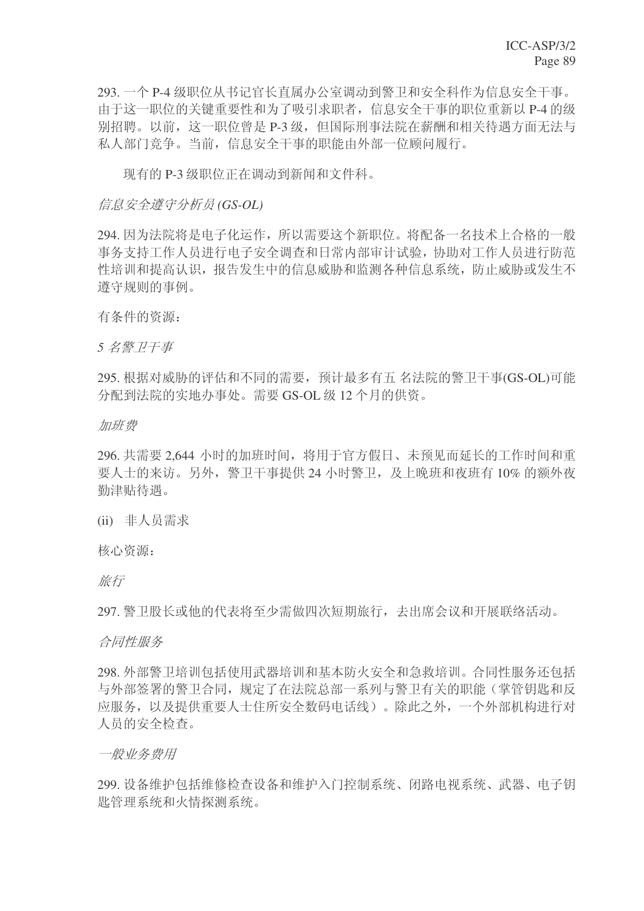293. 一个 P-4 级职位从书记官长直属办公室调动到警卫和安全科作为信息安全干事。由于这一职位的关键重要性和为了吸引求职者，信息安全干事的职位重新以 P-4 的级别招聘。以前，这一职位曾是 P-3 级，但国际刑事法院在薪酬和相关待遇方面无法与私人部门竞争。当前，信息安全干事的职能由外部一位顾问履行。

现有的 P-3 级职位正在调动到新闻和文件科。

*信息安全遵守分析员 (GS-OL)*

294. 因为法院将是电子化运作，所以需要这个新职位。将配备一名技术上合格的一般事务支持工作人员进行电子安全调查和日常内部审计试验，协助对工作人员进行防范性培训和提高认识，报告发生中的信息威胁和监测各种信息系统，防止威胁或发生不遵守规则的事例。

有条件的资源：

*5 名警卫干事*

295. 根据对威胁的评估和不同的需要，预计最多有五 名法院的警卫干事(GS-OL)可能分配到法院的实地办事处。需要 GS-OL 级 12 个月的供资。

*加班费*

296. 共需要 2,644 小时的加班时间，将用于官方假日、未预见而延长的工作时间和重要人士的来访。另外，警卫干事提供 24 小时警卫，及上晚班和夜班有 10% 的额外夜勤津贴待遇。

(ii) 非人员需求

核心资源：

*旅行*

297. 警卫股长或他的代表将至少需做四次短期旅行，去出席会议和开展联络活动。

*合同性服务*

298. 外部警卫培训包括使用武器培训和基本防火安全和急救培训。合同性服务还包括与外部签署的警卫合同，规定了在法院总部一系列与警卫有关的职能（掌管钥匙和反应服务，以及提供重要人士住所安全数码电话线）。除此之外，一个外部机构进行对人员的安全检查。

*一般业务费用*

299. 设备维护包括维修检查设备和维护入门控制系统、闭路电视系统、武器、电子钥匙管理系统和火情探测系统。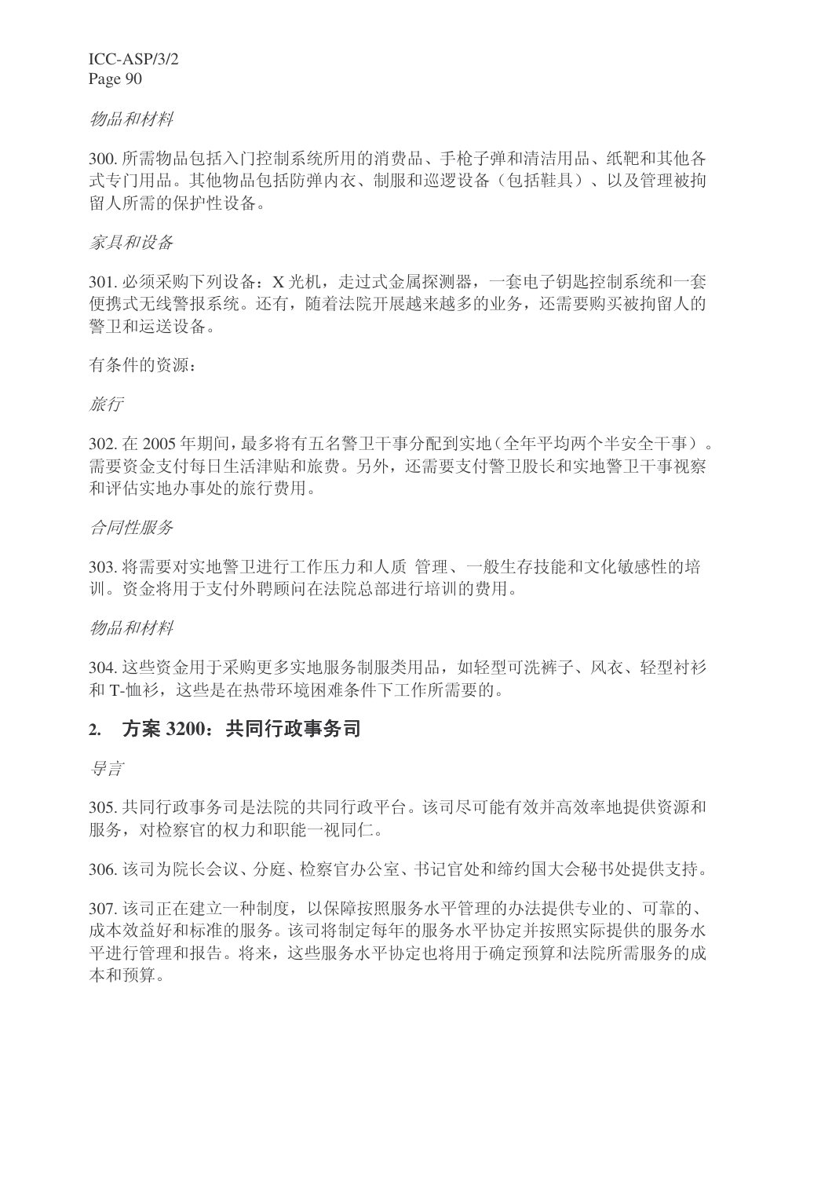*物品和材料*

300. 所需物品包括入门控制系统所用的消费品、手枪子弹和清洁用品、纸靶和其他各式专门用品。其他物品包括防弹内衣、制服和巡逻设备（包括鞋具）、以及管理被拘留人所需的保护性设备。

*家具和设备*

301. 必须采购下列设备：X 光机，走过式金属探测器，一套电子钥匙控制系统和一套便携式无线警报系统。还有，随着法院开展越来越多的业务，还需要购买被拘留人的警卫和运送设备。

有条件的资源：

*旅行*

302. 在 2005 年期间，最多将有五名警卫干事分配到实地（全年平均两个半安全干事）。需要资金支付每日生活津贴和旅费。另外，还需要支付警卫股长和实地警卫干事视察和评估实地办事处的旅行费用。

*合同性服务*

303. 将需要对实地警卫进行工作压力和人质 管理、一般生存技能和文化敏感性的培训。资金将用于支付外聘顾问在法院总部进行培训的费用。

*物品和材料*

304. 这些资金用于采购更多实地服务制服类用品，如轻型可洗裤子、风衣、轻型衬衫和 T-恤衫，这些是在热带环境困难条件下工作所需要的。

## 2. 方案 3200：共同行政事务司

*导言*

305. 共同行政事务司是法院的共同行政平台。该司尽可能有效并高效率地提供资源和服务，对检察官的权力和职能一视同仁。

306. 该司为院长会议、分庭、检察官办公室、书记官处和缔约国大会秘书处提供支持。

307. 该司正在建立一种制度，以保障按照服务水平管理的办法提供专业的、可靠的、成本效益好和标准的服务。该司将制定每年的服务水平协定并按照实际提供的服务水平进行管理和报告。将来，这些服务水平协定也将用于确定预算和法院所需服务的成本和预算。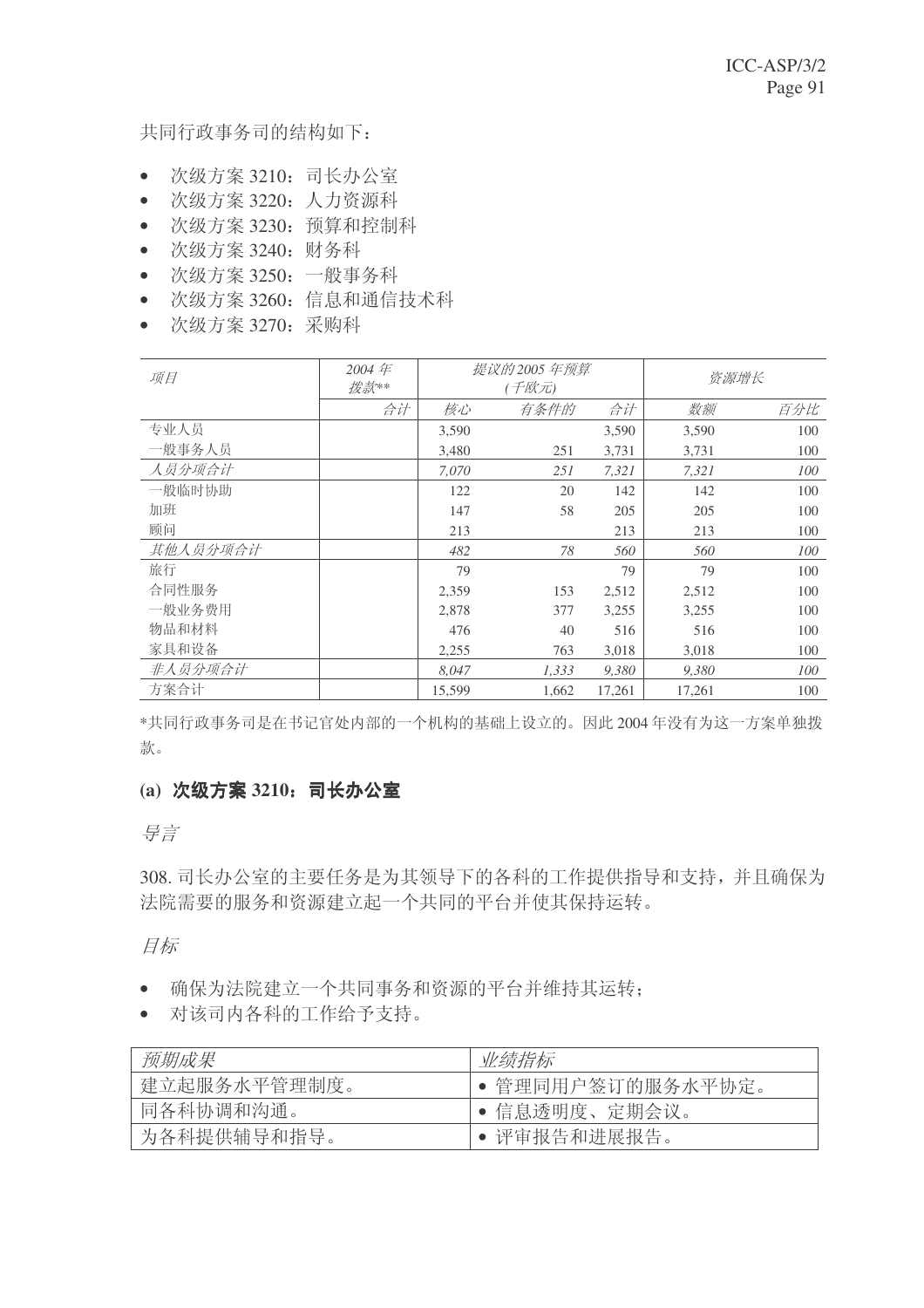共同行政事务司的结构如下：

- 次级方案 3210：司长办公室
- 次级方案 3220：人力资源科
- 次级方案 3230：预算和控制科
- 次级方案 3240：财务科
- 次级方案 3250：一般事务科
- 次级方案 3260：信息和通信技术科
- 次级方案 3270：采购科

| *项目* | *2004 年拨款\*\** | *提议的 2005 年预算 (千欧元)* | | | *资源增长* | |
|---|---|---|---|---|---|---|
| | *合计* | *核心* | *有条件的* | *合计* | *数额* | *百分比* |
| 专业人员 | | 3,590 | | 3,590 | 3,590 | 100 |
| 一般事务人员 | | 3,480 | 251 | 3,731 | 3,731 | 100 |
| *人员分项合计* | | *7,070* | *251* | *7,321* | *7,321* | *100* |
| 一般临时协助 | | 122 | 20 | 142 | 142 | 100 |
| 加班 | | 147 | 58 | 205 | 205 | 100 |
| 顾问 | | 213 | | 213 | 213 | 100 |
| *其他人员分项合计* | | *482* | *78* | *560* | *560* | *100* |
| 旅行 | | 79 | | 79 | 79 | 100 |
| 合同性服务 | | 2,359 | 153 | 2,512 | 2,512 | 100 |
| 一般业务费用 | | 2,878 | 377 | 3,255 | 3,255 | 100 |
| 物品和材料 | | 476 | 40 | 516 | 516 | 100 |
| 家具和设备 | | 2,255 | 763 | 3,018 | 3,018 | 100 |
| *非人员分项合计* | | *8,047* | *1,333* | *9,380* | *9,380* | *100* |
| 方案合计 | | 15,599 | 1,662 | 17,261 | 17,261 | 100 |

*共同行政事务司是在书记官处内部的一个机构的基础上设立的。因此 2004 年没有为这一方案单独拨款。

### (a) 次级方案 3210：司长办公室

*导言*

308. 司长办公室的主要任务是为其领导下的各科的工作提供指导和支持，并且确保为法院需要的服务和资源建立起一个共同的平台并使其保持运转。

*目标*

- 确保为法院建立一个共同事务和资源的平台并维持其运转；
- 对该司内各科的工作给予支持。

| *预期成果* | *业绩指标* |
|---|---|
| 建立起服务水平管理制度。 | • 管理同用户签订的服务水平协定。 |
| 同各科协调和沟通。 | • 信息透明度、定期会议。 |
| 为各科提供辅导和指导。 | • 评审报告和进展报告。 |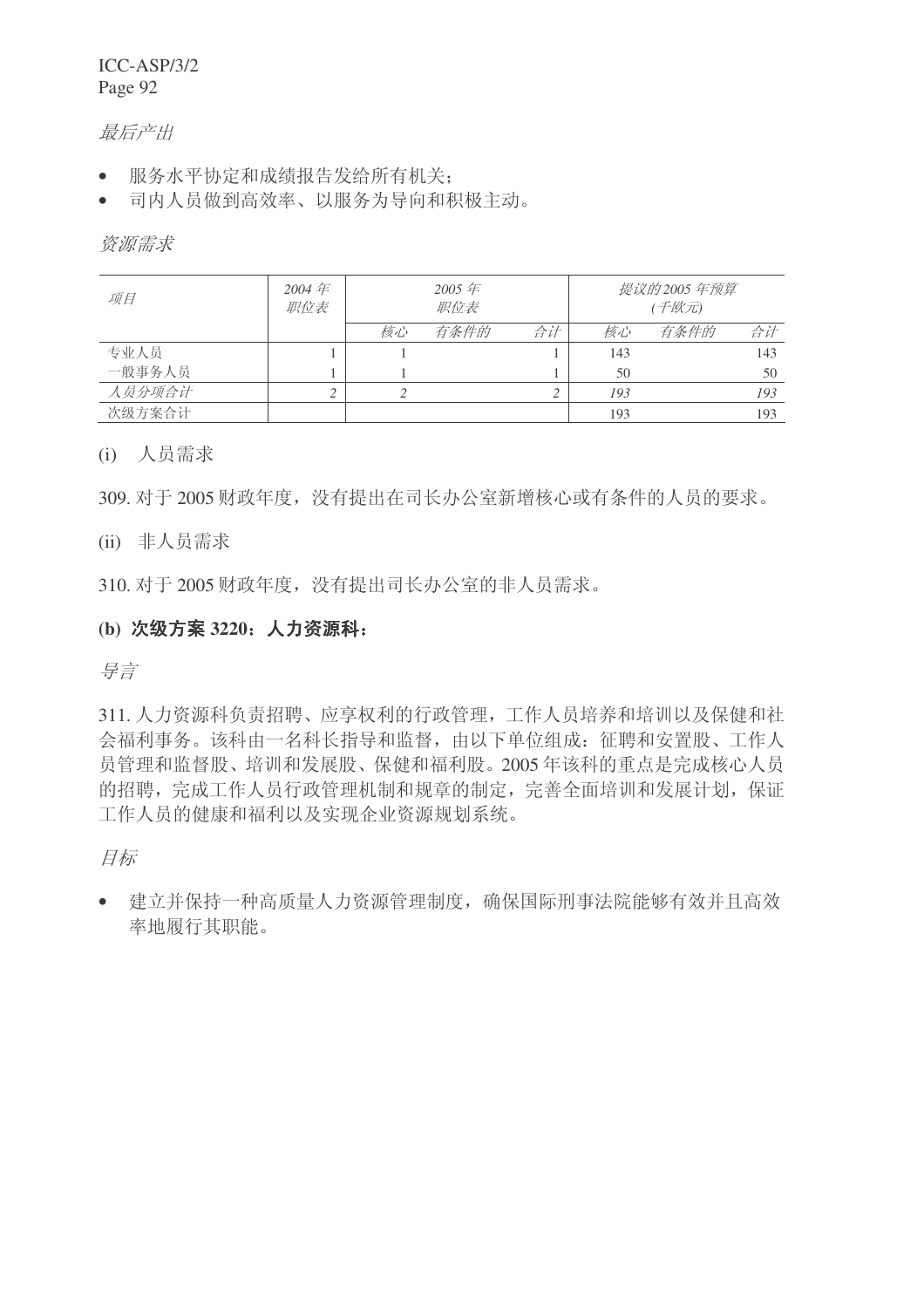*最后产出*

- 服务水平协定和成绩报告发给所有机关；
- 司内人员做到高效率、以服务为导向和积极主动。

*资源需求*

| *项目* | *2004 年职位表* | *2005 年职位表* | | | *提议的 2005 年预算（千欧元）* | | |
|---|---|---|---|---|---|---|---|
| | | *核心* | *有条件的* | *合计* | *核心* | *有条件的* | *合计* |
| 专业人员 | 1 | 1 | | 1 | 143 | | 143 |
| 一般事务人员 | 1 | 1 | | 1 | 50 | | 50 |
| *人员分项合计* | *2* | *2* | | *2* | *193* | | *193* |
| 次级方案合计 | | | | | 193 | | 193 |

(i) 人员需求

309. 对于 2005 财政年度，没有提出在司长办公室新增核心或有条件的人员的要求。

(ii) 非人员需求

310. 对于 2005 财政年度，没有提出司长办公室的非人员需求。

**(b) 次级方案 3220：人力资源科：**

*导言*

311. 人力资源科负责招聘、应享权利的行政管理，工作人员培养和培训以及保健和社会福利事务。该科由一名科长指导和监督，由以下单位组成：征聘和安置股、工作人员管理和监督股、培训和发展股、保健和福利股。2005 年该科的重点是完成核心人员的招聘，完成工作人员行政管理机制和规章的制定，完善全面培训和发展计划，保证工作人员的健康和福利以及实现企业资源规划系统。

*目标*

- 建立并保持一种高质量人力资源管理制度，确保国际刑事法院能够有效并且高效率地履行其职能。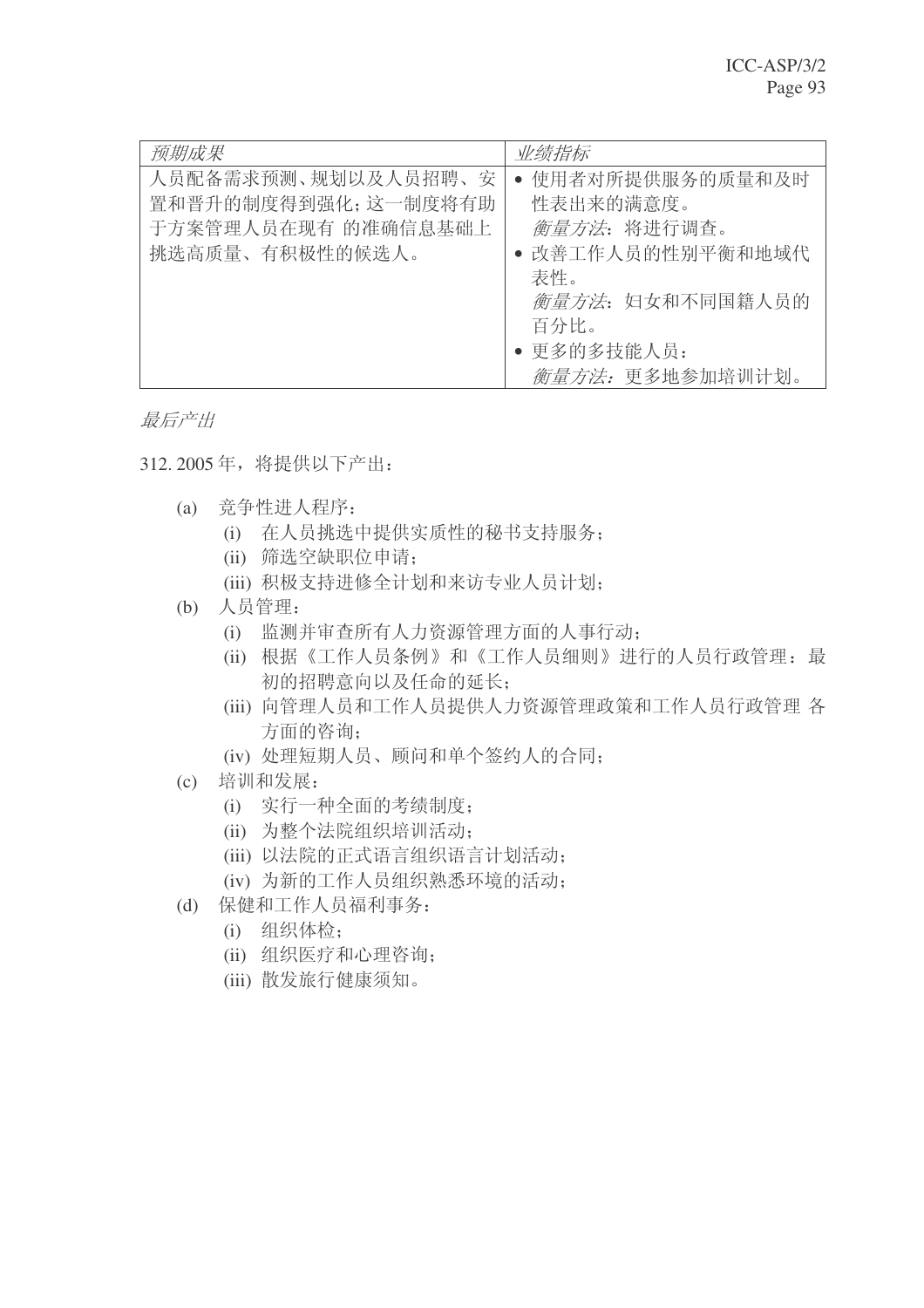| *预期成果* | *业绩指标* |
| --- | --- |
| 人员配备需求预测、规划以及人员招聘、安置和晋升的制度得到强化；这一制度将有助于方案管理人员在现有 的准确信息基础上挑选高质量、有积极性的候选人。 | • 使用者对所提供服务的质量和及时性表出来的满意度。<br>*衡量方法*：将进行调查。<br>• 改善工作人员的性别平衡和地域代表性。<br>*衡量方法*：妇女和不同国籍人员的百分比。<br>• 更多的多技能人员：<br>*衡量方法*：更多地参加培训计划。 |

*最后产出*

312. 2005 年，将提供以下产出：

(a) 竞争性进人程序：
   (i) 在人员挑选中提供实质性的秘书支持服务；
   (ii) 筛选空缺职位申请；
   (iii) 积极支持进修全计划和来访专业人员计划；

(b) 人员管理：
   (i) 监测并审查所有人力资源管理方面的人事行动；
   (ii) 根据《工作人员条例》和《工作人员细则》进行的人员行政管理：最初的招聘意向以及任命的延长；
   (iii) 向管理人员和工作人员提供人力资源管理政策和工作人员行政管理 各方面的咨询；
   (iv) 处理短期人员、顾问和单个签约人的合同；

(c) 培训和发展：
   (i) 实行一种全面的考绩制度；
   (ii) 为整个法院组织培训活动；
   (iii) 以法院的正式语言组织语言计划活动；
   (iv) 为新的工作人员组织熟悉环境的活动；

(d) 保健和工作人员福利事务：
   (i) 组织体检；
   (ii) 组织医疗和心理咨询；
   (iii) 散发旅行健康须知。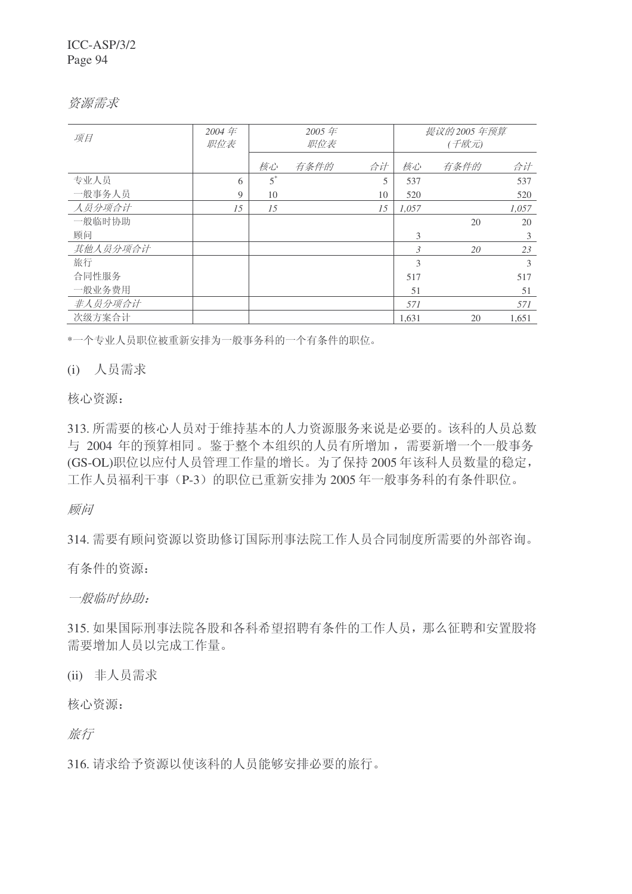*资源需求*

| *项目* | *2004 年职位表* | *2005 年职位表* | | | *提议的 2005 年预算 (千欧元)* | | |
|---|---|---|---|---|---|---|---|
| | | *核心* | *有条件的* | *合计* | *核心* | *有条件的* | *合计* |
| 专业人员 | 6 | 5* | | 5 | 537 | | 537 |
| 一般事务人员 | 9 | 10 | | 10 | 520 | | 520 |
| *人员分项合计* | *15* | *15* | | *15* | *1,057* | | *1,057* |
| 一般临时协助 | | | | | | 20 | 20 |
| 顾问 | | | | | 3 | | 3 |
| *其他人员分项合计* | | | | | *3* | *20* | *23* |
| 旅行 | | | | | 3 | | 3 |
| 合同性服务 | | | | | 517 | | 517 |
| 一般业务费用 | | | | | 51 | | 51 |
| *非人员分项合计* | | | | | *571* | | *571* |
| 次级方案合计 | | | | | 1,631 | 20 | 1,651 |

*一个专业人员职位被重新安排为一般事务科的一个有条件的职位。

(i) 人员需求

核心资源：

313. 所需要的核心人员对于维持基本的人力资源服务来说是必要的。该科的人员总数与 2004 年的预算相同 。鉴于整个本组织的人员有所增加， 需要新增一个一般事务(GS-OL)职位以应付人员管理工作量的增长。为了保持 2005 年该科人员数量的稳定，工作人员福利干事（P-3）的职位已重新安排为 2005 年一般事务科的有条件职位。

*顾问*

314. 需要有顾问资源以资助修订国际刑事法院工作人员合同制度所需要的外部咨询。

有条件的资源：

*一般临时协助：*

315. 如果国际刑事法院各股和各科希望招聘有条件的工作人员，那么征聘和安置股将需要增加人员以完成工作量。

(ii) 非人员需求

核心资源：

*旅行*

316. 请求给予资源以使该科的人员能够安排必要的旅行。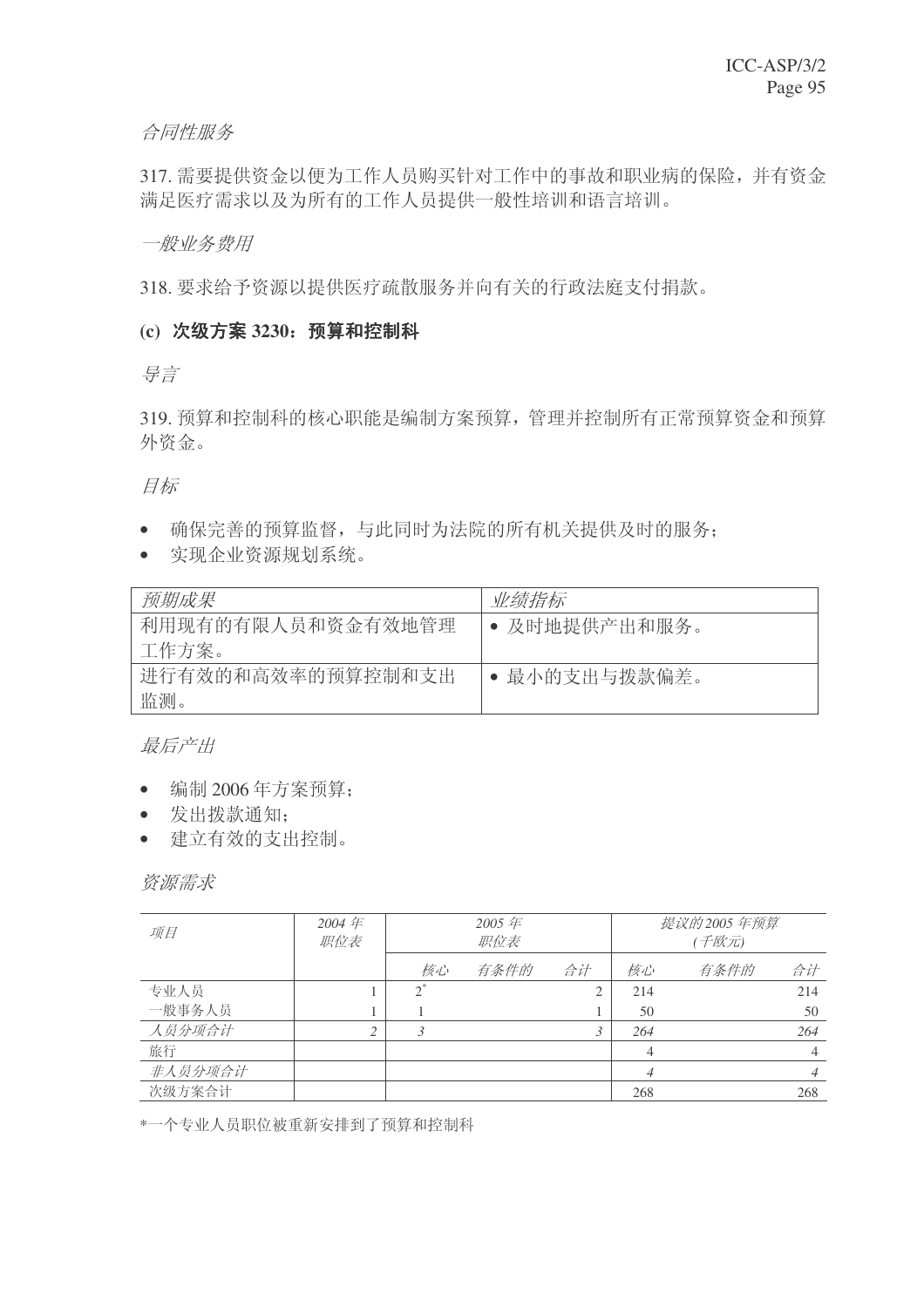*合同性服务*

317. 需要提供资金以便为工作人员购买针对工作中的事故和职业病的保险，并有资金满足医疗需求以及为所有的工作人员提供一般性培训和语言培训。

*一般业务费用*

318. 要求给予资源以提供医疗疏散服务并向有关的行政法庭支付捐款。

### (c) 次级方案 3230：预算和控制科

*导言*

319. 预算和控制科的核心职能是编制方案预算，管理并控制所有正常预算资金和预算外资金。

*目标*

- 确保完善的预算监督，与此同时为法院的所有机关提供及时的服务；
- 实现企业资源规划系统。

| *预期成果* | *业绩指标* |
|---|---|
| 利用现有的有限人员和资金有效地管理工作方案。 | • 及时地提供产出和服务。 |
| 进行有效的和高效率的预算控制和支出监测。 | • 最小的支出与拨款偏差。 |

*最后产出*

- 编制 2006 年方案预算；
- 发出拨款通知；
- 建立有效的支出控制。

*资源需求*

| *项目* | *2004 年职位表* | *2005 年职位表* | | | *提议的 2005 年预算（千欧元）* | | |
|---|---|---|---|---|---|---|---|
| | | *核心* | *有条件的* | *合计* | *核心* | *有条件的* | *合计* |
| 专业人员 | 1 | 2* | | 2 | 214 | | 214 |
| 一般事务人员 | 1 | 1 | | 1 | 50 | | 50 |
| *人员分项合计* | *2* | *3* | | *3* | *264* | | *264* |
| 旅行 | | | | | 4 | | 4 |
| *非人员分项合计* | | | | | *4* | | *4* |
| 次级方案合计 | | | | | 268 | | 268 |

*一个专业人员职位被重新安排到了预算和控制科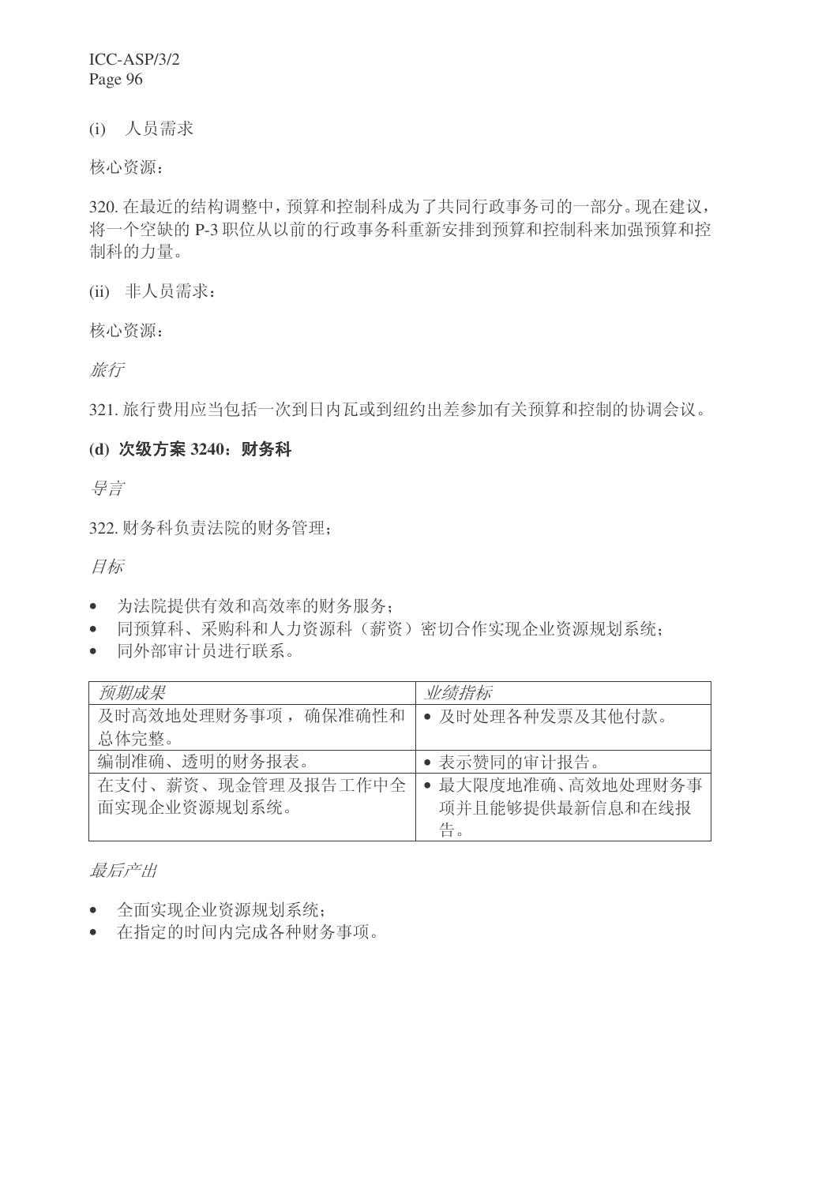(i) 人员需求

核心资源：

320. 在最近的结构调整中，预算和控制科成为了共同行政事务司的一部分。现在建议，将一个空缺的 P-3 职位从以前的行政事务科重新安排到预算和控制科来加强预算和控制科的力量。

(ii) 非人员需求：

核心资源：

*旅行*

321. 旅行费用应当包括一次到日内瓦或到纽约出差参加有关预算和控制的协调会议。

**(d) 次级方案 3240：财务科**

*导言*

322. 财务科负责法院的财务管理；

*目标*

- 为法院提供有效和高效率的财务服务；
- 同预算科、采购科和人力资源科（薪资）密切合作实现企业资源规划系统；
- 同外部审计员进行联系。

| *预期成果* | *业绩指标* |
|---|---|
| 及时高效地处理财务事项，确保准确性和总体完整。 | • 及时处理各种发票及其他付款。 |
| 编制准确、透明的财务报表。 | • 表示赞同的审计报告。 |
| 在支付、薪资、现金管理及报告工作中全面实现企业资源规划系统。 | • 最大限度地准确、高效地处理财务事项并且能够提供最新信息和在线报告。 |

*最后产出*

- 全面实现企业资源规划系统；
- 在指定的时间内完成各种财务事项。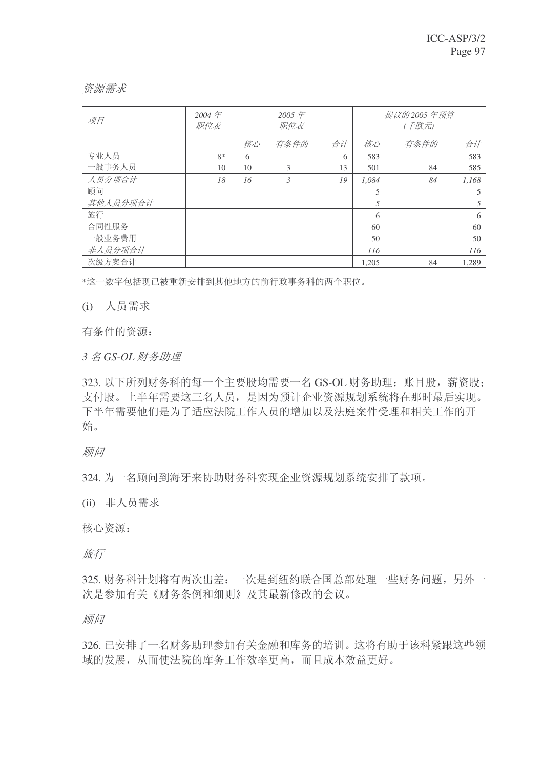*资源需求*

| *项目* | *2004 年职位表* | *2005 年职位表* | | | *提议的 2005 年预算 (千欧元)* | | |
|---|---|---|---|---|---|---|---|
| | | *核心* | *有条件的* | *合计* | *核心* | *有条件的* | *合计* |
| 专业人员 | 8* | 6 | | 6 | 583 | | 583 |
| 一般事务人员 | 10 | 10 | 3 | 13 | 501 | 84 | 585 |
| *人员分项合计* | *18* | *16* | *3* | *19* | *1,084* | *84* | *1,168* |
| 顾问 | | | | | 5 | | 5 |
| *其他人员分项合计* | | | | | *5* | | *5* |
| 旅行 | | | | | 6 | | 6 |
| 合同性服务 | | | | | 60 | | 60 |
| 一般业务费用 | | | | | 50 | | 50 |
| *非人员分项合计* | | | | | *116* | | *116* |
| 次级方案合计 | | | | | 1,205 | 84 | 1,289 |

*这一数字包括现已被重新安排到其他地方的前行政事务科的两个职位。

(i) 人员需求

有条件的资源：

*3 名 GS-OL 财务助理*

323. 以下所列财务科的每一个主要股均需要一名 GS-OL 财务助理：账目股，薪资股；支付股。上半年需要这三名人员，是因为预计企业资源规划系统将在那时最后实现。下半年需要他们是为了适应法院工作人员的增加以及法庭案件受理和相关工作的开始。

*顾问*

324. 为一名顾问到海牙来协助财务科实现企业资源规划系统安排了款项。

(ii) 非人员需求

核心资源：

*旅行*

325. 财务科计划将有两次出差：一次是到纽约联合国总部处理一些财务问题，另外一次是参加有关《财务条例和细则》及其最新修改的会议。

*顾问*

326. 已安排了一名财务助理参加有关金融和库务的培训。这将有助于该科紧跟这些领域的发展，从而使法院的库务工作效率更高，而且成本效益更好。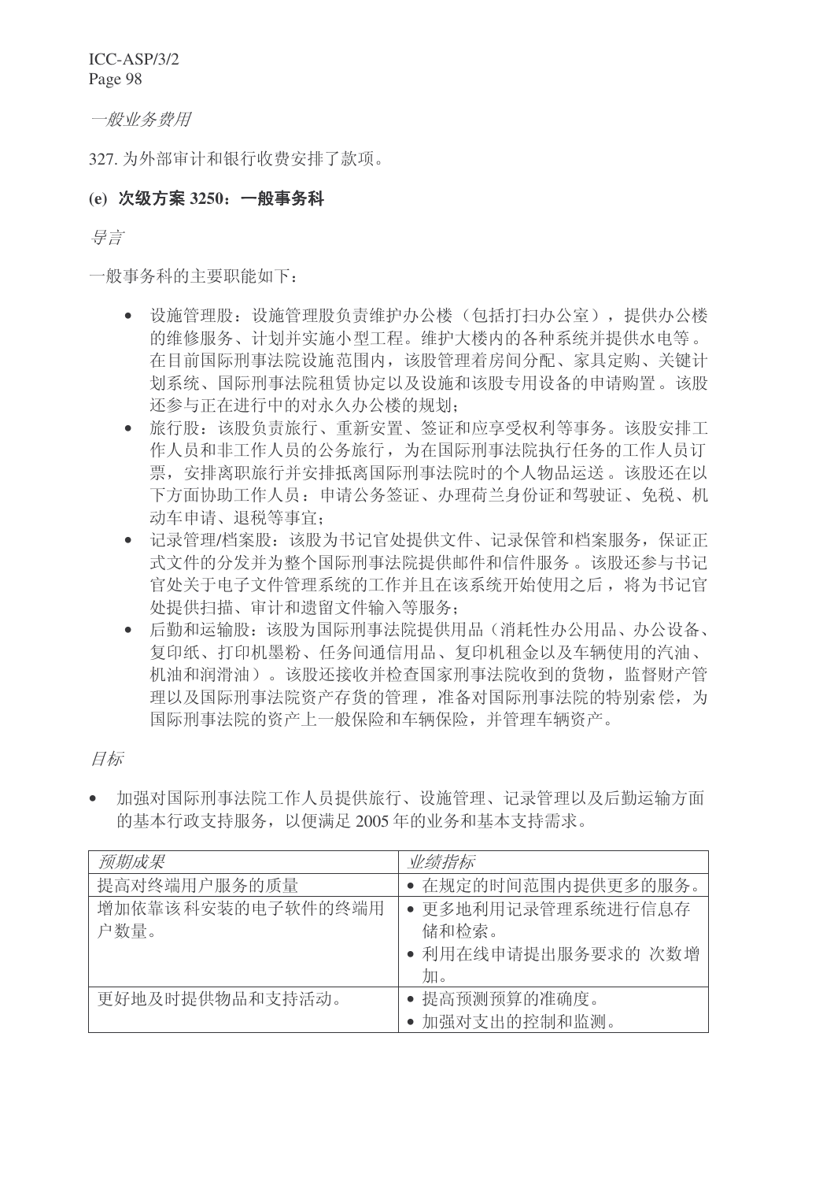*一般业务费用*

327. 为外部审计和银行收费安排了款项。

**(e) 次级方案 3250：一般事务科**

*导言*

一般事务科的主要职能如下：

- 设施管理股：设施管理股负责维护办公楼（包括打扫办公室），提供办公楼的维修服务、计划并实施小型工程。维护大楼内的各种系统并提供水电等。在目前国际刑事法院设施范围内，该股管理着房间分配、家具定购、关键计划系统、国际刑事法院租赁协定以及设施和该股专用设备的申请购置。该股还参与正在进行中的对永久办公楼的规划；
- 旅行股：该股负责旅行、重新安置、签证和应享受权利等事务。该股安排工作人员和非工作人员的公务旅行，为在国际刑事法院执行任务的工作人员订票，安排离职旅行并安排抵离国际刑事法院时的个人物品运送。该股还在以下方面协助工作人员：申请公务签证、办理荷兰身份证和驾驶证、免税、机动车申请、退税等事宜；
- 记录管理/档案股：该股为书记官处提供文件、记录保管和档案服务，保证正式文件的分发并为整个国际刑事法院提供邮件和信件服务 。该股还参与书记官处关于电子文件管理系统的工作并且在该系统开始使用之后，将为书记官处提供扫描、审计和遗留文件输入等服务；
- 后勤和运输股：该股为国际刑事法院提供用品（消耗性办公用品、办公设备、复印纸、打印机墨粉、任务间通信用品、复印机租金以及车辆使用的汽油、机油和润滑油）。该股还接收并检查国家刑事法院收到的货物，监督财产管理以及国际刑事法院资产存货的管理，准备对国际刑事法院的特别索偿，为国际刑事法院的资产上一般保险和车辆保险，并管理车辆资产。

*目标*

- 加强对国际刑事法院工作人员提供旅行、设施管理、记录管理以及后勤运输方面的基本行政支持服务，以便满足 2005 年的业务和基本支持需求。

| *预期成果* | *业绩指标* |
|---|---|
| 提高对终端用户服务的质量 | • 在规定的时间范围内提供更多的服务。 |
| 增加依靠该科安装的电子软件的终端用户数量。 | • 更多地利用记录管理系统进行信息存储和检索。<br>• 利用在线申请提出服务要求的 次数增加。 |
| 更好地及时提供物品和支持活动。 | • 提高预测预算的准确度。<br>• 加强对支出的控制和监测。 |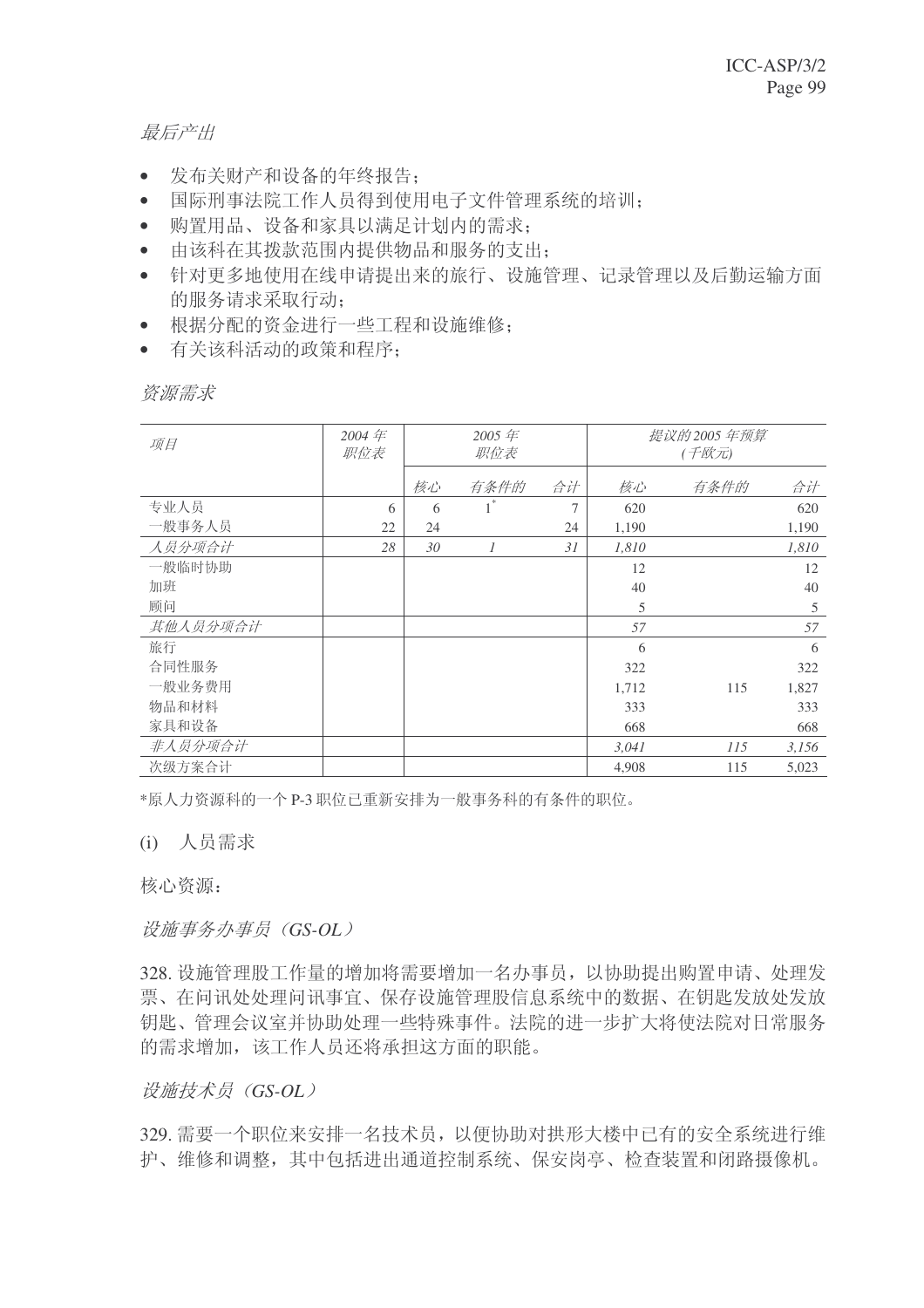*最后产出*

- 发布关财产和设备的年终报告；
- 国际刑事法院工作人员得到使用电子文件管理系统的培训；
- 购置用品、设备和家具以满足计划内的需求；
- 由该科在其拨款范围内提供物品和服务的支出；
- 针对更多地使用在线申请提出来的旅行、设施管理、记录管理以及后勤运输方面的服务请求采取行动；
- 根据分配的资金进行一些工程和设施维修；
- 有关该科活动的政策和程序；

*资源需求*

| *项目* | *2004 年职位表* | *2005 年职位表* | | | *提议的 2005 年预算 (千欧元)* | | |
|---|---|---|---|---|---|---|---|
| | | *核心* | *有条件的* | *合计* | *核心* | *有条件的* | *合计* |
| 专业人员 | 6 | 6 | 1* | 7 | 620 | | 620 |
| 一般事务人员 | 22 | 24 | | 24 | 1,190 | | 1,190 |
| *人员分项合计* | *28* | *30* | *1* | *31* | *1,810* | | *1,810* |
| 一般临时协助 | | | | | 12 | | 12 |
| 加班 | | | | | 40 | | 40 |
| 顾问 | | | | | 5 | | 5 |
| *其他人员分项合计* | | | | | *57* | | *57* |
| 旅行 | | | | | 6 | | 6 |
| 合同性服务 | | | | | 322 | | 322 |
| 一般业务费用 | | | | | 1,712 | 115 | 1,827 |
| 物品和材料 | | | | | 333 | | 333 |
| 家具和设备 | | | | | 668 | | 668 |
| *非人员分项合计* | | | | | *3,041* | *115* | *3,156* |
| 次级方案合计 | | | | | 4,908 | 115 | 5,023 |

*原人力资源科的一个 P-3 职位已重新安排为一般事务科的有条件的职位。

(i) 人员需求

核心资源：

*设施事务办事员（GS-OL）*

328. 设施管理股工作量的增加将需要增加一名办事员，以协助提出购置申请、处理发票、在问讯处处理问讯事宜、保存设施管理股信息系统中的数据、在钥匙发放处发放钥匙、管理会议室并协助处理一些特殊事件。法院的进一步扩大将使法院对日常服务的需求增加，该工作人员还将承担这方面的职能。

*设施技术员（GS-OL）*

329. 需要一个职位来安排一名技术员，以便协助对拱形大楼中已有的安全系统进行维护、维修和调整，其中包括进出通道控制系统、保安岗亭、检查装置和闭路摄像机。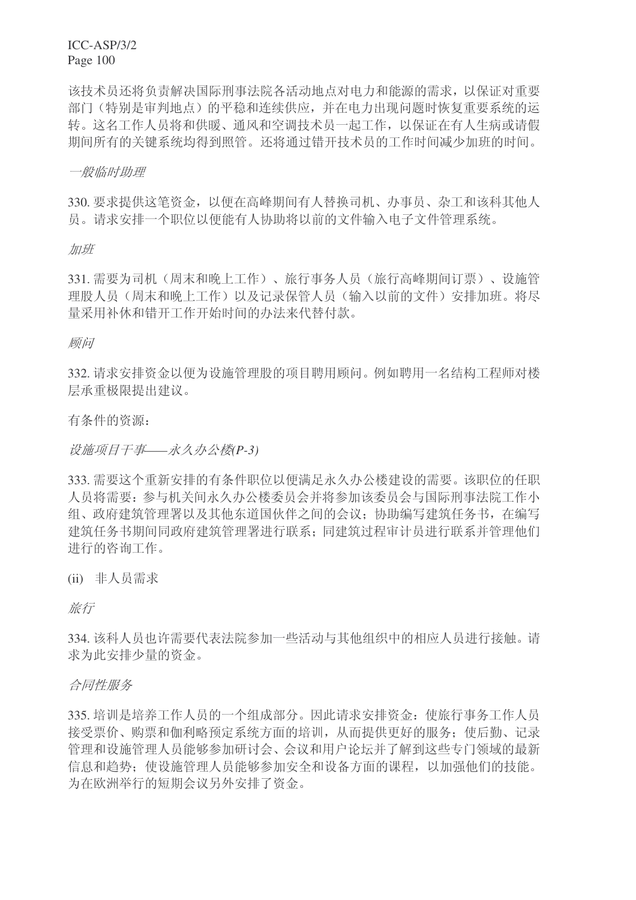该技术员还将负责解决国际刑事法院各活动地点对电力和能源的需求，以保证对重要部门（特别是审判地点）的平稳和连续供应，并在电力出现问题时恢复重要系统的运转。这名工作人员将和供暖、通风和空调技术员一起工作，以保证在有人生病或请假期间所有的关键系统均得到照管。还将通过错开技术员的工作时间减少加班的时间。

*一般临时助理*

330. 要求提供这笔资金，以便在高峰期间有人替换司机、办事员、杂工和该科其他人员。请求安排一个职位以便能有人协助将以前的文件输入电子文件管理系统。

*加班*

331. 需要为司机（周末和晚上工作）、旅行事务人员（旅行高峰期间订票）、设施管理股人员（周末和晚上工作）以及记录保管人员（输入以前的文件）安排加班。将尽量采用补休和错开工作开始时间的办法来代替付款。

*顾问*

332. 请求安排资金以便为设施管理股的项目聘用顾问。例如聘用一名结构工程师对楼层承重极限提出建议。

有条件的资源：

*设施项目干事——永久办公楼(P-3)*

333. 需要这个重新安排的有条件职位以便满足永久办公楼建设的需要。该职位的任职人员将需要：参与机关间永久办公楼委员会并将参加该委员会与国际刑事法院工作小组、政府建筑管理署以及其他东道国伙伴之间的会议；协助编写建筑任务书，在编写建筑任务书期间同政府建筑管理署进行联系；同建筑过程审计员进行联系并管理他们进行的咨询工作。

(ii) 非人员需求

*旅行*

334. 该科人员也许需要代表法院参加一些活动与其他组织中的相应人员进行接触。请求为此安排少量的资金。

*合同性服务*

335. 培训是培养工作人员的一个组成部分。因此请求安排资金：使旅行事务工作人员接受票价、购票和伽利略预定系统方面的培训，从而提供更好的服务；使后勤、记录管理和设施管理人员能够参加研讨会、会议和用户论坛并了解到这些专门领域的最新信息和趋势；使设施管理人员能够参加安全和设备方面的课程，以加强他们的技能。为在欧洲举行的短期会议另外安排了资金。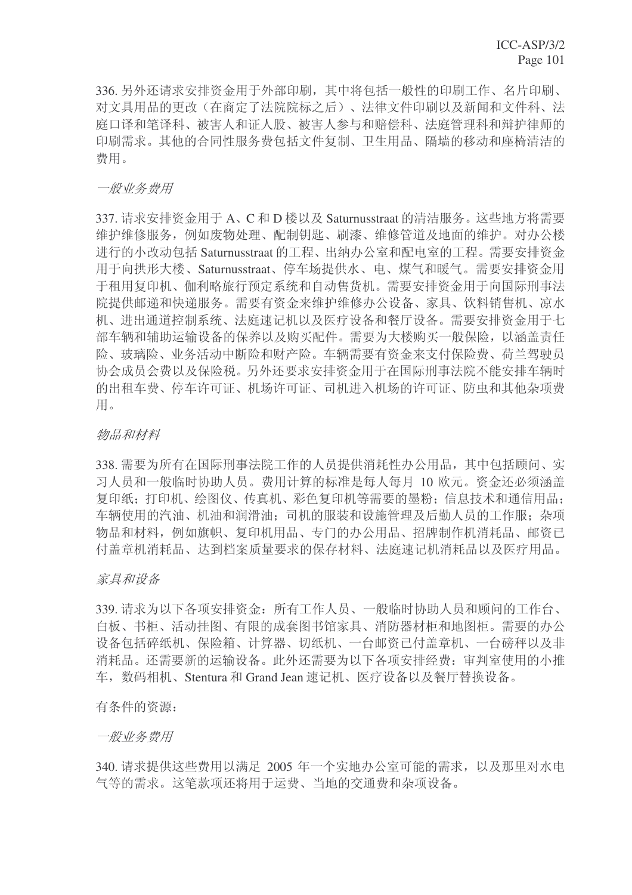336. 另外还请求安排资金用于外部印刷，其中将包括一般性的印刷工作、名片印刷、对文具用品的更改（在商定了法院院标之后）、法律文件印刷以及新闻和文件科、法庭口译和笔译科、被害人和证人股、被害人参与和赔偿科、法庭管理科和辩护律师的印刷需求。其他的合同性服务费包括文件复制、卫生用品、隔墙的移动和座椅清洁的费用。

*一般业务费用*

337. 请求安排资金用于 A、C 和 D 楼以及 Saturnusstraat 的清洁服务。这些地方将需要维护维修服务，例如废物处理、配制钥匙、刷漆、维修管道及地面的维护。对办公楼进行的小改动包括 Saturnusstraat 的工程、出纳办公室和配电室的工程。需要安排资金用于向拱形大楼、Saturnusstraat、停车场提供水、电、煤气和暖气。需要安排资金用于租用复印机、伽利略旅行预定系统和自动售货机。需要安排资金用于向国际刑事法院提供邮递和快递服务。需要有资金来维护维修办公设备、家具、饮料销售机、凉水机、进出通道控制系统、法庭速记机以及医疗设备和餐厅设备。需要安排资金用于七部车辆和辅助运输设备的保养以及购买配件。需要为大楼购买一般保险，以涵盖责任险、玻璃险、业务活动中断险和财产险。车辆需要有资金来支付保险费、荷兰驾驶员协会成员会费以及保险税。另外还要求安排资金用于在国际刑事法院不能安排车辆时的出租车费、停车许可证、机场许可证、司机进入机场的许可证、防虫和其他杂项费用。

*物品和材料*

338. 需要为所有在国际刑事法院工作的人员提供消耗性办公用品，其中包括顾问、实习人员和一般临时协助人员。费用计算的标准是每人每月 10 欧元。资金还必须涵盖复印纸；打印机、绘图仪、传真机、彩色复印机等需要的墨粉；信息技术和通信用品；车辆使用的汽油、机油和润滑油；司机的服装和设施管理及后勤人员的工作服；杂项物品和材料，例如旗帜、复印机用品、专门的办公用品、招牌制作机消耗品、邮资已付盖章机消耗品、达到档案质量要求的保存材料、法庭速记机消耗品以及医疗用品。

*家具和设备*

339. 请求为以下各项安排资金：所有工作人员、一般临时协助人员和顾问的工作台、白板、书柜、活动挂图、有限的成套图书馆家具、消防器材柜和地图柜。需要的办公设备包括碎纸机、保险箱、计算器、切纸机、一台邮资已付盖章机、一台磅秤以及非消耗品。还需要新的运输设备。此外还需要为以下各项安排经费：审判室使用的小推车，数码相机、Stentura 和 Grand Jean 速记机、医疗设备以及餐厅替换设备。

有条件的资源：

*一般业务费用*

340. 请求提供这些费用以满足 2005 年一个实地办公室可能的需求，以及那里对水电气等的需求。这笔款项还将用于运费、当地的交通费和杂项设备。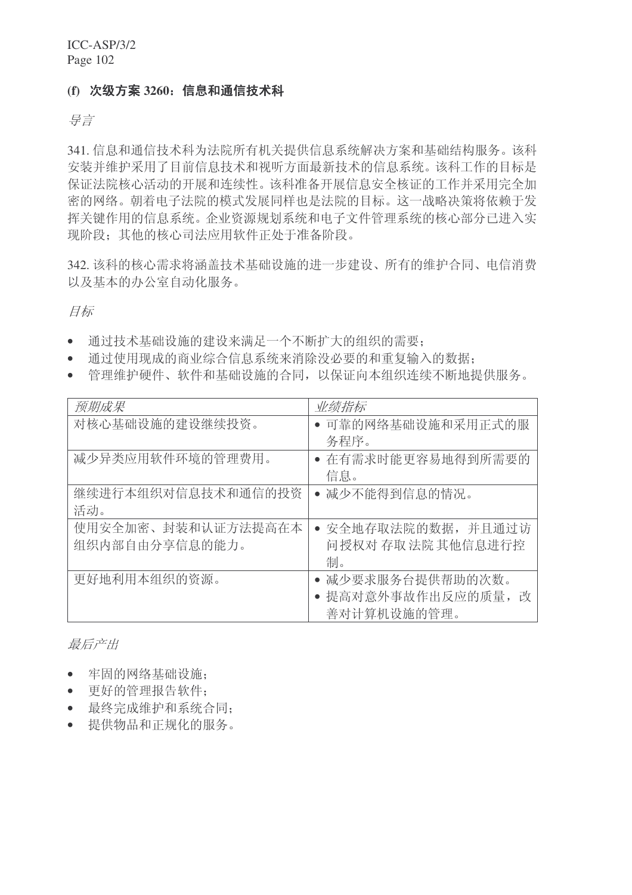### (f) 次级方案 3260：信息和通信技术科

*导言*

341. 信息和通信技术科为法院所有机关提供信息系统解决方案和基础结构服务。该科安装并维护采用了目前信息技术和视听方面最新技术的信息系统。该科工作的目标是保证法院核心活动的开展和连续性。该科准备开展信息安全核证的工作并采用完全加密的网络。朝着电子法院的模式发展同样也是法院的目标。这一战略决策将依赖于发挥关键作用的信息系统。企业资源规划系统和电子文件管理系统的核心部分已进入实现阶段；其他的核心司法应用软件正处于准备阶段。

342. 该科的核心需求将涵盖技术基础设施的进一步建设、所有的维护合同、电信消费以及基本的办公室自动化服务。

*目标*

- 通过技术基础设施的建设来满足一个不断扩大的组织的需要；
- 通过使用现成的商业综合信息系统来消除没必要的和重复输入的数据；
- 管理维护硬件、软件和基础设施的合同，以保证向本组织连续不断地提供服务。

| *预期成果* | *业绩指标* |
|---|---|
| 对核心基础设施的建设继续投资。 | • 可靠的网络基础设施和采用正式的服务程序。 |
| 减少异类应用软件环境的管理费用。 | • 在有需求时能更容易地得到所需要的信息。 |
| 继续进行本组织对信息技术和通信的投资活动。 | • 减少不能得到信息的情况。 |
| 使用安全加密、封装和认证方法提高在本组织内部自由分享信息的能力。 | • 安全地存取法院的数据，并且通过访问授权对 存取 法院 其他信息进行控制。 |
| 更好地利用本组织的资源。 | • 减少要求服务台提供帮助的次数。<br>• 提高对意外事故作出反应的质量，改善对计算机设施的管理。 |

*最后产出*

- 牢固的网络基础设施；
- 更好的管理报告软件；
- 最终完成维护和系统合同；
- 提供物品和正规化的服务。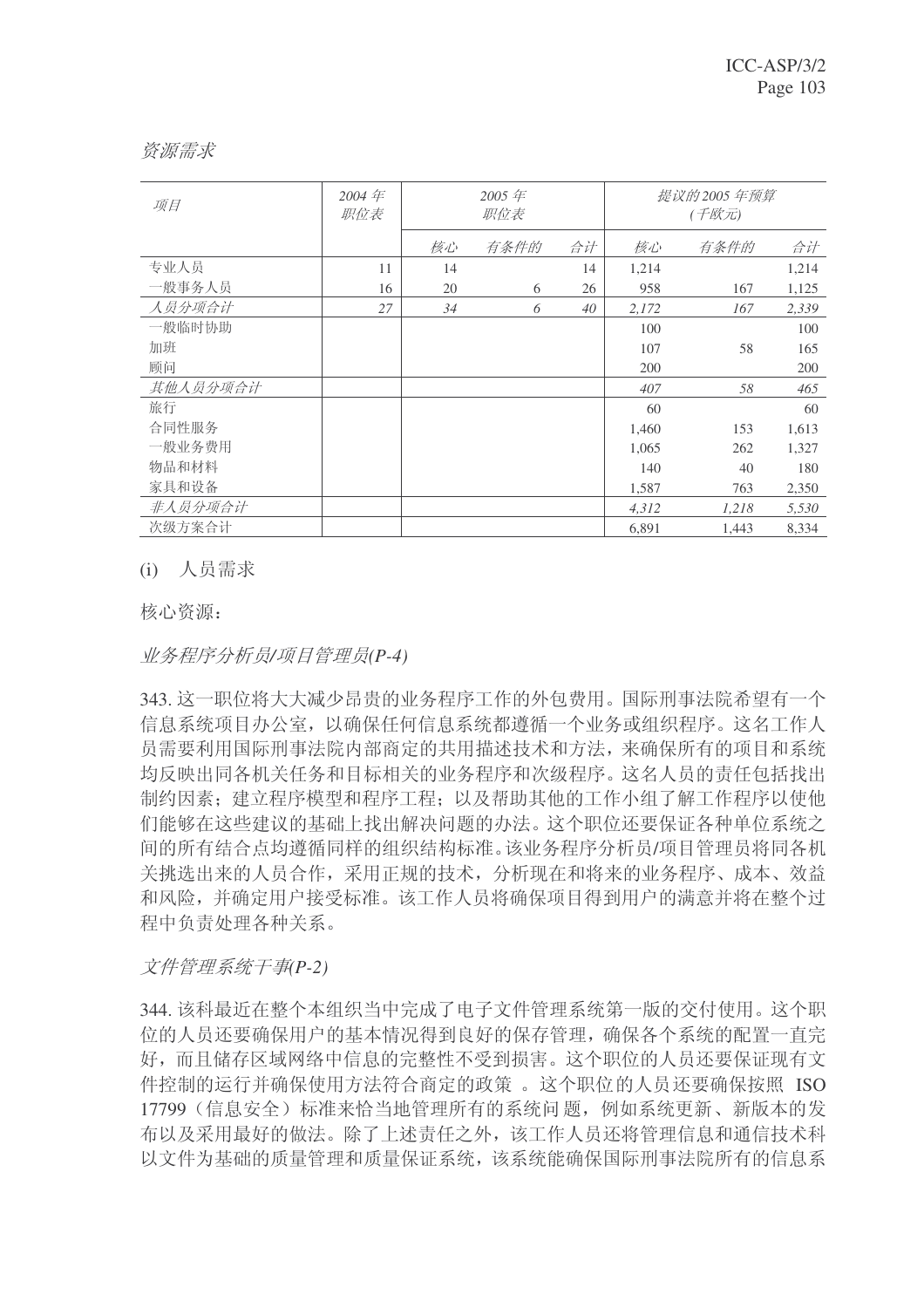*资源需求*

| *项目* | *2004 年职位表* | *2005 年职位表* | | | *提议的 2005 年预算(千欧元)* | | |
|---|---|---|---|---|---|---|---|
| | | *核心* | *有条件的* | *合计* | *核心* | *有条件的* | *合计* |
| 专业人员 | 11 | 14 | | 14 | 1,214 | | 1,214 |
| 一般事务人员 | 16 | 20 | 6 | 26 | 958 | 167 | 1,125 |
| *人员分项合计* | *27* | *34* | *6* | *40* | *2,172* | *167* | *2,339* |
| 一般临时协助 | | | | | 100 | | 100 |
| 加班 | | | | | 107 | 58 | 165 |
| 顾问 | | | | | 200 | | 200 |
| *其他人员分项合计* | | | | | *407* | *58* | *465* |
| 旅行 | | | | | 60 | | 60 |
| 合同性服务 | | | | | 1,460 | 153 | 1,613 |
| 一般业务费用 | | | | | 1,065 | 262 | 1,327 |
| 物品和材料 | | | | | 140 | 40 | 180 |
| 家具和设备 | | | | | 1,587 | 763 | 2,350 |
| *非人员分项合计* | | | | | *4,312* | *1,218* | *5,530* |
| 次级方案合计 | | | | | 6,891 | 1,443 | 8,334 |

(i) 人员需求

核心资源：

*业务程序分析员/项目管理员(P-4)*

343. 这一职位将大大减少昂贵的业务程序工作的外包费用。国际刑事法院希望有一个信息系统项目办公室，以确保任何信息系统都遵循一个业务或组织程序。这名工作人员需要利用国际刑事法院内部商定的共用描述技术和方法，来确保所有的项目和系统均反映出同各机关任务和目标相关的业务程序和次级程序。这名人员的责任包括找出制约因素；建立程序模型和程序工程；以及帮助其他的工作小组了解工作程序以使他们能够在这些建议的基础上找出解决问题的办法。这个职位还要保证各种单位系统之间的所有结合点均遵循同样的组织结构标准。该业务程序分析员/项目管理员将同各机关挑选出来的人员合作，采用正规的技术，分析现在和将来的业务程序、成本、效益和风险，并确定用户接受标准。该工作人员将确保项目得到用户的满意并将在整个过程中负责处理各种关系。

*文件管理系统干事(P-2)*

344. 该科最近在整个本组织当中完成了电子文件管理系统第一版的交付使用。这个职位的人员还要确保用户的基本情况得到良好的保存管理，确保各个系统的配置一直完好，而且储存区域网络中信息的完整性不受到损害。这个职位的人员还要保证现有文件控制的运行并确保使用方法符合商定的政策 。这个职位的人员还要确保按照 ISO 17799（信息安全）标准来恰当地管理所有的系统问 题，例如系统更新、新版本的发布以及采用最好的做法。除了上述责任之外，该工作人员还将管理信息和通信技术科以文件为基础的质量管理和质量保证系统，该系统能确保国际刑事法院所有的信息系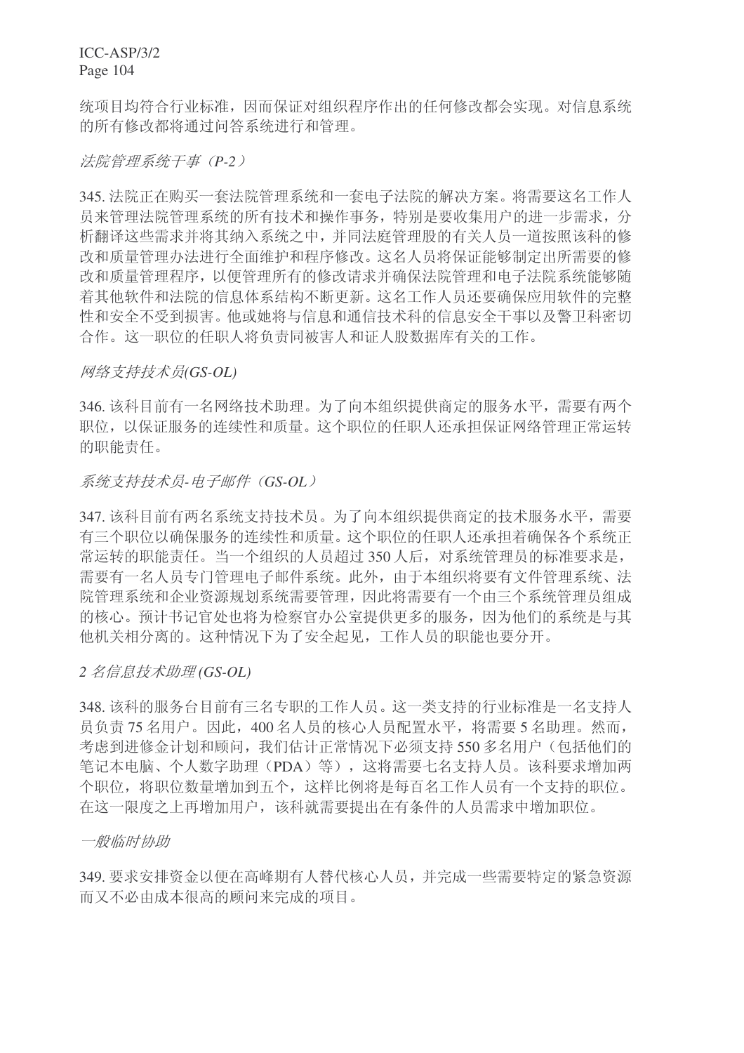统项目均符合行业标准，因而保证对组织程序作出的任何修改都会实现。对信息系统的所有修改都将通过问答系统进行和管理。

*法院管理系统干事（P-2）*

345. 法院正在购买一套法院管理系统和一套电子法院的解决方案。将需要这名工作人员来管理法院管理系统的所有技术和操作事务，特别是要收集用户的进一步需求，分析翻译这些需求并将其纳入系统之中，并同法庭管理股的有关人员一道按照该科的修改和质量管理办法进行全面维护和程序修改。这名人员将保证能够制定出所需要的修改和质量管理程序，以便管理所有的修改请求并确保法院管理和电子法院系统能够随着其他软件和法院的信息体系结构不断更新。这名工作人员还要确保应用软件的完整性和安全不受到损害。他或她将与信息和通信技术科的信息安全干事以及警卫科密切合作。这一职位的任职人将负责同被害人和证人股数据库有关的工作。

*网络支持技术员(GS-OL)*

346. 该科目前有一名网络技术助理。为了向本组织提供商定的服务水平，需要有两个职位，以保证服务的连续性和质量。这个职位的任职人还承担保证网络管理正常运转的职能责任。

*系统支持技术员-电子邮件（GS-OL）*

347. 该科目前有两名系统支持技术员。为了向本组织提供商定的技术服务水平，需要有三个职位以确保服务的连续性和质量。这个职位的任职人还承担着确保各个系统正常运转的职能责任。当一个组织的人员超过 350 人后，对系统管理员的标准要求是，需要有一名人员专门管理电子邮件系统。此外，由于本组织将要有文件管理系统、法院管理系统和企业资源规划系统需要管理，因此将需要有一个由三个系统管理员组成的核心。预计书记官处也将为检察官办公室提供更多的服务，因为他们的系统是与其他机关相分离的。这种情况下为了安全起见，工作人员的职能也要分开。

*2 名信息技术助理(GS-OL)*

348. 该科的服务台目前有三名专职的工作人员。这一类支持的行业标准是一名支持人员负责 75 名用户。因此，400 名人员的核心人员配置水平，将需要 5 名助理。然而，考虑到进修金计划和顾问，我们估计正常情况下必须支持 550 多名用户（包括他们的笔记本电脑、个人数字助理（PDA）等），这将需要七名支持人员。该科要求增加两个职位，将职位数量增加到五个，这样比例将是每百名工作人员有一个支持的职位。在这一限度之上再增加用户，该科就需要提出在有条件的人员需求中增加职位。

*一般临时协助*

349. 要求安排资金以便在高峰期有人替代核心人员，并完成一些需要特定的紧急资源而又不必由成本很高的顾问来完成的项目。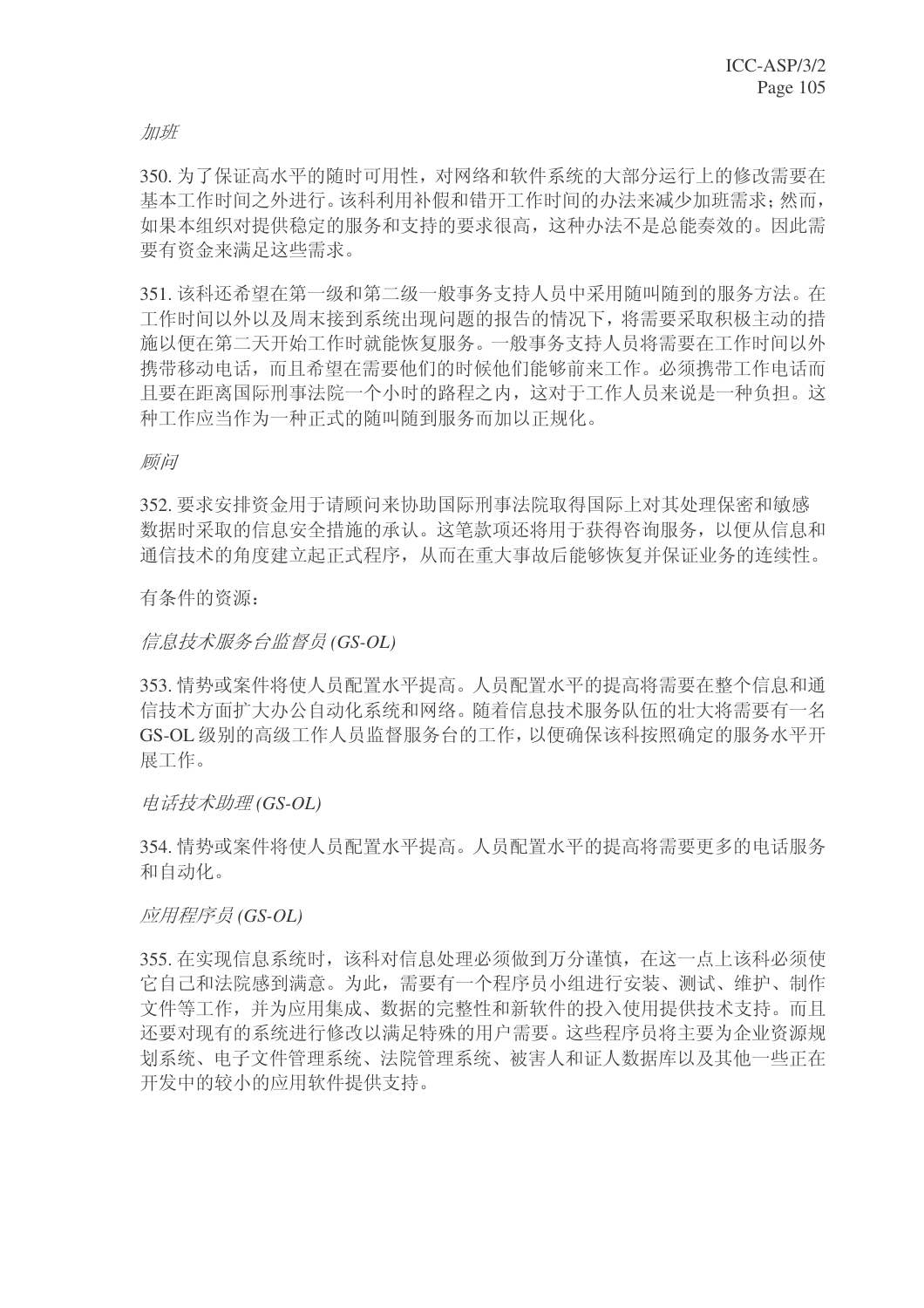*加班*

350. 为了保证高水平的随时可用性，对网络和软件系统的大部分运行上的修改需要在基本工作时间之外进行。该科利用补假和错开工作时间的办法来减少加班需求；然而，如果本组织对提供稳定的服务和支持的要求很高，这种办法不是总能奏效的。因此需要有资金来满足这些需求。

351. 该科还希望在第一级和第二级一般事务支持人员中采用随叫随到的服务方法。在工作时间以外以及周末接到系统出现问题的报告的情况下，将需要采取积极主动的措施以便在第二天开始工作时就能恢复服务。一般事务支持人员将需要在工作时间以外携带移动电话，而且希望在需要他们的时候他们能够前来工作。必须携带工作电话而且要在距离国际刑事法院一个小时的路程之内，这对于工作人员来说是一种负担。这种工作应当作为一种正式的随叫随到服务而加以正规化。

*顾问*

352. 要求安排资金用于请顾问来协助国际刑事法院取得国际上对其处理保密和敏感数据时采取的信息安全措施的承认。这笔款项还将用于获得咨询服务，以便从信息和通信技术的角度建立起正式程序，从而在重大事故后能够恢复并保证业务的连续性。

有条件的资源：

*信息技术服务台监督员 (GS-OL)*

353. 情势或案件将使人员配置水平提高。人员配置水平的提高将需要在整个信息和通信技术方面扩大办公自动化系统和网络。随着信息技术服务队伍的壮大将需要有一名 GS-OL 级别的高级工作人员监督服务台的工作，以便确保该科按照确定的服务水平开展工作。

*电话技术助理 (GS-OL)*

354. 情势或案件将使人员配置水平提高。人员配置水平的提高将需要更多的电话服务和自动化。

*应用程序员 (GS-OL)*

355. 在实现信息系统时，该科对信息处理必须做到万分谨慎，在这一点上该科必须使它自己和法院感到满意。为此，需要有一个程序员小组进行安装、测试、维护、制作文件等工作，并为应用集成、数据的完整性和新软件的投入使用提供技术支持。而且还要对现有的系统进行修改以满足特殊的用户需要。这些程序员将主要为企业资源规划系统、电子文件管理系统、法院管理系统、被害人和证人数据库以及其他一些正在开发中的较小的应用软件提供支持。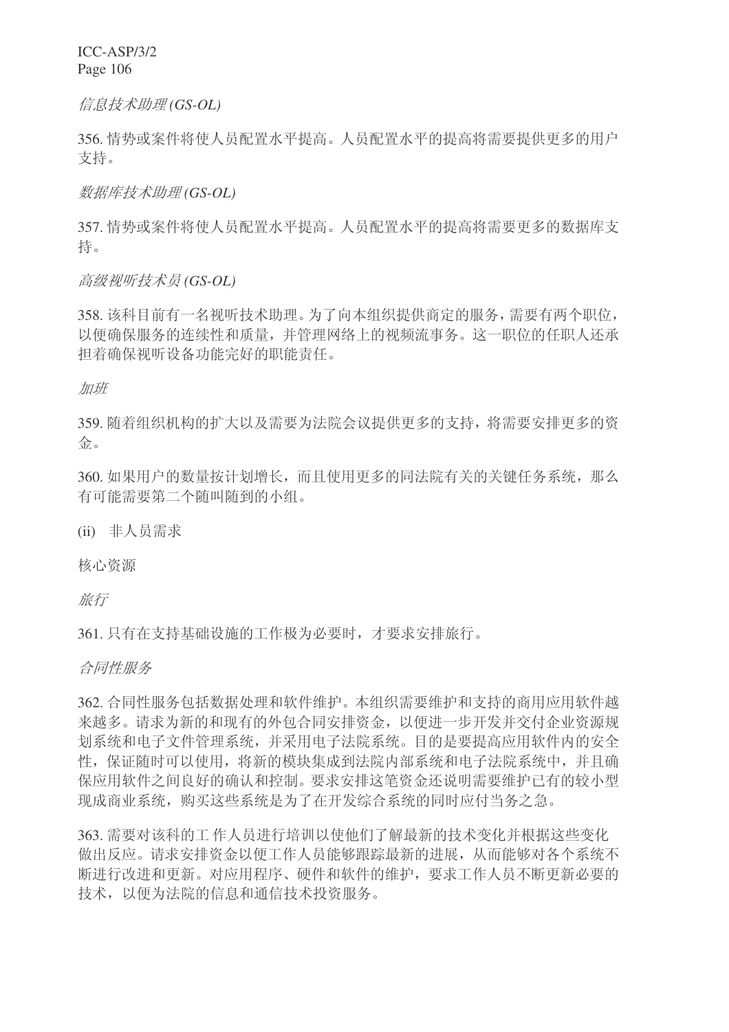*信息技术助理 (GS-OL)*

356. 情势或案件将使人员配置水平提高。人员配置水平的提高将需要提供更多的用户支持。

*数据库技术助理 (GS-OL)*

357. 情势或案件将使人员配置水平提高。人员配置水平的提高将需要更多的数据库支持。

*高级视听技术员 (GS-OL)*

358. 该科目前有一名视听技术助理。为了向本组织提供商定的服务，需要有两个职位，以便确保服务的连续性和质量，并管理网络上的视频流事务。这一职位的任职人还承担着确保视听设备功能完好的职能责任。

*加班*

359. 随着组织机构的扩大以及需要为法院会议提供更多的支持，将需要安排更多的资金。

360. 如果用户的数量按计划增长，而且使用更多的同法院有关的关键任务系统，那么有可能需要第二个随叫随到的小组。

(ii) 非人员需求

核心资源

*旅行*

361. 只有在支持基础设施的工作极为必要时，才要求安排旅行。

*合同性服务*

362. 合同性服务包括数据处理和软件维护。本组织需要维护和支持的商用应用软件越来越多。请求为新的和现有的外包合同安排资金，以便进一步开发并交付企业资源规划系统和电子文件管理系统，并采用电子法院系统。目的是要提高应用软件内的安全性，保证随时可以使用，将新的模块集成到法院内部系统和电子法院系统中，并且确保应用软件之间良好的确认和控制。要求安排这笔资金还说明需要维护已有的较小型现成商业系统，购买这些系统是为了在开发综合系统的同时应付当务之急。

363. 需要对该科的工 作人员进行培训以使他们了解最新的技术变化并根据这些变化做出反应。请求安排资金以便工作人员能够跟踪最新的进展，从而能够对各个系统不断进行改进和更新。对应用程序、硬件和软件的维护，要求工作人员不断更新必要的技术，以便为法院的信息和通信技术投资服务。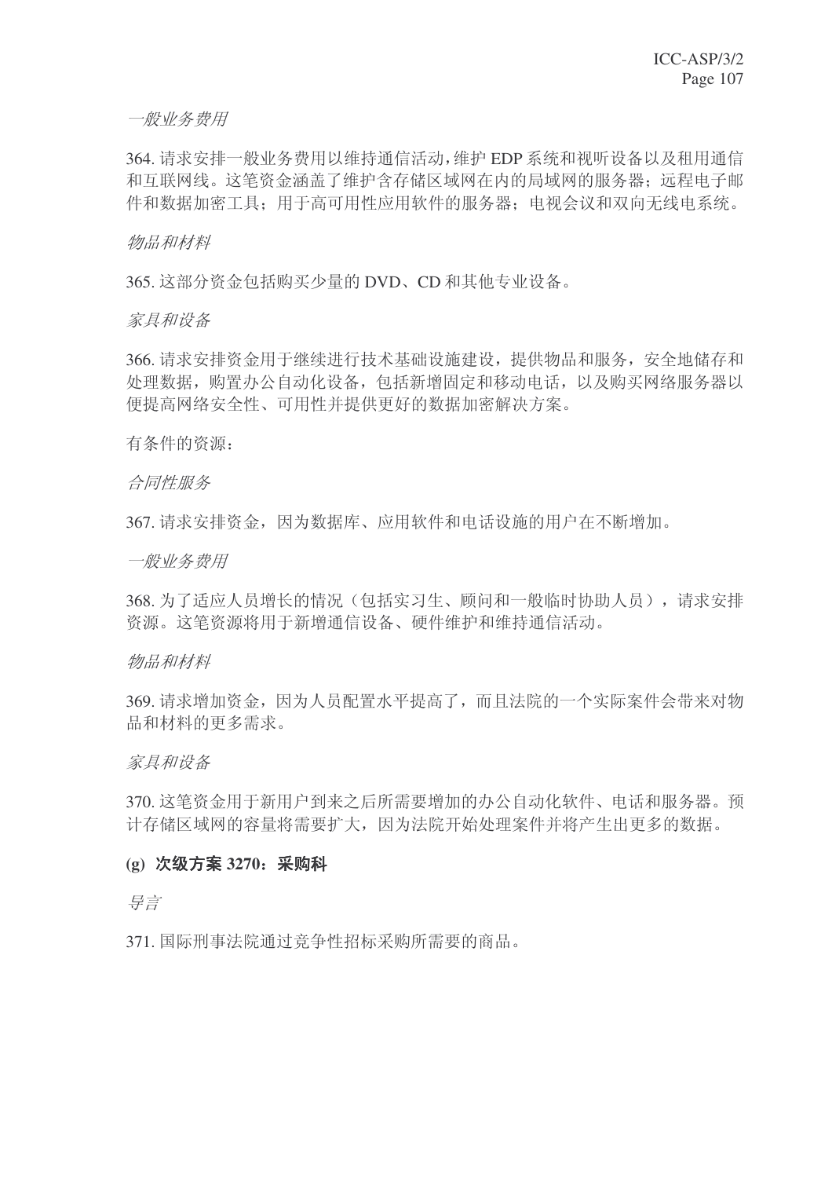*一般业务费用*

364. 请求安排一般业务费用以维持通信活动，维护 EDP 系统和视听设备以及租用通信和互联网线。这笔资金涵盖了维护含存储区域网在内的局域网的服务器；远程电子邮件和数据加密工具；用于高可用性应用软件的服务器；电视会议和双向无线电系统。

*物品和材料*

365. 这部分资金包括购买少量的 DVD、CD 和其他专业设备。

*家具和设备*

366. 请求安排资金用于继续进行技术基础设施建设，提供物品和服务，安全地储存和处理数据，购置办公自动化设备，包括新增固定和移动电话，以及购买网络服务器以便提高网络安全性、可用性并提供更好的数据加密解决方案。

有条件的资源：

*合同性服务*

367. 请求安排资金，因为数据库、应用软件和电话设施的用户在不断增加。

*一般业务费用*

368. 为了适应人员增长的情况（包括实习生、顾问和一般临时协助人员），请求安排资源。这笔资源将用于新增通信设备、硬件维护和维持通信活动。

*物品和材料*

369. 请求增加资金，因为人员配置水平提高了，而且法院的一个实际案件会带来对物品和材料的更多需求。

*家具和设备*

370. 这笔资金用于新用户到来之后所需要增加的办公自动化软件、电话和服务器。预计存储区域网的容量将需要扩大，因为法院开始处理案件并将产生出更多的数据。

**(g) 次级方案 3270：采购科**

*导言*

371. 国际刑事法院通过竞争性招标采购所需要的商品。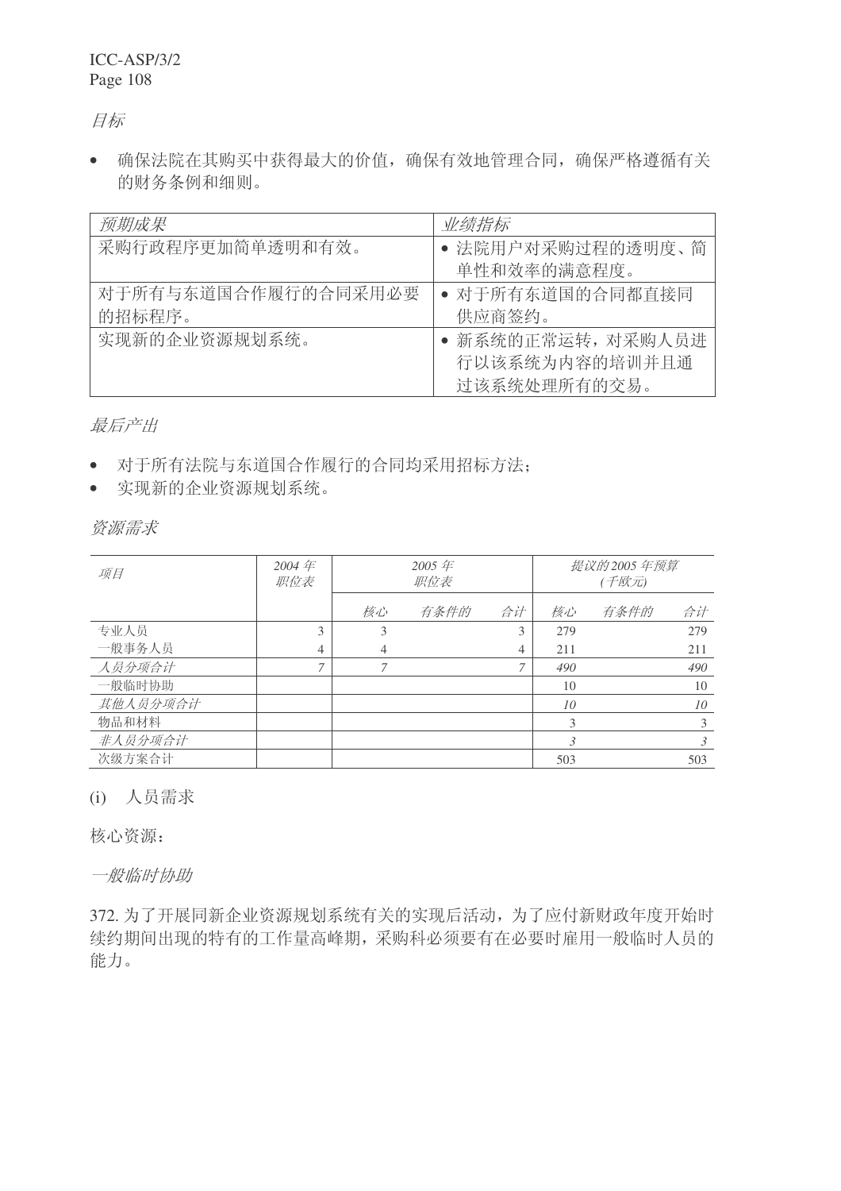*目标*

- 确保法院在其购买中获得最大的价值，确保有效地管理合同，确保严格遵循有关的财务条例和细则。

| *预期成果* | *业绩指标* |
|---|---|
| 采购行政程序更加简单透明和有效。 | • 法院用户对采购过程的透明度、简单性和效率的满意程度。 |
| 对于所有与东道国合作履行的合同采用必要的招标程序。 | • 对于所有东道国的合同都直接同供应商签约。 |
| 实现新的企业资源规划系统。 | • 新系统的正常运转，对采购人员进行以该系统为内容的培训并且通过该系统处理所有的交易。 |

*最后产出*

- 对于所有法院与东道国合作履行的合同均采用招标方法；
- 实现新的企业资源规划系统。

*资源需求*

| *项目* | *2004 年职位表* | *2005 年职位表* | | | *提议的 2005 年预算 (千欧元)* | | |
|---|---|---|---|---|---|---|---|
| | | *核心* | *有条件的* | *合计* | *核心* | *有条件的* | *合计* |
| 专业人员 | 3 | 3 | | 3 | 279 | | 279 |
| 一般事务人员 | 4 | 4 | | 4 | 211 | | 211 |
| *人员分项合计* | *7* | *7* | | *7* | *490* | | *490* |
| 一般临时协助 | | | | | 10 | | 10 |
| *其他人员分项合计* | | | | | *10* | | *10* |
| 物品和材料 | | | | | 3 | | 3 |
| *非人员分项合计* | | | | | *3* | | *3* |
| 次级方案合计 | | | | | 503 | | 503 |

(i) 人员需求

核心资源：

*一般临时协助*

372. 为了开展同新企业资源规划系统有关的实现后活动，为了应付新财政年度开始时续约期间出现的特有的工作量高峰期，采购科必须要有在必要时雇用一般临时人员的能力。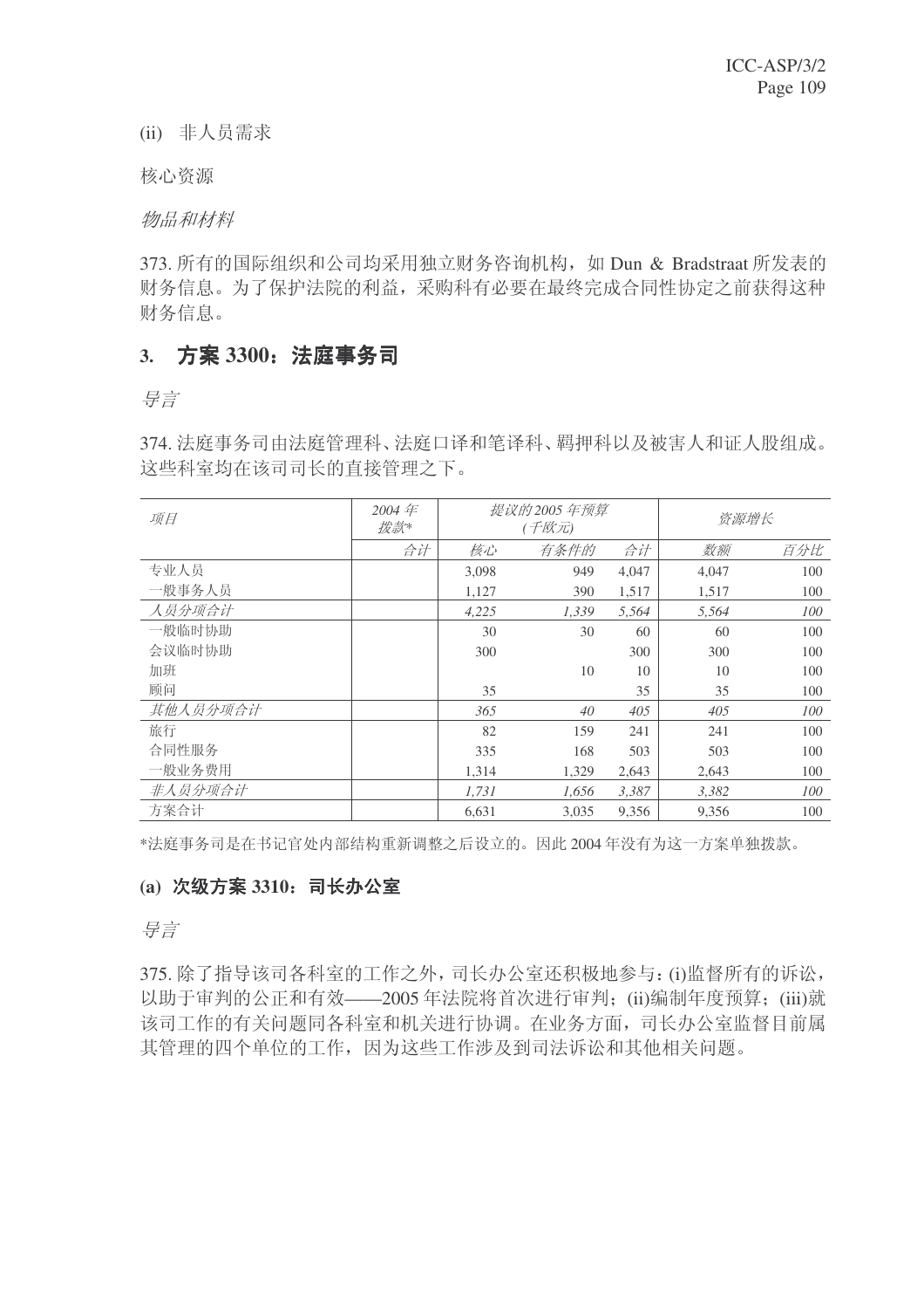(ii) 非人员需求

核心资源

*物品和材料*

373. 所有的国际组织和公司均采用独立财务咨询机构，如 Dun & Bradstraat 所发表的财务信息。为了保护法院的利益，采购科有必要在最终完成合同性协定之前获得这种财务信息。

## 3. 方案 3300：法庭事务司

*导言*

374. 法庭事务司由法庭管理科、法庭口译和笔译科、羁押科以及被害人和证人股组成。这些科室均在该司司长的直接管理之下。

| *项目* | *2004 年拨款\** | *提议的 2005 年预算 (千欧元)* | | | *资源增长* | |
|---|---|---|---|---|---|---|
| | *合计* | *核心* | *有条件的* | *合计* | *数额* | *百分比* |
| 专业人员 | | 3,098 | 949 | 4,047 | 4,047 | 100 |
| 一般事务人员 | | 1,127 | 390 | 1,517 | 1,517 | 100 |
| *人员分项合计* | | *4,225* | *1,339* | *5,564* | *5,564* | *100* |
| 一般临时协助 | | 30 | 30 | 60 | 60 | 100 |
| 会议临时协助 | | 300 | | 300 | 300 | 100 |
| 加班 | | | 10 | 10 | 10 | 100 |
| 顾问 | | 35 | | 35 | 35 | 100 |
| *其他人员分项合计* | | *365* | *40* | *405* | *405* | *100* |
| 旅行 | | 82 | 159 | 241 | 241 | 100 |
| 合同性服务 | | 335 | 168 | 503 | 503 | 100 |
| 一般业务费用 | | 1,314 | 1,329 | 2,643 | 2,643 | 100 |
| *非人员分项合计* | | *1,731* | *1,656* | *3,387* | *3,382* | *100* |
| 方案合计 | | 6,631 | 3,035 | 9,356 | 9,356 | 100 |

*法庭事务司是在书记官处内部结构重新调整之后设立的。因此 2004 年没有为这一方案单独拨款。

### (a) 次级方案 3310：司长办公室

*导言*

375. 除了指导该司各科室的工作之外，司长办公室还积极地参与：(i)监督所有的诉讼，以助于审判的公正和有效——2005 年法院将首次进行审判；(ii)编制年度预算；(iii)就该司工作的有关问题同各科室和机关进行协调。在业务方面，司长办公室监督目前属其管理的四个单位的工作，因为这些工作涉及到司法诉讼和其他相关问题。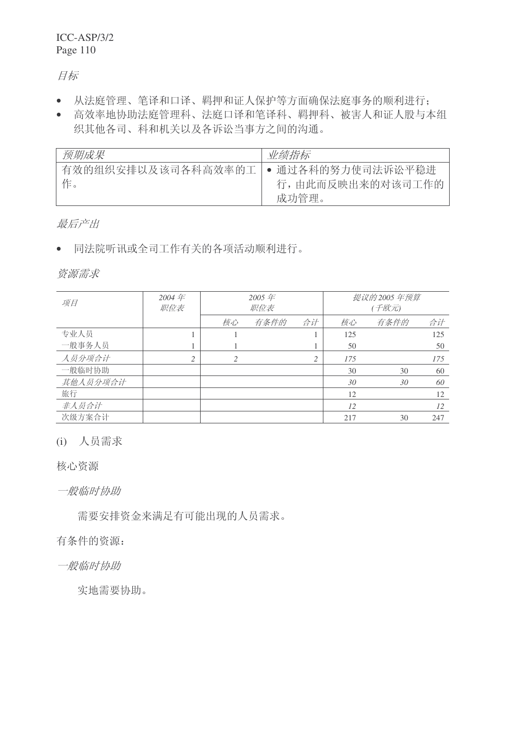*目标*

- 从法庭管理、笔译和口译、羁押和证人保护等方面确保法庭事务的顺利进行；
- 高效率地协助法庭管理科、法庭口译和笔译科、羁押科、被害人和证人股与本组织其他各司、科和机关以及各诉讼当事方之间的沟通。

| *预期成果* | *业绩指标* |
|---|---|
| 有效的组织安排以及该司各科高效率的工作。 | • 通过各科的努力使司法诉讼平稳进行，由此而反映出来的对该司工作的成功管理。 |

*最后产出*

- 同法院听讯或全司工作有关的各项活动顺利进行。

*资源需求*

| *项目* | *2004 年职位表* | *2005 年职位表* | | | *提议的 2005 年预算 (千欧元)* | | |
|---|---|---|---|---|---|---|---|
| | | *核心* | *有条件的* | *合计* | *核心* | *有条件的* | *合计* |
| 专业人员 | 1 | 1 | | 1 | 125 | | 125 |
| 一般事务人员 | 1 | 1 | | 1 | 50 | | 50 |
| *人员分项合计* | *2* | *2* | | *2* | *175* | | *175* |
| 一般临时协助 | | | | | 30 | 30 | 60 |
| *其他人员分项合计* | | | | | *30* | *30* | *60* |
| 旅行 | | | | | 12 | | 12 |
| *非人员合计* | | | | | *12* | | *12* |
| 次级方案合计 | | | | | 217 | 30 | 247 |

(i) 人员需求

核心资源

*一般临时协助*

需要安排资金来满足有可能出现的人员需求。

有条件的资源：

*一般临时协助*

实地需要协助。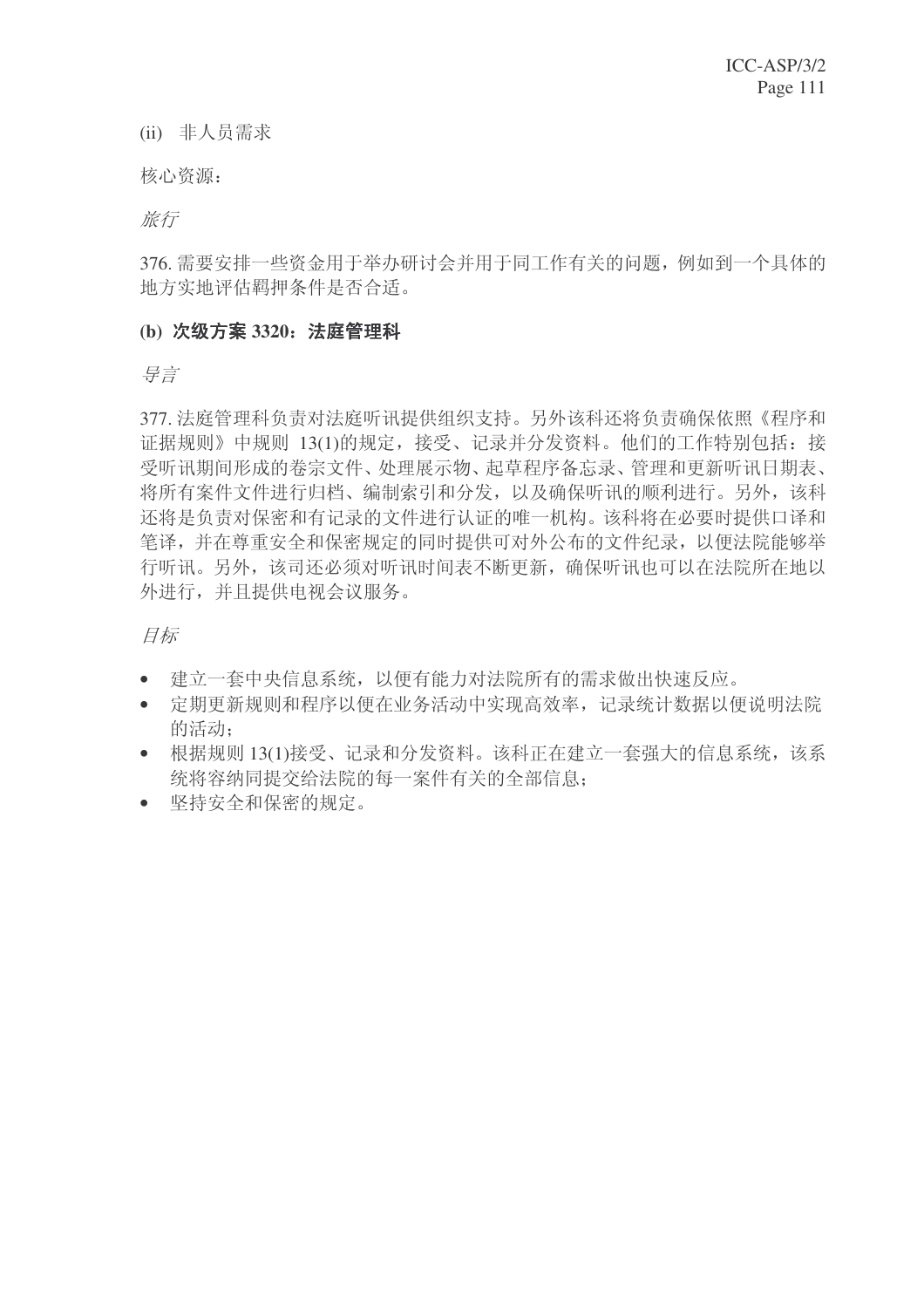(ii) 非人员需求

核心资源：

*旅行*

376. 需要安排一些资金用于举办研讨会并用于同工作有关的问题，例如到一个具体的地方实地评估羁押条件是否合适。

**(b) 次级方案 3320：法庭管理科**

*导言*

377. 法庭管理科负责对法庭听讯提供组织支持。另外该科还将负责确保依照《程序和证据规则》中规则 13(1)的规定，接受、记录并分发资料。他们的工作特别包括：接受听讯期间形成的卷宗文件、处理展示物、起草程序备忘录、管理和更新听讯日期表、将所有案件文件进行归档、编制索引和分发，以及确保听讯的顺利进行。另外，该科还将是负责对保密和有记录的文件进行认证的唯一机构。该科将在必要时提供口译和笔译，并在尊重安全和保密规定的同时提供可对外公布的文件纪录，以便法院能够举行听讯。另外，该司还必须对听讯时间表不断更新，确保听讯也可以在法院所在地以外进行，并且提供电视会议服务。

*目标*

- 建立一套中央信息系统，以便有能力对法院所有的需求做出快速反应。
- 定期更新规则和程序以便在业务活动中实现高效率，记录统计数据以便说明法院的活动；
- 根据规则 13(1)接受、记录和分发资料。该科正在建立一套强大的信息系统，该系统将容纳同提交给法院的每一案件有关的全部信息；
- 坚持安全和保密的规定。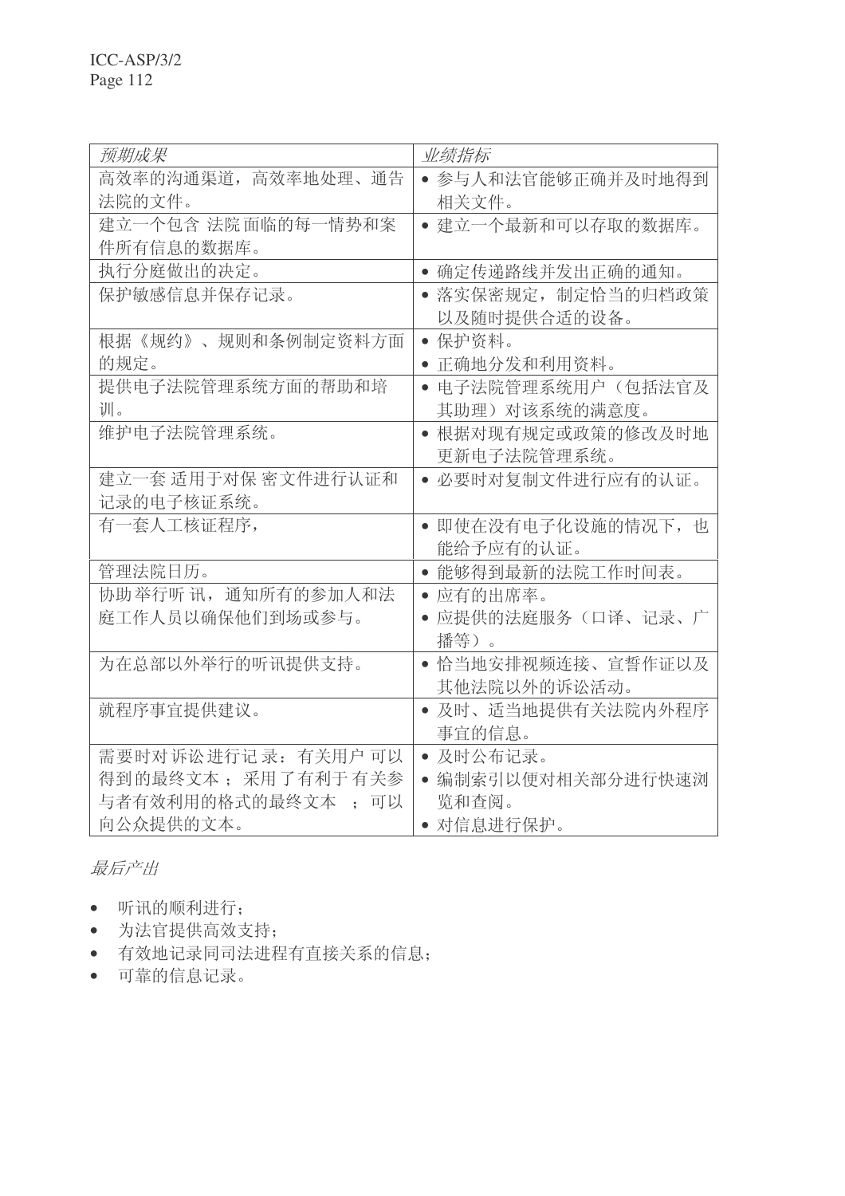| *预期成果* | *业绩指标* |
| --- | --- |
| 高效率的沟通渠道，高效率地处理、通告法院的文件。 | • 参与人和法官能够正确并及时地得到相关文件。 |
| 建立一个包含 法院 面临的每一情势和案件所有信息的数据库。 | • 建立一个最新和可以存取的数据库。 |
| 执行分庭做出的决定。 | • 确定传递路线并发出正确的通知。 |
| 保护敏感信息并保存记录。 | • 落实保密规定，制定恰当的归档政策以及随时提供合适的设备。 |
| 根据《规约》、规则和条例制定资料方面的规定。 | • 保护资料。<br>• 正确地分发和利用资料。 |
| 提供电子法院管理系统方面的帮助和培训。 | • 电子法院管理系统用户（包括法官及其助理）对该系统的满意度。 |
| 维护电子法院管理系统。 | • 根据对现有规定或政策的修改及时地更新电子法院管理系统。 |
| 建立一套 适用于对保 密文件进行认证和记录的电子核证系统。 | • 必要时对复制文件进行应有的认证。 |
| 有一套人工核证程序， | • 即使在没有电子化设施的情况下，也能给予应有的认证。 |
| 管理法院日历。 | • 能够得到最新的法院工作时间表。 |
| 协助举行听 讯，通知所有的参加人和法庭工作人员以确保他们到场或参与。 | • 应有的出席率。<br>• 应提供的法庭服务（口译、记录、广播等）。 |
| 为在总部以外举行的听讯提供支持。 | • 恰当地安排视频连接、宣誓作证以及其他法院以外的诉讼活动。 |
| 就程序事宜提供建议。 | • 及时、适当地提供有关法院内外程序事宜的信息。 |
| 需要时对 诉讼进行记 录：有关用户 可以得到的最终文本 ；采用了有利于 有关参与者有效利用的格式的最终文本 ；可以向公众提供的文本。 | • 及时公布记录。<br>• 编制索引以便对相关部分进行快速浏览和查阅。<br>• 对信息进行保护。 |

*最后产出*

- 听讯的顺利进行；
- 为法官提供高效支持；
- 有效地记录同司法进程有直接关系的信息；
- 可靠的信息记录。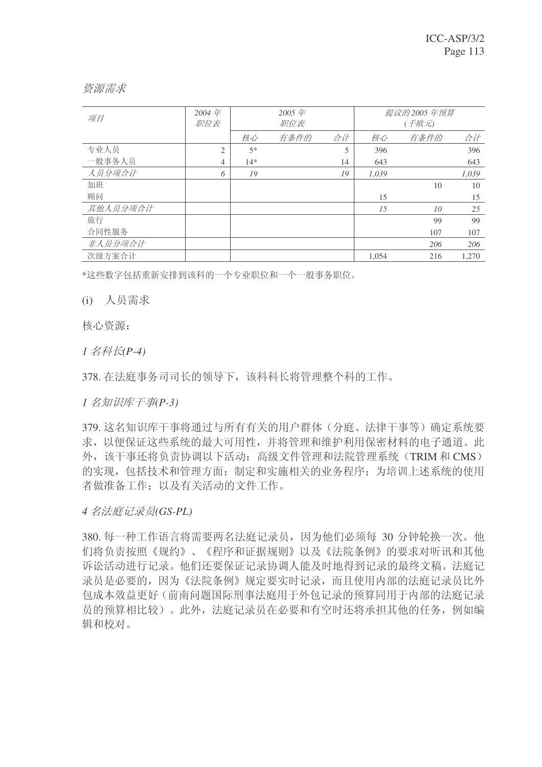*资源需求*

| *项目* | *2004 年职位表* | *2005 年职位表* | | | *提议的 2005 年预算 (千欧元)* | | |
|---|---|---|---|---|---|---|---|
| | | *核心* | *有条件的* | *合计* | *核心* | *有条件的* | *合计* |
| 专业人员 | 2 | 5* | | 5 | 396 | | 396 |
| 一般事务人员 | 4 | 14* | | 14 | 643 | | 643 |
| *人员分项合计* | *6* | *19* | | *19* | *1,039* | | *1,039* |
| 加班 | | | | | | 10 | 10 |
| 顾问 | | | | | 15 | | 15 |
| *其他人员分项合计* | | | | | *15* | *10* | *25* |
| 旅行 | | | | | | 99 | 99 |
| 合同性服务 | | | | | | 107 | 107 |
| *非人员分项合计* | | | | | | *206* | *206* |
| 次级方案合计 | | | | | 1,054 | 216 | 1,270 |

*这些数字包括重新安排到该科的一个专业职位和一个一般事务职位。

(i) 人员需求

核心资源：

*1 名科长(P-4)*

378. 在法庭事务司司长的领导下，该科科长将管理整个科的工作。

*1 名知识库干事(P-3)*

379. 这名知识库干事将通过与所有有关的用户群体（分庭、法律干事等）确定系统要求，以便保证这些系统的最大可用性，并将管理和维护利用保密材料的电子通道。此外，该干事还将负责协调以下活动：高级文件管理和法院管理系统（TRIM 和 CMS）的实现，包括技术和管理方面；制定和实施相关的业务程序；为培训上述系统的使用者做准备工作；以及有关活动的文件工作。

*4 名法庭记录员(GS-PL)*

380. 每一种工作语言将需要两名法庭记录员，因为他们必须每 30 分钟轮换一次。他们将负责按照《规约》、《程序和证据规则》以及《法院条例》的要求对听讯和其他诉讼活动进行记录。他们还要保证记录协调人能及时地得到记录的最终文稿。法庭记录员是必要的，因为《法院条例》规定要实时记录，而且使用内部的法庭记录员比外包成本效益更好（前南问题国际刑事法庭用于外包记录的预算同用于内部的法庭记录员的预算相比较）。此外，法庭记录员在必要和有空时还将承担其他的任务，例如编辑和校对。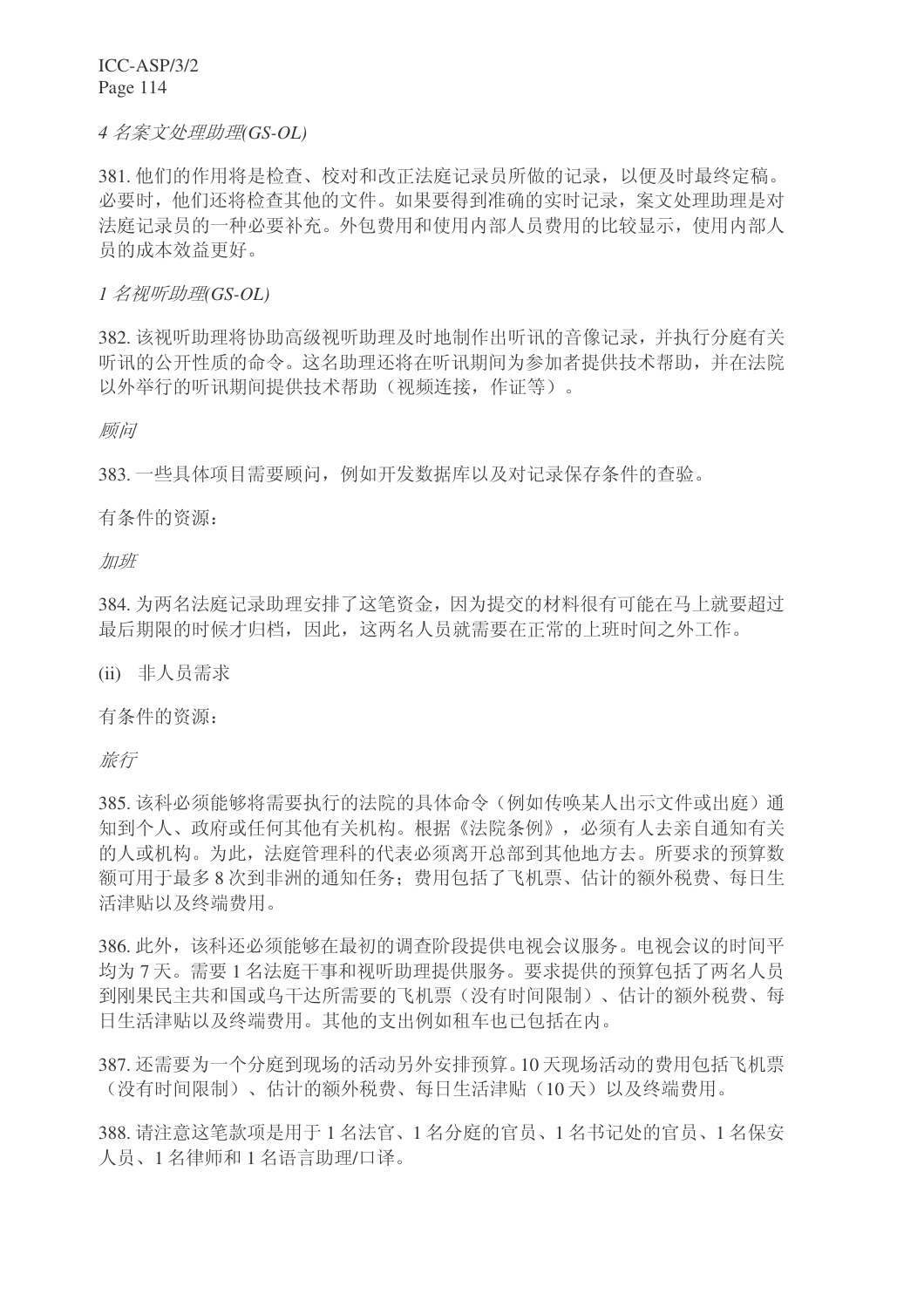*4 名案文处理助理(GS-OL)*

381. 他们的作用将是检查、校对和改正法庭记录员所做的记录，以便及时最终定稿。必要时，他们还将检查其他的文件。如果要得到准确的实时记录，案文处理助理是对法庭记录员的一种必要补充。外包费用和使用内部人员费用的比较显示，使用内部人员的成本效益更好。

*1 名视听助理(GS-OL)*

382. 该视听助理将协助高级视听助理及时地制作出听讯的音像记录，并执行分庭有关听讯的公开性质的命令。这名助理还将在听讯期间为参加者提供技术帮助，并在法院以外举行的听讯期间提供技术帮助（视频连接，作证等）。

*顾问*

383. 一些具体项目需要顾问，例如开发数据库以及对记录保存条件的查验。

有条件的资源：

*加班*

384. 为两名法庭记录助理安排了这笔资金，因为提交的材料很有可能在马上就要超过最后期限的时候才归档，因此，这两名人员就需要在正常的上班时间之外工作。

(ii) 非人员需求

有条件的资源：

*旅行*

385. 该科必须能够将需要执行的法院的具体命令（例如传唤某人出示文件或出庭）通知到个人、政府或任何其他有关机构。根据《法院条例》，必须有人去亲自通知有关的人或机构。为此，法庭管理科的代表必须离开总部到其他地方去。所要求的预算数额可用于最多 8 次到非洲的通知任务；费用包括了飞机票、估计的额外税费、每日生活津贴以及终端费用。

386. 此外，该科还必须能够在最初的调查阶段提供电视会议服务。电视会议的时间平均为 7 天。需要 1 名法庭干事和视听助理提供服务。要求提供的预算包括了两名人员到刚果民主共和国或乌干达所需要的飞机票（没有时间限制）、估计的额外税费、每日生活津贴以及终端费用。其他的支出例如租车也已包括在内。

387. 还需要为一个分庭到现场的活动另外安排预算。10 天现场活动的费用包括飞机票（没有时间限制）、估计的额外税费、每日生活津贴（10 天）以及终端费用。

388. 请注意这笔款项是用于 1 名法官、1 名分庭的官员、1 名书记处的官员、1 名保安人员、1 名律师和 1 名语言助理/口译。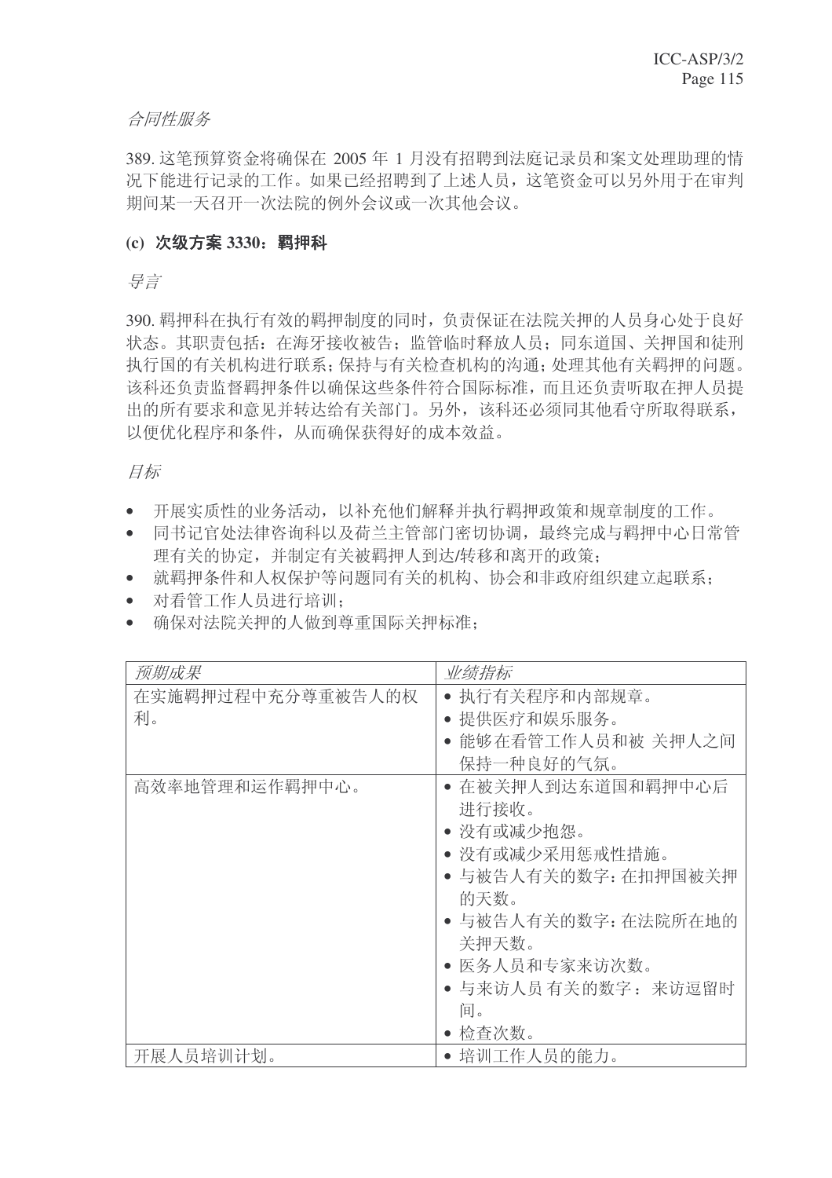*合同性服务*

389. 这笔预算资金将确保在 2005 年 1 月没有招聘到法庭记录员和案文处理助理的情况下能进行记录的工作。如果已经招聘到了上述人员，这笔资金可以另外用于在审判期间某一天召开一次法院的例外会议或一次其他会议。

**(c) 次级方案 3330：羁押科**

*导言*

390. 羁押科在执行有效的羁押制度的同时，负责保证在法院关押的人员身心处于良好状态。其职责包括：在海牙接收被告；监管临时释放人员；同东道国、关押国和徒刑执行国的有关机构进行联系；保持与有关检查机构的沟通；处理其他有关羁押的问题。该科还负责监督羁押条件以确保这些条件符合国际标准，而且还负责听取在押人员提出的所有要求和意见并转达给有关部门。另外，该科还必须同其他看守所取得联系，以便优化程序和条件，从而确保获得好的成本效益。

*目标*

- 开展实质性的业务活动，以补充他们解释并执行羁押政策和规章制度的工作。
- 同书记官处法律咨询科以及荷兰主管部门密切协调，最终完成与羁押中心日常管理有关的协定，并制定有关被羁押人到达/转移和离开的政策；
- 就羁押条件和人权保护等问题同有关的机构、协会和非政府组织建立起联系；
- 对看管工作人员进行培训；
- 确保对法院关押的人做到尊重国际关押标准；

| *预期成果* | *业绩指标* |
| --- | --- |
| 在实施羁押过程中充分尊重被告人的权利。 | • 执行有关程序和内部规章。<br>• 提供医疗和娱乐服务。<br>• 能够在看管工作人员和被 关押人之间保持一种良好的气氛。 |
| 高效率地管理和运作羁押中心。 | • 在被关押人到达东道国和羁押中心后进行接收。<br>• 没有或减少抱怨。<br>• 没有或减少采用惩戒性措施。<br>• 与被告人有关的数字：在扣押国被关押的天数。<br>• 与被告人有关的数字：在法院所在地的关押天数。<br>• 医务人员和专家来访次数。<br>• 与来访人员 有关的数字： 来访逗留时间。<br>• 检查次数。 |
| 开展人员培训计划。 | • 培训工作人员的能力。 |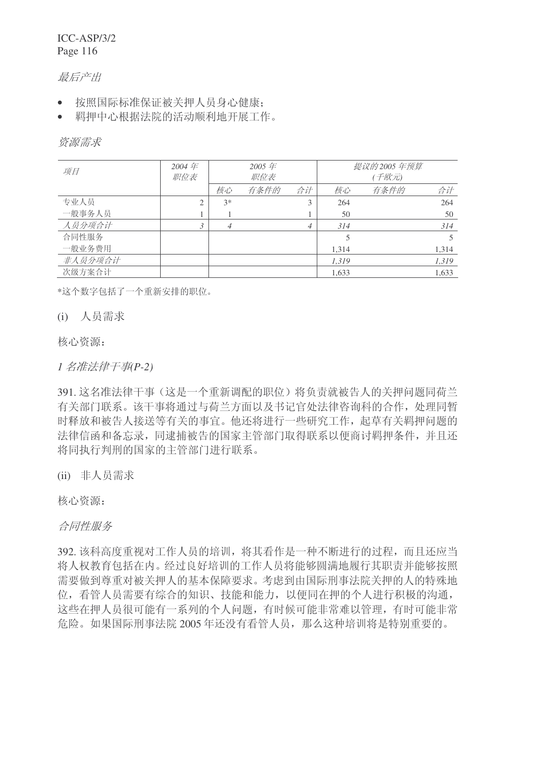*最后产出*

- 按照国际标准保证被关押人员身心健康；
- 羁押中心根据法院的活动顺利地开展工作。

*资源需求*

| *项目* | *2004 年职位表* | *2005 年职位表* | | | *提议的 2005 年预算(千欧元)* | | |
|---|---|---|---|---|---|---|---|
| | | *核心* | *有条件的* | *合计* | *核心* | *有条件的* | *合计* |
| 专业人员 | 2 | 3* | | 3 | 264 | | 264 |
| 一般事务人员 | 1 | 1 | | 1 | 50 | | 50 |
| *人员分项合计* | *3* | *4* | | *4* | *314* | | *314* |
| 合同性服务 | | | | | 5 | | 5 |
| 一般业务费用 | | | | | 1,314 | | 1,314 |
| *非人员分项合计* | | | | | *1,319* | | *1,319* |
| 次级方案合计 | | | | | 1,633 | | 1,633 |

*这个数字包括了一个重新安排的职位。

(i) 人员需求

核心资源：

*1 名准法律干事(P-2)*

391. 这名准法律干事（这是一个重新调配的职位）将负责就被告人的关押问题同荷兰有关部门联系。该干事将通过与荷兰方面以及书记官处法律咨询科的合作，处理同暂时释放和被告人接送等有关的事宜。他还将进行一些研究工作，起草有关羁押问题的法律信函和备忘录，同逮捕被告的国家主管部门取得联系以便商讨羁押条件，并且还将同执行判刑的国家的主管部门进行联系。

(ii) 非人员需求

核心资源：

*合同性服务*

392. 该科高度重视对工作人员的培训，将其看作是一种不断进行的过程，而且还应当将人权教育包括在内。经过良好培训的工作人员将能够圆满地履行其职责并能够按照需要做到尊重对被关押人的基本保障要求。考虑到由国际刑事法院关押的人的特殊地位，看管人员需要有综合的知识、技能和能力，以便同在押的个人进行积极的沟通，这些在押人员很可能有一系列的个人问题，有时候可能非常难以管理，有时可能非常危险。如果国际刑事法院 2005 年还没有看管人员，那么这种培训将是特别重要的。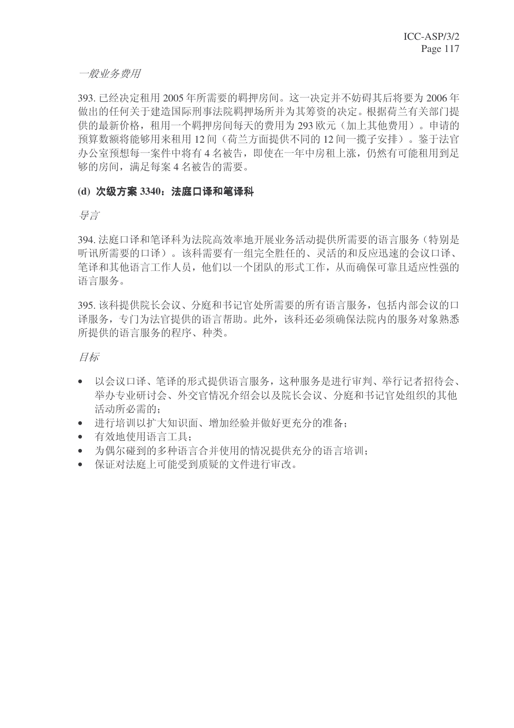*一般业务费用*

393. 已经决定租用 2005 年所需要的羁押房间。这一决定并不妨碍其后将要为 2006 年做出的任何关于建造国际刑事法院羁押场所并为其筹资的决定。根据荷兰有关部门提供的最新价格，租用一个羁押房间每天的费用为 293 欧元（加上其他费用）。申请的预算数额将能够用来租用 12 间（荷兰方面提供不同的 12 间一揽子安排）。鉴于法官办公室预想每一案件中将有 4 名被告，即使在一年中房租上涨，仍然有可能租用到足够的房间，满足每案 4 名被告的需要。

### (d) 次级方案 3340：法庭口译和笔译科

*导言*

394. 法庭口译和笔译科为法院高效率地开展业务活动提供所需要的语言服务（特别是听讯所需要的口译）。该科需要有一组完全胜任的、灵活的和反应迅速的会议口译、笔译和其他语言工作人员，他们以一个团队的形式工作，从而确保可靠且适应性强的语言服务。

395. 该科提供院长会议、分庭和书记官处所需要的所有语言服务，包括内部会议的口译服务，专门为法官提供的语言帮助。此外，该科还必须确保法院内的服务对象熟悉所提供的语言服务的程序、种类。

*目标*

- 以会议口译、笔译的形式提供语言服务，这种服务是进行审判、举行记者招待会、举办专业研讨会、外交官情况介绍会以及院长会议、分庭和书记官处组织的其他活动所必需的；
- 进行培训以扩大知识面、增加经验并做好更充分的准备；
- 有效地使用语言工具；
- 为偶尔碰到的多种语言合并使用的情况提供充分的语言培训；
- 保证对法庭上可能受到质疑的文件进行审改。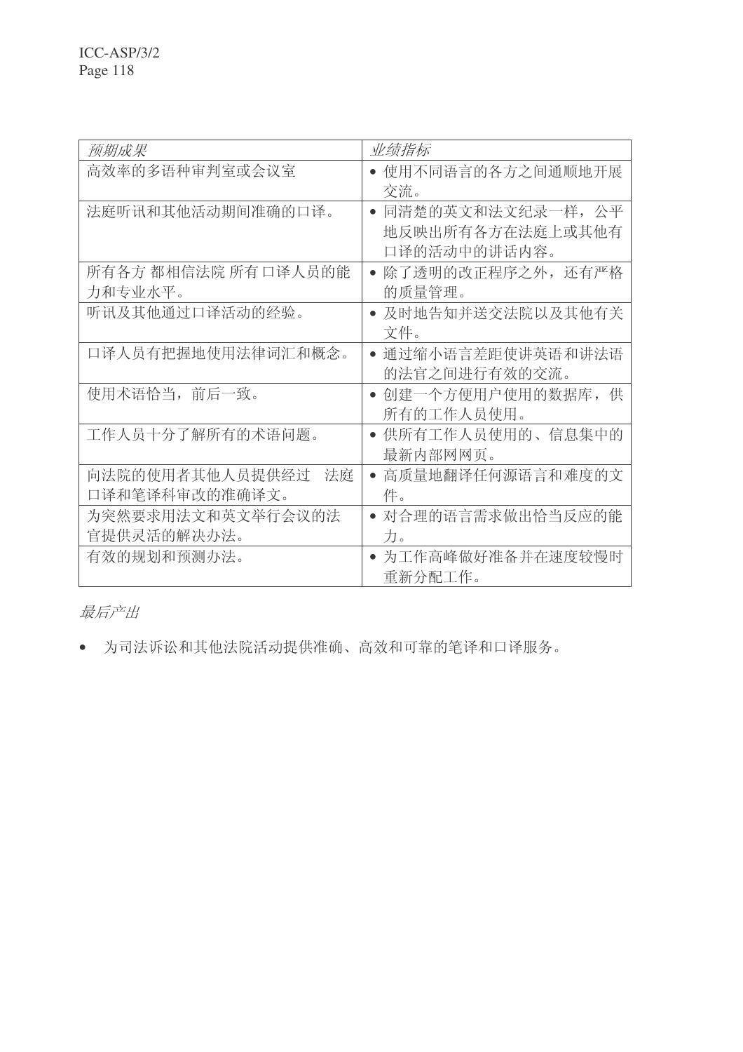| *预期成果* | *业绩指标* |
|---|---|
| 高效率的多语种审判室或会议室 | • 使用不同语言的各方之间通顺地开展交流。 |
| 法庭听讯和其他活动期间准确的口译。 | • 同清楚的英文和法文纪录一样，公平地反映出所有各方在法庭上或其他有口译的活动中的讲话内容。 |
| 所有各方 都相信法院 所有 口译人员的能力和专业水平。 | • 除了透明的改正程序之外，还有严格的质量管理。 |
| 听讯及其他通过口译活动的经验。 | • 及时地告知并送交法院以及其他有关文件。 |
| 口译人员有把握地使用法律词汇和概念。 | • 通过缩小语言差距使讲英语和讲法语的法官之间进行有效的交流。 |
| 使用术语恰当，前后一致。 | • 创建一个方便用户使用的数据库，供所有的工作人员使用。 |
| 工作人员十分了解所有的术语问题。 | • 供所有工作人员使用的、信息集中的最新内部网网页。 |
| 向法院的使用者其他人员提供经过 法庭口译和笔译科审改的准确译文。 | • 高质量地翻译任何源语言和难度的文件。 |
| 为突然要求用法文和英文举行会议的法官提供灵活的解决办法。 | • 对合理的语言需求做出恰当反应的能力。 |
| 有效的规划和预测办法。 | • 为工作高峰做好准备并在速度较慢时重新分配工作。 |

*最后产出*

- 为司法诉讼和其他法院活动提供准确、高效和可靠的笔译和口译服务。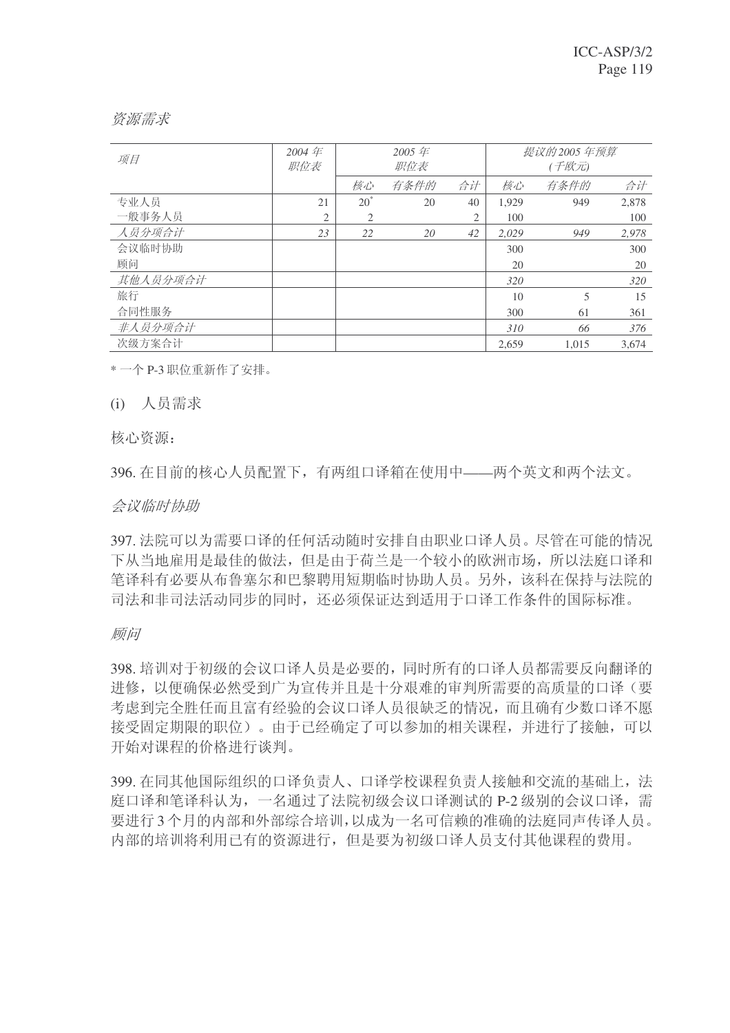*资源需求*

| *项目* | *2004 年职位表* | *2005 年职位表* | | | *提议的 2005 年预算(千欧元)* | | |
|---|---|---|---|---|---|---|---|
| | | *核心* | *有条件的* | *合计* | *核心* | *有条件的* | *合计* |
| 专业人员 | 21 | 20* | 20 | 40 | 1,929 | 949 | 2,878 |
| 一般事务人员 | 2 | 2 | | 2 | 100 | | 100 |
| *人员分项合计* | *23* | *22* | *20* | *42* | *2,029* | *949* | *2,978* |
| 会议临时协助 | | | | | 300 | | 300 |
| 顾问 | | | | | 20 | | 20 |
| *其他人员分项合计* | | | | | *320* | | *320* |
| 旅行 | | | | | 10 | 5 | 15 |
| 合同性服务 | | | | | 300 | 61 | 361 |
| *非人员分项合计* | | | | | *310* | *66* | *376* |
| 次级方案合计 | | | | | 2,659 | 1,015 | 3,674 |

\* 一个 P-3 职位重新作了安排。

(i) 人员需求

核心资源：

396. 在目前的核心人员配置下，有两组口译箱在使用中——两个英文和两个法文。

*会议临时协助*

397. 法院可以为需要口译的任何活动随时安排自由职业口译人员。尽管在可能的情况下从当地雇用是最佳的做法，但是由于荷兰是一个较小的欧洲市场，所以法庭口译和笔译科有必要从布鲁塞尔和巴黎聘用短期临时协助人员。另外，该科在保持与法院的司法和非司法活动同步的同时，还必须保证达到适用于口译工作条件的国际标准。

*顾问*

398. 培训对于初级的会议口译人员是必要的，同时所有的口译人员都需要反向翻译的进修，以便确保必然受到广为宣传并且是十分艰难的审判所需要的高质量的口译（要考虑到完全胜任而且富有经验的会议口译人员很缺乏的情况，而且确有少数口译不愿接受固定期限的职位）。由于已经确定了可以参加的相关课程，并进行了接触，可以开始对课程的价格进行谈判。

399. 在同其他国际组织的口译负责人、口译学校课程负责人接触和交流的基础上，法庭口译和笔译科认为，一名通过了法院初级会议口译测试的 P-2 级别的会议口译，需要进行 3 个月的内部和外部综合培训，以成为一名可信赖的准确的法庭同声传译人员。内部的培训将利用已有的资源进行，但是要为初级口译人员支付其他课程的费用。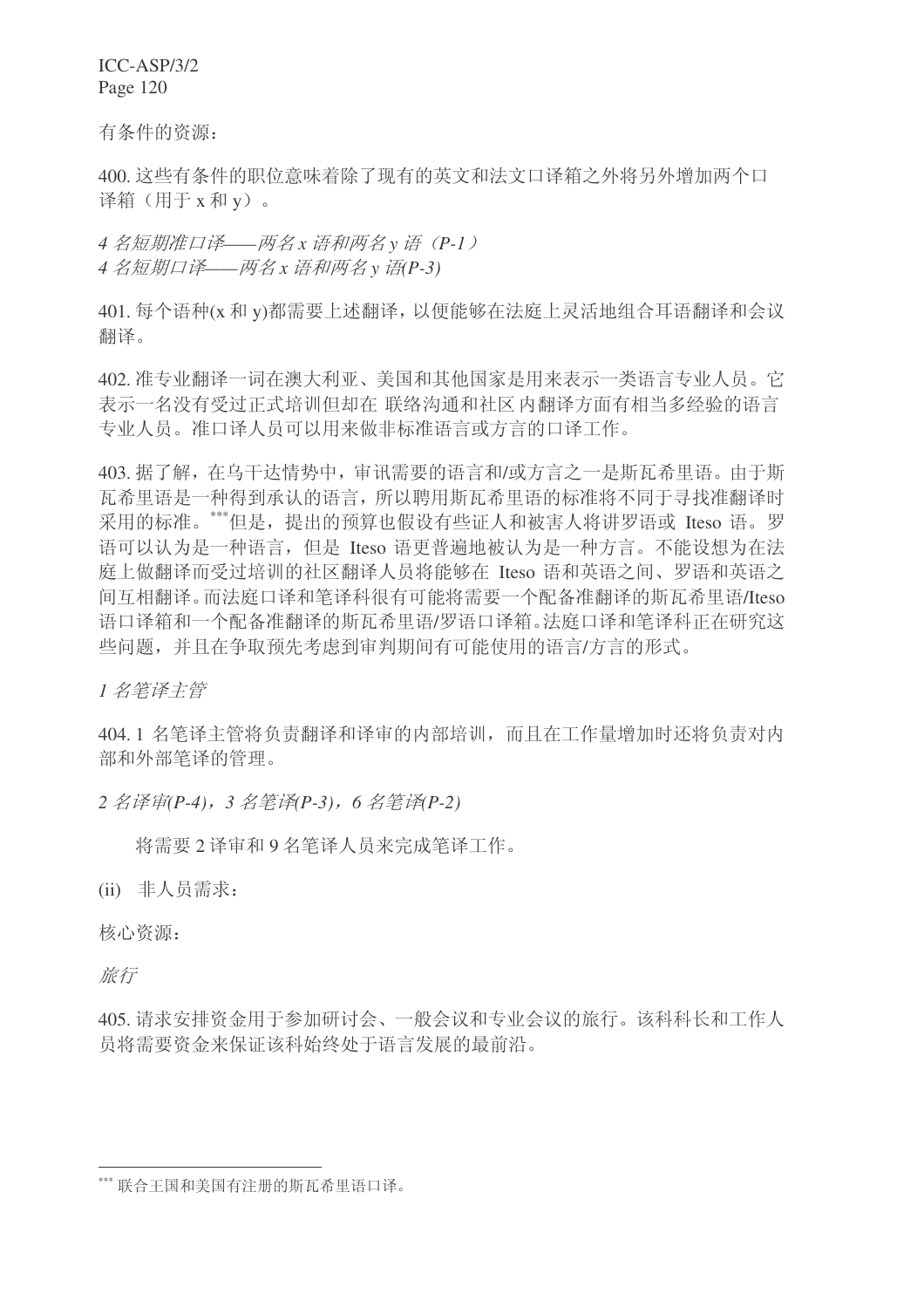有条件的资源：

400. 这些有条件的职位意味着除了现有的英文和法文口译箱之外将另外增加两个口译箱（用于 x 和 y）。

*4 名短期准口译——两名 x 语和两名 y 语（P-1）*
*4 名短期口译——两名 x 语和两名 y 语(P-3)*

401. 每个语种(x 和 y)都需要上述翻译，以便能够在法庭上灵活地组合耳语翻译和会议翻译。

402. 准专业翻译一词在澳大利亚、美国和其他国家是用来表示一类语言专业人员。它表示一名没有受过正式培训但却在 联络沟通和社区内翻译方面有相当多经验的语言专业人员。准口译人员可以用来做非标准语言或方言的口译工作。

403. 据了解，在乌干达情势中，审讯需要的语言和/或方言之一是斯瓦希里语。由于斯瓦希里语是一种得到承认的语言，所以聘用斯瓦希里语的标准将不同于寻找准翻译时采用的标准。[***]但是，提出的预算也假设有些证人和被害人将讲罗语或 Iteso 语。罗语可以认为是一种语言，但是 Iteso 语更普遍地被认为是一种方言。不能设想为在法庭上做翻译而受过培训的社区翻译人员将能够在 Iteso 语和英语之间、罗语和英语之间互相翻译。而法庭口译和笔译科很有可能将需要一个配备准翻译的斯瓦希里语/Iteso 语口译箱和一个配备准翻译的斯瓦希里语/罗语口译箱。法庭口译和笔译科正在研究这些问题，并且在争取预先考虑到审判期间有可能使用的语言/方言的形式。

*1 名笔译主管*

404. 1 名笔译主管将负责翻译和译审的内部培训，而且在工作量增加时还将负责对内部和外部笔译的管理。

*2 名译审(P-4)，3 名笔译(P-3)，6 名笔译(P-2)*

将需要 2 译审和 9 名笔译人员来完成笔译工作。

(ii) 非人员需求：

核心资源：

*旅行*

405. 请求安排资金用于参加研讨会、一般会议和专业会议的旅行。该科科长和工作人员将需要资金来保证该科始终处于语言发展的最前沿。

---

[***] 联合王国和美国有注册的斯瓦希里语口译。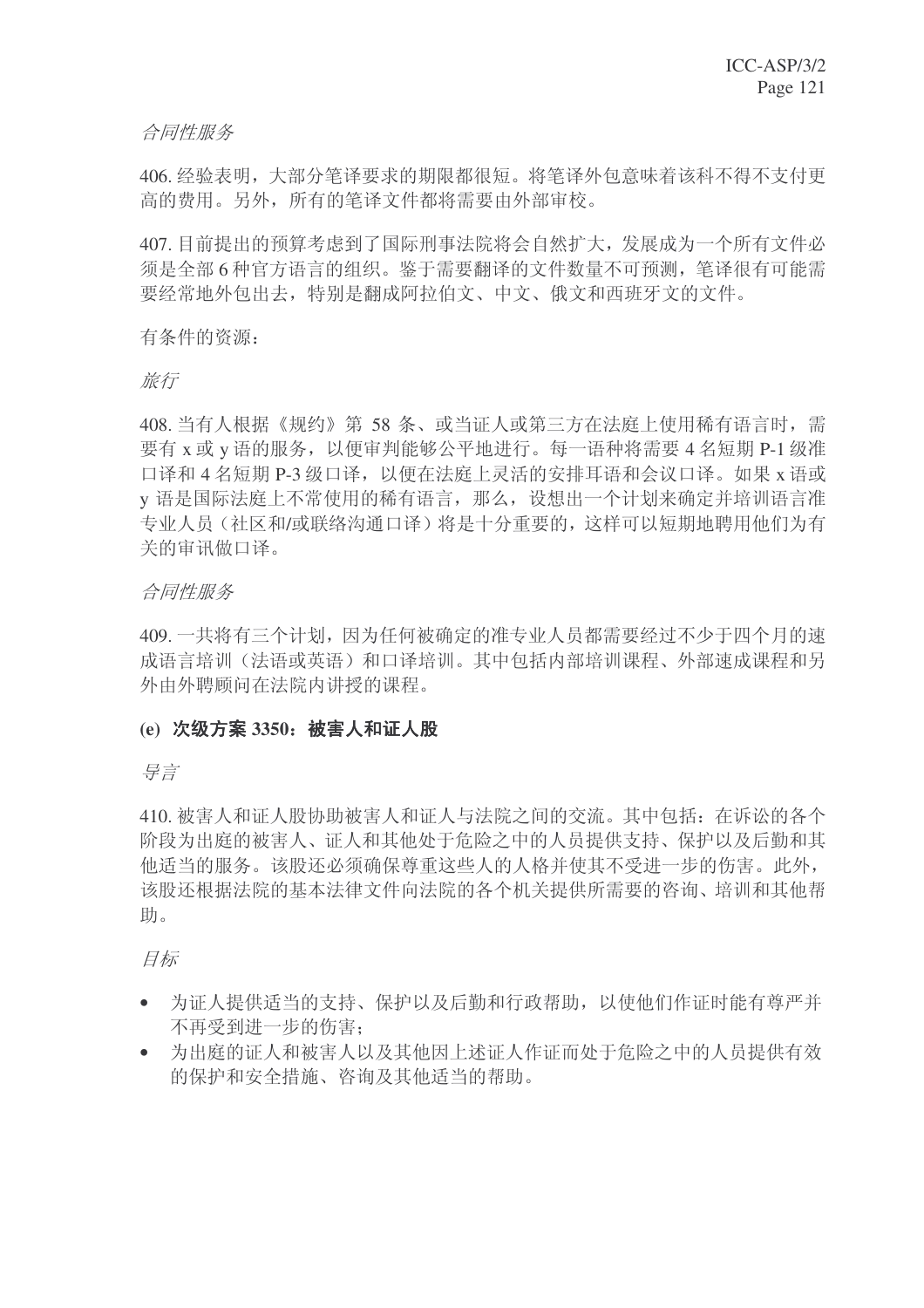*合同性服务*

406. 经验表明，大部分笔译要求的期限都很短。将笔译外包意味着该科不得不支付更高的费用。另外，所有的笔译文件都将需要由外部审校。

407. 目前提出的预算考虑到了国际刑事法院将会自然扩大，发展成为一个所有文件必须是全部 6 种官方语言的组织。鉴于需要翻译的文件数量不可预测，笔译很有可能需要经常地外包出去，特别是翻成阿拉伯文、中文、俄文和西班牙文的文件。

有条件的资源：

*旅行*

408. 当有人根据《规约》第 58 条、或当证人或第三方在法庭上使用稀有语言时，需要有 x 或 y 语的服务，以便审判能够公平地进行。每一语种将需要 4 名短期 P-1 级准口译和 4 名短期 P-3 级口译，以便在法庭上灵活的安排耳语和会议口译。如果 x 语或 y 语是国际法庭上不常使用的稀有语言，那么，设想出一个计划来确定并培训语言准专业人员（社区和/或联络沟通口译）将是十分重要的，这样可以短期地聘用他们为有关的审讯做口译。

*合同性服务*

409. 一共将有三个计划，因为任何被确定的准专业人员都需要经过不少于四个月的速成语言培训（法语或英语）和口译培训。其中包括内部培训课程、外部速成课程和另外由外聘顾问在法院内讲授的课程。

#### (e) 次级方案 3350：被害人和证人股

*导言*

410. 被害人和证人股协助被害人和证人与法院之间的交流。其中包括：在诉讼的各个阶段为出庭的被害人、证人和其他处于危险之中的人员提供支持、保护以及后勤和其他适当的服务。该股还必须确保尊重这些人的人格并使其不受进一步的伤害。此外，该股还根据法院的基本法律文件向法院的各个机关提供所需要的咨询、培训和其他帮助。

*目标*

- 为证人提供适当的支持、保护以及后勤和行政帮助，以使他们作证时能有尊严并不再受到进一步的伤害；
- 为出庭的证人和被害人以及其他因上述证人作证而处于危险之中的人员提供有效的保护和安全措施、咨询及其他适当的帮助。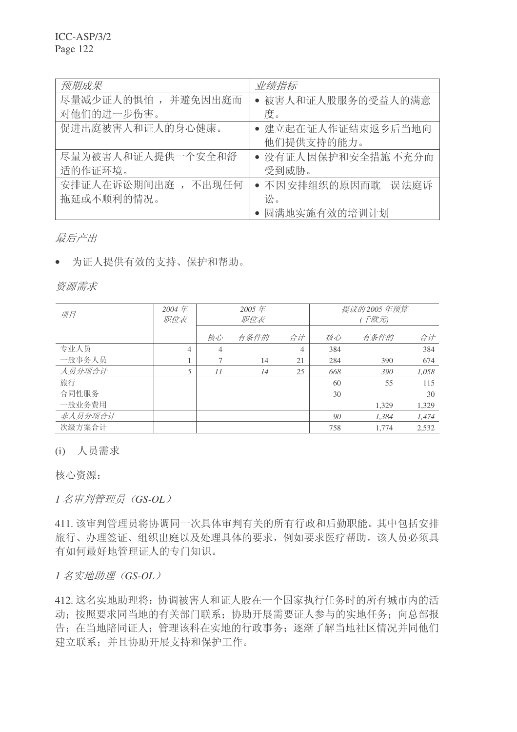| *预期成果* | *业绩指标* |
| --- | --- |
| 尽量减少证人的惧怕，并避免因出庭而对他们的进一步伤害。 | • 被害人和证人股服务的受益人的满意度。 |
| 促进出庭被害人和证人的身心健康。 | • 建立起在证人作证结束返乡后当地向他们提供支持的能力。 |
| 尽量为被害人和证人提供一个安全和舒适的作证环境。 | • 没有证人因保护和安全措施不充分而受到威胁。 |
| 安排证人在诉讼期间出庭，不出现任何拖延或不顺利的情况。 | • 不因安排组织的原因而耽误法庭诉讼。<br>• 圆满地实施有效的培训计划 |

*最后产出*

- 为证人提供有效的支持、保护和帮助。

*资源需求*

| *项目* | *2004 年职位表* | *2005 年职位表* | | | *提议的 2005 年预算 (千欧元)* | | |
| --- | --- | --- | --- | --- | --- | --- | --- |
| | | *核心* | *有条件的* | *合计* | *核心* | *有条件的* | *合计* |
| 专业人员 | 4 | 4 | | 4 | 384 | | 384 |
| 一般事务人员 | 1 | 7 | 14 | 21 | 284 | 390 | 674 |
| *人员分项合计* | *5* | *11* | *14* | *25* | *668* | *390* | *1,058* |
| 旅行 | | | | | 60 | 55 | 115 |
| 合同性服务 | | | | | 30 | | 30 |
| 一般业务费用 | | | | | | 1,329 | 1,329 |
| *非人员分项合计* | | | | | *90* | *1,384* | *1,474* |
| 次级方案合计 | | | | | 758 | 1,774 | 2,532 |

(i) 人员需求

核心资源：

*1 名审判管理员（GS-OL）*

411. 该审判管理员将协调同一次具体审判有关的所有行政和后勤职能。其中包括安排旅行、办理签证、组织出庭以及处理具体的要求，例如要求医疗帮助。该人员必须具有如何最好地管理证人的专门知识。

*1 名实地助理（GS-OL）*

412. 这名实地助理将：协调被害人和证人股在一个国家执行任务时的所有城市内的活动；按照要求同当地的有关部门联系；协助开展需要证人参与的实地任务；向总部报告；在当地陪同证人；管理该科在实地的行政事务；逐渐了解当地社区情况并同他们建立联系；并且协助开展支持和保护工作。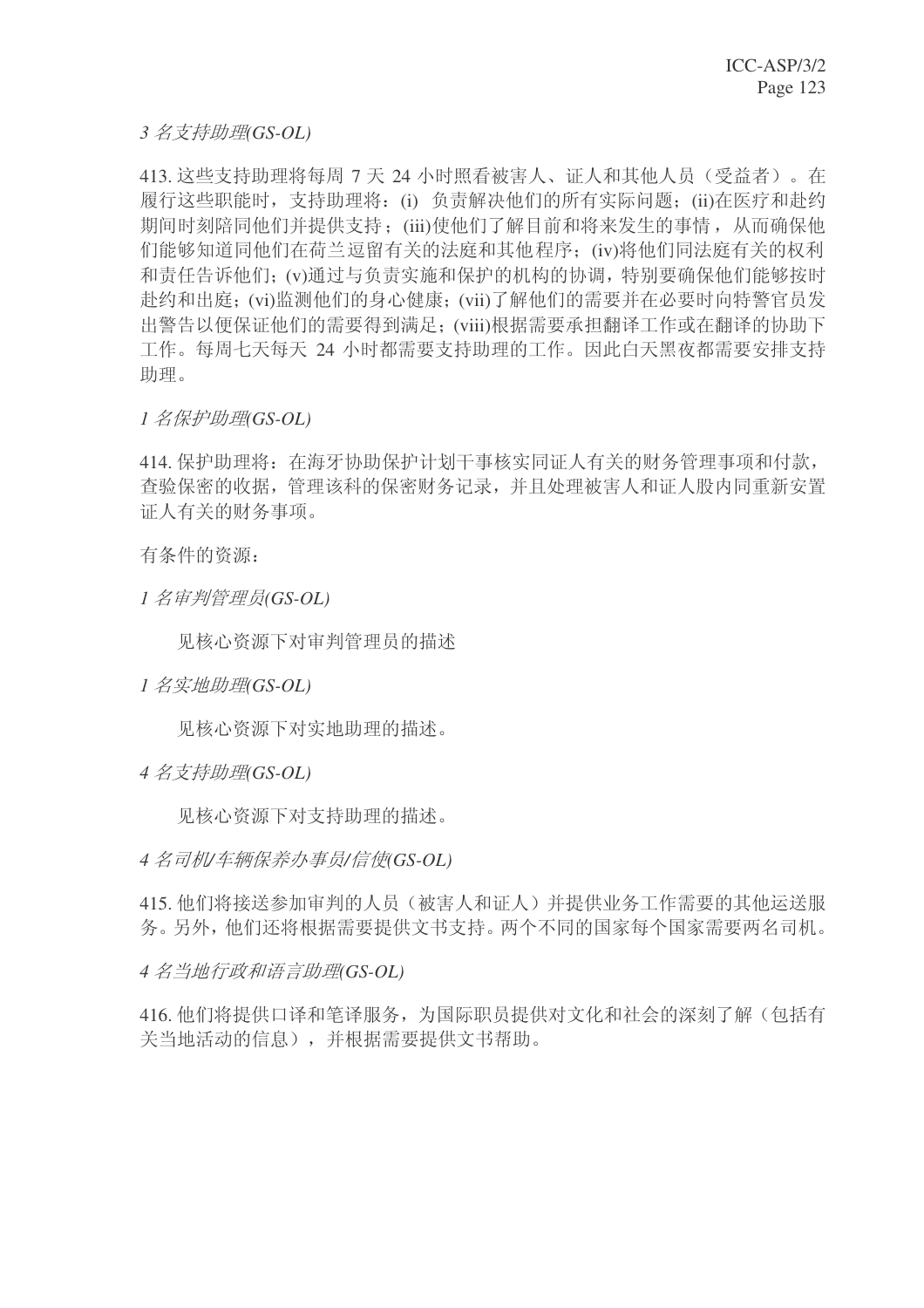*3 名支持助理(GS-OL)*

413. 这些支持助理将每周 7 天 24 小时照看被害人、证人和其他人员（受益者）。在履行这些职能时，支持助理将：(i) 负责解决他们的所有实际问题；(ii)在医疗和赴约期间时刻陪同他们并提供支持；(iii)使他们了解目前和将来发生的事情，从而确保他们能够知道同他们在荷兰逗留有关的法庭和其他程序；(iv)将他们同法庭有关的权利和责任告诉他们；(v)通过与负责实施和保护的机构的协调，特别要确保他们能够按时赴约和出庭；(vi)监测他们的身心健康；(vii)了解他们的需要并在必要时向特警官员发出警告以便保证他们的需要得到满足；(viii)根据需要承担翻译工作或在翻译的协助下工作。每周七天每天 24 小时都需要支持助理的工作。因此白天黑夜都需要安排支持助理。

*1 名保护助理(GS-OL)*

414. 保护助理将：在海牙协助保护计划干事核实同证人有关的财务管理事项和付款，查验保密的收据，管理该科的保密财务记录，并且处理被害人和证人股内同重新安置证人有关的财务事项。

有条件的资源：

*1 名审判管理员(GS-OL)*

见核心资源下对审判管理员的描述

*1 名实地助理(GS-OL)*

见核心资源下对实地助理的描述。

*4 名支持助理(GS-OL)*

见核心资源下对支持助理的描述。

*4 名司机/车辆保养办事员/信使(GS-OL)*

415. 他们将接送参加审判的人员（被害人和证人）并提供业务工作需要的其他运送服务。另外，他们还将根据需要提供文书支持。两个不同的国家每个国家需要两名司机。

*4 名当地行政和语言助理(GS-OL)*

416. 他们将提供口译和笔译服务，为国际职员提供对文化和社会的深刻了解（包括有关当地活动的信息），并根据需要提供文书帮助。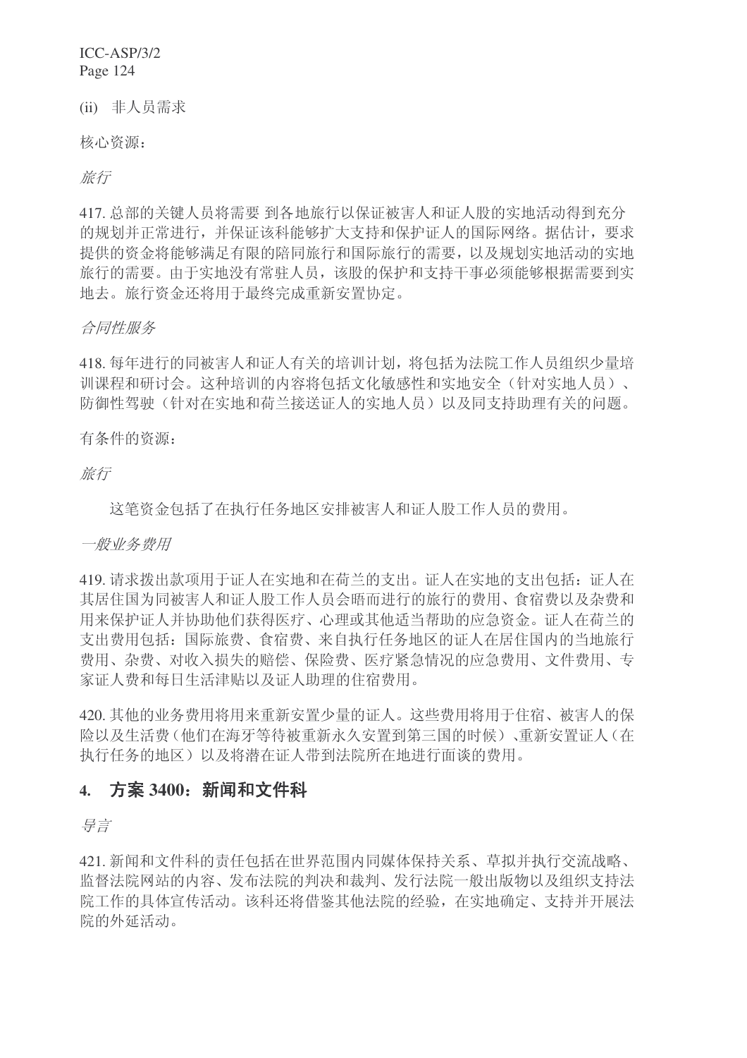(ii) 非人员需求

核心资源：

*旅行*

417. 总部的关键人员将需要 到各地旅行以保证被害人和证人股的实地活动得到充分的规划并正常进行，并保证该科能够扩大支持和保护证人的国际网络。据估计，要求提供的资金将能够满足有限的陪同旅行和国际旅行的需要，以及规划实地活动的实地旅行的需要。由于实地没有常驻人员，该股的保护和支持干事必须能够根据需要到实地去。旅行资金还将用于最终完成重新安置协定。

*合同性服务*

418. 每年进行的同被害人和证人有关的培训计划，将包括为法院工作人员组织少量培训课程和研讨会。这种培训的内容将包括文化敏感性和实地安全（针对实地人员）、防御性驾驶（针对在实地和荷兰接送证人的实地人员）以及同支持助理有关的问题。

有条件的资源：

*旅行*

这笔资金包括了在执行任务地区安排被害人和证人股工作人员的费用。

*一般业务费用*

419. 请求拨出款项用于证人在实地和在荷兰的支出。证人在实地的支出包括：证人在其居住国为同被害人和证人股工作人员会晤而进行的旅行的费用、食宿费以及杂费和用来保护证人并协助他们获得医疗、心理或其他适当帮助的应急资金。证人在荷兰的支出费用包括：国际旅费、食宿费、来自执行任务地区的证人在居住国内的当地旅行费用、杂费、对收入损失的赔偿、保险费、医疗紧急情况的应急费用、文件费用、专家证人费和每日生活津贴以及证人助理的住宿费用。

420. 其他的业务费用将用来重新安置少量的证人。这些费用将用于住宿、被害人的保险以及生活费（他们在海牙等待被重新永久安置到第三国的时候）、重新安置证人（在执行任务的地区）以及将潜在证人带到法院所在地进行面谈的费用。

## 4. 方案 3400：新闻和文件科

*导言*

421. 新闻和文件科的责任包括在世界范围内同媒体保持关系、草拟并执行交流战略、监督法院网站的内容、发布法院的判决和裁判、发行法院一般出版物以及组织支持法院工作的具体宣传活动。该科还将借鉴其他法院的经验，在实地确定、支持并开展法院的外延活动。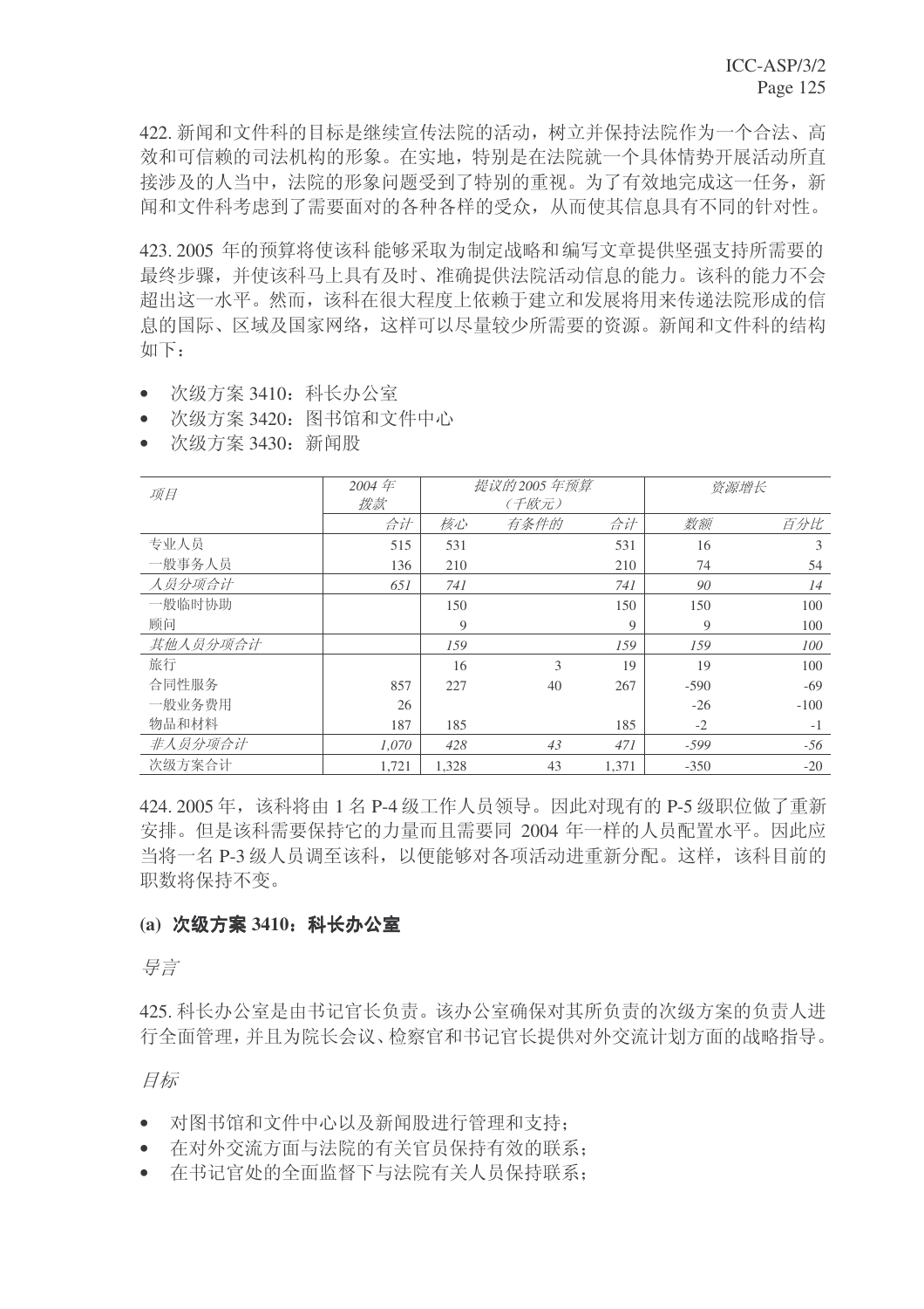422. 新闻和文件科的目标是继续宣传法院的活动，树立并保持法院作为一个合法、高效和可信赖的司法机构的形象。在实地，特别是在法院就一个具体情势开展活动所直接涉及的人当中，法院的形象问题受到了特别的重视。为了有效地完成这一任务，新闻和文件科考虑到了需要面对的各种各样的受众，从而使其信息具有不同的针对性。

423. 2005 年的预算将使该科能够采取为制定战略和编写文章提供坚强支持所需要的最终步骤，并使该科马上具有及时、准确提供法院活动信息的能力。该科的能力不会超出这一水平。然而，该科在很大程度上依赖于建立和发展将用来传递法院形成的信息的国际、区域及国家网络，这样可以尽量较少所需要的资源。新闻和文件科的结构如下：

- 次级方案 3410：科长办公室
- 次级方案 3420：图书馆和文件中心
- 次级方案 3430：新闻股

| *项目* | *2004 年拨款* | *提议的 2005 年预算（千欧元）* | | | *资源增长* | |
|---|---|---|---|---|---|---|
| | *合计* | *核心* | *有条件的* | *合计* | *数额* | *百分比* |
| 专业人员 | 515 | 531 | | 531 | 16 | 3 |
| 一般事务人员 | 136 | 210 | | 210 | 74 | 54 |
| *人员分项合计* | *651* | *741* | | *741* | *90* | *14* |
| 一般临时协助 | | 150 | | 150 | 150 | 100 |
| 顾问 | | 9 | | 9 | 9 | 100 |
| *其他人员分项合计* | | *159* | | *159* | *159* | *100* |
| 旅行 | | 16 | 3 | 19 | 19 | 100 |
| 合同性服务 | 857 | 227 | 40 | 267 | -590 | -69 |
| 一般业务费用 | 26 | | | | -26 | -100 |
| 物品和材料 | 187 | 185 | | 185 | -2 | -1 |
| *非人员分项合计* | *1,070* | *428* | *43* | *471* | *-599* | *-56* |
| 次级方案合计 | 1,721 | 1,328 | 43 | 1,371 | -350 | -20 |

424. 2005 年，该科将由 1 名 P-4 级工作人员领导。因此对现有的 P-5 级职位做了重新安排。但是该科需要保持它的力量而且需要同 2004 年一样的人员配置水平。因此应当将一名 P-3 级人员调至该科，以便能够对各项活动进重新分配。这样，该科目前的职数将保持不变。

### (a) 次级方案 3410：科长办公室

*导言*

425. 科长办公室是由书记官长负责。该办公室确保对其所负责的次级方案的负责人进行全面管理，并且为院长会议、检察官和书记官长提供对外交流计划方面的战略指导。

*目标*

- 对图书馆和文件中心以及新闻股进行管理和支持；
- 在对外交流方面与法院的有关官员保持有效的联系；
- 在书记官处的全面监督下与法院有关人员保持联系；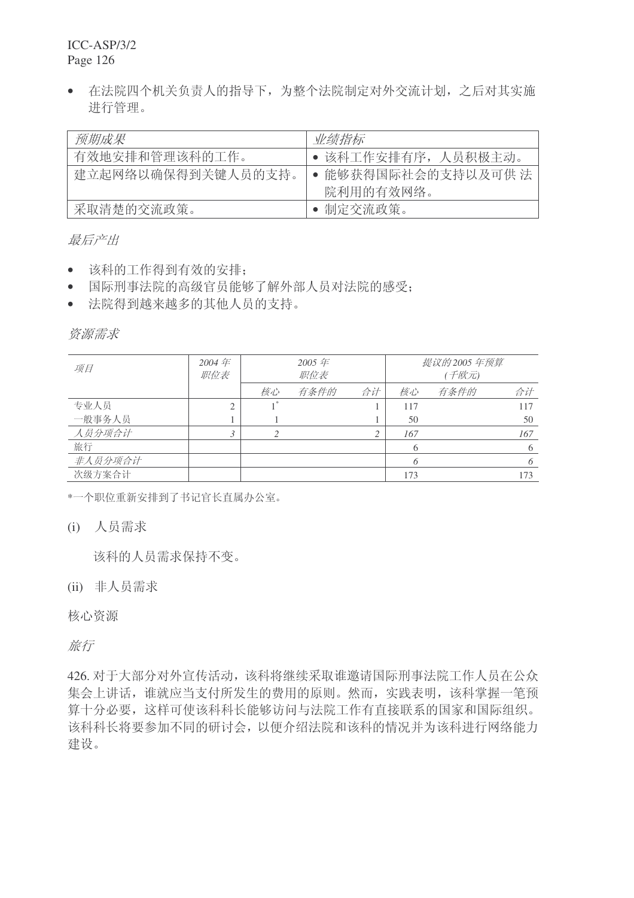- 在法院四个机关负责人的指导下，为整个法院制定对外交流计划，之后对其实施进行管理。

| *预期成果* | *业绩指标* |
|---|---|
| 有效地安排和管理该科的工作。 | • 该科工作安排有序，人员积极主动。 |
| 建立起网络以确保得到关键人员的支持。 | • 能够获得国际社会的支持以及可供法院利用的有效网络。 |
| 采取清楚的交流政策。 | • 制定交流政策。 |

*最后产出*

- 该科的工作得到有效的安排；
- 国际刑事法院的高级官员能够了解外部人员对法院的感受；
- 法院得到越来越多的其他人员的支持。

*资源需求*

| *项目* | *2004 年职位表* | *2005 年职位表* | | | *提议的 2005 年预算 (千欧元)* | | |
|---|---|---|---|---|---|---|---|
| | | *核心* | *有条件的* | *合计* | *核心* | *有条件的* | *合计* |
| 专业人员 | 2 | 1* | | 1 | 117 | | 117 |
| 一般事务人员 | 1 | 1 | | 1 | 50 | | 50 |
| *人员分项合计* | *3* | *2* | | *2* | *167* | | *167* |
| 旅行 | | | | | 6 | | 6 |
| *非人员分项合计* | | | | | *6* | | *6* |
| 次级方案合计 | | | | | 173 | | 173 |

*一个职位重新安排到了书记官长直属办公室。

(i) 人员需求

该科的人员需求保持不变。

(ii) 非人员需求

核心资源

*旅行*

426. 对于大部分对外宣传活动，该科将继续采取谁邀请国际刑事法院工作人员在公众集会上讲话，谁就应当支付所发生的费用的原则。然而，实践表明，该科掌握一笔预算十分必要，这样可使该科科长能够访问与法院工作有直接联系的国家和国际组织。该科科长将要参加不同的研讨会，以便介绍法院和该科的情况并为该科进行网络能力建设。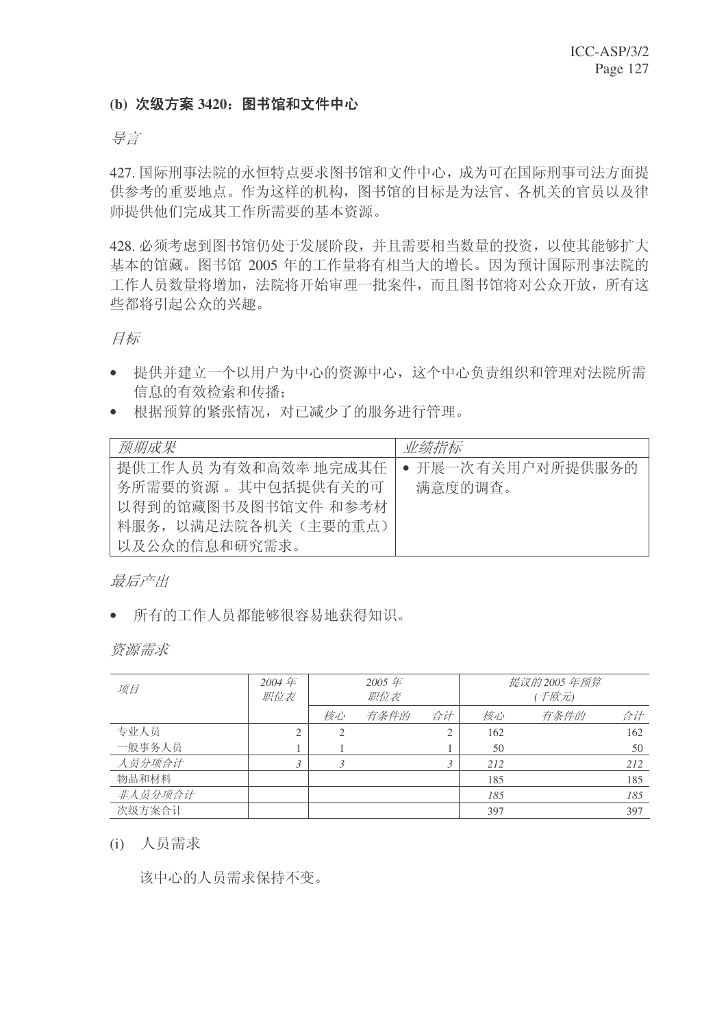### (b) 次级方案 3420：图书馆和文件中心

*导言*

427. 国际刑事法院的永恒特点要求图书馆和文件中心，成为可在国际刑事司法方面提供参考的重要地点。作为这样的机构，图书馆的目标是为法官、各机关的官员以及律师提供他们完成其工作所需要的基本资源。

428. 必须考虑到图书馆仍处于发展阶段，并且需要相当数量的投资，以使其能够扩大基本的馆藏。图书馆 2005 年的工作量将有相当大的增长。因为预计国际刑事法院的工作人员数量将增加，法院将开始审理一批案件，而且图书馆将对公众开放，所有这些都将引起公众的兴趣。

*目标*

- 提供并建立一个以用户为中心的资源中心，这个中心负责组织和管理对法院所需信息的有效检索和传播；
- 根据预算的紧张情况，对已减少了的服务进行管理。

| *预期成果* | *业绩指标* |
|---|---|
| 提供工作人员 为有效和高效率 地完成其任务所需要的资源 。其中包括提供有关的可以得到的馆藏图书及图书馆文件 和参考材料服务，以满足法院各机关（主要的重点）以及公众的信息和研究需求。 | • 开展一次有关用户对所提供服务的满意度的调查。 |

*最后产出*

- 所有的工作人员都能够很容易地获得知识。

*资源需求*

| *项目* | *2004 年职位表* | *2005 年职位表* | | | *提议的 2005 年预算 (千欧元)* | | |
|---|---|---|---|---|---|---|---|
| | | *核心* | *有条件的* | *合计* | *核心* | *有条件的* | *合计* |
| 专业人员 | 2 | 2 | | 2 | 162 | | 162 |
| 一般事务人员 | 1 | 1 | | 1 | 50 | | 50 |
| *人员分项合计* | *3* | *3* | | *3* | *212* | | *212* |
| 物品和材料 | | | | | 185 | | 185 |
| *非人员分项合计* | | | | | *185* | | *185* |
| 次级方案合计 | | | | | 397 | | 397 |

(i) 人员需求

该中心的人员需求保持不变。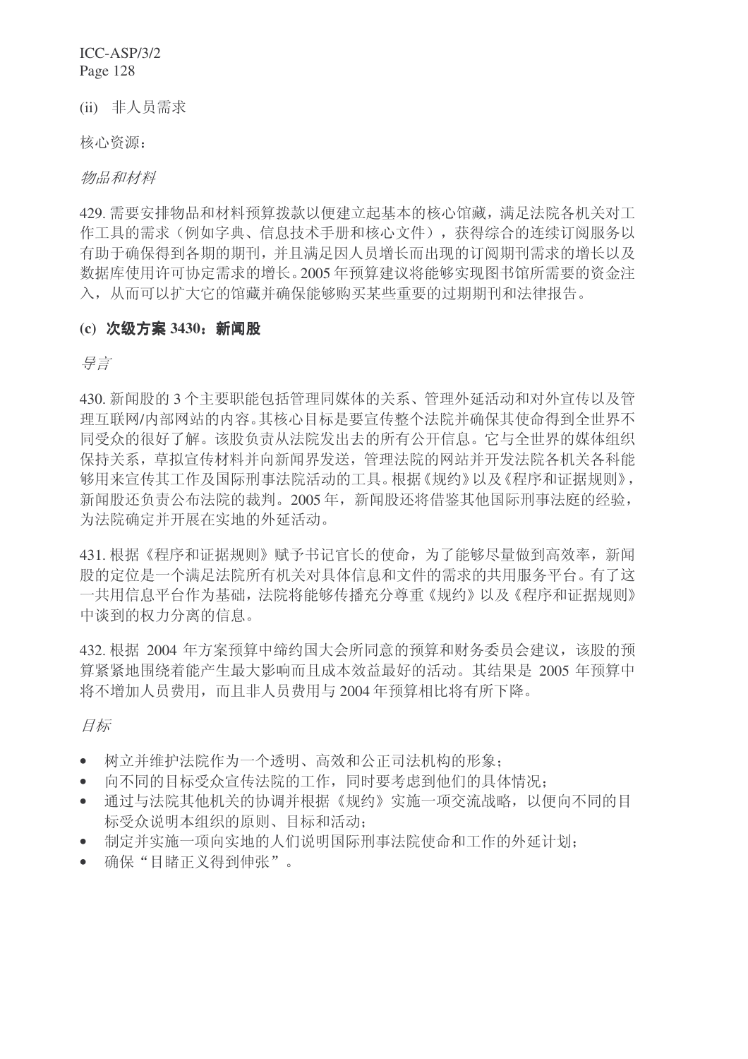(ii) 非人员需求

核心资源：

*物品和材料*

429. 需要安排物品和材料预算拨款以便建立起基本的核心馆藏，满足法院各机关对工作工具的需求（例如字典、信息技术手册和核心文件），获得综合的连续订阅服务以有助于确保得到各期的期刊，并且满足因人员增长而出现的订阅期刊需求的增长以及数据库使用许可协定需求的增长。2005 年预算建议将能够实现图书馆所需要的资金注入，从而可以扩大它的馆藏并确保能够购买某些重要的过期期刊和法律报告。

### (c) 次级方案 3430：新闻股

*导言*

430. 新闻股的 3 个主要职能包括管理同媒体的关系、管理外延活动和对外宣传以及管理互联网/内部网站的内容。其核心目标是要宣传整个法院并确保其使命得到全世界不同受众的很好了解。该股负责从法院发出去的所有公开信息。它与全世界的媒体组织保持关系，草拟宣传材料并向新闻界发送，管理法院的网站并开发法院各机关各科能够用来宣传其工作及国际刑事法院活动的工具。根据《规约》以及《程序和证据规则》，新闻股还负责公布法院的裁判。2005 年，新闻股还将借鉴其他国际刑事法庭的经验，为法院确定并开展在实地的外延活动。

431. 根据《程序和证据规则》赋予书记官长的使命，为了能够尽量做到高效率，新闻股的定位是一个满足法院所有机关对具体信息和文件的需求的共用服务平台。有了这一共用信息平台作为基础，法院将能够传播充分尊重《规约》以及《程序和证据规则》中谈到的权力分离的信息。

432. 根据 2004 年方案预算中缔约国大会所同意的预算和财务委员会建议，该股的预算紧紧地围绕着能产生最大影响而且成本效益最好的活动。其结果是 2005 年预算中将不增加人员费用，而且非人员费用与 2004 年预算相比将有所下降。

*目标*

- 树立并维护法院作为一个透明、高效和公正司法机构的形象；
- 向不同的目标受众宣传法院的工作，同时要考虑到他们的具体情况；
- 通过与法院其他机关的协调并根据《规约》实施一项交流战略，以便向不同的目标受众说明本组织的原则、目标和活动；
- 制定并实施一项向实地的人们说明国际刑事法院使命和工作的外延计划；
- 确保"目睹正义得到伸张"。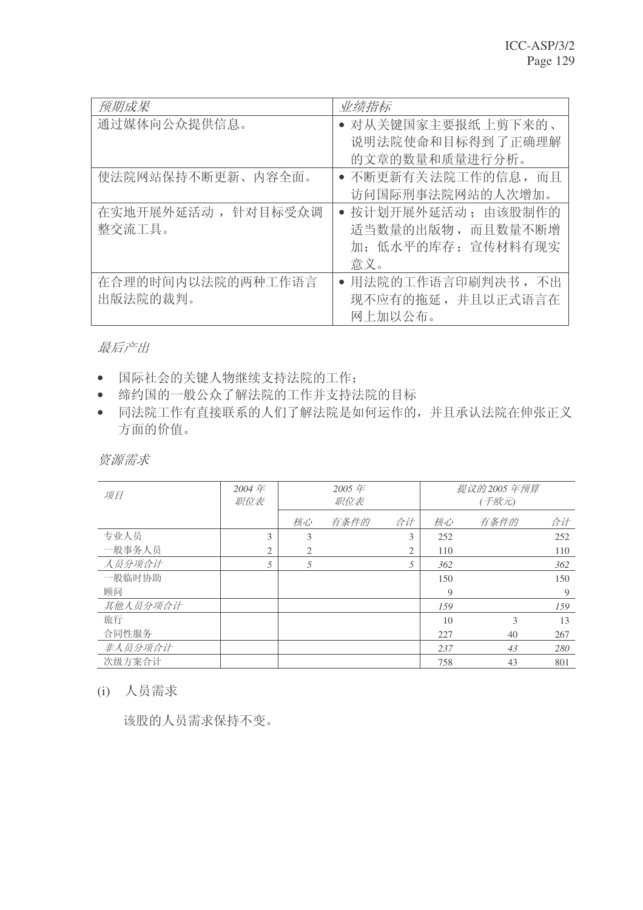| *预期成果* | *业绩指标* |
|---|---|
| 通过媒体向公众提供信息。 | • 对从关键国家主要报纸上剪下来的、说明法院使命和目标得到了正确理解的文章的数量和质量进行分析。 |
| 使法院网站保持不断更新、内容全面。 | • 不断更新有关法院工作的信息，而且访问国际刑事法院网站的人次增加。 |
| 在实地开展外延活动，针对目标受众调整交流工具。 | • 按计划开展外延活动；由该股制作的适当数量的出版物，而且数量不断增加；低水平的库存；宣传材料有现实意义。 |
| 在合理的时间内以法院的两种工作语言出版法院的裁判。 | • 用法院的工作语言印刷判决书，不出现不应有的拖延，并且以正式语言在网上加以公布。 |

*最后产出*

- 国际社会的关键人物继续支持法院的工作；
- 缔约国的一般公众了解法院的工作并支持法院的目标
- 同法院工作有直接联系的人们了解法院是如何运作的，并且承认法院在伸张正义方面的价值。

*资源需求*

| *项目* | *2004 年职位表* | *2005 年职位表* | | | *提议的 2005 年预算（千欧元）* | | |
|---|---|---|---|---|---|---|---|
| | | *核心* | *有条件的* | *合计* | *核心* | *有条件的* | *合计* |
| 专业人员 | 3 | 3 | | 3 | 252 | | 252 |
| 一般事务人员 | 2 | 2 | | 2 | 110 | | 110 |
| *人员分项合计* | *5* | *5* | | *5* | *362* | | *362* |
| 一般临时协助 | | | | | 150 | | 150 |
| 顾问 | | | | | 9 | | 9 |
| *其他人员分项合计* | | | | | *159* | | *159* |
| 旅行 | | | | | 10 | 3 | 13 |
| 合同性服务 | | | | | 227 | 40 | 267 |
| *非人员分项合计* | | | | | *237* | *43* | *280* |
| 次级方案合计 | | | | | 758 | 43 | 801 |

(i) 人员需求

该股的人员需求保持不变。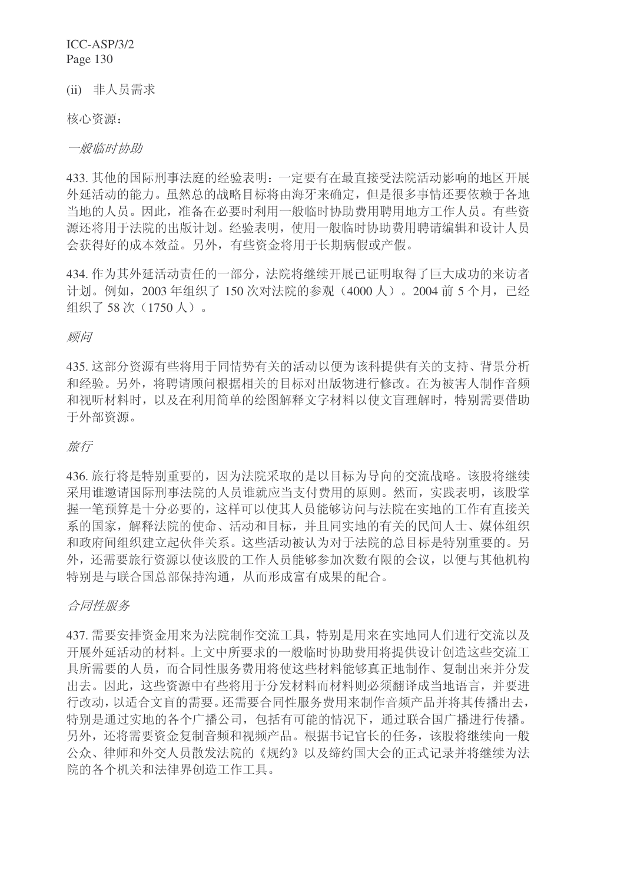(ii) 非人员需求

核心资源：

*一般临时协助*

433. 其他的国际刑事法庭的经验表明：一定要有在最直接受法院活动影响的地区开展外延活动的能力。虽然总的战略目标将由海牙来确定，但是很多事情还要依赖于各地当地的人员。因此，准备在必要时利用一般临时协助费用聘用地方工作人员。有些资源还将用于法院的出版计划。经验表明，使用一般临时协助费用聘请编辑和设计人员会获得好的成本效益。另外，有些资金将用于长期病假或产假。

434. 作为其外延活动责任的一部分，法院将继续开展已证明取得了巨大成功的来访者计划。例如，2003 年组织了 150 次对法院的参观（4000 人）。2004 前 5 个月，已经组织了 58 次（1750 人）。

*顾问*

435. 这部分资源有些将用于同情势有关的活动以便为该科提供有关的支持、背景分析和经验。另外，将聘请顾问根据相关的目标对出版物进行修改。在为被害人制作音频和视听材料时，以及在利用简单的绘图解释文字材料以使文盲理解时，特别需要借助于外部资源。

*旅行*

436. 旅行将是特别重要的，因为法院采取的是以目标为导向的交流战略。该股将继续采用谁邀请国际刑事法院的人员谁就应当支付费用的原则。然而，实践表明，该股掌握一笔预算是十分必要的，这样可以使其人员能够访问与法院在实地的工作有直接关系的国家，解释法院的使命、活动和目标，并且同实地的有关的民间人士、媒体组织和政府间组织建立起伙伴关系。这些活动被认为对于法院的总目标是特别重要的。另外，还需要旅行资源以使该股的工作人员能够参加次数有限的会议，以便与其他机构特别是与联合国总部保持沟通，从而形成富有成果的配合。

*合同性服务*

437. 需要安排资金用来为法院制作交流工具，特别是用来在实地同人们进行交流以及开展外延活动的材料。上文中所要求的一般临时协助费用将提供设计创造这些交流工具所需要的人员，而合同性服务费用将使这些材料能够真正地制作、复制出来并分发出去。因此，这些资源中有些将用于分发材料而材料则必须翻译成当地语言，并要进行改动，以适合文盲的需要。还需要合同性服务费用来制作音频产品并将其传播出去，特别是通过实地的各个广播公司，包括有可能的情况下，通过联合国广播进行传播。另外，还将需要资金复制音频和视频产品。根据书记官长的任务，该股将继续向一般公众、律师和外交人员散发法院的《规约》以及缔约国大会的正式记录并将继续为法院的各个机关和法律界创造工作工具。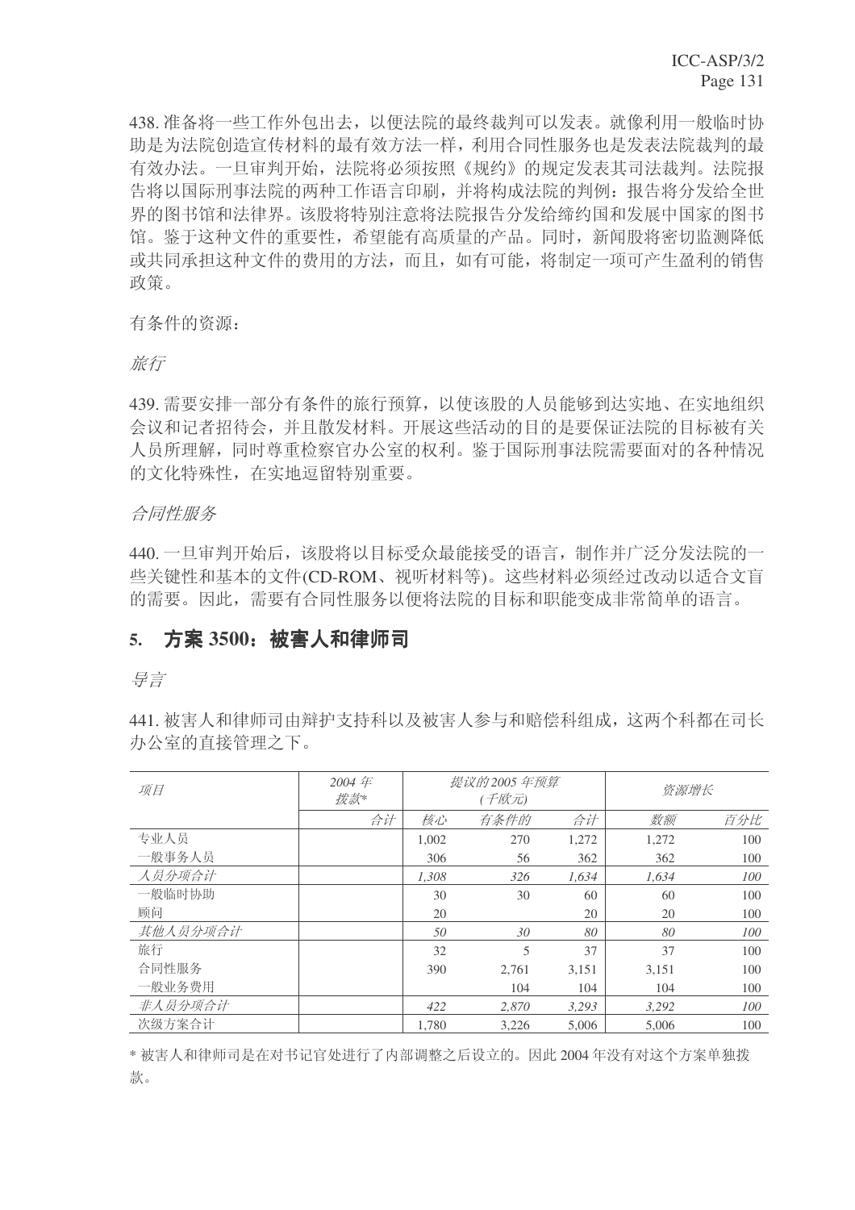438. 准备将一些工作外包出去，以便法院的最终裁判可以发表。就像利用一般临时协助是为法院创造宣传材料的最有效方法一样，利用合同性服务也是发表法院裁判的最有效办法。一旦审判开始，法院将必须按照《规约》的规定发表其司法裁判。法院报告将以国际刑事法院的两种工作语言印刷，并将构成法院的判例：报告将分发给全世界的图书馆和法律界。该股将特别注意将法院报告分发给缔约国和发展中国家的图书馆。鉴于这种文件的重要性，希望能有高质量的产品。同时，新闻股将密切监测降低或共同承担这种文件的费用的方法，而且，如有可能，将制定一项可产生盈利的销售政策。

有条件的资源：

*旅行*

439. 需要安排一部分有条件的旅行预算，以使该股的人员能够到达实地、在实地组织会议和记者招待会，并且散发材料。开展这些活动的目的是要保证法院的目标被有关人员所理解，同时尊重检察官办公室的权利。鉴于国际刑事法院需要面对的各种情况的文化特殊性，在实地逗留特别重要。

*合同性服务*

440. 一旦审判开始后，该股将以目标受众最能接受的语言，制作并广泛分发法院的一些关键性和基本的文件(CD-ROM、视听材料等)。这些材料必须经过改动以适合文盲的需要。因此，需要有合同性服务以便将法院的目标和职能变成非常简单的语言。

## 5. 方案 3500：被害人和律师司

*导言*

441. 被害人和律师司由辩护支持科以及被害人参与和赔偿科组成，这两个科都在司长办公室的直接管理之下。

| *项目* | *2004 年拨款\** | *提议的 2005 年预算 (千欧元)* | | | *资源增长* | |
|---|---|---|---|---|---|---|
| | *合计* | *核心* | *有条件的* | *合计* | *数额* | *百分比* |
| 专业人员 | | 1,002 | 270 | 1,272 | 1,272 | 100 |
| 一般事务人员 | | 306 | 56 | 362 | 362 | 100 |
| *人员分项合计* | | *1,308* | *326* | *1,634* | *1,634* | *100* |
| 一般临时协助 | | 30 | 30 | 60 | 60 | 100 |
| 顾问 | | 20 | | 20 | 20 | 100 |
| *其他人员分项合计* | | *50* | *30* | *80* | *80* | *100* |
| 旅行 | | 32 | 5 | 37 | 37 | 100 |
| 合同性服务 | | 390 | 2,761 | 3,151 | 3,151 | 100 |
| 一般业务费用 | | | 104 | 104 | 104 | 100 |
| *非人员分项合计* | | *422* | *2,870* | *3,293* | *3,292* | *100* |
| 次级方案合计 | | 1,780 | 3,226 | 5,006 | 5,006 | 100 |

\* 被害人和律师司是在对书记官处进行了内部调整之后设立的。因此 2004 年没有对这个方案单独拨款。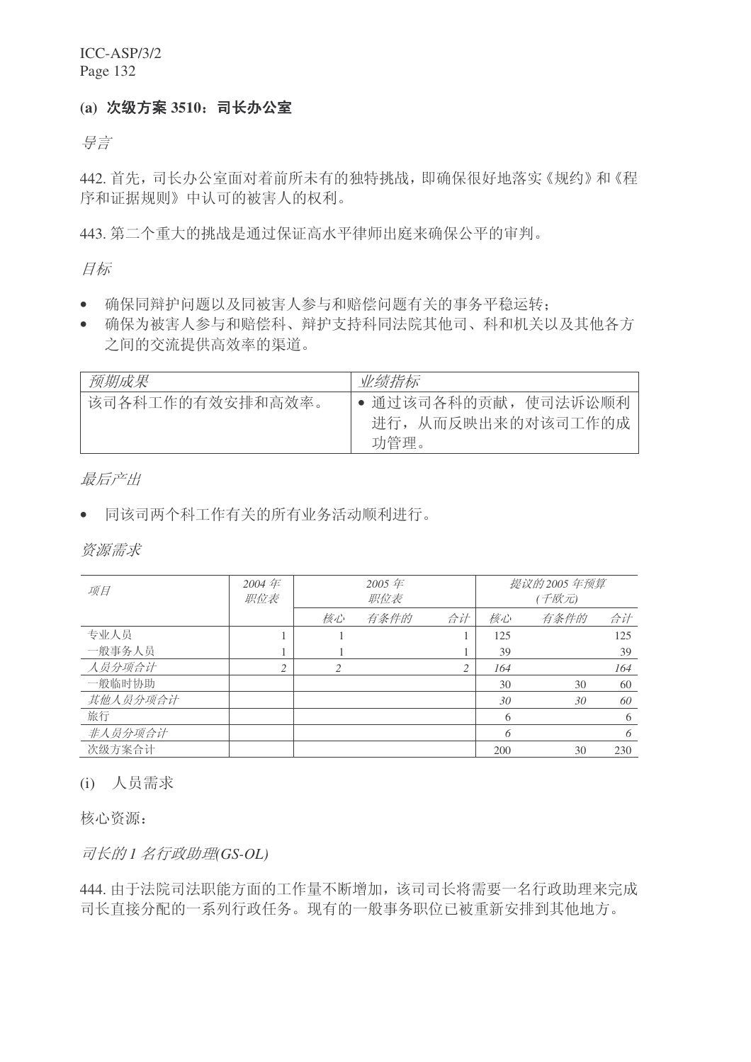### (a) 次级方案 3510：司长办公室

*导言*

442. 首先，司长办公室面对着前所未有的独特挑战，即确保很好地落实《规约》和《程序和证据规则》中认可的被害人的权利。

443. 第二个重大的挑战是通过保证高水平律师出庭来确保公平的审判。

*目标*

- 确保同辩护问题以及同被害人参与和赔偿问题有关的事务平稳运转；
- 确保为被害人参与和赔偿科、辩护支持科同法院其他司、科和机关以及其他各方之间的交流提供高效率的渠道。

| *预期成果* | *业绩指标* |
|---|---|
| 该司各科工作的有效安排和高效率。 | • 通过该司各科的贡献，使司法诉讼顺利进行，从而反映出来的对该司工作的成功管理。 |

*最后产出*

- 同该司两个科工作有关的所有业务活动顺利进行。

*资源需求*

| *项目* | *2004 年职位表* | *2005 年职位表* | | | *提议的 2005 年预算 (千欧元)* | | |
|---|---|---|---|---|---|---|---|
| | | *核心* | *有条件的* | *合计* | *核心* | *有条件的* | *合计* |
| 专业人员 | 1 | 1 | | 1 | 125 | | 125 |
| 一般事务人员 | 1 | 1 | | 1 | 39 | | 39 |
| *人员分项合计* | *2* | *2* | | *2* | *164* | | *164* |
| 一般临时协助 | | | | | 30 | 30 | 60 |
| *其他人员分项合计* | | | | | *30* | *30* | *60* |
| 旅行 | | | | | 6 | | 6 |
| *非人员分项合计* | | | | | *6* | | *6* |
| 次级方案合计 | | | | | 200 | 30 | 230 |

(i) 人员需求

核心资源：

*司长的 1 名行政助理(GS-OL)*

444. 由于法院司法职能方面的工作量不断增加，该司司长将需要一名行政助理来完成司长直接分配的一系列行政任务。现有的一般事务职位已被重新安排到其他地方。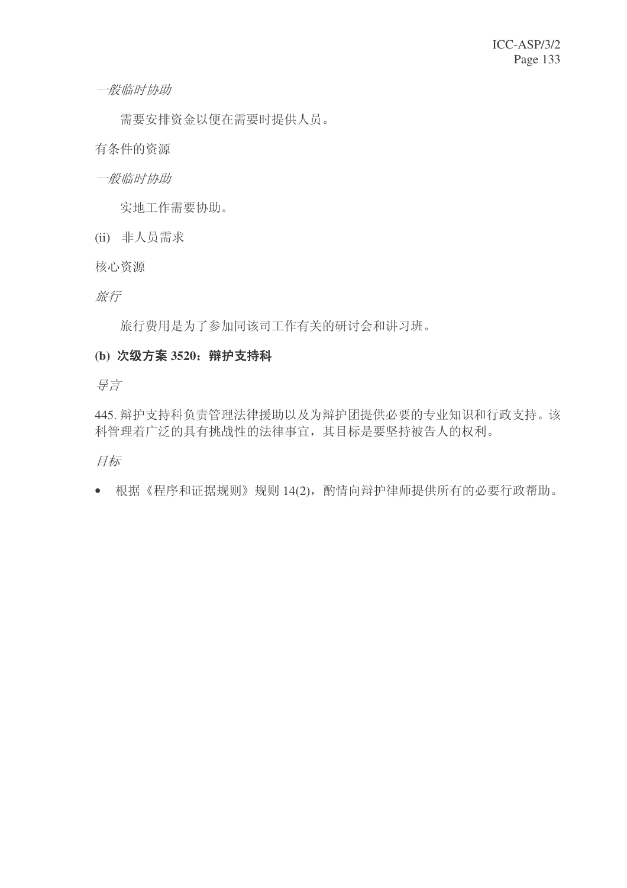*一般临时协助*

需要安排资金以便在需要时提供人员。

有条件的资源

*一般临时协助*

实地工作需要协助。

(ii) 非人员需求

核心资源

*旅行*

旅行费用是为了参加同该司工作有关的研讨会和讲习班。

**(b) 次级方案 3520：辩护支持科**

*导言*

445. 辩护支持科负责管理法律援助以及为辩护团提供必要的专业知识和行政支持。该科管理着广泛的具有挑战性的法律事宜，其目标是要坚持被告人的权利。

*目标*

- 根据《程序和证据规则》规则 14(2)，酌情向辩护律师提供所有的必要行政帮助。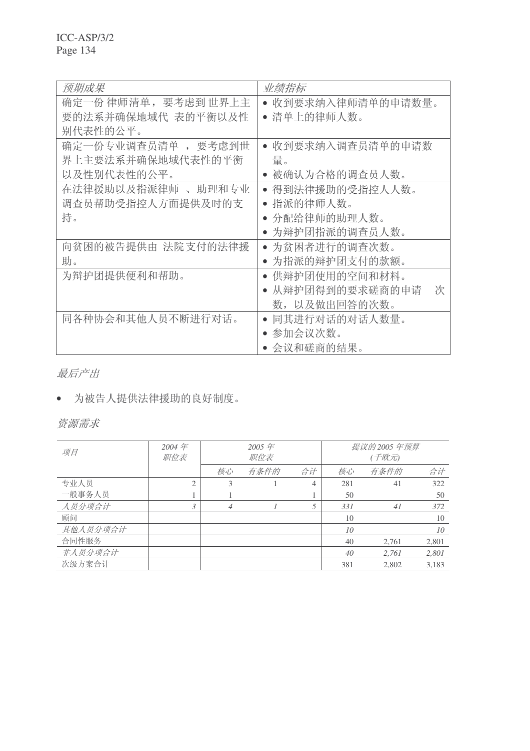| *预期成果* | *业绩指标* |
|---|---|
| 确定一份律师清单，要考虑到世界上主要的法系并确保地域代表的平衡以及性别代表性的公平。 | • 收到要求纳入律师清单的申请数量。<br>• 清单上的律师人数。 |
| 确定一份专业调查员清单，要考虑到世界上主要法系并确保地域代表性的平衡以及性别代表性的公平。 | • 收到要求纳入调查员清单的申请数量。<br>• 被确认为合格的调查员人数。 |
| 在法律援助以及指派律师、助理和专业调查员帮助受指控人方面提供及时的支持。 | • 得到法律援助的受指控人人数。<br>• 指派的律师人数。<br>• 分配给律师的助理人数。<br>• 为辩护团指派的调查员人数。 |
| 向贫困的被告提供由法院支付的法律援助。 | • 为贫困者进行的调查次数。<br>• 为指派的辩护团支付的款额。 |
| 为辩护团提供便利和帮助。 | • 供辩护团使用的空间和材料。<br>• 从辩护团得到的要求磋商的申请次数，以及做出回答的次数。 |
| 同各种协会和其他人员不断进行对话。 | • 同其进行对话的对话人数量。<br>• 参加会议次数。<br>• 会议和磋商的结果。 |

*最后产出*

- 为被告人提供法律援助的良好制度。

*资源需求*

| *项目* | *2004 年职位表* | *2005 年职位表* | | | *提议的 2005 年预算 (千欧元)* | | |
|---|---|---|---|---|---|---|---|
| | | *核心* | *有条件的* | *合计* | *核心* | *有条件的* | *合计* |
| 专业人员 | 2 | 3 | 1 | 4 | 281 | 41 | 322 |
| 一般事务人员 | 1 | 1 | | 1 | 50 | | 50 |
| *人员分项合计* | *3* | *4* | *1* | *5* | *331* | *41* | *372* |
| 顾问 | | | | | 10 | | 10 |
| *其他人员分项合计* | | | | | *10* | | *10* |
| 合同性服务 | | | | | 40 | 2,761 | 2,801 |
| *非人员分项合计* | | | | | *40* | *2,761* | *2,801* |
| 次级方案合计 | | | | | 381 | 2,802 | 3,183 |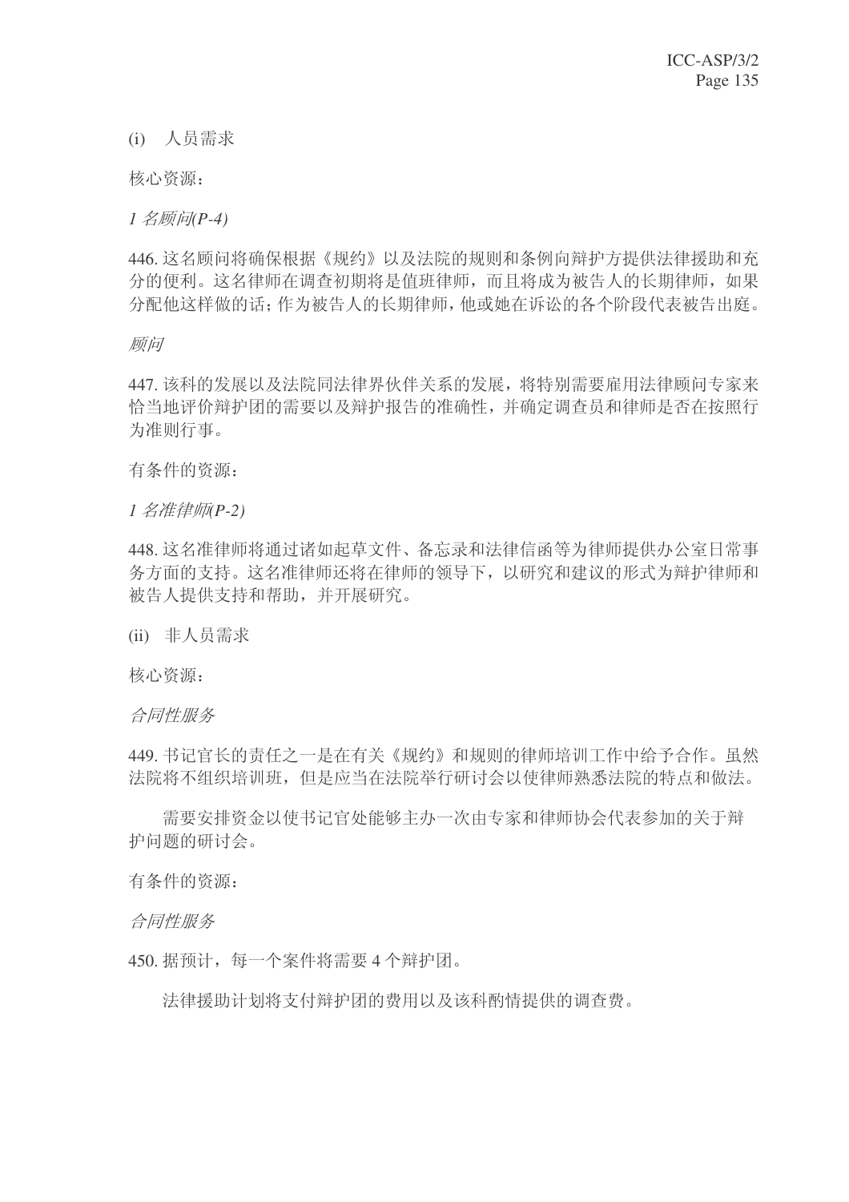(i) 人员需求

核心资源：

*1 名顾问(P-4)*

446. 这名顾问将确保根据《规约》以及法院的规则和条例向辩护方提供法律援助和充分的便利。这名律师在调查初期将是值班律师，而且将成为被告人的长期律师，如果分配他这样做的话；作为被告人的长期律师，他或她在诉讼的各个阶段代表被告出庭。

*顾问*

447. 该科的发展以及法院同法律界伙伴关系的发展，将特别需要雇用法律顾问专家来恰当地评价辩护团的需要以及辩护报告的准确性，并确定调查员和律师是否在按照行为准则行事。

有条件的资源：

*1 名准律师(P-2)*

448. 这名准律师将通过诸如起草文件、备忘录和法律信函等为律师提供办公室日常事务方面的支持。这名准律师还将在律师的领导下，以研究和建议的形式为辩护律师和被告人提供支持和帮助，并开展研究。

(ii) 非人员需求

核心资源：

*合同性服务*

449. 书记官长的责任之一是在有关《规约》和规则的律师培训工作中给予合作。虽然法院将不组织培训班，但是应当在法院举行研讨会以使律师熟悉法院的特点和做法。

需要安排资金以使书记官处能够主办一次由专家和律师协会代表参加的关于辩护问题的研讨会。

有条件的资源：

*合同性服务*

450. 据预计，每一个案件将需要 4 个辩护团。

法律援助计划将支付辩护团的费用以及该科酌情提供的调查费。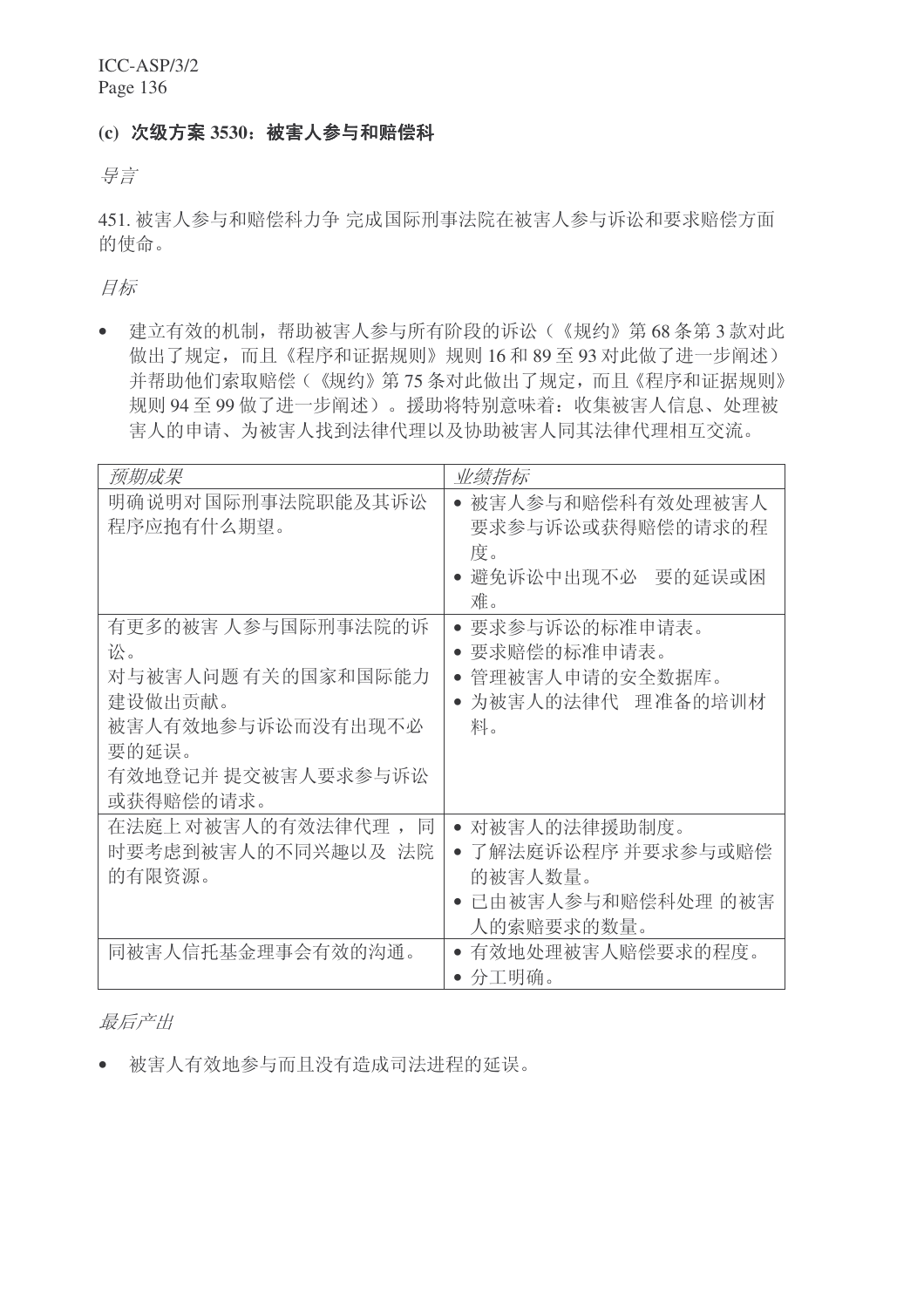### (c) 次级方案 3530：被害人参与和赔偿科

*导言*

451. 被害人参与和赔偿科力争 完成国际刑事法院在被害人参与诉讼和要求赔偿方面的使命。

*目标*

- 建立有效的机制，帮助被害人参与所有阶段的诉讼（《规约》第 68 条第 3 款对此做出了规定，而且《程序和证据规则》规则 16 和 89 至 93 对此做了进一步阐述）并帮助他们索取赔偿（《规约》第 75 条对此做出了规定，而且《程序和证据规则》规则 94 至 99 做了进一步阐述）。援助将特别意味着：收集被害人信息、处理被害人的申请、为被害人找到法律代理以及协助被害人同其法律代理相互交流。

| *预期成果* | *业绩指标* |
|---|---|
| 明确说明对国际刑事法院职能及其诉讼程序应抱有什么期望。 | • 被害人参与和赔偿科有效处理被害人要求参与诉讼或获得赔偿的请求的程度。<br>• 避免诉讼中出现不必　要的延误或困难。 |
| 有更多的被害 人参与国际刑事法院的诉讼。<br>对与被害人问题 有关的国家和国际能力建设做出贡献。<br>被害人有效地参与诉讼而没有出现不必要的延误。<br>有效地登记并 提交被害人要求参与诉讼或获得赔偿的请求。 | • 要求参与诉讼的标准申请表。<br>• 要求赔偿的标准申请表。<br>• 管理被害人申请的安全数据库。<br>• 为被害人的法律代　理准备的培训材料。 |
| 在法庭上对被害人的有效法律代理 ，同时要考虑到被害人的不同兴趣以及 法院的有限资源。 | • 对被害人的法律援助制度。<br>• 了解法庭诉讼程序 并要求参与或赔偿的被害人数量。<br>• 已由被害人参与和赔偿科处理 的被害人的索赔要求的数量。 |
| 同被害人信托基金理事会有效的沟通。 | • 有效地处理被害人赔偿要求的程度。<br>• 分工明确。 |

*最后产出*

- 被害人有效地参与而且没有造成司法进程的延误。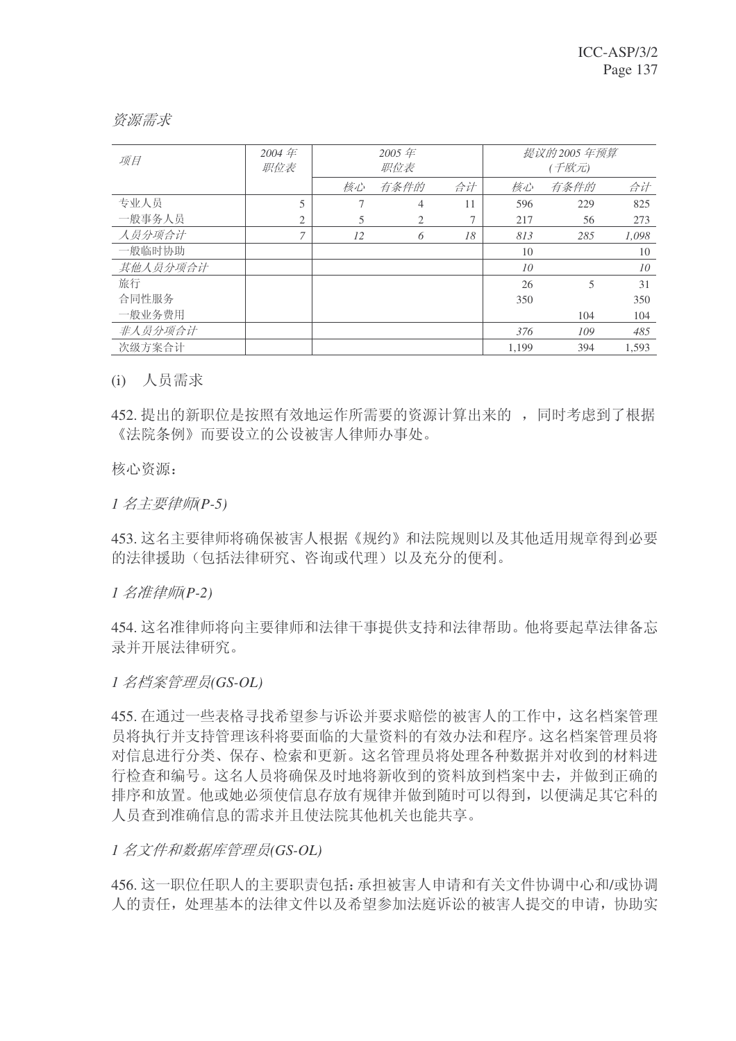*资源需求*

| *项目* | *2004 年职位表* | *2005 年职位表* | | | *提议的 2005 年预算 (千欧元)* | | |
|---|---|---|---|---|---|---|---|
| | | *核心* | *有条件的* | *合计* | *核心* | *有条件的* | *合计* |
| 专业人员 | 5 | 7 | 4 | 11 | 596 | 229 | 825 |
| 一般事务人员 | 2 | 5 | 2 | 7 | 217 | 56 | 273 |
| *人员分项合计* | *7* | *12* | *6* | *18* | *813* | *285* | *1,098* |
| 一般临时协助 | | | | | 10 | | 10 |
| *其他人员分项合计* | | | | | *10* | | *10* |
| 旅行 | | | | | 26 | 5 | 31 |
| 合同性服务 | | | | | 350 | | 350 |
| 一般业务费用 | | | | | | 104 | 104 |
| *非人员分项合计* | | | | | *376* | *109* | *485* |
| 次级方案合计 | | | | | 1,199 | 394 | 1,593 |

(i) 人员需求

452. 提出的新职位是按照有效地运作所需要的资源计算出来的 ，同时考虑到了根据《法院条例》而要设立的公设被害人律师办事处。

核心资源：

*1 名主要律师(P-5)*

453. 这名主要律师将确保被害人根据《规约》和法院规则以及其他适用规章得到必要的法律援助（包括法律研究、咨询或代理）以及充分的便利。

*1 名准律师(P-2)*

454. 这名准律师将向主要律师和法律干事提供支持和法律帮助。他将要起草法律备忘录并开展法律研究。

*1 名档案管理员(GS-OL)*

455. 在通过一些表格寻找希望参与诉讼并要求赔偿的被害人的工作中，这名档案管理员将执行并支持管理该科将要面临的大量资料的有效办法和程序。这名档案管理员将对信息进行分类、保存、检索和更新。这名管理员将处理各种数据并对收到的材料进行检查和编号。这名人员将确保及时地将新收到的资料放到档案中去，并做到正确的排序和放置。他或她必须使信息存放有规律并做到随时可以得到，以便满足其它科的人员查到准确信息的需求并且使法院其他机关也能共享。

*1 名文件和数据库管理员(GS-OL)*

456. 这一职位任职人的主要职责包括：承担被害人申请和有关文件协调中心和/或协调人的责任，处理基本的法律文件以及希望参加法庭诉讼的被害人提交的申请，协助实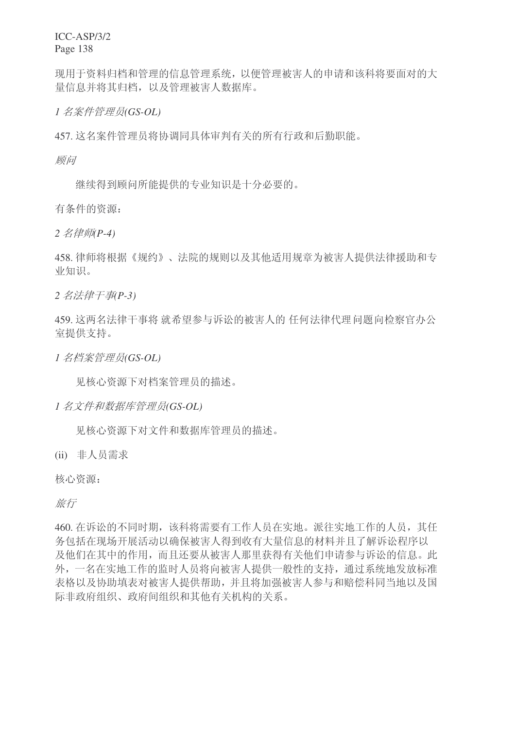现用于资料归档和管理的信息管理系统，以便管理被害人的申请和该科将要面对的大量信息并将其归档，以及管理被害人数据库。

*1 名案件管理员(GS-OL)*

457. 这名案件管理员将协调同具体审判有关的所有行政和后勤职能。

*顾问*

继续得到顾问所能提供的专业知识是十分必要的。

有条件的资源：

*2 名律师(P-4)*

458. 律师将根据《规约》、法院的规则以及其他适用规章为被害人提供法律援助和专业知识。

*2 名法律干事(P-3)*

459. 这两名法律干事将 就希望参与诉讼的被害人的 任何法律代理 问题向检察官办公室提供支持。

*1 名档案管理员(GS-OL)*

见核心资源下对档案管理员的描述。

*1 名文件和数据库管理员(GS-OL)*

见核心资源下对文件和数据库管理员的描述。

(ii) 非人员需求

核心资源：

*旅行*

460. 在诉讼的不同时期，该科将需要有工作人员在实地。派往实地工作的人员，其任务包括在现场开展活动以确保被害人得到收有大量信息的材料并且了解诉讼程序以及他们在其中的作用，而且还要从被害人那里获得有关他们申请参与诉讼的信息。此外，一名在实地工作的监时人员将向被害人提供一般性的支持，通过系统地发放标准表格以及协助填表对被害人提供帮助，并且将加强被害人参与和赔偿科同当地以及国际非政府组织、政府间组织和其他有关机构的关系。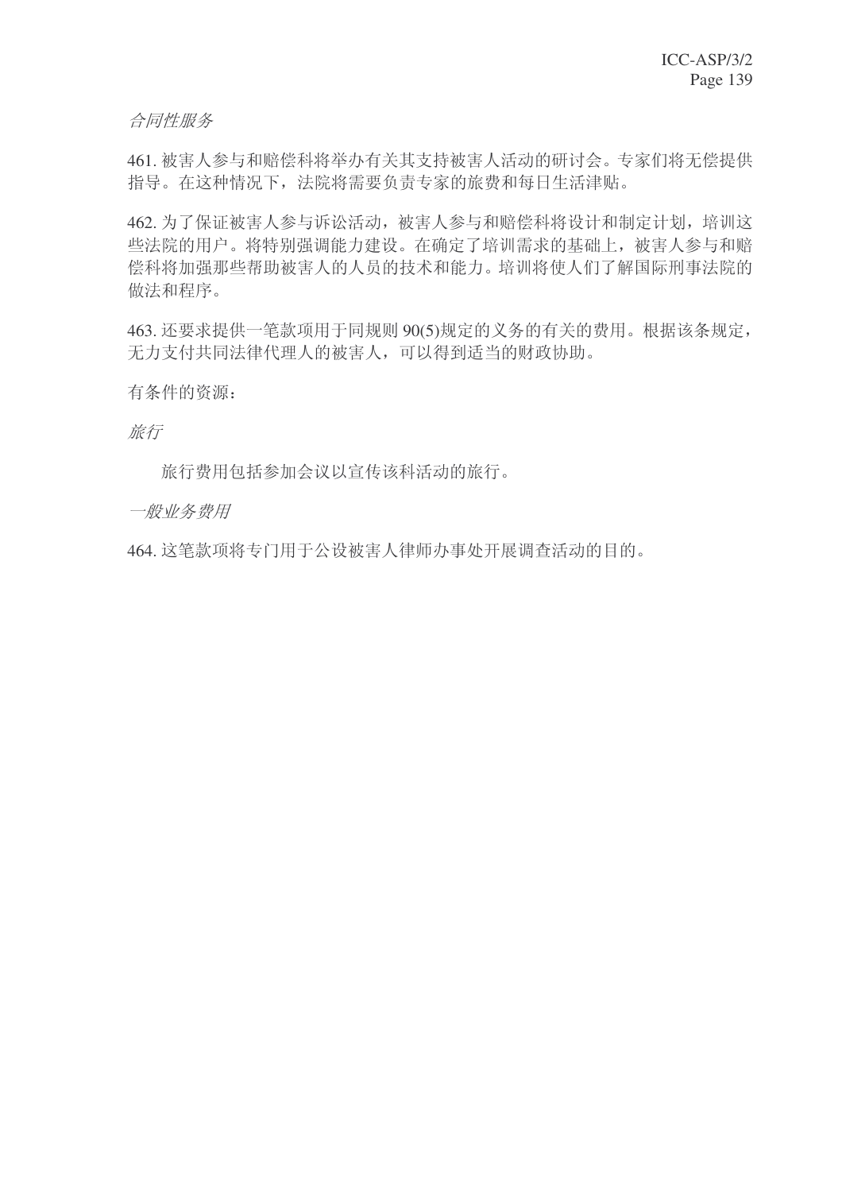*合同性服务*

461. 被害人参与和赔偿科将举办有关其支持被害人活动的研讨会。专家们将无偿提供指导。在这种情况下，法院将需要负责专家的旅费和每日生活津贴。

462. 为了保证被害人参与诉讼活动，被害人参与和赔偿科将设计和制定计划，培训这些法院的用户。将特别强调能力建设。在确定了培训需求的基础上，被害人参与和赔偿科将加强那些帮助被害人的人员的技术和能力。培训将使人们了解国际刑事法院的做法和程序。

463. 还要求提供一笔款项用于同规则 90(5)规定的义务的有关的费用。根据该条规定，无力支付共同法律代理人的被害人，可以得到适当的财政协助。

有条件的资源：

*旅行*

旅行费用包括参加会议以宣传该科活动的旅行。

*一般业务费用*

464. 这笔款项将专门用于公设被害人律师办事处开展调查活动的目的。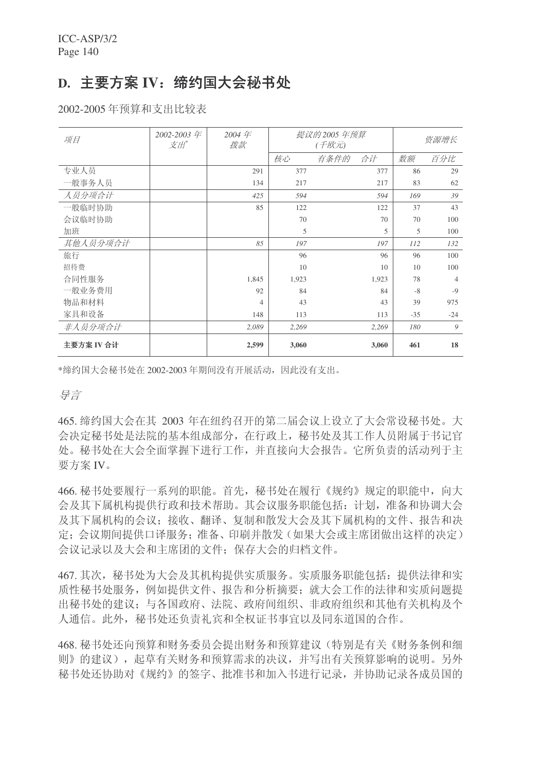## D. 主要方案 IV：缔约国大会秘书处

2002-2005 年预算和支出比较表

| 项目 | 2002-2003 年支出* | 2004 年拨款 | 提议的 2005 年预算 (千欧元) | | | 资源增长 | |
|---|---|---|---|---|---|---|---|
| | | | 核心 | 有条件的 | 合计 | 数额 | 百分比 |
| 专业人员 | | 291 | 377 | | 377 | 86 | 29 |
| 一般事务人员 | | 134 | 217 | | 217 | 83 | 62 |
| *人员分项合计* | | *425* | *594* | | *594* | *169* | *39* |
| 一般临时协助 | | 85 | 122 | | 122 | 37 | 43 |
| 会议临时协助 | | | 70 | | 70 | 70 | 100 |
| 加班 | | | 5 | | 5 | 5 | 100 |
| *其他人员分项合计* | | *85* | *197* | | *197* | *112* | *132* |
| 旅行 | | | 96 | | 96 | 96 | 100 |
| 招待费 | | | 10 | | 10 | 10 | 100 |
| 合同性服务 | | 1,845 | 1,923 | | 1,923 | 78 | 4 |
| 一般业务费用 | | 92 | 84 | | 84 | -8 | -9 |
| 物品和材料 | | 4 | 43 | | 43 | 39 | 975 |
| 家具和设备 | | 148 | 113 | | 113 | -35 | -24 |
| *非人员分项合计* | | *2,089* | *2,269* | | *2,269* | *180* | *9* |
| **主要方案 IV 合计** | | **2,599** | **3,060** | | **3,060** | **461** | **18** |

*缔约国大会秘书处在 2002-2003 年期间没有开展活动，因此没有支出。

*导言*

465. 缔约国大会在其 2003 年在纽约召开的第二届会议上设立了大会常设秘书处。大会决定秘书处是法院的基本组成部分，在行政上，秘书处及其工作人员附属于书记官处。秘书处在大会全面掌握下进行工作，并直接向大会报告。它所负责的活动列于主要方案 IV。

466. 秘书处要履行一系列的职能。首先，秘书处在履行《规约》规定的职能中，向大会及其下属机构提供行政和技术帮助。其会议服务职能包括：计划，准备和协调大会及其下属机构的会议；接收、翻译、复制和散发大会及其下属机构的文件、报告和决定；会议期间提供口译服务；准备、印刷并散发（如果大会或主席团做出这样的决定）会议记录以及大会和主席团的文件；保存大会的归档文件。

467. 其次，秘书处为大会及其机构提供实质服务。实质服务职能包括：提供法律和实质性秘书处服务，例如提供文件、报告和分析摘要；就大会工作的法律和实质问题提出秘书处的建议；与各国政府、法院、政府间组织、非政府组织和其他有关机构及个人通信。此外，秘书处还负责礼宾和全权证书事宜以及同东道国的合作。

468. 秘书处还向预算和财务委员会提出财务和预算建议（特别是有关《财务条例和细则》的建议），起草有关财务和预算需求的决议，并写出有关预算影响的说明。另外秘书处还协助对《规约》的签字、批准书和加入书进行记录，并协助记录各成员国的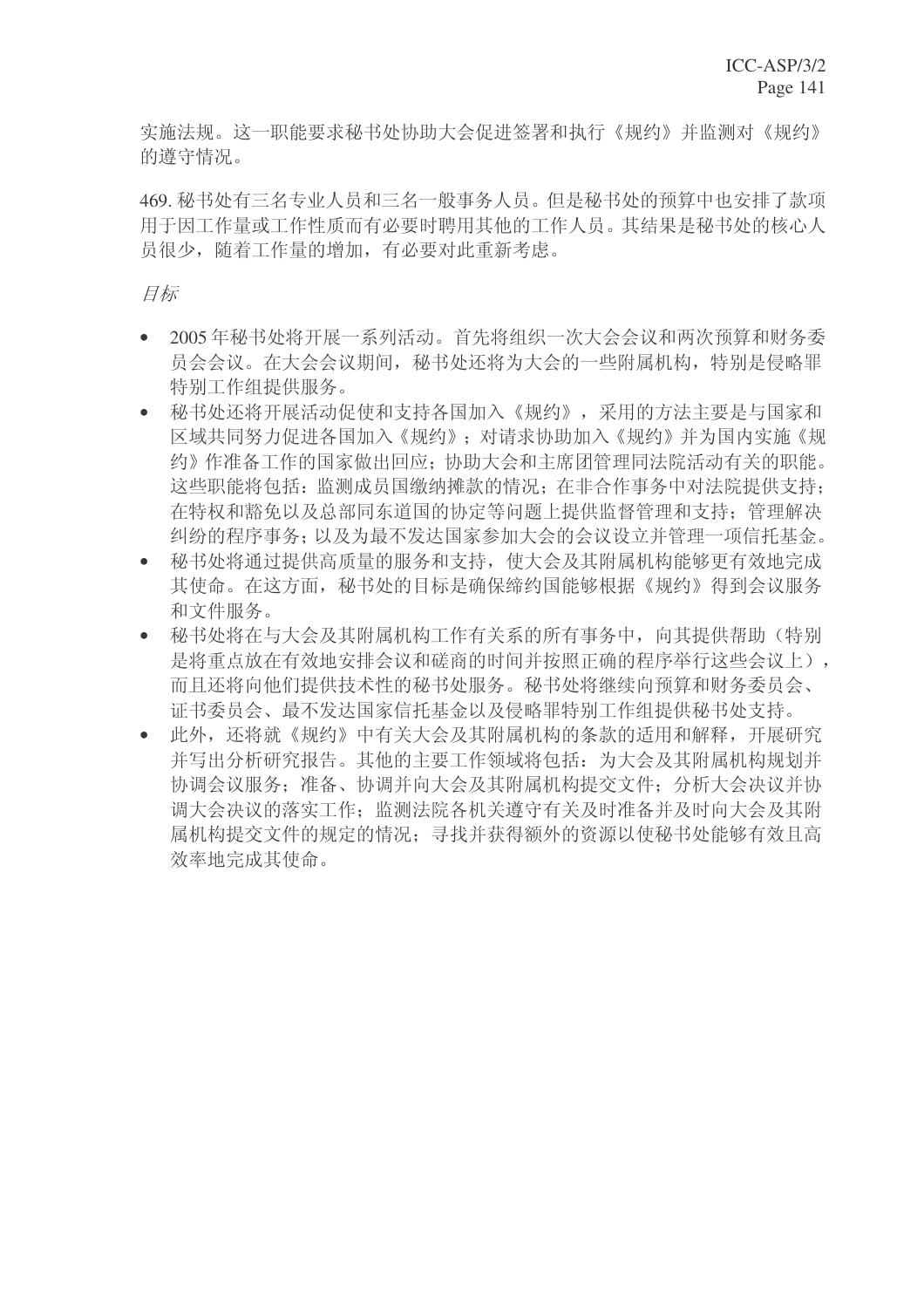实施法规。这一职能要求秘书处协助大会促进签署和执行《规约》并监测对《规约》的遵守情况。

469. 秘书处有三名专业人员和三名一般事务人员。但是秘书处的预算中也安排了款项用于因工作量或工作性质而有必要时聘用其他的工作人员。其结果是秘书处的核心人员很少，随着工作量的增加，有必要对此重新考虑。

*目标*

- 2005 年秘书处将开展一系列活动。首先将组织一次大会会议和两次预算和财务委员会会议。在大会会议期间，秘书处还将为大会的一些附属机构，特别是侵略罪特别工作组提供服务。
- 秘书处还将开展活动促使和支持各国加入《规约》，采用的方法主要是与国家和区域共同努力促进各国加入《规约》；对请求协助加入《规约》并为国内实施《规约》作准备工作的国家做出回应；协助大会和主席团管理同法院活动有关的职能。这些职能将包括：监测成员国缴纳摊款的情况；在非合作事务中对法院提供支持；在特权和豁免以及总部同东道国的协定等问题上提供监督管理和支持；管理解决纠纷的程序事务；以及为最不发达国家参加大会的会议设立并管理一项信托基金。
- 秘书处将通过提供高质量的服务和支持，使大会及其附属机构能够更有效地完成其使命。在这方面，秘书处的目标是确保缔约国能够根据《规约》得到会议服务和文件服务。
- 秘书处将在与大会及其附属机构工作有关系的所有事务中，向其提供帮助（特别是将重点放在有效地安排会议和磋商的时间并按照正确的程序举行这些会议上），而且还将向他们提供技术性的秘书处服务。秘书处将继续向预算和财务委员会、证书委员会、最不发达国家信托基金以及侵略罪特别工作组提供秘书处支持。
- 此外，还将就《规约》中有关大会及其附属机构的条款的适用和解释，开展研究并写出分析研究报告。其他的主要工作领域将包括：为大会及其附属机构规划并协调会议服务；准备、协调并向大会及其附属机构提交文件；分析大会决议并协调大会决议的落实工作；监测法院各机关遵守有关及时准备并及时向大会及其附属机构提交文件的规定的情况；寻找并获得额外的资源以使秘书处能够有效且高效率地完成其使命。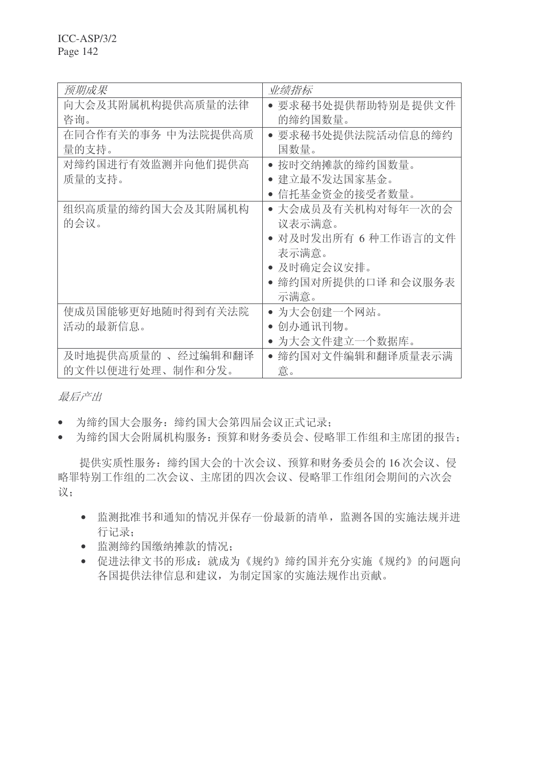| *预期成果* | *业绩指标* |
|---|---|
| 向大会及其附属机构提供高质量的法律咨询。 | • 要求秘书处提供帮助特别是提供文件的缔约国数量。 |
| 在同合作有关的事务 中为法院提供高质量的支持。 | • 要求秘书处提供法院活动信息的缔约国数量。 |
| 对缔约国进行有效监测并向他们提供高质量的支持。 | • 按时交纳摊款的缔约国数量。<br>• 建立最不发达国家基金。<br>• 信托基金资金的接受者数量。 |
| 组织高质量的缔约国大会及其附属机构的会议。 | • 大会成员及有关机构对每年一次的会议表示满意。<br>• 对及时发出所有 6 种工作语言的文件表示满意。<br>• 及时确定会议安排。<br>• 缔约国对所提供的口译 和会议服务表示满意。 |
| 使成员国能够更好地随时得到有关法院活动的最新信息。 | • 为大会创建一个网站。<br>• 创办通讯刊物。<br>• 为大会文件建立一个数据库。 |
| 及时地提供高质量的 、经过编辑和翻译的文件以便进行处理、制作和分发。 | • 缔约国对文件编辑和翻译质量表示满意。 |

*最后产出*

- 为缔约国大会服务：缔约国大会第四届会议正式记录；
- 为缔约国大会附属机构服务：预算和财务委员会、侵略罪工作组和主席团的报告；

提供实质性服务：缔约国大会的十次会议、预算和财务委员会的 16 次会议、侵略罪特别工作组的二次会议、主席团的四次会议、侵略罪工作组闭会期间的六次会议；

- 监测批准书和通知的情况并保存一份最新的清单，监测各国的实施法规并进行记录；
- 监测缔约国缴纳摊款的情况；
- 促进法律文书的形成：就成为《规约》缔约国并充分实施《规约》的问题向各国提供法律信息和建议，为制定国家的实施法规作出贡献。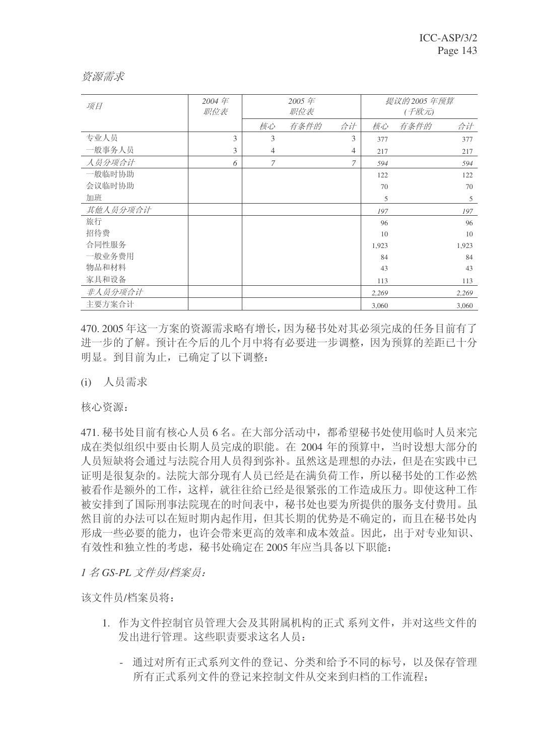*资源需求*

| *项目* | *2004 年职位表* | *2005 年职位表* | | | *提议的 2005 年预算 (千欧元)* | | |
|---|---|---|---|---|---|---|---|
| | | *核心* | *有条件的* | *合计* | *核心* | *有条件的* | *合计* |
| 专业人员 | 3 | 3 | | 3 | 377 | | 377 |
| 一般事务人员 | 3 | 4 | | 4 | 217 | | 217 |
| *人员分项合计* | *6* | *7* | | *7* | *594* | | *594* |
| 一般临时协助 | | | | | 122 | | 122 |
| 会议临时协助 | | | | | 70 | | 70 |
| 加班 | | | | | 5 | | 5 |
| *其他人员分项合计* | | | | | *197* | | *197* |
| 旅行 | | | | | 96 | | 96 |
| 招待费 | | | | | 10 | | 10 |
| 合同性服务 | | | | | 1,923 | | 1,923 |
| 一般业务费用 | | | | | 84 | | 84 |
| 物品和材料 | | | | | 43 | | 43 |
| 家具和设备 | | | | | 113 | | 113 |
| *非人员分项合计* | | | | | *2,269* | | *2,269* |
| 主要方案合计 | | | | | 3,060 | | 3,060 |

470. 2005 年这一方案的资源需求略有增长，因为秘书处对其必须完成的任务目前有了进一步的了解。预计在今后的几个月中将有必要进一步调整，因为预算的差距已十分明显。到目前为止，已确定了以下调整：

(i) 人员需求

核心资源：

471. 秘书处目前有核心人员 6 名。在大部分活动中，都希望秘书处使用临时人员来完成在类似组织中要由长期人员完成的职能。在 2004 年的预算中，当时设想大部分的人员短缺将会通过与法院合用人员得到弥补。虽然这是理想的办法，但是在实践中已证明是很复杂的。法院大部分现有人员已经是在满负荷工作，所以秘书处的工作必然被看作是额外的工作，这样，就往往给已经是很紧张的工作造成压力。即使这种工作被安排到了国际刑事法院现在的时间表中，秘书处也要为所提供的服务支付费用。虽然目前的办法可以在短时期内起作用，但其长期的优势是不确定的，而且在秘书处内形成一些必要的能力，也许会带来更高的效率和成本效益。因此，出于对专业知识、有效性和独立性的考虑，秘书处确定在 2005 年应当具备以下职能：

*1 名 GS-PL 文件员/档案员：*

该文件员/档案员将：

1. 作为文件控制官员管理大会及其附属机构的正式 系列文件，并对这些文件的发出进行管理。这些职责要求这名人员：

   - 通过对所有正式系列文件的登记、分类和给予不同的标号，以及保存管理所有正式系列文件的登记来控制文件从交来到归档的工作流程；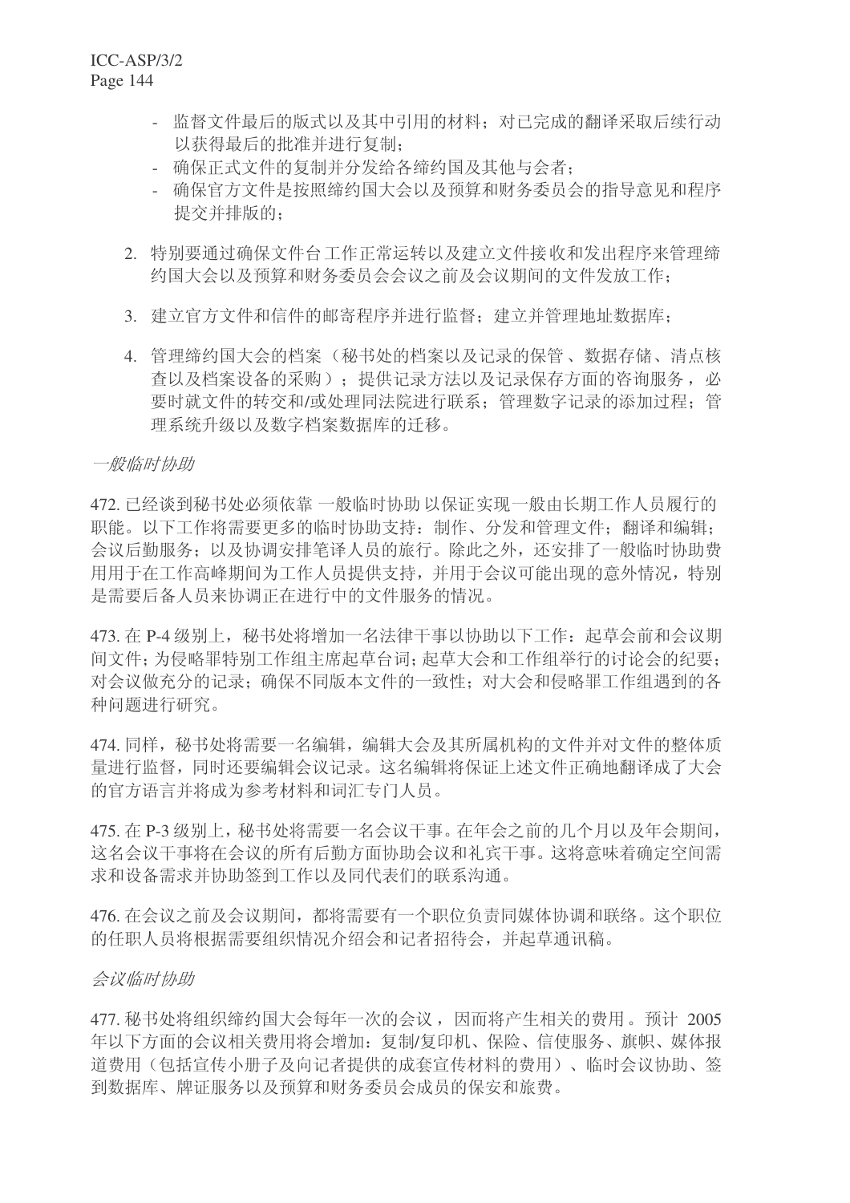- 监督文件最后的版式以及其中引用的材料；对已完成的翻译采取后续行动以获得最后的批准并进行复制；
- 确保正式文件的复制并分发给各缔约国及其他与会者；
- 确保官方文件是按照缔约国大会以及预算和财务委员会的指导意见和程序提交并排版的；

2. 特别要通过确保文件台工作正常运转以及建立文件接收和发出程序来管理缔约国大会以及预算和财务委员会会议之前及会议期间的文件发放工作；

3. 建立官方文件和信件的邮寄程序并进行监督；建立并管理地址数据库；

4. 管理缔约国大会的档案（秘书处的档案以及记录的保管、数据存储、清点核查以及档案设备的采购）；提供记录方法以及记录保存方面的咨询服务，必要时就文件的转交和/或处理同法院进行联系；管理数字记录的添加过程；管理系统升级以及数字档案数据库的迁移。

*一般临时协助*

472. 已经谈到秘书处必须依靠 一般临时协助 以保证实现一般由长期工作人员履行的职能。以下工作将需要更多的临时协助支持：制作、分发和管理文件；翻译和编辑；会议后勤服务；以及协调安排笔译人员的旅行。除此之外，还安排了一般临时协助费用用于在工作高峰期间为工作人员提供支持，并用于会议可能出现的意外情况，特别是需要后备人员来协调正在进行中的文件服务的情况。

473. 在 P-4 级别上，秘书处将增加一名法律干事以协助以下工作：起草会前和会议期间文件；为侵略罪特别工作组主席起草台词；起草大会和工作组举行的讨论会的纪要；对会议做充分的记录；确保不同版本文件的一致性；对大会和侵略罪工作组遇到的各种问题进行研究。

474. 同样，秘书处将需要一名编辑，编辑大会及其所属机构的文件并对文件的整体质量进行监督，同时还要编辑会议记录。这名编辑将保证上述文件正确地翻译成了大会的官方语言并将成为参考材料和词汇专门人员。

475. 在 P-3 级别上，秘书处将需要一名会议干事。在年会之前的几个月以及年会期间，这名会议干事将在会议的所有后勤方面协助会议和礼宾干事。这将意味着确定空间需求和设备需求并协助签到工作以及同代表们的联系沟通。

476. 在会议之前及会议期间，都将需要有一个职位负责同媒体协调和联络。这个职位的任职人员将根据需要组织情况介绍会和记者招待会，并起草通讯稿。

*会议临时协助*

477. 秘书处将组织缔约国大会每年一次的会议，因而将产生相关的费用。预计 2005 年以下方面的会议相关费用将会增加：复制/复印机、保险、信使服务、旗帜、媒体报道费用（包括宣传小册子及向记者提供的成套宣传材料的费用）、临时会议协助、签到数据库、牌证服务以及预算和财务委员会成员的保安和旅费。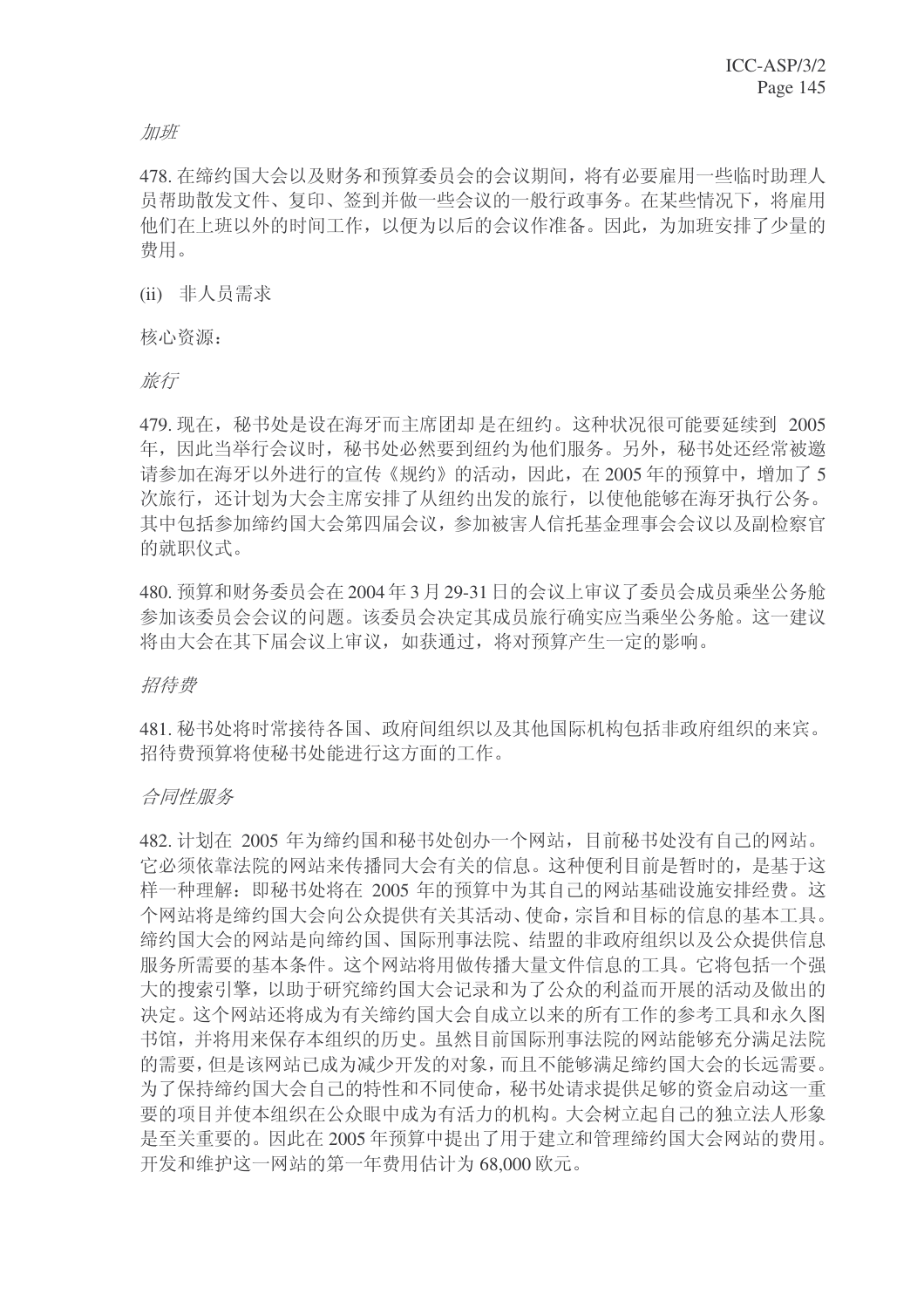*加班*

478. 在缔约国大会以及财务和预算委员会的会议期间，将有必要雇用一些临时助理人员帮助散发文件、复印、签到并做一些会议的一般行政事务。在某些情况下，将雇用他们在上班以外的时间工作，以便为以后的会议作准备。因此，为加班安排了少量的费用。

(ii) 非人员需求

核心资源：

*旅行*

479. 现在，秘书处是设在海牙而主席团却是在纽约。这种状况很可能要延续到 2005 年，因此当举行会议时，秘书处必然要到纽约为他们服务。另外，秘书处还经常被邀请参加在海牙以外进行的宣传《规约》的活动，因此，在 2005 年的预算中，增加了 5 次旅行，还计划为大会主席安排了从纽约出发的旅行，以使他能够在海牙执行公务。其中包括参加缔约国大会第四届会议，参加被害人信托基金理事会会议以及副检察官的就职仪式。

480. 预算和财务委员会在 2004 年 3 月 29-31 日的会议上审议了委员会成员乘坐公务舱参加该委员会会议的问题。该委员会决定其成员旅行确实应当乘坐公务舱。这一建议将由大会在其下届会议上审议，如获通过，将对预算产生一定的影响。

*招待费*

481. 秘书处将时常接待各国、政府间组织以及其他国际机构包括非政府组织的来宾。招待费预算将使秘书处能进行这方面的工作。

*合同性服务*

482. 计划在 2005 年为缔约国和秘书处创办一个网站，目前秘书处没有自己的网站。它必须依靠法院的网站来传播同大会有关的信息。这种便利目前是暂时的，是基于这样一种理解：即秘书处将在 2005 年的预算中为其自己的网站基础设施安排经费。这个网站将是缔约国大会向公众提供有关其活动、使命，宗旨和目标的信息的基本工具。缔约国大会的网站是向缔约国、国际刑事法院、结盟的非政府组织以及公众提供信息服务所需要的基本条件。这个网站将用做传播大量文件信息的工具。它将包括一个强大的搜索引擎，以助于研究缔约国大会记录和为了公众的利益而开展的活动及做出的决定。这个网站还将成为有关缔约国大会自成立以来的所有工作的参考工具和永久图书馆，并将用来保存本组织的历史。虽然目前国际刑事法院的网站能够充分满足法院的需要，但是该网站已成为减少开发的对象，而且不能够满足缔约国大会的长远需要。为了保持缔约国大会自己的特性和不同使命，秘书处请求提供足够的资金启动这一重要的项目并使本组织在公众眼中成为有活力的机构。大会树立起自己的独立法人形象是至关重要的。因此在 2005 年预算中提出了用于建立和管理缔约国大会网站的费用。开发和维护这一网站的第一年费用估计为 68,000 欧元。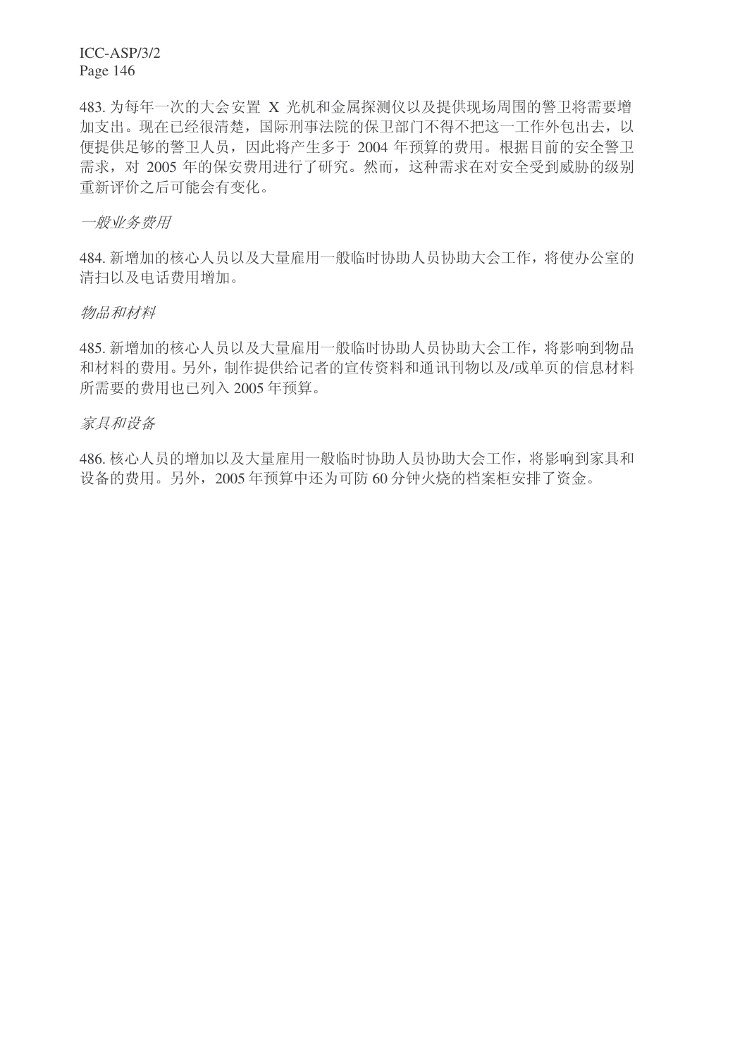483. 为每年一次的大会安置 X 光机和金属探测仪以及提供现场周围的警卫将需要增加支出。现在已经很清楚，国际刑事法院的保卫部门不得不把这一工作外包出去，以便提供足够的警卫人员，因此将产生多于 2004 年预算的费用。根据目前的安全警卫需求，对 2005 年的保安费用进行了研究。然而，这种需求在对安全受到威胁的级别重新评价之后可能会有变化。

*一般业务费用*

484. 新增加的核心人员以及大量雇用一般临时协助人员协助大会工作，将使办公室的清扫以及电话费用增加。

*物品和材料*

485. 新增加的核心人员以及大量雇用一般临时协助人员协助大会工作，将影响到物品和材料的费用。另外，制作提供给记者的宣传资料和通讯刊物以及/或单页的信息材料所需要的费用也已列入 2005 年预算。

*家具和设备*

486. 核心人员的增加以及大量雇用一般临时协助人员协助大会工作，将影响到家具和设备的费用。另外，2005 年预算中还为可防 60 分钟火烧的档案柜安排了资金。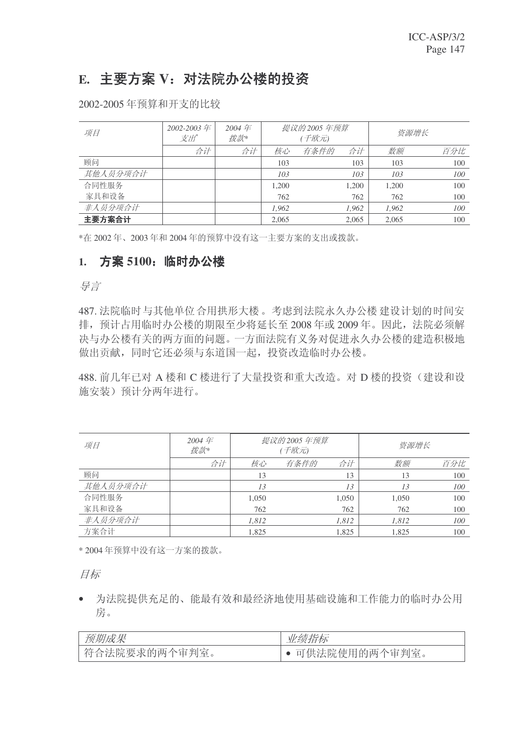# E. 主要方案 V：对法院办公楼的投资

2002-2005 年预算和开支的比较

| *项目* | *2002-2003 年支出*\* | *2004 年拨款*\* | *提议的 2005 年预算 (千欧元)* | | | *资源增长* | |
|---|---|---|---|---|---|---|---|
| | *合计* | *合计* | *核心* | *有条件的* | *合计* | *数额* | *百分比* |
| 顾问 | | | 103 | | 103 | 103 | 100 |
| *其他人员分项合计* | | | *103* | | *103* | *103* | *100* |
| 合同性服务 | | | 1,200 | | 1,200 | 1,200 | 100 |
| 家具和设备 | | | 762 | | 762 | 762 | 100 |
| *非人员分项合计* | | | *1,962* | | *1,962* | *1,962* | *100* |
| **主要方案合计** | | | 2,065 | | 2,065 | 2,065 | 100 |

*在 2002 年、2003 年和 2004 年的预算中没有这一主要方案的支出或拨款。

## 1. 方案 5100：临时办公楼

*导言*

487. 法院临时与其他单位合用拱形大楼。考虑到法院永久办公楼建设计划的时间安排，预计占用临时办公楼的期限至少将延长至 2008 年或 2009 年。因此，法院必须解决与办公楼有关的两方面的问题。一方面法院有义务对促进永久办公楼的建造积极地做出贡献，同时它还必须与东道国一起，投资改造临时办公楼。

488. 前几年已对 A 楼和 C 楼进行了大量投资和重大改造。对 D 楼的投资（建设和设施安装）预计分两年进行。

| *项目* | *2004 年拨款*\* | *提议的 2005 年预算 (千欧元)* | | | *资源增长* | |
|---|---|---|---|---|---|---|
| | *合计* | *核心* | *有条件的* | *合计* | *数额* | *百分比* |
| 顾问 | | 13 | | 13 | 13 | 100 |
| *其他人员分项合计* | | *13* | | *13* | *13* | *100* |
| 合同性服务 | | 1,050 | | 1,050 | 1,050 | 100 |
| 家具和设备 | | 762 | | 762 | 762 | 100 |
| *非人员分项合计* | | *1,812* | | *1,812* | *1,812* | *100* |
| 方案合计 | | 1,825 | | 1,825 | 1,825 | 100 |

\* 2004 年预算中没有这一方案的拨款。

*目标*

- 为法院提供充足的、能最有效和最经济地使用基础设施和工作能力的临时办公用房。

| *预期成果* | *业绩指标* |
|---|---|
| 符合法院要求的两个审判室。 | • 可供法院使用的两个审判室。 |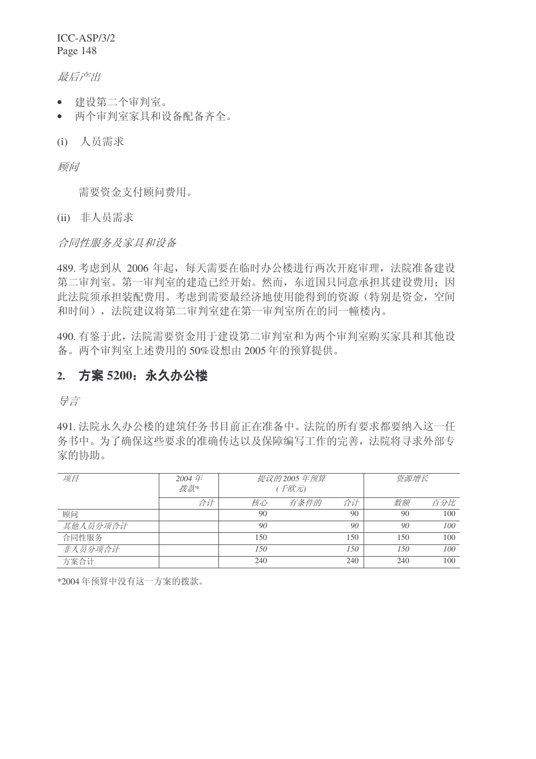*最后产出*

- 建设第二个审判室。
- 两个审判室家具和设备配备齐全。

(i) 人员需求

*顾问*

需要资金支付顾问费用。

(ii) 非人员需求

*合同性服务及家具和设备*

489. 考虑到从 2006 年起，每天需要在临时办公楼进行两次开庭审理，法院准备建设第二审判室。第一审判室的建造已经开始。然而，东道国只同意承担其建设费用；因此法院须承担装配费用。考虑到需要最经济地使用能得到的资源（特别是资金，空间和时间），法院建议将第二审判室建在第一审判室所在的同一幢楼内。

490. 有鉴于此，法院需要资金用于建设第二审判室和为两个审判室购买家具和其他设备。两个审判室上述费用的 50%设想由 2005 年的预算提供。

## 2. 方案 5200：永久办公楼

*导言*

491. 法院永久办公楼的建筑任务书目前正在准备中。法院的所有要求都要纳入这一任务书中。为了确保这些要求的准确传达以及保障编写工作的完善，法院将寻求外部专家的协助。

| *项目* | *2004 年拨款\** | *提议的 2005 年预算 (千欧元)* | | | *资源增长* | |
|---|---|---|---|---|---|---|
| | *合计* | *核心* | *有条件的* | *合计* | *数额* | *百分比* |
| 顾问 | | 90 | | 90 | 90 | 100 |
| *其他人员分项合计* | | *90* | | *90* | *90* | *100* |
| 合同性服务 | | 150 | | 150 | 150 | 100 |
| *非人员分项合计* | | *150* | | *150* | *150* | *100* |
| 方案合计 | | 240 | | 240 | 240 | 100 |

*2004 年预算中没有这一方案的拨款。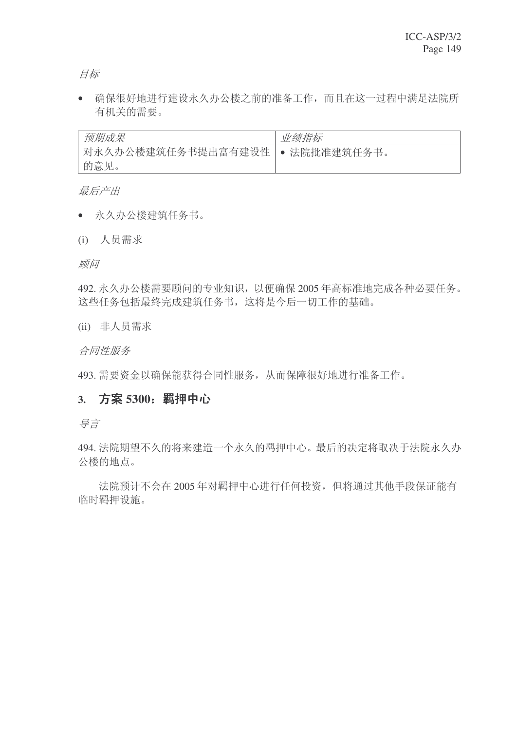*目标*

- 确保很好地进行建设永久办公楼之前的准备工作，而且在这一过程中满足法院所有机关的需要。

| *预期成果* | *业绩指标* |
| --- | --- |
| 对永久办公楼建筑任务书提出富有建设性的意见。 | • 法院批准建筑任务书。 |

*最后产出*

- 永久办公楼建筑任务书。

(i) 人员需求

*顾问*

492. 永久办公楼需要顾问的专业知识，以便确保 2005 年高标准地完成各种必要任务。这些任务包括最终完成建筑任务书，这将是今后一切工作的基础。

(ii) 非人员需求

*合同性服务*

493. 需要资金以确保能获得合同性服务，从而保障很好地进行准备工作。

## 3. 方案 5300：羁押中心

*导言*

494. 法院期望不久的将来建造一个永久的羁押中心。最后的决定将取决于法院永久办公楼的地点。

法院预计不会在 2005 年对羁押中心进行任何投资，但将通过其他手段保证能有临时羁押设施。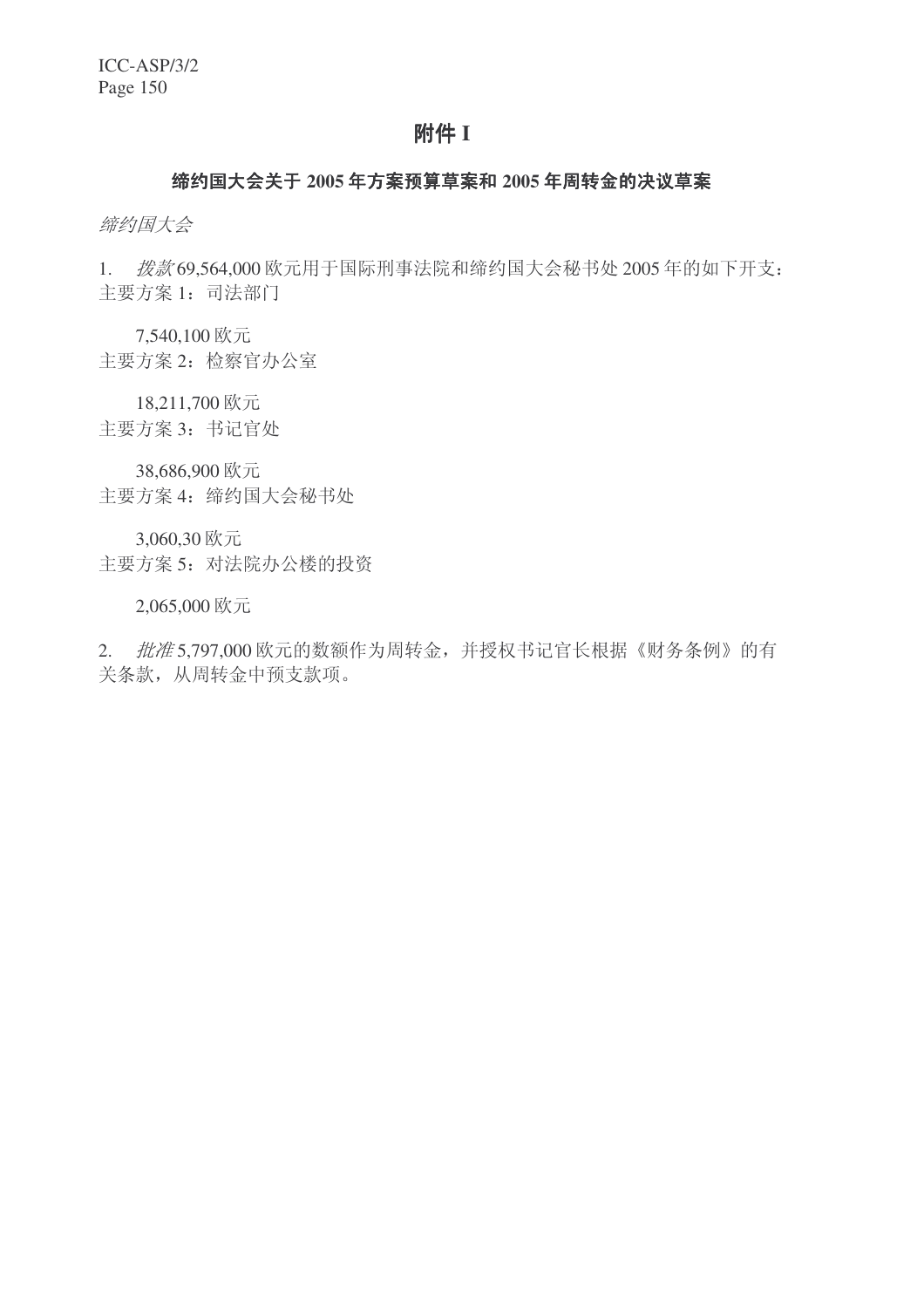# 附件 I

## 缔约国大会关于 2005 年方案预算草案和 2005 年周转金的决议草案

*缔约国大会*

1. *拨款* 69,564,000 欧元用于国际刑事法院和缔约国大会秘书处 2005 年的如下开支：
主要方案 1：司法部门

7,540,100 欧元
主要方案 2：检察官办公室

18,211,700 欧元
主要方案 3：书记官处

38,686,900 欧元
主要方案 4：缔约国大会秘书处

3,060,30 欧元
主要方案 5：对法院办公楼的投资

2,065,000 欧元

2. *批准* 5,797,000 欧元的数额作为周转金，并授权书记官长根据《财务条例》的有关条款，从周转金中预支款项。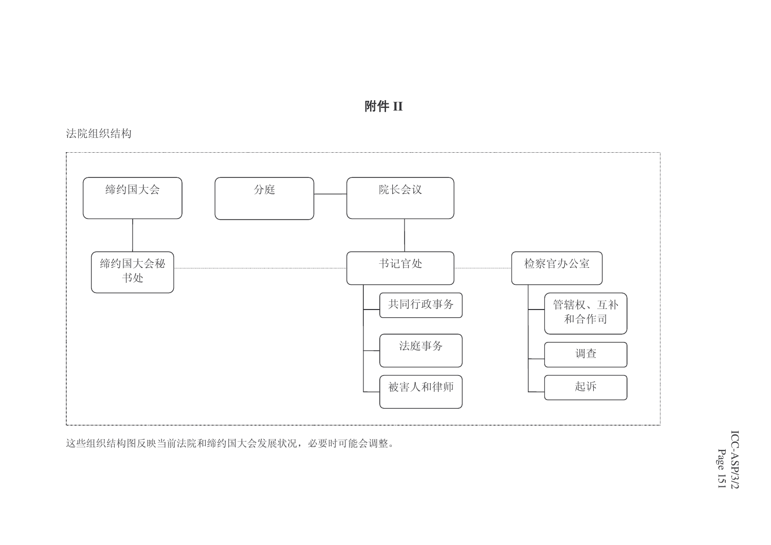# 附件 II

法院组织结构

缔约国大会

分庭

院长会议

缔约国大会秘书处

书记官处

检察官办公室

共同行政事务

法庭事务

被害人和律师

管辖权、互补和合作司

调查

起诉

这些组织结构图反映当前法院和缔约国大会发展状况，必要时可能会调整。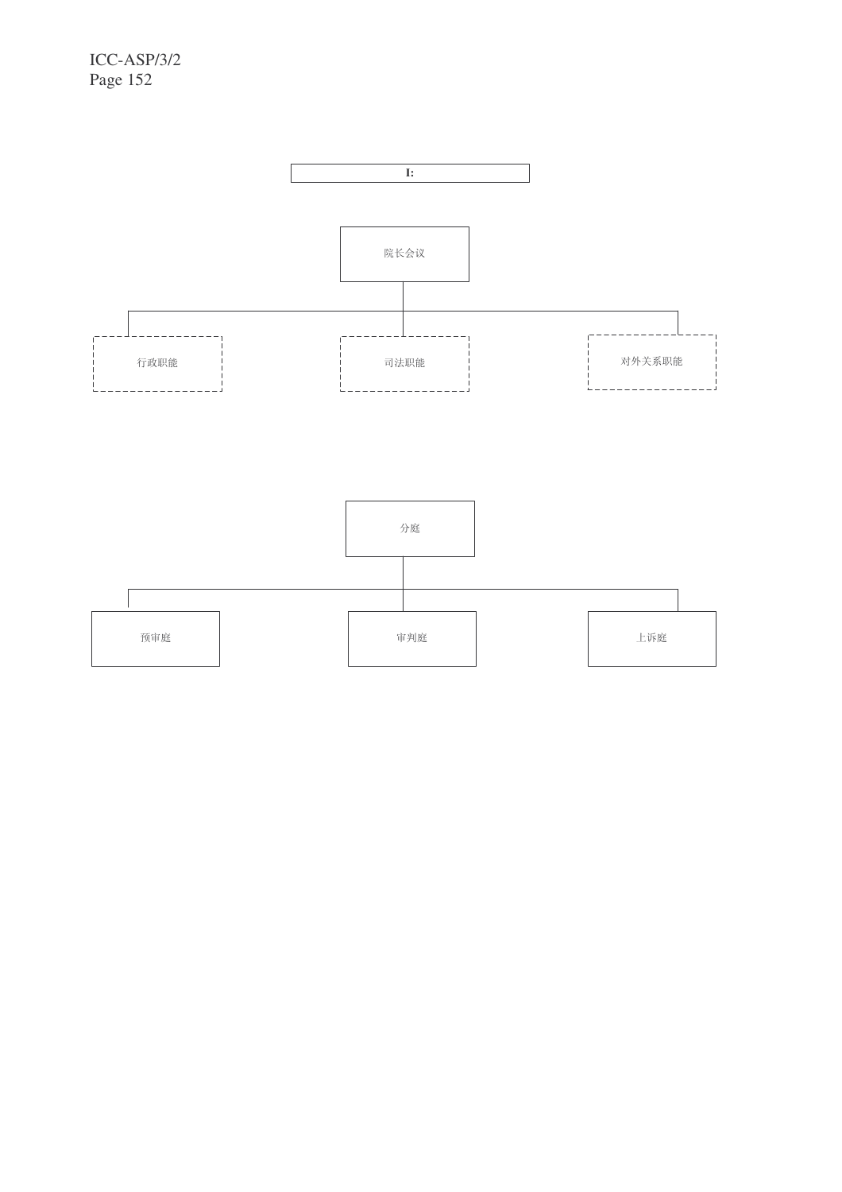**I:**

院长会议

- 行政职能
- 司法职能
- 对外关系职能

分庭

- 预审庭
- 审判庭
- 上诉庭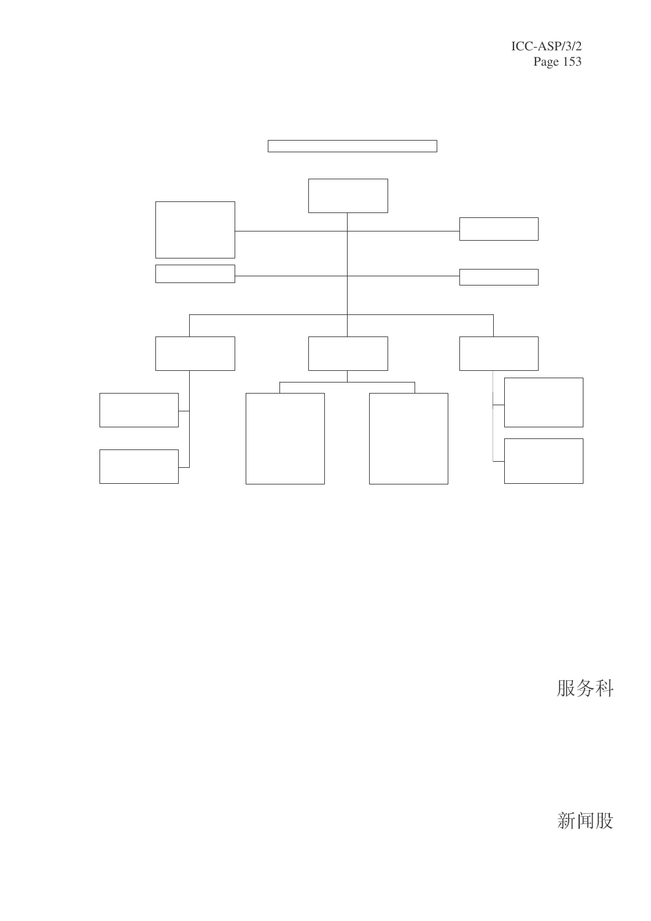服务科

新闻股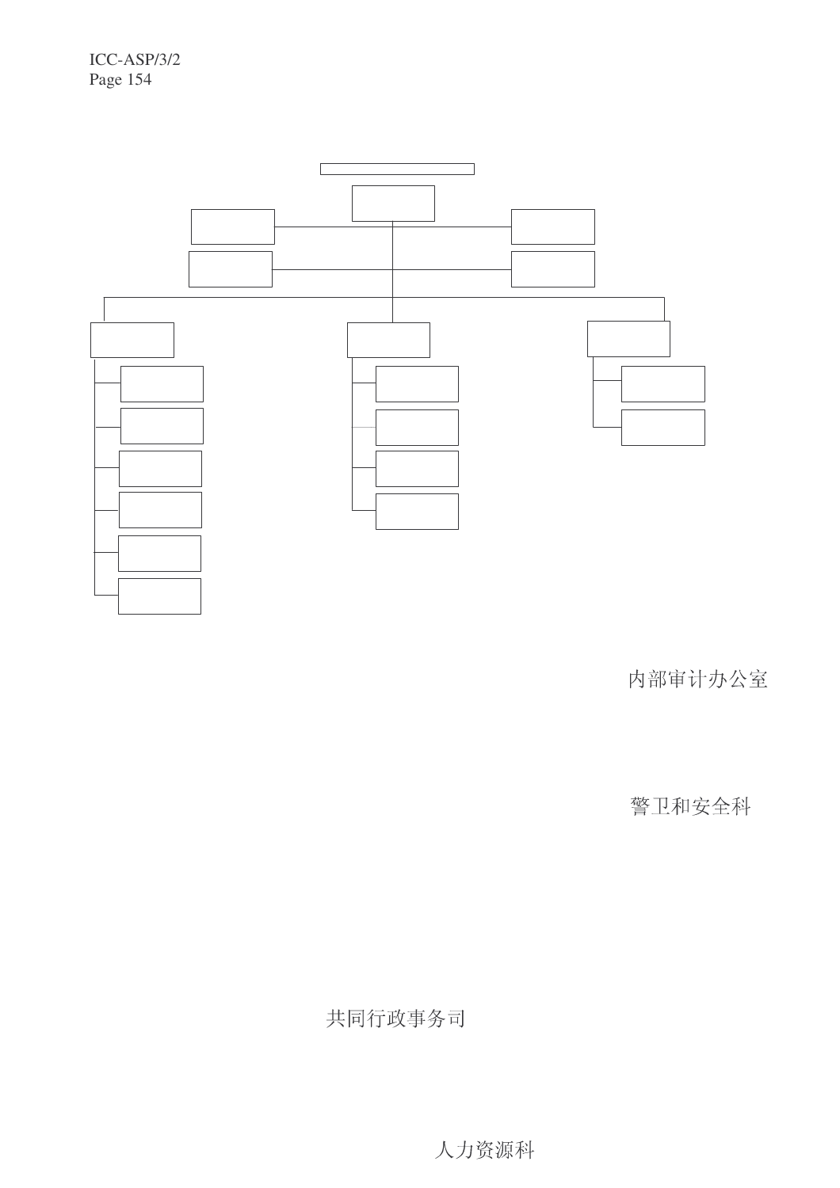内部审计办公室

警卫和安全科

共同行政事务司

人力资源科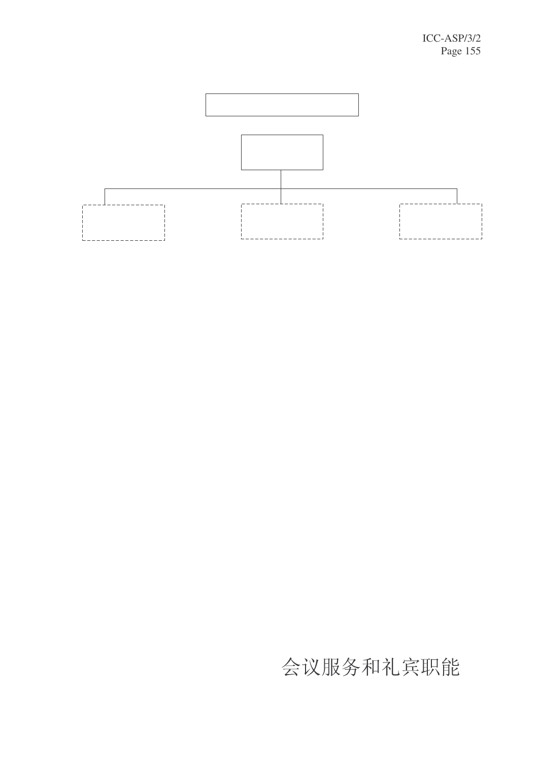会议服务和礼宾职能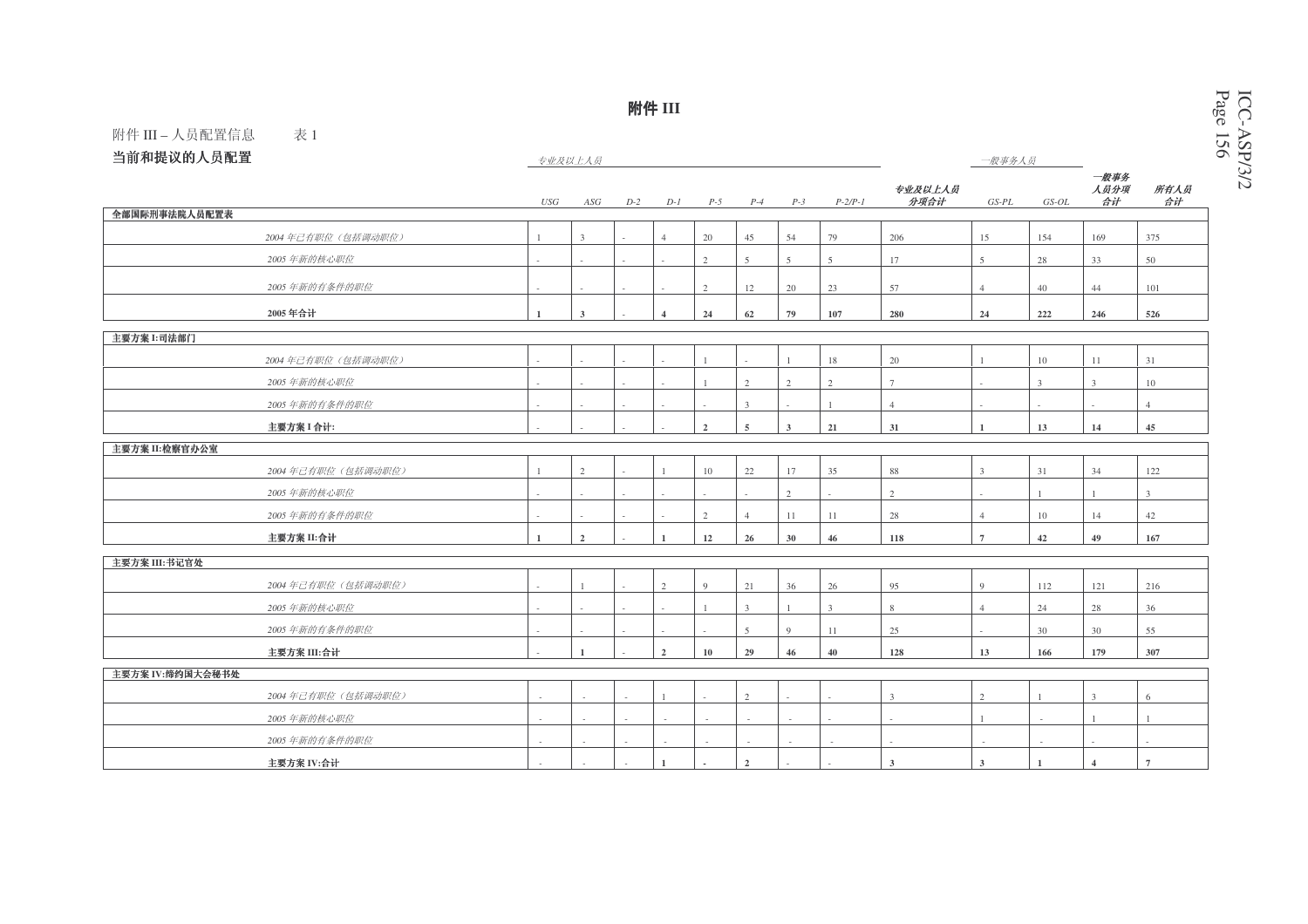## 附件 III

附件 III – 人员配置信息　　表 1

**当前和提议的人员配置**

| | 专业及以上人员 | | | | | | | | | 一般事务人员 | | | |
|---|---|---|---|---|---|---|---|---|---|---|---|---|---|
| | *USG* | *ASG* | *D-2* | *D-1* | *P-5* | *P-4* | *P-3* | *P-2/P-1* | ***专业及以上人员分项合计*** | *GS-PL* | *GS-OL* | ***一般事务人员分项合计*** | ***所有人员合计*** |
| **全部国际刑事法院人员配置表** | | | | | | | | | | | | | |
| *2004 年已有职位（包括调动职位）* | 1 | 3 | - | 4 | 20 | 45 | 54 | 79 | 206 | 15 | 154 | 169 | 375 |
| *2005 年新的核心职位* | - | - | - | - | 2 | 5 | 5 | 5 | 17 | 5 | 28 | 33 | 50 |
| *2005 年新的有条件的职位* | - | - | - | - | 2 | 12 | 20 | 23 | 57 | 4 | 40 | 44 | 101 |
| **2005 年合计** | **1** | **3** | - | **4** | **24** | **62** | **79** | **107** | **280** | **24** | **222** | **246** | **526** |
| **主要方案 I:司法部门** | | | | | | | | | | | | | |
| *2004 年已有职位（包括调动职位）* | - | - | - | - | 1 | - | 1 | 18 | 20 | 1 | 10 | 11 | 31 |
| *2005 年新的核心职位* | - | - | - | - | 1 | 2 | 2 | 2 | 7 | - | 3 | 3 | 10 |
| *2005 年新的有条件的职位* | - | - | - | - | - | 3 | - | 1 | 4 | - | - | - | 4 |
| **主要方案 I 合计:** | - | - | - | - | **2** | **5** | **3** | **21** | **31** | **1** | **13** | **14** | **45** |
| **主要方案 II:检察官办公室** | | | | | | | | | | | | | |
| *2004 年已有职位（包括调动职位）* | 1 | 2 | - | 1 | 10 | 22 | 17 | 35 | 88 | 3 | 31 | 34 | 122 |
| *2005 年新的核心职位* | - | - | - | - | - | - | 2 | - | 2 | - | 1 | 1 | 3 |
| *2005 年新的有条件的职位* | - | - | - | - | 2 | 4 | 11 | 11 | 28 | 4 | 10 | 14 | 42 |
| **主要方案 II:合计** | **1** | **2** | - | **1** | **12** | **26** | **30** | **46** | **118** | **7** | **42** | **49** | **167** |
| **主要方案 III:书记官处** | | | | | | | | | | | | | |
| *2004 年已有职位（包括调动职位）* | - | 1 | - | 2 | 9 | 21 | 36 | 26 | 95 | 9 | 112 | 121 | 216 |
| *2005 年新的核心职位* | - | - | - | - | 1 | 3 | 1 | 3 | 8 | 4 | 24 | 28 | 36 |
| *2005 年新的有条件的职位* | - | - | - | - | - | 5 | 9 | 11 | 25 | - | 30 | 30 | 55 |
| **主要方案 III:合计** | - | **1** | - | **2** | **10** | **29** | **46** | **40** | **128** | **13** | **166** | **179** | **307** |
| **主要方案 IV:缔约国大会秘书处** | | | | | | | | | | | | | |
| *2004 年已有职位（包括调动职位）* | - | - | - | 1 | - | 2 | - | - | 3 | 2 | 1 | 3 | 6 |
| *2005 年新的核心职位* | - | - | - | - | - | - | - | - | - | 1 | - | 1 | 1 |
| *2005 年新的有条件的职位* | - | - | - | - | - | - | - | - | - | - | - | - | - |
| **主要方案 IV:合计** | - | - | - | **1** | - | **2** | - | - | **3** | **3** | **1** | **4** | **7** |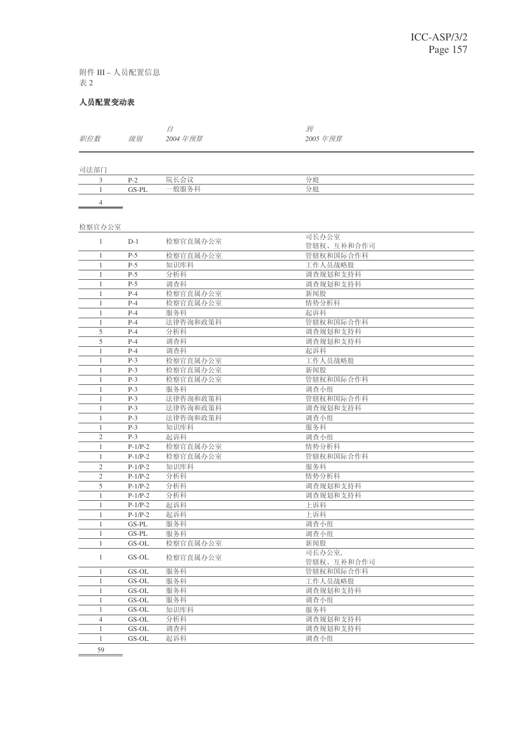附件 III – 人员配置信息
表 2

## 人员配置变动表

| *职位数* | *级别* | *自*<br>*2004 年预算* | *到*<br>*2005 年预算* |
|---|---|---|---|
| 司法部门 | | | |
| 3 | P-2 | 院长会议 | 分庭 |
| 1 | GS-PL | 一般服务科 | 分庭 |
| 4 | | | |
| 检察官办公室 | | | |
| 1 | D-1 | 检察官直属办公室 | 司长办公室<br>管辖权、互补和合作司 |
| 1 | P-5 | 检察官直属办公室 | 管辖权和国际合作科 |
| 1 | P-5 | 知识库科 | 工作人员战略股 |
| 1 | P-5 | 分析科 | 调查规划和支持科 |
| 1 | P-5 | 调查科 | 调查规划和支持科 |
| 1 | P-4 | 检察官直属办公室 | 新闻股 |
| 1 | P-4 | 检察官直属办公室 | 情势分析科 |
| 1 | P-4 | 服务科 | 起诉科 |
| 1 | P-4 | 法律咨询和政策科 | 管辖权和国际合作科 |
| 5 | P-4 | 分析科 | 调查规划和支持科 |
| 5 | P-4 | 调查科 | 调查规划和支持科 |
| 1 | P-4 | 调查科 | 起诉科 |
| 1 | P-3 | 检察官直属办公室 | 工作人员战略股 |
| 1 | P-3 | 检察官直属办公室 | 新闻股 |
| 1 | P-3 | 检察官直属办公室 | 管辖权和国际合作科 |
| 1 | P-3 | 服务科 | 调查小组 |
| 1 | P-3 | 法律咨询和政策科 | 管辖权和国际合作科 |
| 1 | P-3 | 法律咨询和政策科 | 调查规划和支持科 |
| 1 | P-3 | 法律咨询和政策科 | 调查小组 |
| 1 | P-3 | 知识库科 | 服务科 |
| 2 | P-3 | 起诉科 | 调查小组 |
| 1 | P-1/P-2 | 检察官直属办公室 | 情势分析科 |
| 1 | P-1/P-2 | 检察官直属办公室 | 管辖权和国际合作科 |
| 2 | P-1/P-2 | 知识库科 | 服务科 |
| 2 | P-1/P-2 | 分析科 | 情势分析科 |
| 5 | P-1/P-2 | 分析科 | 调查规划和支持科 |
| 1 | P-1/P-2 | 分析科 | 调查规划和支持科 |
| 1 | P-1/P-2 | 起诉科 | 上诉科 |
| 1 | P-1/P-2 | 起诉科 | 上诉科 |
| 1 | GS-PL | 服务科 | 调查小组 |
| 1 | GS-PL | 服务科 | 调查小组 |
| 1 | GS-OL | 检察官直属办公室 | 新闻股 |
| 1 | GS-OL | 检察官直属办公室 | 司长办公室,<br>管辖权、互补和合作司 |
| 1 | GS-OL | 服务科 | 管辖权和国际合作科 |
| 1 | GS-OL | 服务科 | 工作人员战略股 |
| 1 | GS-OL | 服务科 | 调查规划和支持科 |
| 1 | GS-OL | 服务科 | 调查小组 |
| 1 | GS-OL | 知识库科 | 服务科 |
| 4 | GS-OL | 分析科 | 调查规划和支持科 |
| 1 | GS-OL | 调查科 | 调查规划和支持科 |
| 1 | GS-OL | 起诉科 | 调查小组 |
| 59 | | | |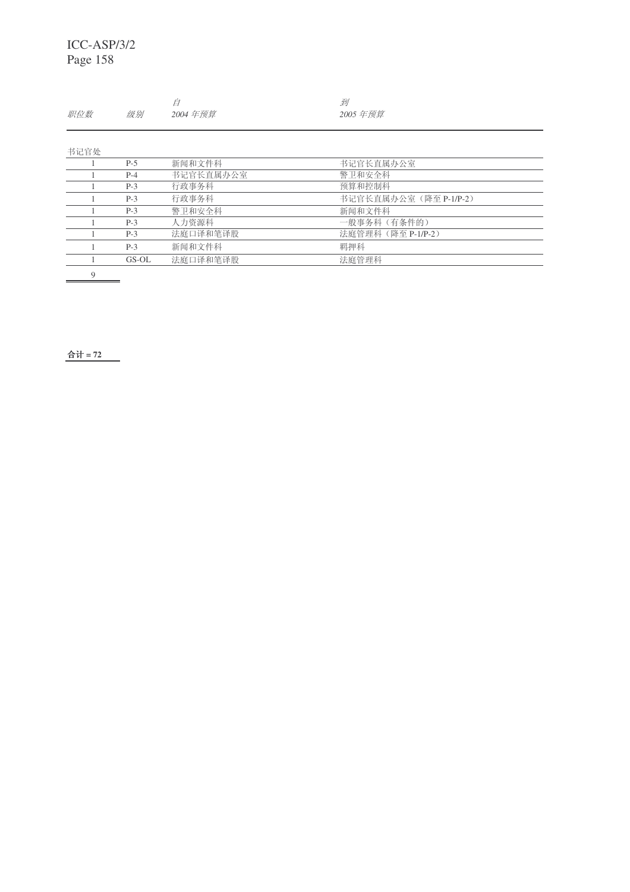| 职位数 | 级别 | 自<br>2004 年预算 | 到<br>2005 年预算 |
|---|---|---|---|
| 书记官处 | | | |
| 1 | P-5 | 新闻和文件科 | 书记官长直属办公室 |
| 1 | P-4 | 书记官长直属办公室 | 警卫和安全科 |
| 1 | P-3 | 行政事务科 | 预算和控制科 |
| 1 | P-3 | 行政事务科 | 书记官长直属办公室（降至 P-1/P-2） |
| 1 | P-3 | 警卫和安全科 | 新闻和文件科 |
| 1 | P-3 | 人力资源科 | 一般事务科（有条件的） |
| 1 | P-3 | 法庭口译和笔译股 | 法庭管理科（降至 P-1/P-2） |
| 1 | P-3 | 新闻和文件科 | 羁押科 |
| 1 | GS-OL | 法庭口译和笔译股 | 法庭管理科 |
| 9 | | | |

**合计 = 72**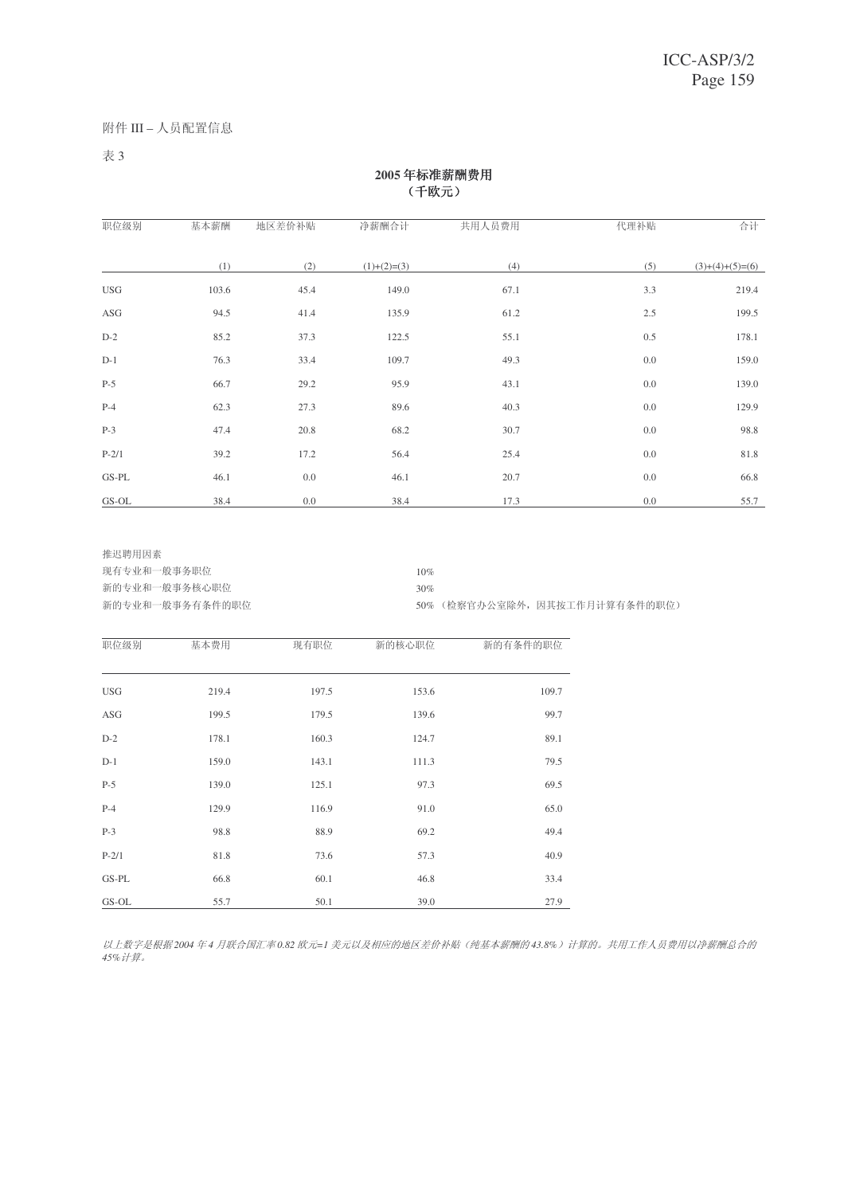附件 III – 人员配置信息

表 3

**2005 年标准薪酬费用**
**（千欧元）**

| 职位级别 | 基本薪酬 | 地区差价补贴 | 净薪酬合计 | 共用人员费用 | 代理补贴 | 合计 |
|---|---|---|---|---|---|---|
| | (1) | (2) | (1)+(2)=(3) | (4) | (5) | (3)+(4)+(5)=(6) |
| USG | 103.6 | 45.4 | 149.0 | 67.1 | 3.3 | 219.4 |
| ASG | 94.5 | 41.4 | 135.9 | 61.2 | 2.5 | 199.5 |
| D-2 | 85.2 | 37.3 | 122.5 | 55.1 | 0.5 | 178.1 |
| D-1 | 76.3 | 33.4 | 109.7 | 49.3 | 0.0 | 159.0 |
| P-5 | 66.7 | 29.2 | 95.9 | 43.1 | 0.0 | 139.0 |
| P-4 | 62.3 | 27.3 | 89.6 | 40.3 | 0.0 | 129.9 |
| P-3 | 47.4 | 20.8 | 68.2 | 30.7 | 0.0 | 98.8 |
| P-2/1 | 39.2 | 17.2 | 56.4 | 25.4 | 0.0 | 81.8 |
| GS-PL | 46.1 | 0.0 | 46.1 | 20.7 | 0.0 | 66.8 |
| GS-OL | 38.4 | 0.0 | 38.4 | 17.3 | 0.0 | 55.7 |

推迟聘用因素

| | |
|---|---|
| 现有专业和一般事务职位 | 10% |
| 新的专业和一般事务核心职位 | 30% |
| 新的专业和一般事务有条件的职位 | 50%（检察官办公室除外，因其按工作月计算有条件的职位） |

| 职位级别 | 基本费用 | 现有职位 | 新的核心职位 | 新的有条件的职位 |
|---|---|---|---|---|
| USG | 219.4 | 197.5 | 153.6 | 109.7 |
| ASG | 199.5 | 179.5 | 139.6 | 99.7 |
| D-2 | 178.1 | 160.3 | 124.7 | 89.1 |
| D-1 | 159.0 | 143.1 | 111.3 | 79.5 |
| P-5 | 139.0 | 125.1 | 97.3 | 69.5 |
| P-4 | 129.9 | 116.9 | 91.0 | 65.0 |
| P-3 | 98.8 | 88.9 | 69.2 | 49.4 |
| P-2/1 | 81.8 | 73.6 | 57.3 | 40.9 |
| GS-PL | 66.8 | 60.1 | 46.8 | 33.4 |
| GS-OL | 55.7 | 50.1 | 39.0 | 27.9 |

*以上数字是根据 2004 年 4 月联合国汇率 0.82 欧元=1 美元以及相应的地区差价补贴（纯基本薪酬的 43.8%）计算的。共用工作人员费用以净薪酬总合的 45%计算。*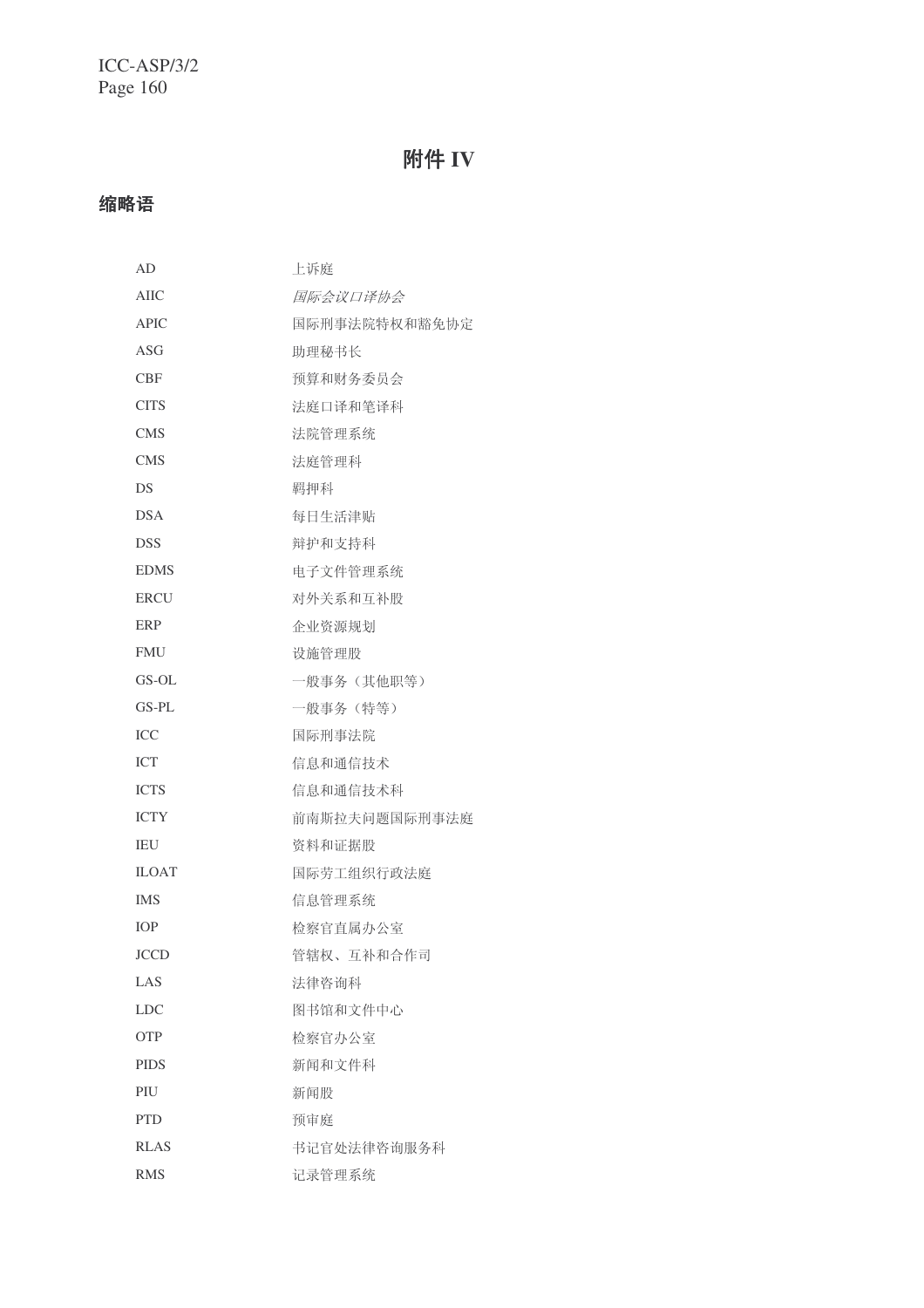# 附件 IV

## 缩略语

| | |
|---|---|
| AD | 上诉庭 |
| AIIC | *国际会议口译协会* |
| APIC | 国际刑事法院特权和豁免协定 |
| ASG | 助理秘书长 |
| CBF | 预算和财务委员会 |
| CITS | 法庭口译和笔译科 |
| CMS | 法院管理系统 |
| CMS | 法庭管理科 |
| DS | 羁押科 |
| DSA | 每日生活津贴 |
| DSS | 辩护和支持科 |
| EDMS | 电子文件管理系统 |
| ERCU | 对外关系和互补股 |
| ERP | 企业资源规划 |
| FMU | 设施管理股 |
| GS-OL | 一般事务（其他职等） |
| GS-PL | 一般事务（特等） |
| ICC | 国际刑事法院 |
| ICT | 信息和通信技术 |
| ICTS | 信息和通信技术科 |
| ICTY | 前南斯拉夫问题国际刑事法庭 |
| IEU | 资料和证据股 |
| ILOAT | 国际劳工组织行政法庭 |
| IMS | 信息管理系统 |
| IOP | 检察官直属办公室 |
| JCCD | 管辖权、互补和合作司 |
| LAS | 法律咨询科 |
| LDC | 图书馆和文件中心 |
| OTP | 检察官办公室 |
| PIDS | 新闻和文件科 |
| PIU | 新闻股 |
| PTD | 预审庭 |
| RLAS | 书记官处法律咨询服务科 |
| RMS | 记录管理系统 |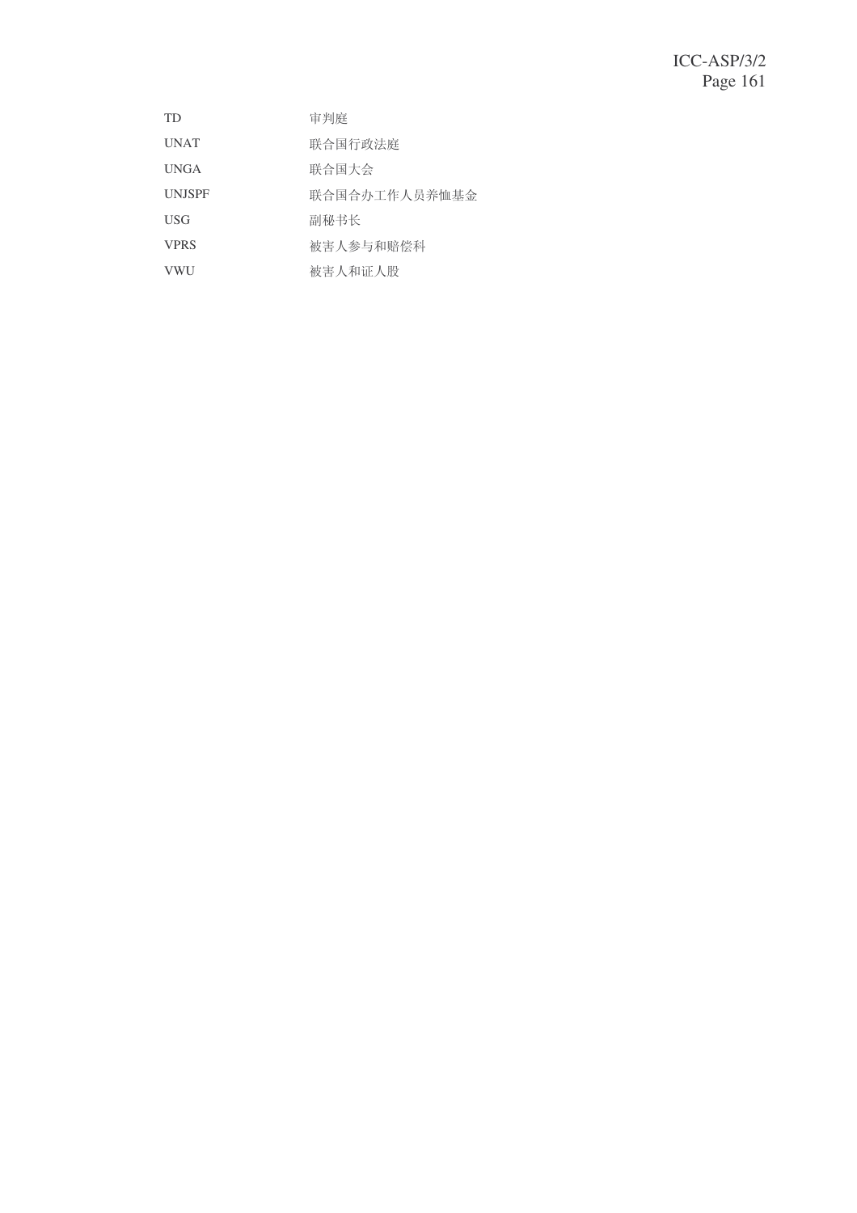| | |
|---|---|
| TD | 审判庭 |
| UNAT | 联合国行政法庭 |
| UNGA | 联合国大会 |
| UNJSPF | 联合国合办工作人员养恤基金 |
| USG | 副秘书长 |
| VPRS | 被害人参与和赔偿科 |
| VWU | 被害人和证人股 |